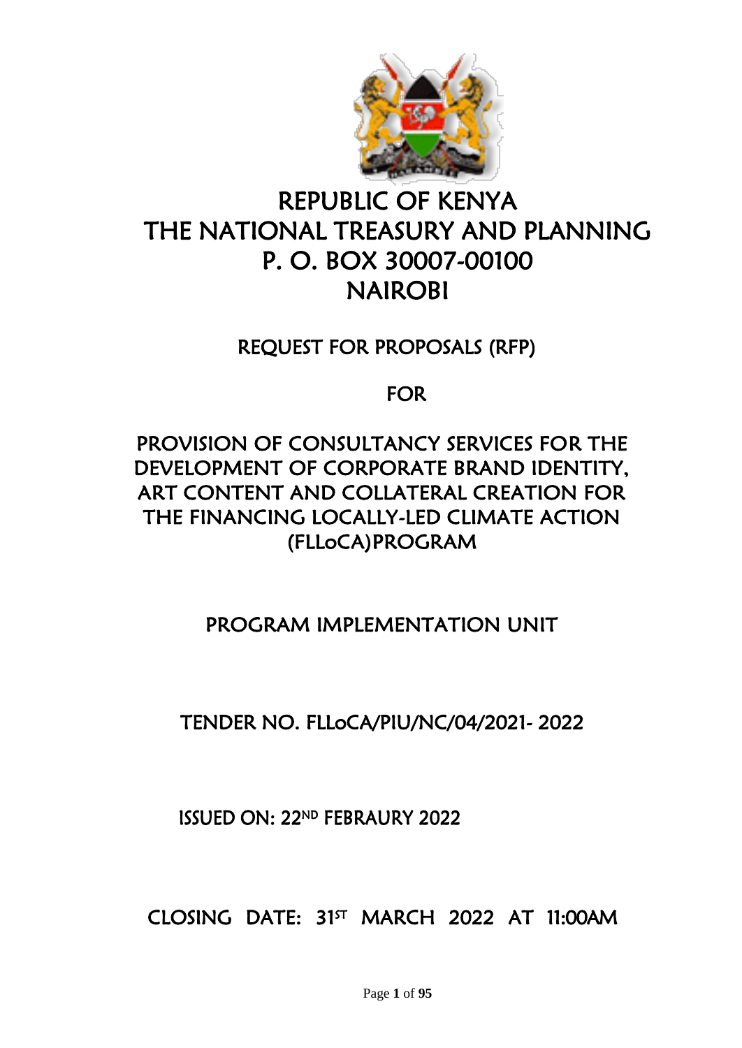# REPUBLIC OF KENYA
# THE NATIONAL TREASURY AND PLANNING
# P. O. BOX 30007-00100
# NAIROBI

## REQUEST FOR PROPOSALS (RFP)

## FOR

## PROVISION OF CONSULTANCY SERVICES FOR THE DEVELOPMENT OF CORPORATE BRAND IDENTITY, ART CONTENT AND COLLATERAL CREATION FOR THE FINANCING LOCALLY-LED CLIMATE ACTION (FLLoCA)PROGRAM

## PROGRAM IMPLEMENTATION UNIT

## TENDER NO. FLLoCA/PIU/NC/04/2021- 2022

ISSUED ON: 22ND FEBRAURY 2022

CLOSING DATE: 31ST MARCH 2022 AT 11:00AM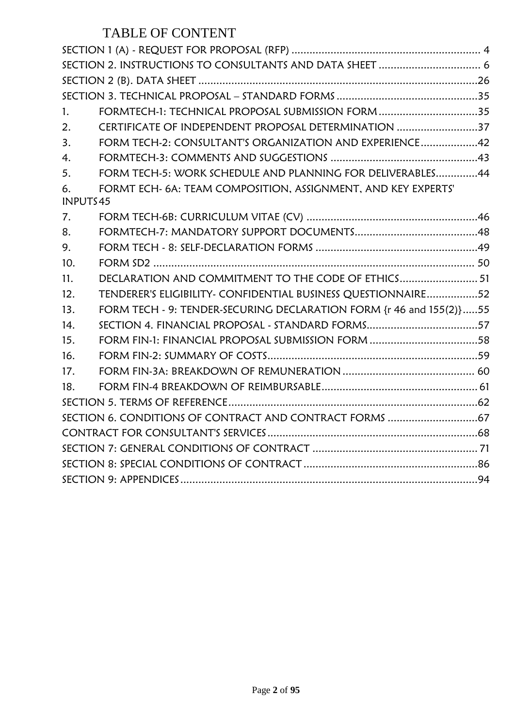# TABLE OF CONTENT

SECTION 1 (A) - REQUEST FOR PROPOSAL (RFP) .............................................................. 4

SECTION 2. INSTRUCTIONS TO CONSULTANTS AND DATA SHEET .................................. 6

SECTION 2 (B). DATA SHEET ...........................................................................................26

SECTION 3. TECHNICAL PROPOSAL – STANDARD FORMS ..............................................35

1. FORMTECH-1: TECHNICAL PROPOSAL SUBMISSION FORM .................................35
2. CERTIFICATE OF INDEPENDENT PROPOSAL DETERMINATION ...........................37
3. FORM TECH-2: CONSULTANT'S ORGANIZATION AND EXPERIENCE...................42
4. FORMTECH-3: COMMENTS AND SUGGESTIONS .................................................43
5. FORM TECH-5: WORK SCHEDULE AND PLANNING FOR DELIVERABLES..............44
6. FORMT ECH- 6A: TEAM COMPOSITION, ASSIGNMENT, AND KEY EXPERTS' INPUTS45
7. FORM TECH-6B: CURRICULUM VITAE (CV) .........................................................46
8. FORMTECH-7: MANDATORY SUPPORT DOCUMENTS.........................................48
9. FORM TECH - 8: SELF-DECLARATION FORMS ......................................................49
10. FORM SD2 .......................................................................................................... 50
11. DECLARATION AND COMMITMENT TO THE CODE OF ETHICS.......................... 51
12. TENDERER'S ELIGIBILITY- CONFIDENTIAL BUSINESS QUESTIONNAIRE.................52
13. FORM TECH - 9: TENDER-SECURING DECLARATION FORM {r 46 and 155(2)}.....55
14. SECTION 4. FINANCIAL PROPOSAL - STANDARD FORMS.....................................57
15. FORM FIN-1: FINANCIAL PROPOSAL SUBMISSION FORM ....................................58
16. FORM FIN-2: SUMMARY OF COSTS......................................................................59
17. FORM FIN-3A: BREAKDOWN OF REMUNERATION ............................................ 60
18. FORM FIN-4 BREAKDOWN OF REIMBURSABLE.................................................... 61

SECTION 5. TERMS OF REFERENCE...................................................................................62

SECTION 6. CONDITIONS OF CONTRACT AND CONTRACT FORMS ..............................67

CONTRACT FOR CONSULTANT'S SERVICES......................................................................68

SECTION 7: GENERAL CONDITIONS OF CONTRACT ....................................................... 71

SECTION 8: SPECIAL CONDITIONS OF CONTRACT ..........................................................86

SECTION 9: APPENDICES....................................................................................................94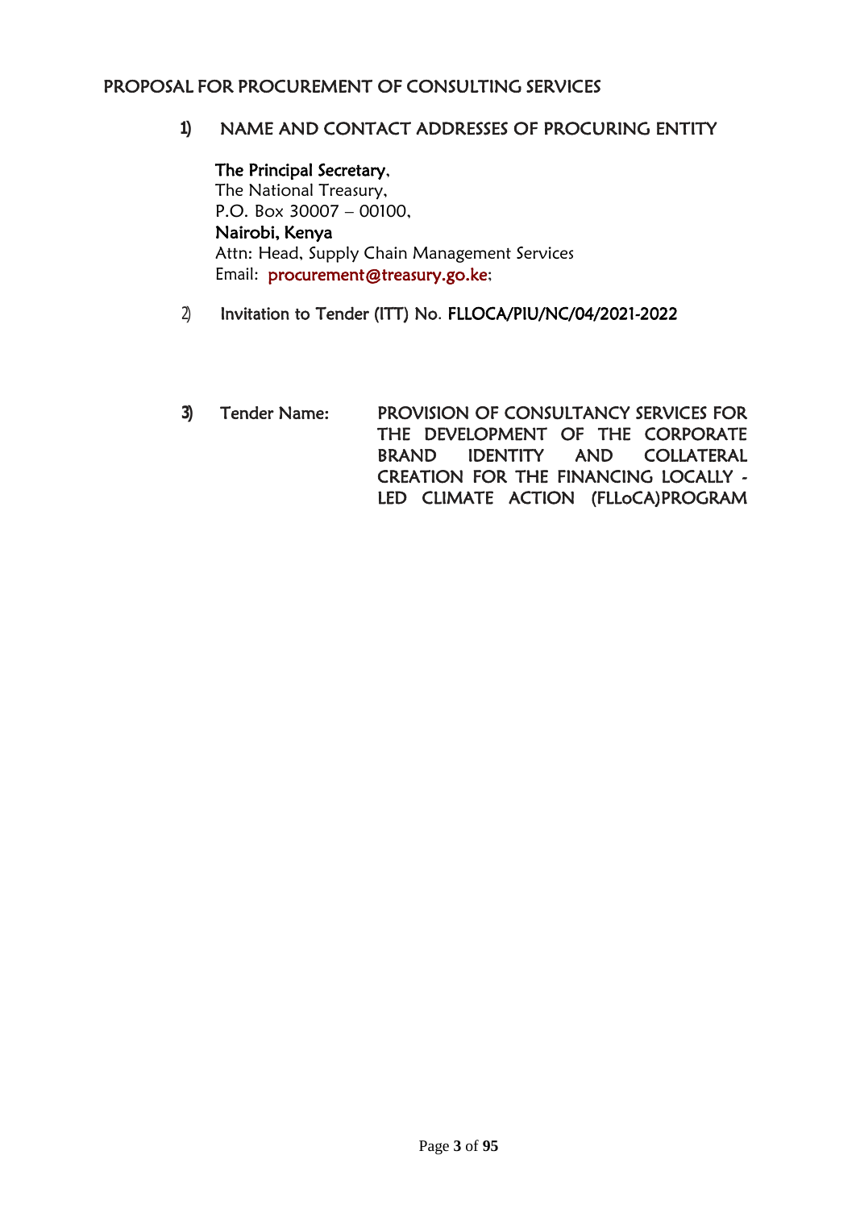## PROPOSAL FOR PROCUREMENT OF CONSULTING SERVICES

1) **NAME AND CONTACT ADDRESSES OF PROCURING ENTITY**

   **The Principal Secretary**,
   The National Treasury,
   P.O. Box 30007 – 00100,
   **Nairobi, Kenya**
   Attn: Head, Supply Chain Management Services
   Email: procurement@treasury.go.ke;

2) Invitation to Tender (ITT) No. FLLOCA/PIU/NC/04/2021-2022

3) Tender Name: PROVISION OF CONSULTANCY SERVICES FOR THE DEVELOPMENT OF THE CORPORATE BRAND IDENTITY AND COLLATERAL CREATION FOR THE FINANCING LOCALLY - LED CLIMATE ACTION (FLLoCA)PROGRAM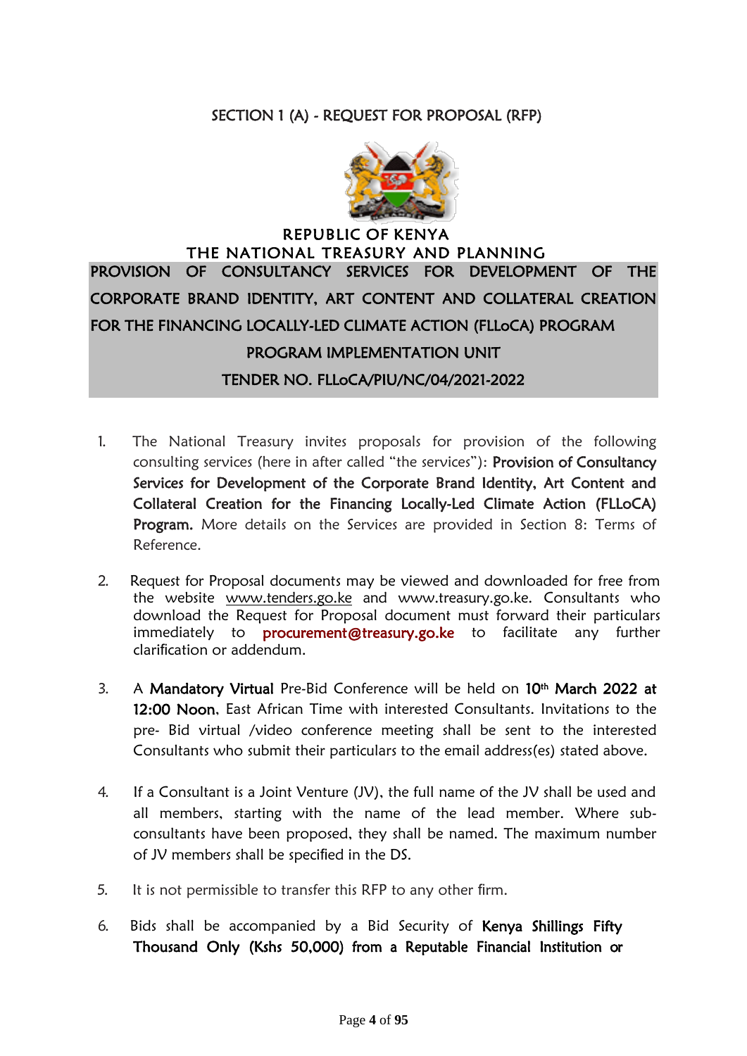## SECTION 1 (A) - REQUEST FOR PROPOSAL (RFP)

**REPUBLIC OF KENYA**

**THE NATIONAL TREASURY AND PLANNING**

**PROVISION OF CONSULTANCY SERVICES FOR DEVELOPMENT OF THE CORPORATE BRAND IDENTITY, ART CONTENT AND COLLATERAL CREATION FOR THE FINANCING LOCALLY-LED CLIMATE ACTION (FLLoCA) PROGRAM**

**PROGRAM IMPLEMENTATION UNIT**

**TENDER NO. FLLoCA/PIU/NC/04/2021-2022**

1. The National Treasury invites proposals for provision of the following consulting services (here in after called "the services"): **Provision of Consultancy Services for Development of the Corporate Brand Identity, Art Content and Collateral Creation for the Financing Locally-Led Climate Action (FLLoCA) Program.** More details on the Services are provided in Section 8: Terms of Reference.

2. Request for Proposal documents may be viewed and downloaded for free from the website www.tenders.go.ke and www.treasury.go.ke. Consultants who download the Request for Proposal document must forward their particulars immediately to **procurement@treasury.go.ke** to facilitate any further clarification or addendum.

3. A **Mandatory Virtual** Pre-Bid Conference will be held on **10th March 2022 at 12:00 Noon**, East African Time with interested Consultants. Invitations to the pre- Bid virtual /video conference meeting shall be sent to the interested Consultants who submit their particulars to the email address(es) stated above.

4. If a Consultant is a Joint Venture (JV), the full name of the JV shall be used and all members, starting with the name of the lead member. Where sub-consultants have been proposed, they shall be named. The maximum number of JV members shall be specified in the DS.

5. It is not permissible to transfer this RFP to any other firm.

6. Bids shall be accompanied by a Bid Security of **Kenya Shillings Fifty Thousand Only (Kshs 50,000) from a Reputable Financial Institution or**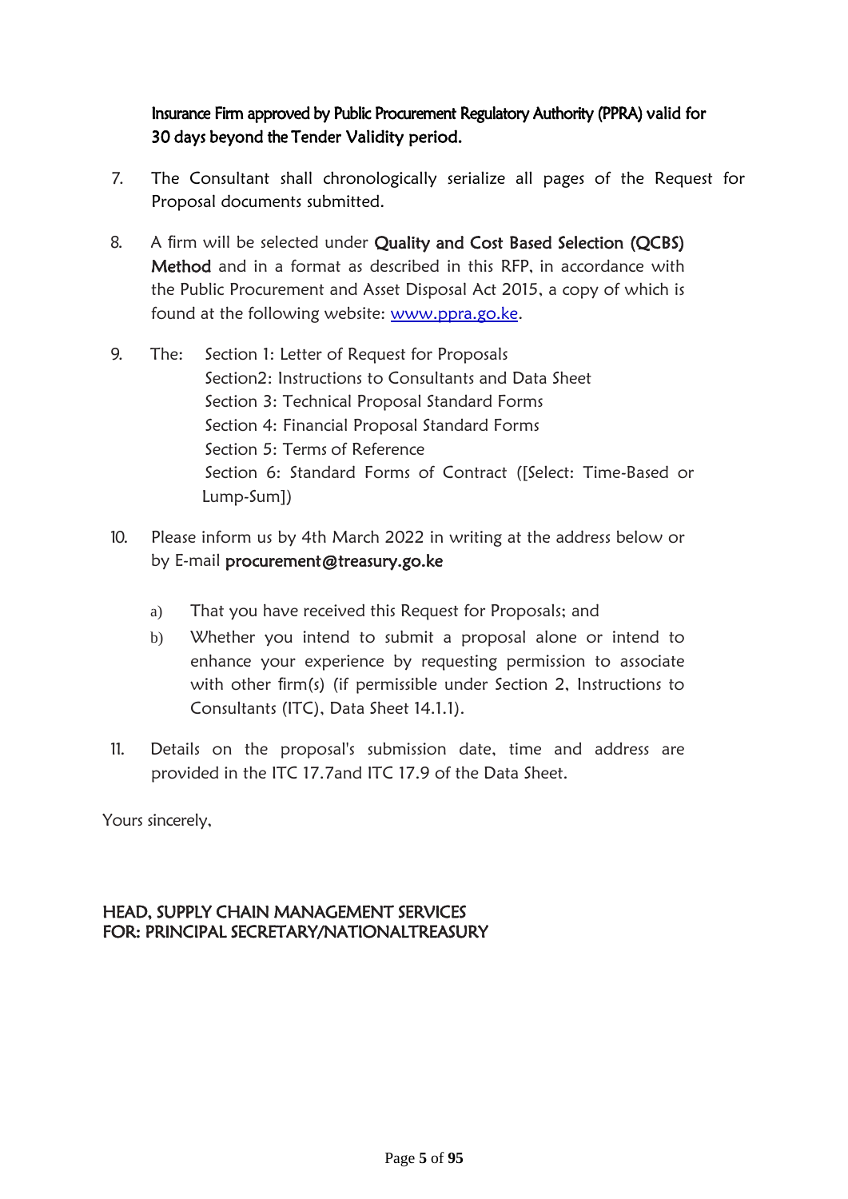**Insurance Firm approved by Public Procurement Regulatory Authority (PPRA) valid for 30 days beyond the Tender Validity period.**

7. The Consultant shall chronologically serialize all pages of the Request for Proposal documents submitted.

8. A firm will be selected under **Quality and Cost Based Selection (QCBS) Method** and in a format as described in this RFP, in accordance with the Public Procurement and Asset Disposal Act 2015, a copy of which is found at the following website: www.ppra.go.ke.

9. The: Section 1: Letter of Request for Proposals
   Section2: Instructions to Consultants and Data Sheet
   Section 3: Technical Proposal Standard Forms
   Section 4: Financial Proposal Standard Forms
   Section 5: Terms of Reference
   Section 6: Standard Forms of Contract ([Select: Time-Based or Lump-Sum])

10. Please inform us by 4th March 2022 in writing at the address below or by E-mail **procurement@treasury.go.ke**

    a) That you have received this Request for Proposals; and
    b) Whether you intend to submit a proposal alone or intend to enhance your experience by requesting permission to associate with other firm(s) (if permissible under Section 2, Instructions to Consultants (ITC), Data Sheet 14.1.1).

11. Details on the proposal's submission date, time and address are provided in the ITC 17.7and ITC 17.9 of the Data Sheet.

Yours sincerely,

**HEAD, SUPPLY CHAIN MANAGEMENT SERVICES**
**FOR: PRINCIPAL SECRETARY/NATIONALTREASURY**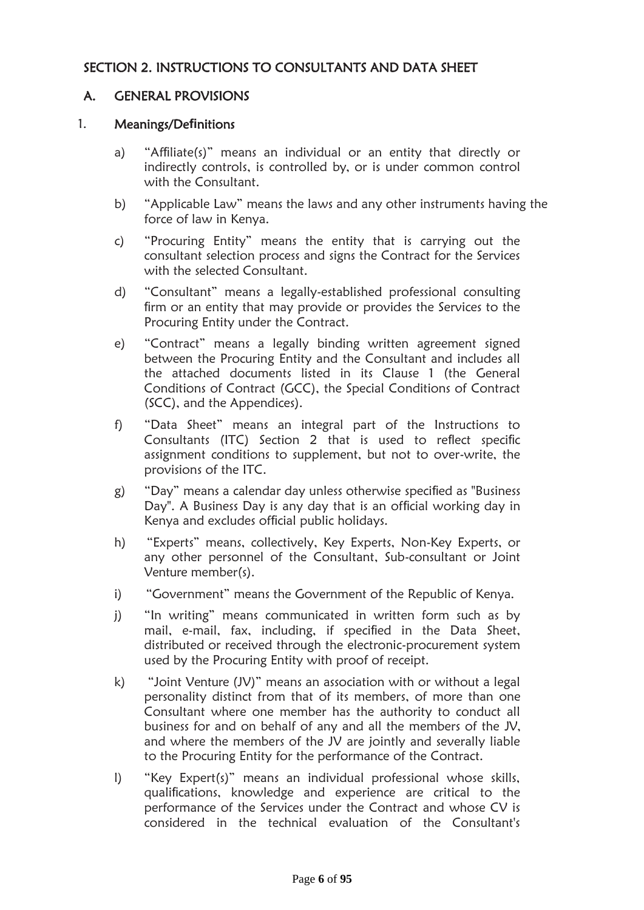## SECTION 2. INSTRUCTIONS TO CONSULTANTS AND DATA SHEET

### A. GENERAL PROVISIONS

#### 1. Meanings/Definitions

a) "Affiliate(s)" means an individual or an entity that directly or indirectly controls, is controlled by, or is under common control with the Consultant.

b) "Applicable Law" means the laws and any other instruments having the force of law in Kenya.

c) "Procuring Entity" means the entity that is carrying out the consultant selection process and signs the Contract for the Services with the selected Consultant.

d) "Consultant" means a legally-established professional consulting firm or an entity that may provide or provides the Services to the Procuring Entity under the Contract.

e) "Contract" means a legally binding written agreement signed between the Procuring Entity and the Consultant and includes all the attached documents listed in its Clause 1 (the General Conditions of Contract (GCC), the Special Conditions of Contract (SCC), and the Appendices).

f) "Data Sheet" means an integral part of the Instructions to Consultants (ITC) Section 2 that is used to reflect specific assignment conditions to supplement, but not to over-write, the provisions of the ITC.

g) "Day" means a calendar day unless otherwise specified as "Business Day". A Business Day is any day that is an official working day in Kenya and excludes official public holidays.

h) "Experts" means, collectively, Key Experts, Non-Key Experts, or any other personnel of the Consultant, Sub-consultant or Joint Venture member(s).

i) "Government" means the Government of the Republic of Kenya.

j) "In writing" means communicated in written form such as by mail, e-mail, fax, including, if specified in the Data Sheet, distributed or received through the electronic-procurement system used by the Procuring Entity with proof of receipt.

k) "Joint Venture (JV)" means an association with or without a legal personality distinct from that of its members, of more than one Consultant where one member has the authority to conduct all business for and on behalf of any and all the members of the JV, and where the members of the JV are jointly and severally liable to the Procuring Entity for the performance of the Contract.

l) "Key Expert(s)" means an individual professional whose skills, qualifications, knowledge and experience are critical to the performance of the Services under the Contract and whose CV is considered in the technical evaluation of the Consultant's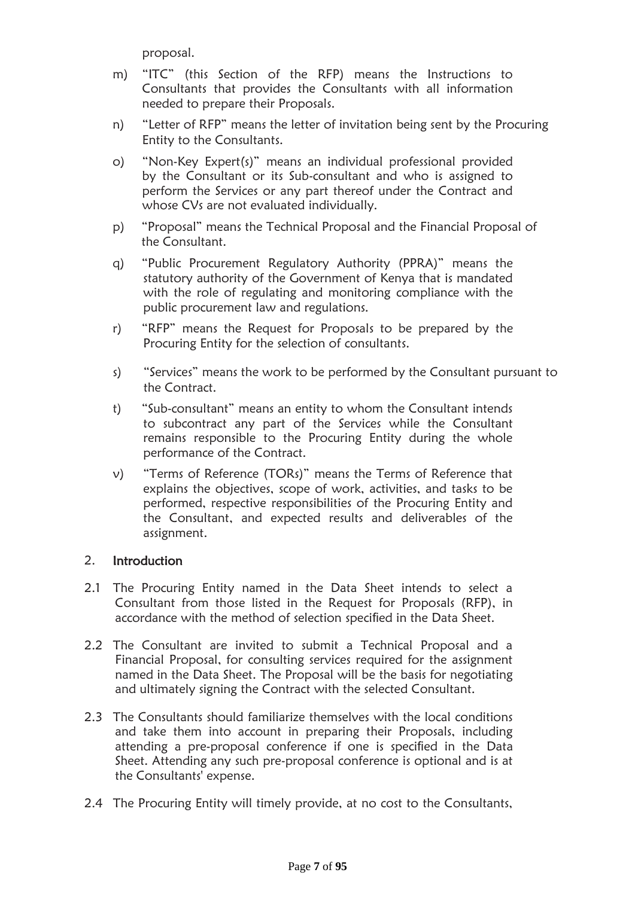proposal.

m) "ITC" (this Section of the RFP) means the Instructions to Consultants that provides the Consultants with all information needed to prepare their Proposals.

n) "Letter of RFP" means the letter of invitation being sent by the Procuring Entity to the Consultants.

o) "Non-Key Expert(s)" means an individual professional provided by the Consultant or its Sub-consultant and who is assigned to perform the Services or any part thereof under the Contract and whose CVs are not evaluated individually.

p) "Proposal" means the Technical Proposal and the Financial Proposal of the Consultant.

q) "Public Procurement Regulatory Authority (PPRA)" means the statutory authority of the Government of Kenya that is mandated with the role of regulating and monitoring compliance with the public procurement law and regulations.

r) "RFP" means the Request for Proposals to be prepared by the Procuring Entity for the selection of consultants.

s) "Services" means the work to be performed by the Consultant pursuant to the Contract.

t) "Sub-consultant" means an entity to whom the Consultant intends to subcontract any part of the Services while the Consultant remains responsible to the Procuring Entity during the whole performance of the Contract.

v) "Terms of Reference (TORs)" means the Terms of Reference that explains the objectives, scope of work, activities, and tasks to be performed, respective responsibilities of the Procuring Entity and the Consultant, and expected results and deliverables of the assignment.

## 2. Introduction

2.1 The Procuring Entity named in the Data Sheet intends to select a Consultant from those listed in the Request for Proposals (RFP), in accordance with the method of selection specified in the Data Sheet.

2.2 The Consultant are invited to submit a Technical Proposal and a Financial Proposal, for consulting services required for the assignment named in the Data Sheet. The Proposal will be the basis for negotiating and ultimately signing the Contract with the selected Consultant.

2.3 The Consultants should familiarize themselves with the local conditions and take them into account in preparing their Proposals, including attending a pre-proposal conference if one is specified in the Data Sheet. Attending any such pre-proposal conference is optional and is at the Consultants' expense.

2.4 The Procuring Entity will timely provide, at no cost to the Consultants,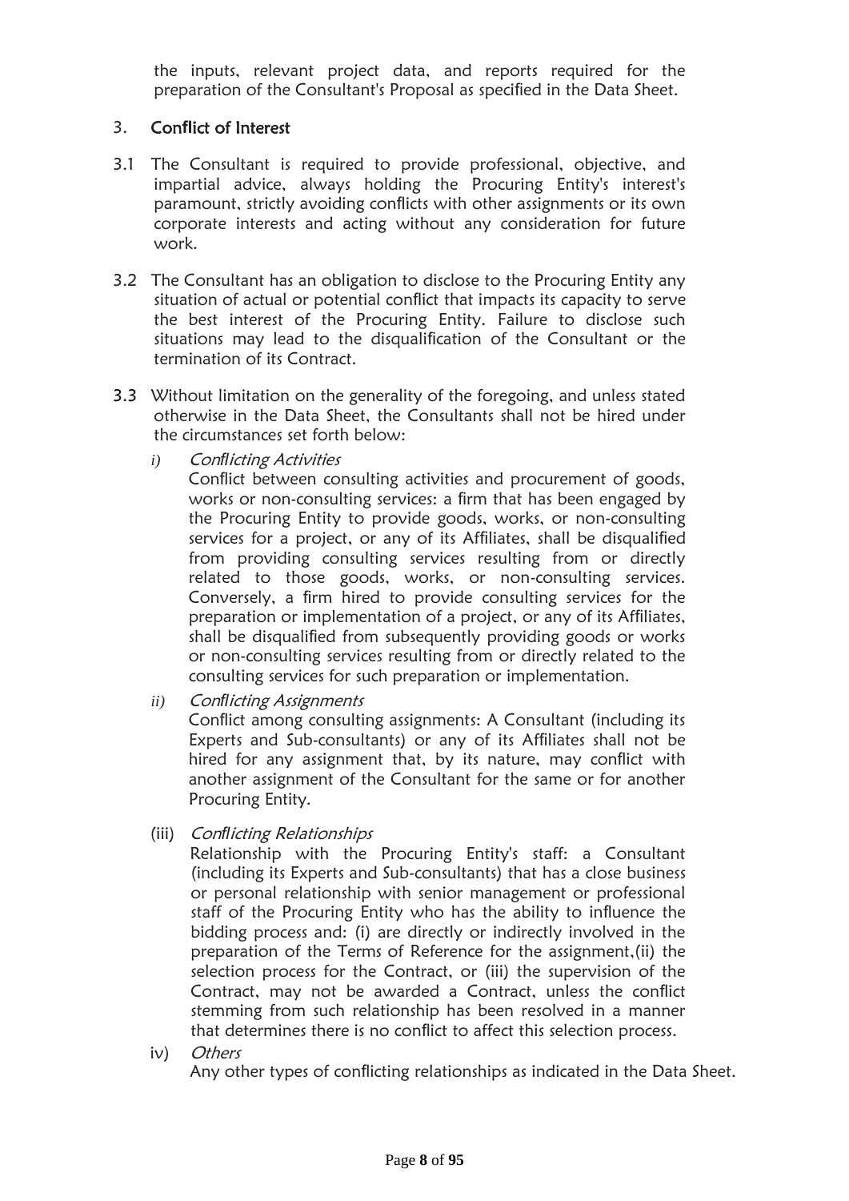the inputs, relevant project data, and reports required for the preparation of the Consultant's Proposal as specified in the Data Sheet.

## 3. Conflict of Interest

3.1 The Consultant is required to provide professional, objective, and impartial advice, always holding the Procuring Entity's interest's paramount, strictly avoiding conflicts with other assignments or its own corporate interests and acting without any consideration for future work.

3.2 The Consultant has an obligation to disclose to the Procuring Entity any situation of actual or potential conflict that impacts its capacity to serve the best interest of the Procuring Entity. Failure to disclose such situations may lead to the disqualification of the Consultant or the termination of its Contract.

3.3 Without limitation on the generality of the foregoing, and unless stated otherwise in the Data Sheet, the Consultants shall not be hired under the circumstances set forth below:

*i) Conflicting Activities*

Conflict between consulting activities and procurement of goods, works or non-consulting services: a firm that has been engaged by the Procuring Entity to provide goods, works, or non-consulting services for a project, or any of its Affiliates, shall be disqualified from providing consulting services resulting from or directly related to those goods, works, or non-consulting services. Conversely, a firm hired to provide consulting services for the preparation or implementation of a project, or any of its Affiliates, shall be disqualified from subsequently providing goods or works or non-consulting services resulting from or directly related to the consulting services for such preparation or implementation.

*ii) Conflicting Assignments*

Conflict among consulting assignments: A Consultant (including its Experts and Sub-consultants) or any of its Affiliates shall not be hired for any assignment that, by its nature, may conflict with another assignment of the Consultant for the same or for another Procuring Entity.

(iii) *Conflicting Relationships*

Relationship with the Procuring Entity's staff: a Consultant (including its Experts and Sub-consultants) that has a close business or personal relationship with senior management or professional staff of the Procuring Entity who has the ability to influence the bidding process and: (i) are directly or indirectly involved in the preparation of the Terms of Reference for the assignment,(ii) the selection process for the Contract, or (iii) the supervision of the Contract, may not be awarded a Contract, unless the conflict stemming from such relationship has been resolved in a manner that determines there is no conflict to affect this selection process.

iv) *Others*

Any other types of conflicting relationships as indicated in the Data Sheet.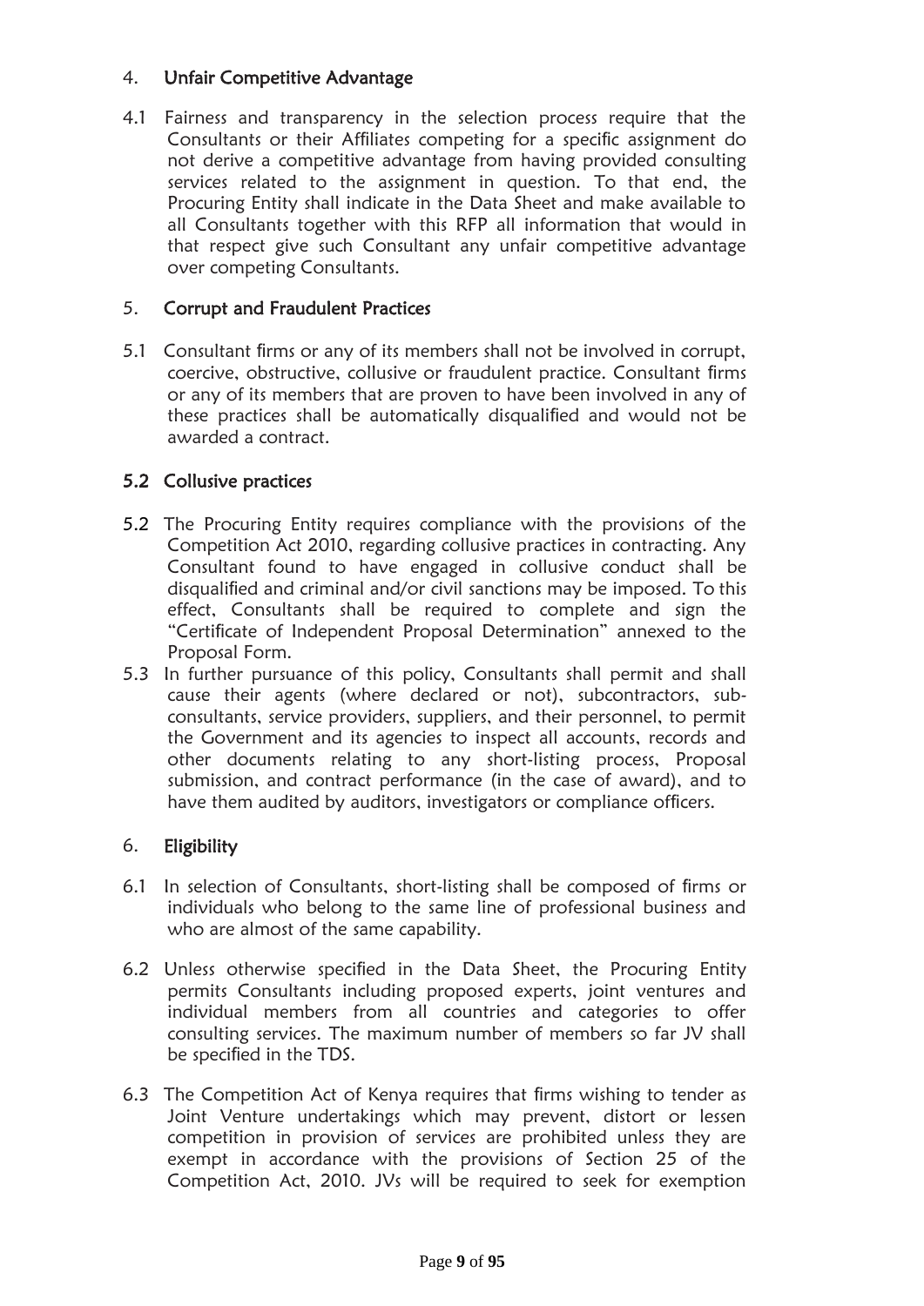## 4. Unfair Competitive Advantage

4.1 Fairness and transparency in the selection process require that the Consultants or their Affiliates competing for a specific assignment do not derive a competitive advantage from having provided consulting services related to the assignment in question. To that end, the Procuring Entity shall indicate in the Data Sheet and make available to all Consultants together with this RFP all information that would in that respect give such Consultant any unfair competitive advantage over competing Consultants.

## 5. Corrupt and Fraudulent Practices

5.1 Consultant firms or any of its members shall not be involved in corrupt, coercive, obstructive, collusive or fraudulent practice. Consultant firms or any of its members that are proven to have been involved in any of these practices shall be automatically disqualified and would not be awarded a contract.

### 5.2 Collusive practices

5.2 The Procuring Entity requires compliance with the provisions of the Competition Act 2010, regarding collusive practices in contracting. Any Consultant found to have engaged in collusive conduct shall be disqualified and criminal and/or civil sanctions may be imposed. To this effect, Consultants shall be required to complete and sign the "Certificate of Independent Proposal Determination" annexed to the Proposal Form.

5.3 In further pursuance of this policy, Consultants shall permit and shall cause their agents (where declared or not), subcontractors, sub-consultants, service providers, suppliers, and their personnel, to permit the Government and its agencies to inspect all accounts, records and other documents relating to any short-listing process, Proposal submission, and contract performance (in the case of award), and to have them audited by auditors, investigators or compliance officers.

## 6. Eligibility

6.1 In selection of Consultants, short-listing shall be composed of firms or individuals who belong to the same line of professional business and who are almost of the same capability.

6.2 Unless otherwise specified in the Data Sheet, the Procuring Entity permits Consultants including proposed experts, joint ventures and individual members from all countries and categories to offer consulting services. The maximum number of members so far JV shall be specified in the TDS.

6.3 The Competition Act of Kenya requires that firms wishing to tender as Joint Venture undertakings which may prevent, distort or lessen competition in provision of services are prohibited unless they are exempt in accordance with the provisions of Section 25 of the Competition Act, 2010. JVs will be required to seek for exemption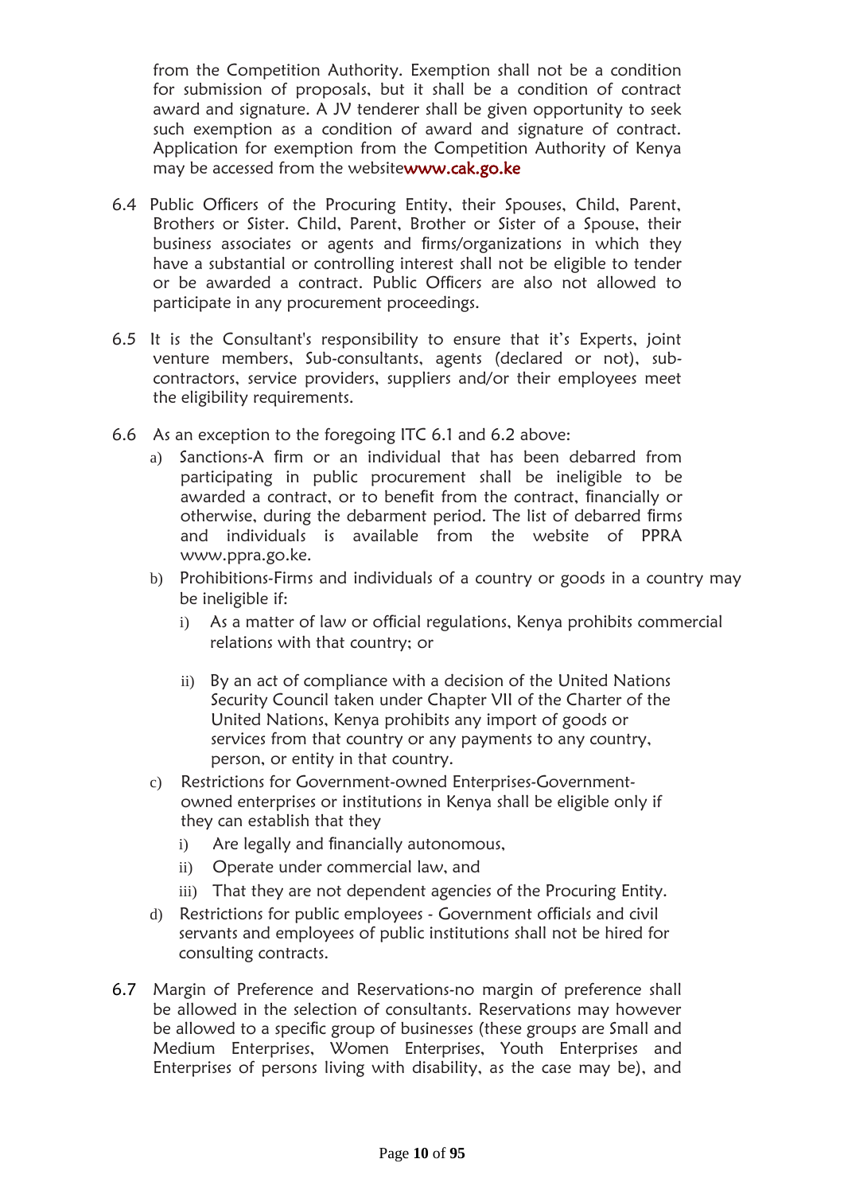from the Competition Authority. Exemption shall not be a condition for submission of proposals, but it shall be a condition of contract award and signature. A JV tenderer shall be given opportunity to seek such exemption as a condition of award and signature of contract. Application for exemption from the Competition Authority of Kenya may be accessed from the websitewww.cak.go.ke

6.4 Public Officers of the Procuring Entity, their Spouses, Child, Parent, Brothers or Sister. Child, Parent, Brother or Sister of a Spouse, their business associates or agents and firms/organizations in which they have a substantial or controlling interest shall not be eligible to tender or be awarded a contract. Public Officers are also not allowed to participate in any procurement proceedings.

6.5 It is the Consultant's responsibility to ensure that it's Experts, joint venture members, Sub-consultants, agents (declared or not), sub-contractors, service providers, suppliers and/or their employees meet the eligibility requirements.

6.6 As an exception to the foregoing ITC 6.1 and 6.2 above:

a) Sanctions-A firm or an individual that has been debarred from participating in public procurement shall be ineligible to be awarded a contract, or to benefit from the contract, financially or otherwise, during the debarment period. The list of debarred firms and individuals is available from the website of PPRA www.ppra.go.ke.

b) Prohibitions-Firms and individuals of a country or goods in a country may be ineligible if:

   i) As a matter of law or official regulations, Kenya prohibits commercial relations with that country; or

   ii) By an act of compliance with a decision of the United Nations Security Council taken under Chapter VII of the Charter of the United Nations, Kenya prohibits any import of goods or services from that country or any payments to any country, person, or entity in that country.

c) Restrictions for Government-owned Enterprises-Government-owned enterprises or institutions in Kenya shall be eligible only if they can establish that they

   i) Are legally and financially autonomous,

   ii) Operate under commercial law, and

   iii) That they are not dependent agencies of the Procuring Entity.

d) Restrictions for public employees - Government officials and civil servants and employees of public institutions shall not be hired for consulting contracts.

6.7 Margin of Preference and Reservations-no margin of preference shall be allowed in the selection of consultants. Reservations may however be allowed to a specific group of businesses (these groups are Small and Medium Enterprises, Women Enterprises, Youth Enterprises and Enterprises of persons living with disability, as the case may be), and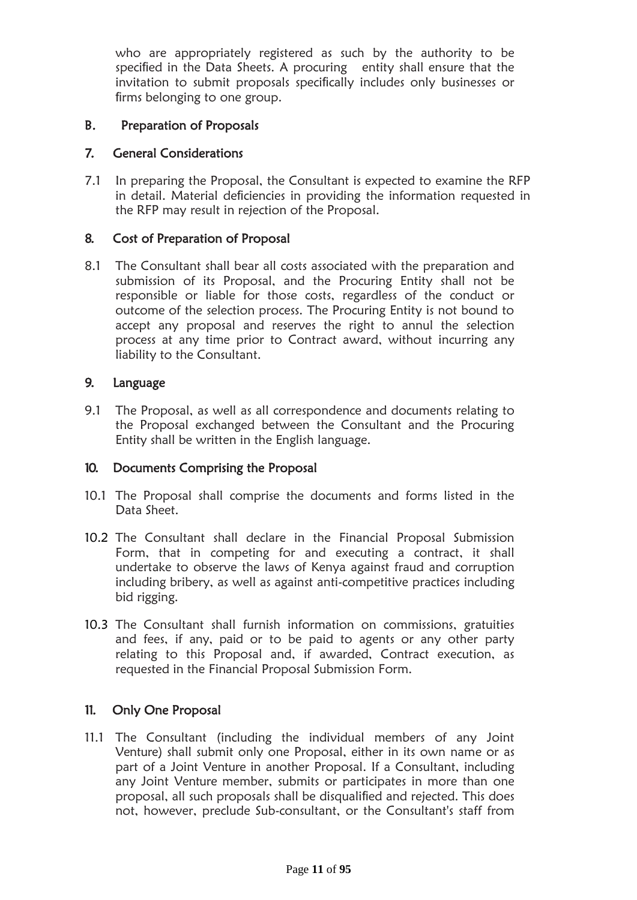who are appropriately registered as such by the authority to be specified in the Data Sheets. A procuring entity shall ensure that the invitation to submit proposals specifically includes only businesses or firms belonging to one group.

## B. Preparation of Proposals

### 7. General Considerations

7.1 In preparing the Proposal, the Consultant is expected to examine the RFP in detail. Material deficiencies in providing the information requested in the RFP may result in rejection of the Proposal.

### 8. Cost of Preparation of Proposal

8.1 The Consultant shall bear all costs associated with the preparation and submission of its Proposal, and the Procuring Entity shall not be responsible or liable for those costs, regardless of the conduct or outcome of the selection process. The Procuring Entity is not bound to accept any proposal and reserves the right to annul the selection process at any time prior to Contract award, without incurring any liability to the Consultant.

### 9. Language

9.1 The Proposal, as well as all correspondence and documents relating to the Proposal exchanged between the Consultant and the Procuring Entity shall be written in the English language.

### 10. Documents Comprising the Proposal

10.1 The Proposal shall comprise the documents and forms listed in the Data Sheet.

10.2 The Consultant shall declare in the Financial Proposal Submission Form, that in competing for and executing a contract, it shall undertake to observe the laws of Kenya against fraud and corruption including bribery, as well as against anti-competitive practices including bid rigging.

10.3 The Consultant shall furnish information on commissions, gratuities and fees, if any, paid or to be paid to agents or any other party relating to this Proposal and, if awarded, Contract execution, as requested in the Financial Proposal Submission Form.

### 11. Only One Proposal

11.1 The Consultant (including the individual members of any Joint Venture) shall submit only one Proposal, either in its own name or as part of a Joint Venture in another Proposal. If a Consultant, including any Joint Venture member, submits or participates in more than one proposal, all such proposals shall be disqualified and rejected. This does not, however, preclude Sub-consultant, or the Consultant's staff from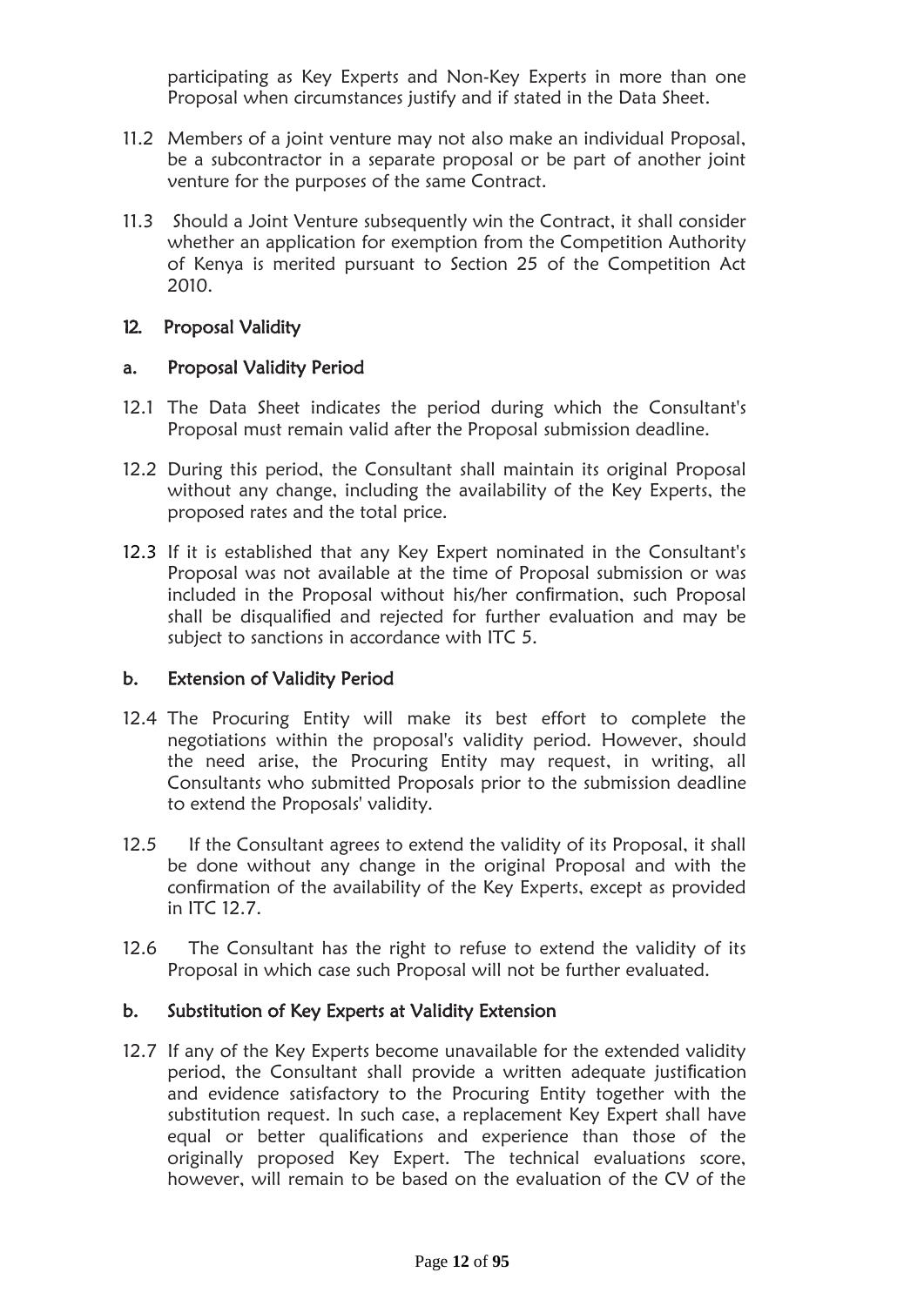participating as Key Experts and Non-Key Experts in more than one Proposal when circumstances justify and if stated in the Data Sheet.

11.2 Members of a joint venture may not also make an individual Proposal, be a subcontractor in a separate proposal or be part of another joint venture for the purposes of the same Contract.

11.3 Should a Joint Venture subsequently win the Contract, it shall consider whether an application for exemption from the Competition Authority of Kenya is merited pursuant to Section 25 of the Competition Act 2010.

## 12. Proposal Validity

### a. Proposal Validity Period

12.1 The Data Sheet indicates the period during which the Consultant's Proposal must remain valid after the Proposal submission deadline.

12.2 During this period, the Consultant shall maintain its original Proposal without any change, including the availability of the Key Experts, the proposed rates and the total price.

12.3 If it is established that any Key Expert nominated in the Consultant's Proposal was not available at the time of Proposal submission or was included in the Proposal without his/her confirmation, such Proposal shall be disqualified and rejected for further evaluation and may be subject to sanctions in accordance with ITC 5.

### b. Extension of Validity Period

12.4 The Procuring Entity will make its best effort to complete the negotiations within the proposal's validity period. However, should the need arise, the Procuring Entity may request, in writing, all Consultants who submitted Proposals prior to the submission deadline to extend the Proposals' validity.

12.5 If the Consultant agrees to extend the validity of its Proposal, it shall be done without any change in the original Proposal and with the confirmation of the availability of the Key Experts, except as provided in ITC 12.7.

12.6 The Consultant has the right to refuse to extend the validity of its Proposal in which case such Proposal will not be further evaluated.

### b. Substitution of Key Experts at Validity Extension

12.7 If any of the Key Experts become unavailable for the extended validity period, the Consultant shall provide a written adequate justification and evidence satisfactory to the Procuring Entity together with the substitution request. In such case, a replacement Key Expert shall have equal or better qualifications and experience than those of the originally proposed Key Expert. The technical evaluations score, however, will remain to be based on the evaluation of the CV of the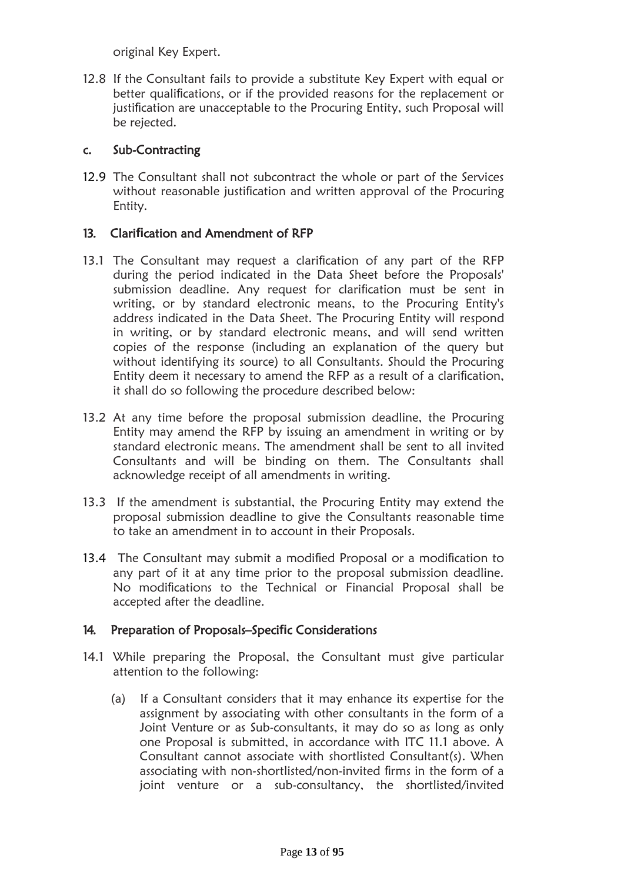original Key Expert.

12.8 If the Consultant fails to provide a substitute Key Expert with equal or better qualifications, or if the provided reasons for the replacement or justification are unacceptable to the Procuring Entity, such Proposal will be rejected.

### c. Sub-Contracting

12.9 The Consultant shall not subcontract the whole or part of the Services without reasonable justification and written approval of the Procuring Entity.

### 13. Clarification and Amendment of RFP

13.1 The Consultant may request a clarification of any part of the RFP during the period indicated in the Data Sheet before the Proposals' submission deadline. Any request for clarification must be sent in writing, or by standard electronic means, to the Procuring Entity's address indicated in the Data Sheet. The Procuring Entity will respond in writing, or by standard electronic means, and will send written copies of the response (including an explanation of the query but without identifying its source) to all Consultants. Should the Procuring Entity deem it necessary to amend the RFP as a result of a clarification, it shall do so following the procedure described below:

13.2 At any time before the proposal submission deadline, the Procuring Entity may amend the RFP by issuing an amendment in writing or by standard electronic means. The amendment shall be sent to all invited Consultants and will be binding on them. The Consultants shall acknowledge receipt of all amendments in writing.

13.3 If the amendment is substantial, the Procuring Entity may extend the proposal submission deadline to give the Consultants reasonable time to take an amendment in to account in their Proposals.

13.4 The Consultant may submit a modified Proposal or a modification to any part of it at any time prior to the proposal submission deadline. No modifications to the Technical or Financial Proposal shall be accepted after the deadline.

### 14. Preparation of Proposals–Specific Considerations

14.1 While preparing the Proposal, the Consultant must give particular attention to the following:

(a) If a Consultant considers that it may enhance its expertise for the assignment by associating with other consultants in the form of a Joint Venture or as Sub-consultants, it may do so as long as only one Proposal is submitted, in accordance with ITC 11.1 above. A Consultant cannot associate with shortlisted Consultant(s). When associating with non-shortlisted/non-invited firms in the form of a joint venture or a sub-consultancy, the shortlisted/invited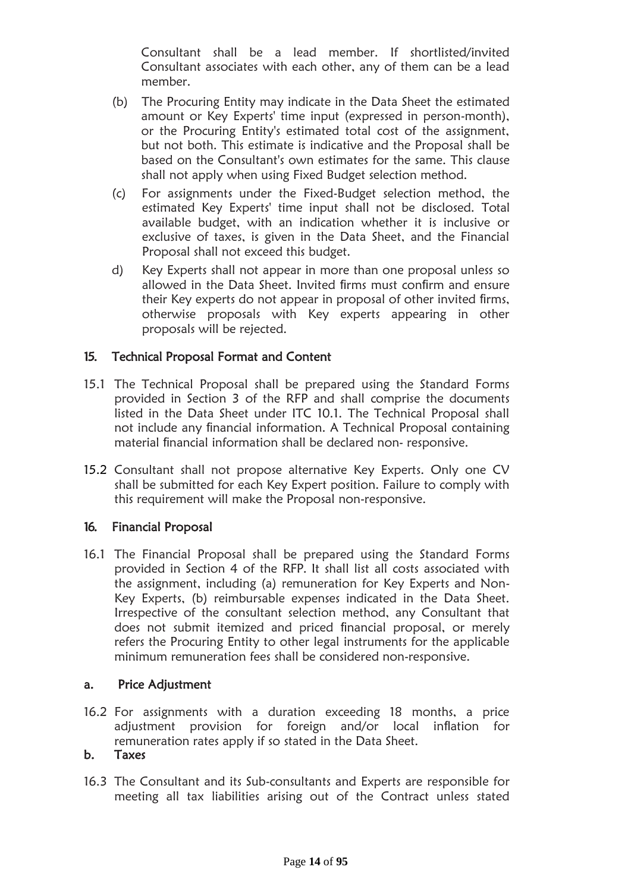Consultant shall be a lead member. If shortlisted/invited Consultant associates with each other, any of them can be a lead member.

(b) The Procuring Entity may indicate in the Data Sheet the estimated amount or Key Experts' time input (expressed in person-month), or the Procuring Entity's estimated total cost of the assignment, but not both. This estimate is indicative and the Proposal shall be based on the Consultant's own estimates for the same. This clause shall not apply when using Fixed Budget selection method.

(c) For assignments under the Fixed-Budget selection method, the estimated Key Experts' time input shall not be disclosed. Total available budget, with an indication whether it is inclusive or exclusive of taxes, is given in the Data Sheet, and the Financial Proposal shall not exceed this budget.

d) Key Experts shall not appear in more than one proposal unless so allowed in the Data Sheet. Invited firms must confirm and ensure their Key experts do not appear in proposal of other invited firms, otherwise proposals with Key experts appearing in other proposals will be rejected.

## 15. Technical Proposal Format and Content

15.1 The Technical Proposal shall be prepared using the Standard Forms provided in Section 3 of the RFP and shall comprise the documents listed in the Data Sheet under ITC 10.1. The Technical Proposal shall not include any financial information. A Technical Proposal containing material financial information shall be declared non- responsive.

15.2 Consultant shall not propose alternative Key Experts. Only one CV shall be submitted for each Key Expert position. Failure to comply with this requirement will make the Proposal non-responsive.

## 16. Financial Proposal

16.1 The Financial Proposal shall be prepared using the Standard Forms provided in Section 4 of the RFP. It shall list all costs associated with the assignment, including (a) remuneration for Key Experts and Non-Key Experts, (b) reimbursable expenses indicated in the Data Sheet. Irrespective of the consultant selection method, any Consultant that does not submit itemized and priced financial proposal, or merely refers the Procuring Entity to other legal instruments for the applicable minimum remuneration fees shall be considered non-responsive.

### a. Price Adjustment

16.2 For assignments with a duration exceeding 18 months, a price adjustment provision for foreign and/or local inflation for remuneration rates apply if so stated in the Data Sheet.

### b. Taxes

16.3 The Consultant and its Sub-consultants and Experts are responsible for meeting all tax liabilities arising out of the Contract unless stated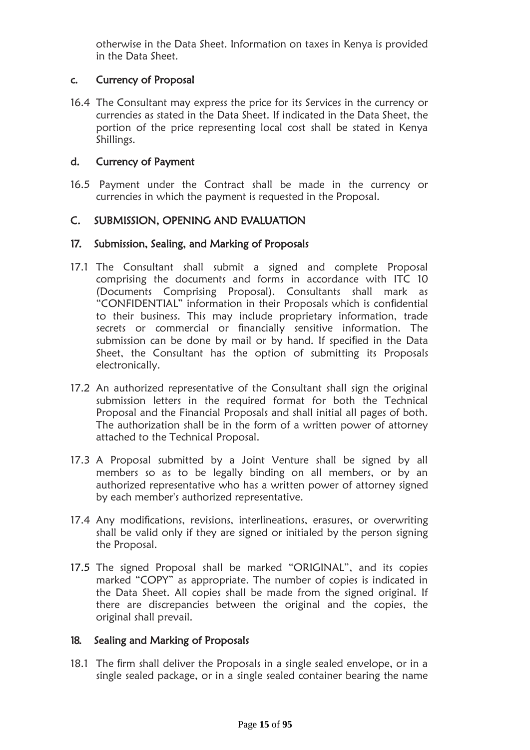otherwise in the Data Sheet. Information on taxes in Kenya is provided in the Data Sheet.

### c. Currency of Proposal

16.4 The Consultant may express the price for its Services in the currency or currencies as stated in the Data Sheet. If indicated in the Data Sheet, the portion of the price representing local cost shall be stated in Kenya Shillings.

### d. Currency of Payment

16.5 Payment under the Contract shall be made in the currency or currencies in which the payment is requested in the Proposal.

## C. SUBMISSION, OPENING AND EVALUATION

### 17. Submission, Sealing, and Marking of Proposals

17.1 The Consultant shall submit a signed and complete Proposal comprising the documents and forms in accordance with ITC 10 (Documents Comprising Proposal). Consultants shall mark as "CONFIDENTIAL" information in their Proposals which is confidential to their business. This may include proprietary information, trade secrets or commercial or financially sensitive information. The submission can be done by mail or by hand. If specified in the Data Sheet, the Consultant has the option of submitting its Proposals electronically.

17.2 An authorized representative of the Consultant shall sign the original submission letters in the required format for both the Technical Proposal and the Financial Proposals and shall initial all pages of both. The authorization shall be in the form of a written power of attorney attached to the Technical Proposal.

17.3 A Proposal submitted by a Joint Venture shall be signed by all members so as to be legally binding on all members, or by an authorized representative who has a written power of attorney signed by each member's authorized representative.

17.4 Any modifications, revisions, interlineations, erasures, or overwriting shall be valid only if they are signed or initialed by the person signing the Proposal.

17.5 The signed Proposal shall be marked "ORIGINAL", and its copies marked "COPY" as appropriate. The number of copies is indicated in the Data Sheet. All copies shall be made from the signed original. If there are discrepancies between the original and the copies, the original shall prevail.

### 18. Sealing and Marking of Proposals

18.1 The firm shall deliver the Proposals in a single sealed envelope, or in a single sealed package, or in a single sealed container bearing the name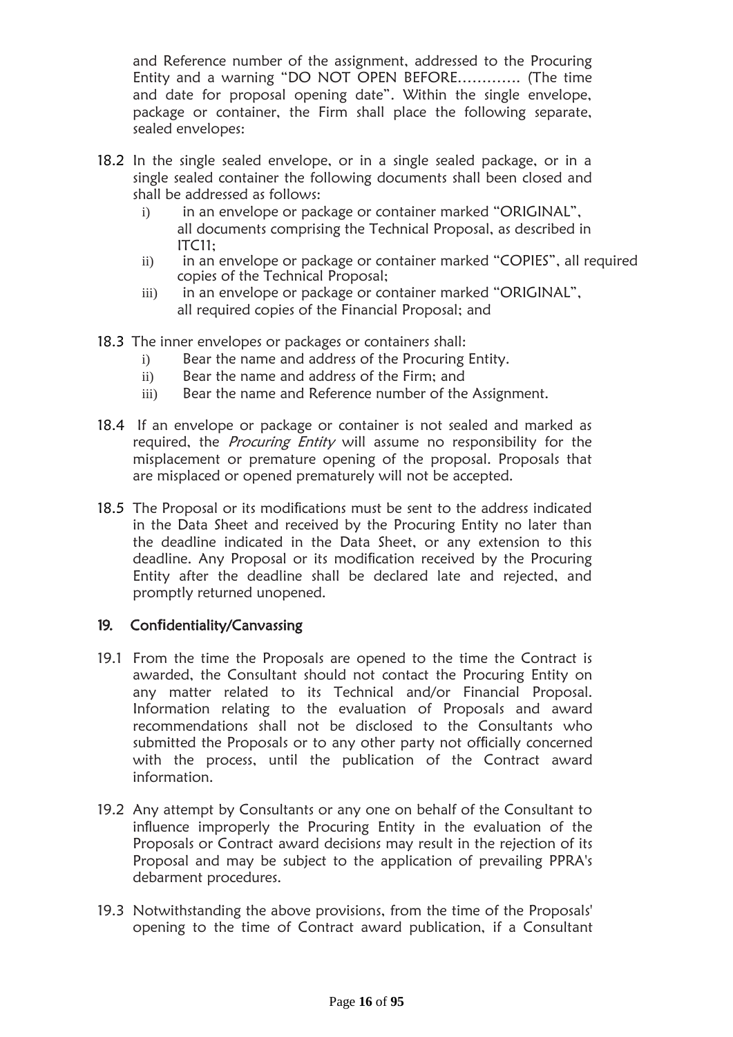and Reference number of the assignment, addressed to the Procuring Entity and a warning "DO NOT OPEN BEFORE…………. (The time and date for proposal opening date". Within the single envelope, package or container, the Firm shall place the following separate, sealed envelopes:

18.2 In the single sealed envelope, or in a single sealed package, or in a single sealed container the following documents shall been closed and shall be addressed as follows:

- i) in an envelope or package or container marked "ORIGINAL", all documents comprising the Technical Proposal, as described in ITC11;
- ii) in an envelope or package or container marked "COPIES", all required copies of the Technical Proposal;
- iii) in an envelope or package or container marked "ORIGINAL", all required copies of the Financial Proposal; and

18.3 The inner envelopes or packages or containers shall:

- i) Bear the name and address of the Procuring Entity.
- ii) Bear the name and address of the Firm; and
- iii) Bear the name and Reference number of the Assignment.

18.4 If an envelope or package or container is not sealed and marked as required, the *Procuring Entity* will assume no responsibility for the misplacement or premature opening of the proposal. Proposals that are misplaced or opened prematurely will not be accepted.

18.5 The Proposal or its modifications must be sent to the address indicated in the Data Sheet and received by the Procuring Entity no later than the deadline indicated in the Data Sheet, or any extension to this deadline. Any Proposal or its modification received by the Procuring Entity after the deadline shall be declared late and rejected, and promptly returned unopened.

## 19. Confidentiality/Canvassing

19.1 From the time the Proposals are opened to the time the Contract is awarded, the Consultant should not contact the Procuring Entity on any matter related to its Technical and/or Financial Proposal. Information relating to the evaluation of Proposals and award recommendations shall not be disclosed to the Consultants who submitted the Proposals or to any other party not officially concerned with the process, until the publication of the Contract award information.

19.2 Any attempt by Consultants or any one on behalf of the Consultant to influence improperly the Procuring Entity in the evaluation of the Proposals or Contract award decisions may result in the rejection of its Proposal and may be subject to the application of prevailing PPRA's debarment procedures.

19.3 Notwithstanding the above provisions, from the time of the Proposals' opening to the time of Contract award publication, if a Consultant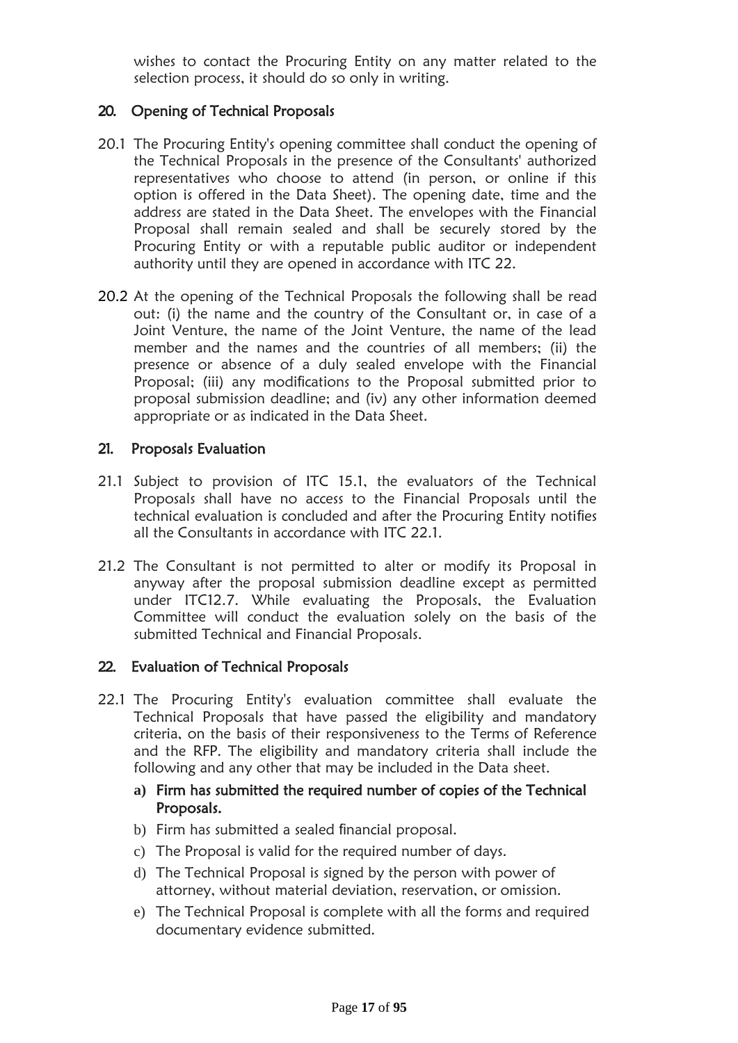wishes to contact the Procuring Entity on any matter related to the selection process, it should do so only in writing.

## 20. Opening of Technical Proposals

20.1 The Procuring Entity's opening committee shall conduct the opening of the Technical Proposals in the presence of the Consultants' authorized representatives who choose to attend (in person, or online if this option is offered in the Data Sheet). The opening date, time and the address are stated in the Data Sheet. The envelopes with the Financial Proposal shall remain sealed and shall be securely stored by the Procuring Entity or with a reputable public auditor or independent authority until they are opened in accordance with ITC 22.

20.2 At the opening of the Technical Proposals the following shall be read out: (i) the name and the country of the Consultant or, in case of a Joint Venture, the name of the Joint Venture, the name of the lead member and the names and the countries of all members; (ii) the presence or absence of a duly sealed envelope with the Financial Proposal; (iii) any modifications to the Proposal submitted prior to proposal submission deadline; and (iv) any other information deemed appropriate or as indicated in the Data Sheet.

## 21. Proposals Evaluation

21.1 Subject to provision of ITC 15.1, the evaluators of the Technical Proposals shall have no access to the Financial Proposals until the technical evaluation is concluded and after the Procuring Entity notifies all the Consultants in accordance with ITC 22.1.

21.2 The Consultant is not permitted to alter or modify its Proposal in anyway after the proposal submission deadline except as permitted under ITC12.7. While evaluating the Proposals, the Evaluation Committee will conduct the evaluation solely on the basis of the submitted Technical and Financial Proposals.

## 22. Evaluation of Technical Proposals

22.1 The Procuring Entity's evaluation committee shall evaluate the Technical Proposals that have passed the eligibility and mandatory criteria, on the basis of their responsiveness to the Terms of Reference and the RFP. The eligibility and mandatory criteria shall include the following and any other that may be included in the Data sheet.

a) **Firm has submitted the required number of copies of the Technical Proposals.**

b) Firm has submitted a sealed financial proposal.

c) The Proposal is valid for the required number of days.

d) The Technical Proposal is signed by the person with power of attorney, without material deviation, reservation, or omission.

e) The Technical Proposal is complete with all the forms and required documentary evidence submitted.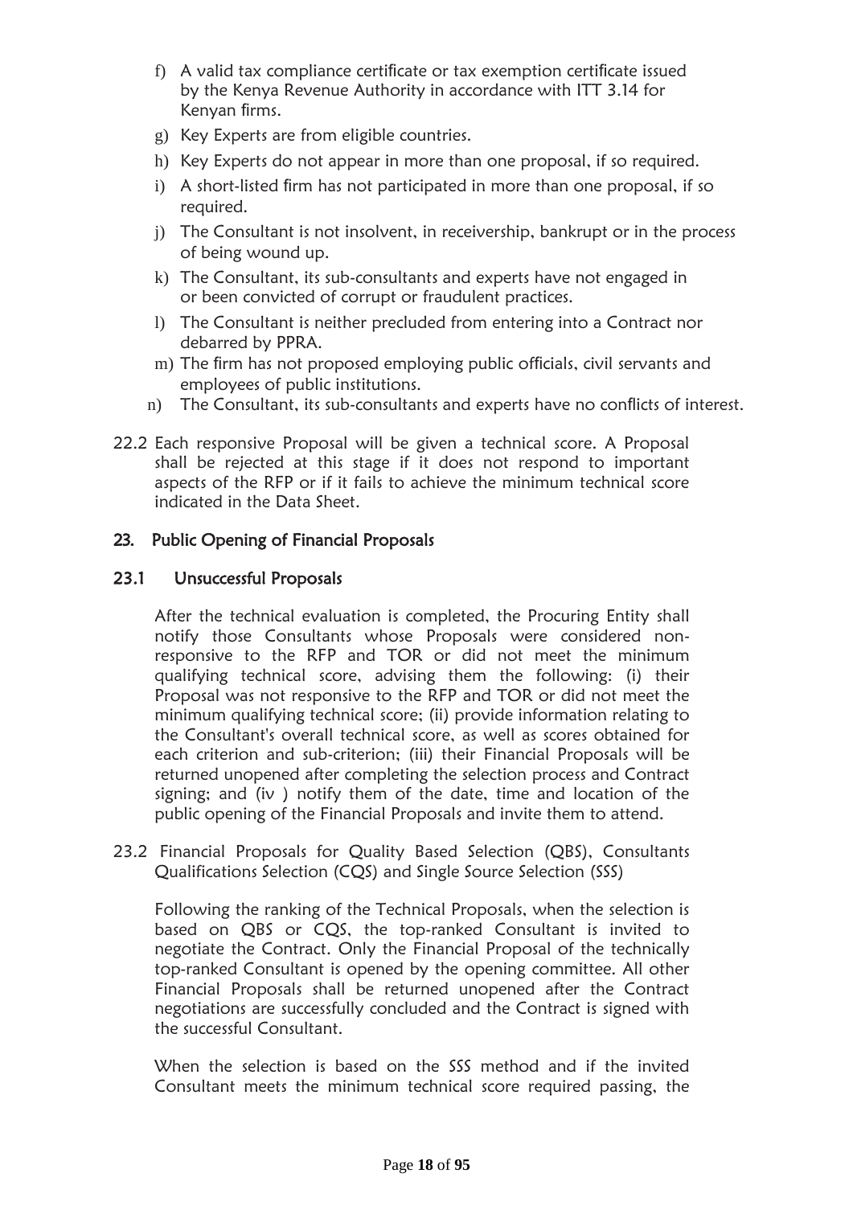f) A valid tax compliance certificate or tax exemption certificate issued by the Kenya Revenue Authority in accordance with ITT 3.14 for Kenyan firms.

g) Key Experts are from eligible countries.

h) Key Experts do not appear in more than one proposal, if so required.

i) A short-listed firm has not participated in more than one proposal, if so required.

j) The Consultant is not insolvent, in receivership, bankrupt or in the process of being wound up.

k) The Consultant, its sub-consultants and experts have not engaged in or been convicted of corrupt or fraudulent practices.

l) The Consultant is neither precluded from entering into a Contract nor debarred by PPRA.

m) The firm has not proposed employing public officials, civil servants and employees of public institutions.

n) The Consultant, its sub-consultants and experts have no conflicts of interest.

22.2 Each responsive Proposal will be given a technical score. A Proposal shall be rejected at this stage if it does not respond to important aspects of the RFP or if it fails to achieve the minimum technical score indicated in the Data Sheet.

## 23. Public Opening of Financial Proposals

### 23.1 Unsuccessful Proposals

After the technical evaluation is completed, the Procuring Entity shall notify those Consultants whose Proposals were considered non-responsive to the RFP and TOR or did not meet the minimum qualifying technical score, advising them the following: (i) their Proposal was not responsive to the RFP and TOR or did not meet the minimum qualifying technical score; (ii) provide information relating to the Consultant's overall technical score, as well as scores obtained for each criterion and sub-criterion; (iii) their Financial Proposals will be returned unopened after completing the selection process and Contract signing; and (iv ) notify them of the date, time and location of the public opening of the Financial Proposals and invite them to attend.

23.2 Financial Proposals for Quality Based Selection (QBS), Consultants Qualifications Selection (CQS) and Single Source Selection (SSS)

Following the ranking of the Technical Proposals, when the selection is based on QBS or CQS, the top-ranked Consultant is invited to negotiate the Contract. Only the Financial Proposal of the technically top-ranked Consultant is opened by the opening committee. All other Financial Proposals shall be returned unopened after the Contract negotiations are successfully concluded and the Contract is signed with the successful Consultant.

When the selection is based on the SSS method and if the invited Consultant meets the minimum technical score required passing, the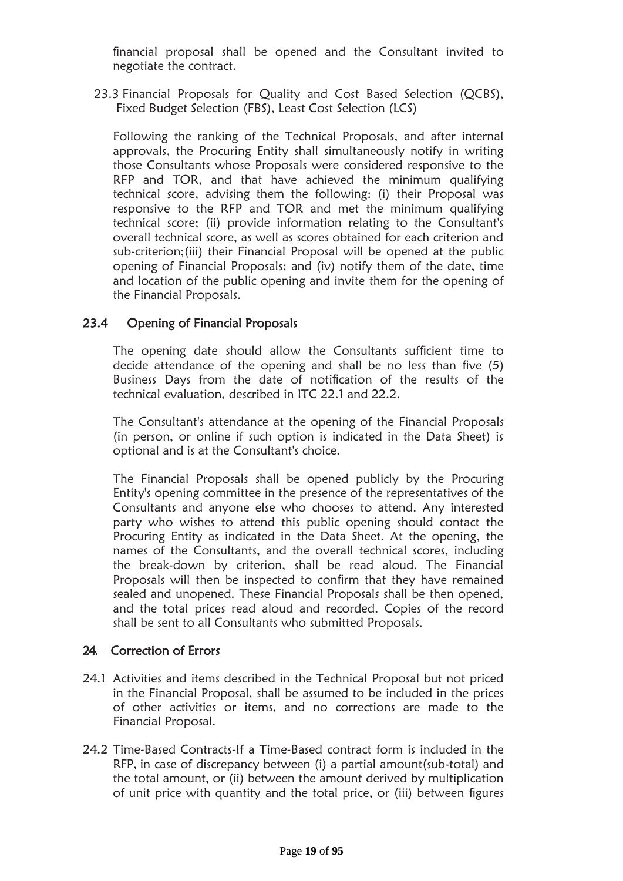financial proposal shall be opened and the Consultant invited to negotiate the contract.

23.3 Financial Proposals for Quality and Cost Based Selection (QCBS), Fixed Budget Selection (FBS), Least Cost Selection (LCS)

Following the ranking of the Technical Proposals, and after internal approvals, the Procuring Entity shall simultaneously notify in writing those Consultants whose Proposals were considered responsive to the RFP and TOR, and that have achieved the minimum qualifying technical score, advising them the following: (i) their Proposal was responsive to the RFP and TOR and met the minimum qualifying technical score; (ii) provide information relating to the Consultant's overall technical score, as well as scores obtained for each criterion and sub-criterion;(iii) their Financial Proposal will be opened at the public opening of Financial Proposals; and (iv) notify them of the date, time and location of the public opening and invite them for the opening of the Financial Proposals.

## 23.4 Opening of Financial Proposals

The opening date should allow the Consultants sufficient time to decide attendance of the opening and shall be no less than five (5) Business Days from the date of notification of the results of the technical evaluation, described in ITC 22.1 and 22.2.

The Consultant's attendance at the opening of the Financial Proposals (in person, or online if such option is indicated in the Data Sheet) is optional and is at the Consultant's choice.

The Financial Proposals shall be opened publicly by the Procuring Entity's opening committee in the presence of the representatives of the Consultants and anyone else who chooses to attend. Any interested party who wishes to attend this public opening should contact the Procuring Entity as indicated in the Data Sheet. At the opening, the names of the Consultants, and the overall technical scores, including the break-down by criterion, shall be read aloud. The Financial Proposals will then be inspected to confirm that they have remained sealed and unopened. These Financial Proposals shall be then opened, and the total prices read aloud and recorded. Copies of the record shall be sent to all Consultants who submitted Proposals.

## 24. Correction of Errors

24.1 Activities and items described in the Technical Proposal but not priced in the Financial Proposal, shall be assumed to be included in the prices of other activities or items, and no corrections are made to the Financial Proposal.

24.2 Time-Based Contracts-If a Time-Based contract form is included in the RFP, in case of discrepancy between (i) a partial amount(sub-total) and the total amount, or (ii) between the amount derived by multiplication of unit price with quantity and the total price, or (iii) between figures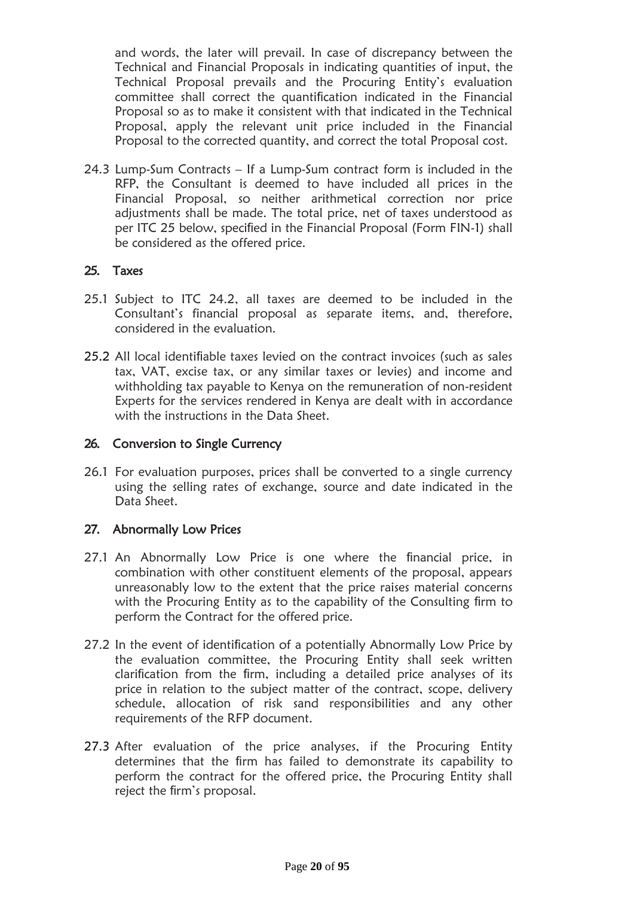and words, the later will prevail. In case of discrepancy between the Technical and Financial Proposals in indicating quantities of input, the Technical Proposal prevails and the Procuring Entity's evaluation committee shall correct the quantification indicated in the Financial Proposal so as to make it consistent with that indicated in the Technical Proposal, apply the relevant unit price included in the Financial Proposal to the corrected quantity, and correct the total Proposal cost.

24.3 Lump-Sum Contracts – If a Lump-Sum contract form is included in the RFP, the Consultant is deemed to have included all prices in the Financial Proposal, so neither arithmetical correction nor price adjustments shall be made. The total price, net of taxes understood as per ITC 25 below, specified in the Financial Proposal (Form FIN-1) shall be considered as the offered price.

## 25. Taxes

25.1 Subject to ITC 24.2, all taxes are deemed to be included in the Consultant's financial proposal as separate items, and, therefore, considered in the evaluation.

25.2 All local identifiable taxes levied on the contract invoices (such as sales tax, VAT, excise tax, or any similar taxes or levies) and income and withholding tax payable to Kenya on the remuneration of non-resident Experts for the services rendered in Kenya are dealt with in accordance with the instructions in the Data Sheet.

## 26. Conversion to Single Currency

26.1 For evaluation purposes, prices shall be converted to a single currency using the selling rates of exchange, source and date indicated in the Data Sheet.

## 27. Abnormally Low Prices

27.1 An Abnormally Low Price is one where the financial price, in combination with other constituent elements of the proposal, appears unreasonably low to the extent that the price raises material concerns with the Procuring Entity as to the capability of the Consulting firm to perform the Contract for the offered price.

27.2 In the event of identification of a potentially Abnormally Low Price by the evaluation committee, the Procuring Entity shall seek written clarification from the firm, including a detailed price analyses of its price in relation to the subject matter of the contract, scope, delivery schedule, allocation of risk sand responsibilities and any other requirements of the RFP document.

27.3 After evaluation of the price analyses, if the Procuring Entity determines that the firm has failed to demonstrate its capability to perform the contract for the offered price, the Procuring Entity shall reject the firm's proposal.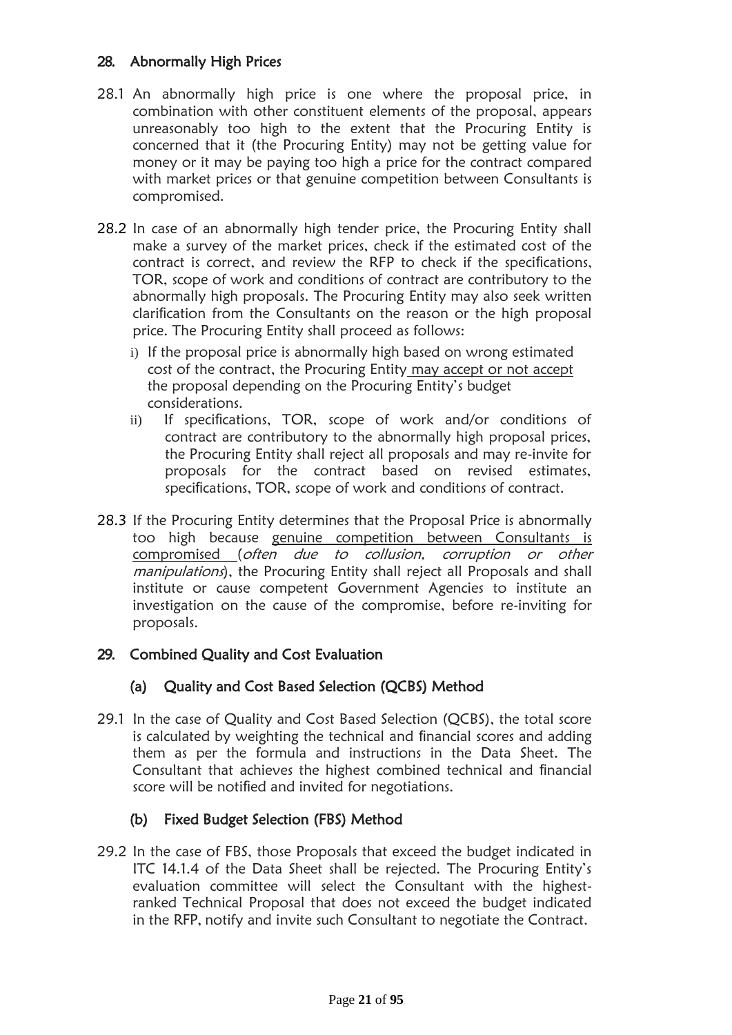## 28. Abnormally High Prices

28.1 An abnormally high price is one where the proposal price, in combination with other constituent elements of the proposal, appears unreasonably too high to the extent that the Procuring Entity is concerned that it (the Procuring Entity) may not be getting value for money or it may be paying too high a price for the contract compared with market prices or that genuine competition between Consultants is compromised.

28.2 In case of an abnormally high tender price, the Procuring Entity shall make a survey of the market prices, check if the estimated cost of the contract is correct, and review the RFP to check if the specifications, TOR, scope of work and conditions of contract are contributory to the abnormally high proposals. The Procuring Entity may also seek written clarification from the Consultants on the reason or the high proposal price. The Procuring Entity shall proceed as follows:

i) If the proposal price is abnormally high based on wrong estimated cost of the contract, the Procuring Entity may accept or not accept the proposal depending on the Procuring Entity's budget considerations.

ii) If specifications, TOR, scope of work and/or conditions of contract are contributory to the abnormally high proposal prices, the Procuring Entity shall reject all proposals and may re-invite for proposals for the contract based on revised estimates, specifications, TOR, scope of work and conditions of contract.

28.3 If the Procuring Entity determines that the Proposal Price is abnormally too high because genuine competition between Consultants is compromised (*often due to collusion, corruption or other manipulations*), the Procuring Entity shall reject all Proposals and shall institute or cause competent Government Agencies to institute an investigation on the cause of the compromise, before re-inviting for proposals.

## 29. Combined Quality and Cost Evaluation

### (a) Quality and Cost Based Selection (QCBS) Method

29.1 In the case of Quality and Cost Based Selection (QCBS), the total score is calculated by weighting the technical and financial scores and adding them as per the formula and instructions in the Data Sheet. The Consultant that achieves the highest combined technical and financial score will be notified and invited for negotiations.

### (b) Fixed Budget Selection (FBS) Method

29.2 In the case of FBS, those Proposals that exceed the budget indicated in ITC 14.1.4 of the Data Sheet shall be rejected. The Procuring Entity's evaluation committee will select the Consultant with the highest-ranked Technical Proposal that does not exceed the budget indicated in the RFP, notify and invite such Consultant to negotiate the Contract.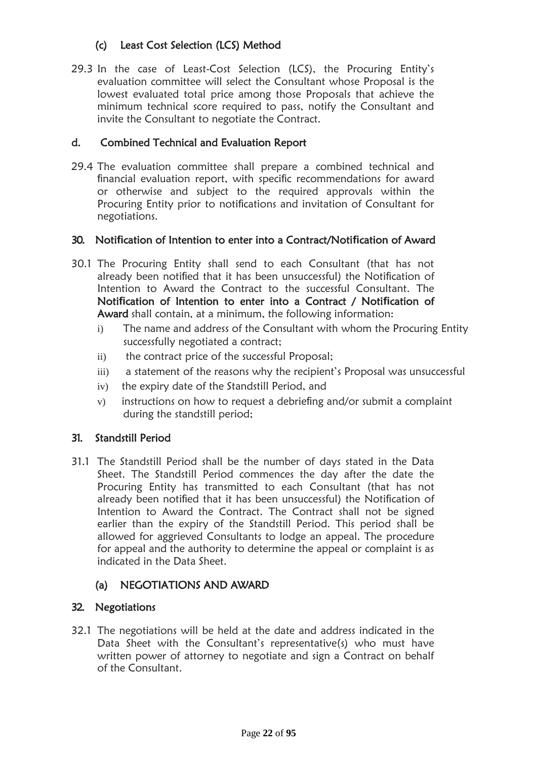### (c) Least Cost Selection (LCS) Method

29.3 In the case of Least-Cost Selection (LCS), the Procuring Entity's evaluation committee will select the Consultant whose Proposal is the lowest evaluated total price among those Proposals that achieve the minimum technical score required to pass, notify the Consultant and invite the Consultant to negotiate the Contract.

### d. Combined Technical and Evaluation Report

29.4 The evaluation committee shall prepare a combined technical and financial evaluation report, with specific recommendations for award or otherwise and subject to the required approvals within the Procuring Entity prior to notifications and invitation of Consultant for negotiations.

### 30. Notification of Intention to enter into a Contract/Notification of Award

30.1 The Procuring Entity shall send to each Consultant (that has not already been notified that it has been unsuccessful) the Notification of Intention to Award the Contract to the successful Consultant. The **Notification of Intention to enter into a Contract / Notification of Award** shall contain, at a minimum, the following information:

i) The name and address of the Consultant with whom the Procuring Entity successfully negotiated a contract;

ii) the contract price of the successful Proposal;

iii) a statement of the reasons why the recipient's Proposal was unsuccessful

iv) the expiry date of the Standstill Period, and

v) instructions on how to request a debriefing and/or submit a complaint during the standstill period;

### 31. Standstill Period

31.1 The Standstill Period shall be the number of days stated in the Data Sheet. The Standstill Period commences the day after the date the Procuring Entity has transmitted to each Consultant (that has not already been notified that it has been unsuccessful) the Notification of Intention to Award the Contract. The Contract shall not be signed earlier than the expiry of the Standstill Period. This period shall be allowed for aggrieved Consultants to lodge an appeal. The procedure for appeal and the authority to determine the appeal or complaint is as indicated in the Data Sheet.

## (a) NEGOTIATIONS AND AWARD

### 32. Negotiations

32.1 The negotiations will be held at the date and address indicated in the Data Sheet with the Consultant's representative(s) who must have written power of attorney to negotiate and sign a Contract on behalf of the Consultant.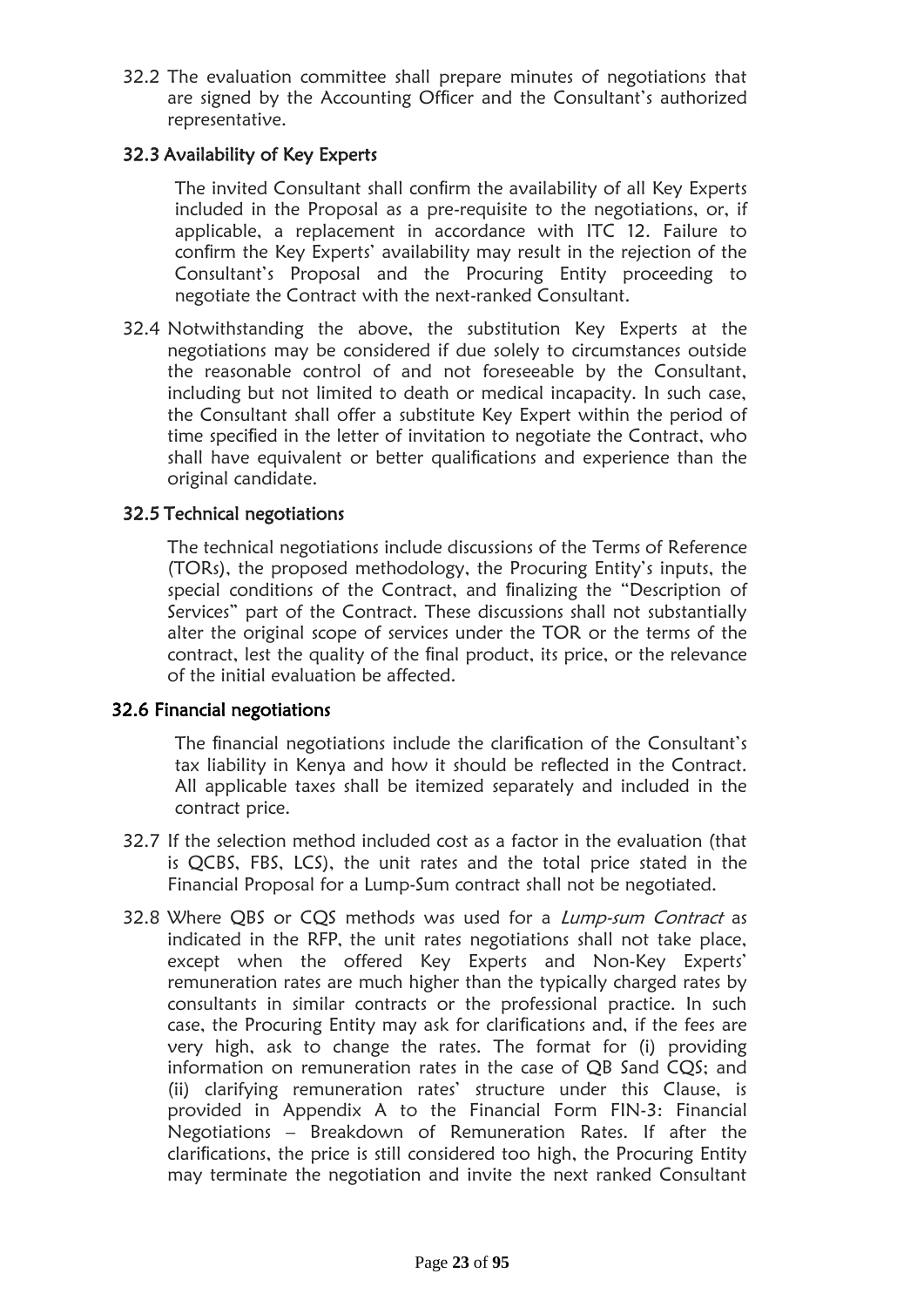32.2 The evaluation committee shall prepare minutes of negotiations that are signed by the Accounting Officer and the Consultant's authorized representative.

**32.3 Availability of Key Experts**

The invited Consultant shall confirm the availability of all Key Experts included in the Proposal as a pre-requisite to the negotiations, or, if applicable, a replacement in accordance with ITC 12. Failure to confirm the Key Experts' availability may result in the rejection of the Consultant's Proposal and the Procuring Entity proceeding to negotiate the Contract with the next-ranked Consultant.

32.4 Notwithstanding the above, the substitution Key Experts at the negotiations may be considered if due solely to circumstances outside the reasonable control of and not foreseeable by the Consultant, including but not limited to death or medical incapacity. In such case, the Consultant shall offer a substitute Key Expert within the period of time specified in the letter of invitation to negotiate the Contract, who shall have equivalent or better qualifications and experience than the original candidate.

**32.5 Technical negotiations**

The technical negotiations include discussions of the Terms of Reference (TORs), the proposed methodology, the Procuring Entity's inputs, the special conditions of the Contract, and finalizing the "Description of Services" part of the Contract. These discussions shall not substantially alter the original scope of services under the TOR or the terms of the contract, lest the quality of the final product, its price, or the relevance of the initial evaluation be affected.

**32.6 Financial negotiations**

The financial negotiations include the clarification of the Consultant's tax liability in Kenya and how it should be reflected in the Contract. All applicable taxes shall be itemized separately and included in the contract price.

32.7 If the selection method included cost as a factor in the evaluation (that is QCBS, FBS, LCS), the unit rates and the total price stated in the Financial Proposal for a Lump-Sum contract shall not be negotiated.

32.8 Where QBS or CQS methods was used for a *Lump-sum Contract* as indicated in the RFP, the unit rates negotiations shall not take place, except when the offered Key Experts and Non-Key Experts' remuneration rates are much higher than the typically charged rates by consultants in similar contracts or the professional practice. In such case, the Procuring Entity may ask for clarifications and, if the fees are very high, ask to change the rates. The format for (i) providing information on remuneration rates in the case of QB Sand CQS; and (ii) clarifying remuneration rates' structure under this Clause, is provided in Appendix A to the Financial Form FIN-3: Financial Negotiations – Breakdown of Remuneration Rates. If after the clarifications, the price is still considered too high, the Procuring Entity may terminate the negotiation and invite the next ranked Consultant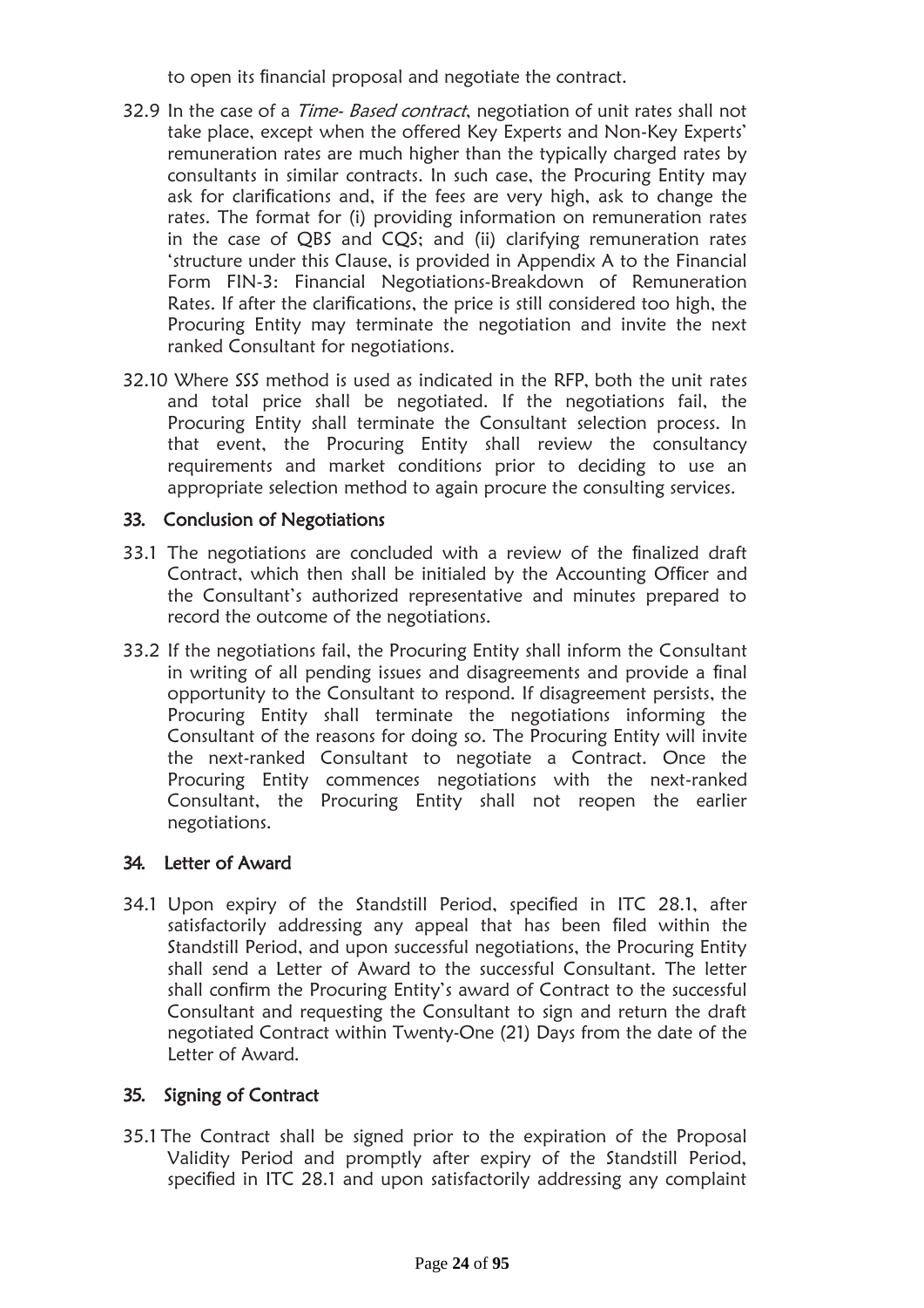to open its financial proposal and negotiate the contract.

32.9 In the case of a *Time- Based contract*, negotiation of unit rates shall not take place, except when the offered Key Experts and Non-Key Experts' remuneration rates are much higher than the typically charged rates by consultants in similar contracts. In such case, the Procuring Entity may ask for clarifications and, if the fees are very high, ask to change the rates. The format for (i) providing information on remuneration rates in the case of QBS and CQS; and (ii) clarifying remuneration rates 'structure under this Clause, is provided in Appendix A to the Financial Form FIN-3: Financial Negotiations-Breakdown of Remuneration Rates. If after the clarifications, the price is still considered too high, the Procuring Entity may terminate the negotiation and invite the next ranked Consultant for negotiations.

32.10 Where SSS method is used as indicated in the RFP, both the unit rates and total price shall be negotiated. If the negotiations fail, the Procuring Entity shall terminate the Consultant selection process. In that event, the Procuring Entity shall review the consultancy requirements and market conditions prior to deciding to use an appropriate selection method to again procure the consulting services.

### 33. Conclusion of Negotiations

33.1 The negotiations are concluded with a review of the finalized draft Contract, which then shall be initialed by the Accounting Officer and the Consultant's authorized representative and minutes prepared to record the outcome of the negotiations.

33.2 If the negotiations fail, the Procuring Entity shall inform the Consultant in writing of all pending issues and disagreements and provide a final opportunity to the Consultant to respond. If disagreement persists, the Procuring Entity shall terminate the negotiations informing the Consultant of the reasons for doing so. The Procuring Entity will invite the next-ranked Consultant to negotiate a Contract. Once the Procuring Entity commences negotiations with the next-ranked Consultant, the Procuring Entity shall not reopen the earlier negotiations.

### 34. Letter of Award

34.1 Upon expiry of the Standstill Period, specified in ITC 28.1, after satisfactorily addressing any appeal that has been filed within the Standstill Period, and upon successful negotiations, the Procuring Entity shall send a Letter of Award to the successful Consultant. The letter shall confirm the Procuring Entity's award of Contract to the successful Consultant and requesting the Consultant to sign and return the draft negotiated Contract within Twenty-One (21) Days from the date of the Letter of Award.

### 35. Signing of Contract

35.1 The Contract shall be signed prior to the expiration of the Proposal Validity Period and promptly after expiry of the Standstill Period, specified in ITC 28.1 and upon satisfactorily addressing any complaint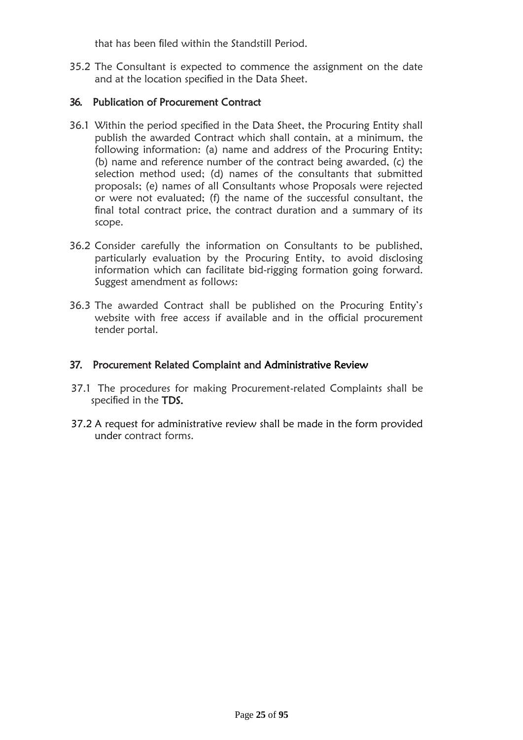that has been filed within the Standstill Period.

35.2 The Consultant is expected to commence the assignment on the date and at the location specified in the Data Sheet.

### 36. Publication of Procurement Contract

36.1 Within the period specified in the Data Sheet, the Procuring Entity shall publish the awarded Contract which shall contain, at a minimum, the following information: (a) name and address of the Procuring Entity; (b) name and reference number of the contract being awarded, (c) the selection method used; (d) names of the consultants that submitted proposals; (e) names of all Consultants whose Proposals were rejected or were not evaluated; (f) the name of the successful consultant, the final total contract price, the contract duration and a summary of its scope.

36.2 Consider carefully the information on Consultants to be published, particularly evaluation by the Procuring Entity, to avoid disclosing information which can facilitate bid-rigging formation going forward. Suggest amendment as follows:

36.3 The awarded Contract shall be published on the Procuring Entity's website with free access if available and in the official procurement tender portal.

### 37. Procurement Related Complaint and Administrative Review

37.1 The procedures for making Procurement-related Complaints shall be specified in the **TDS.**

37.2 A request for administrative review shall be made in the form provided under contract forms.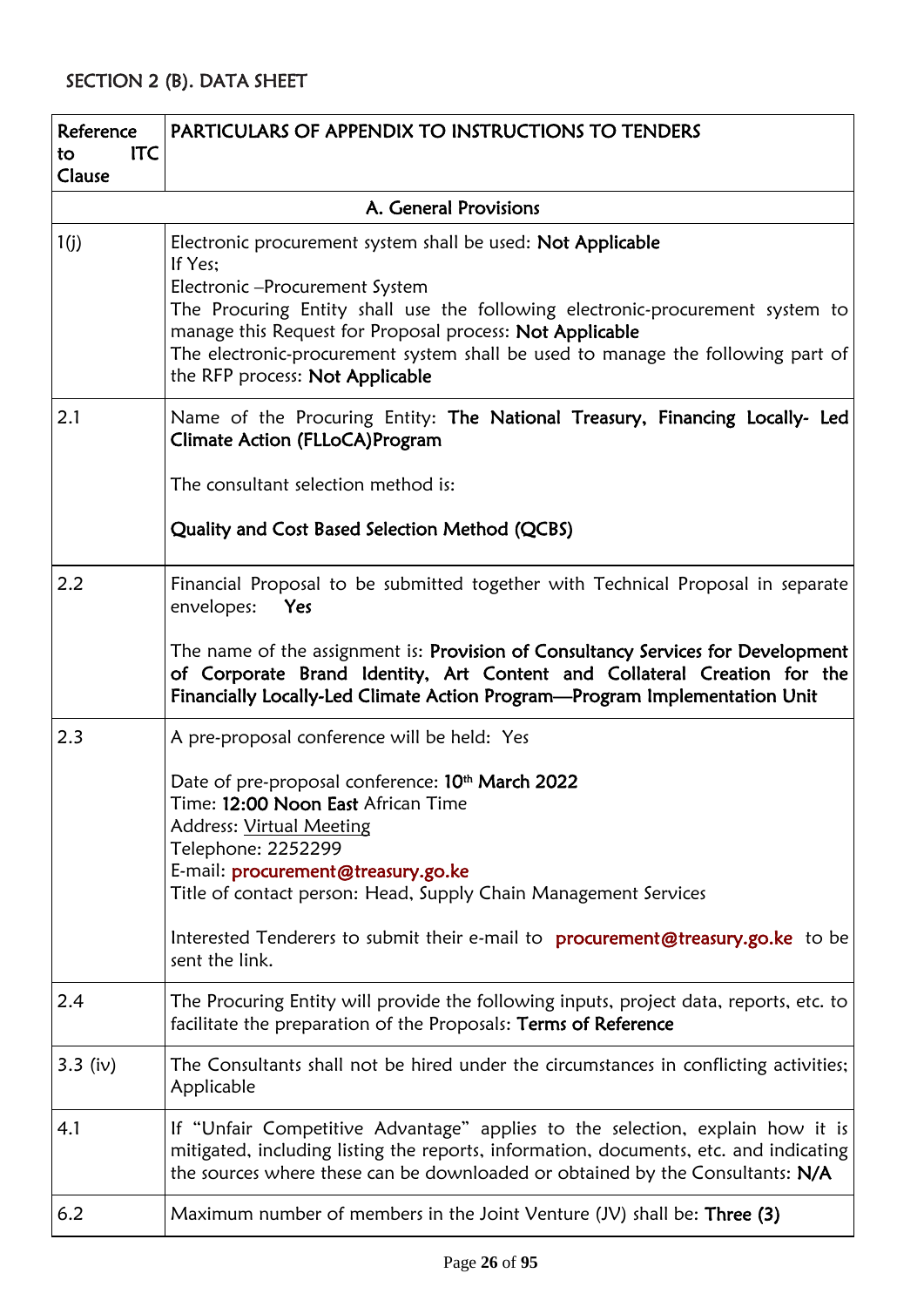## SECTION 2 (B). DATA SHEET

| Reference to ITC Clause | PARTICULARS OF APPENDIX TO INSTRUCTIONS TO TENDERS |
|---|---|
| **A. General Provisions** | |
| 1(j) | Electronic procurement system shall be used: **Not Applicable**<br>If Yes;<br>Electronic –Procurement System<br>The Procuring Entity shall use the following electronic-procurement system to manage this Request for Proposal process: **Not Applicable**<br>The electronic-procurement system shall be used to manage the following part of the RFP process: **Not Applicable** |
| 2.1 | Name of the Procuring Entity: **The National Treasury, Financing Locally- Led Climate Action (FLLoCA)Program**<br><br>The consultant selection method is:<br><br>**Quality and Cost Based Selection Method (QCBS)** |
| 2.2 | Financial Proposal to be submitted together with Technical Proposal in separate envelopes: **Yes**<br><br>The name of the assignment is: **Provision of Consultancy Services for Development of Corporate Brand Identity, Art Content and Collateral Creation for the Financially Locally-Led Climate Action Program—Program Implementation Unit** |
| 2.3 | A pre-proposal conference will be held: Yes<br><br>Date of pre-proposal conference: **10th March 2022**<br>Time: **12:00 Noon East** African Time<br>Address: Virtual Meeting<br>Telephone: 2252299<br>E-mail: **procurement@treasury.go.ke**<br>Title of contact person: Head, Supply Chain Management Services<br><br>Interested Tenderers to submit their e-mail to **procurement@treasury.go.ke** to be sent the link. |
| 2.4 | The Procuring Entity will provide the following inputs, project data, reports, etc. to facilitate the preparation of the Proposals: **Terms of Reference** |
| 3.3 (iv) | The Consultants shall not be hired under the circumstances in conflicting activities; Applicable |
| 4.1 | If "Unfair Competitive Advantage" applies to the selection, explain how it is mitigated, including listing the reports, information, documents, etc. and indicating the sources where these can be downloaded or obtained by the Consultants: **N/A** |
| 6.2 | Maximum number of members in the Joint Venture (JV) shall be: **Three (3)** |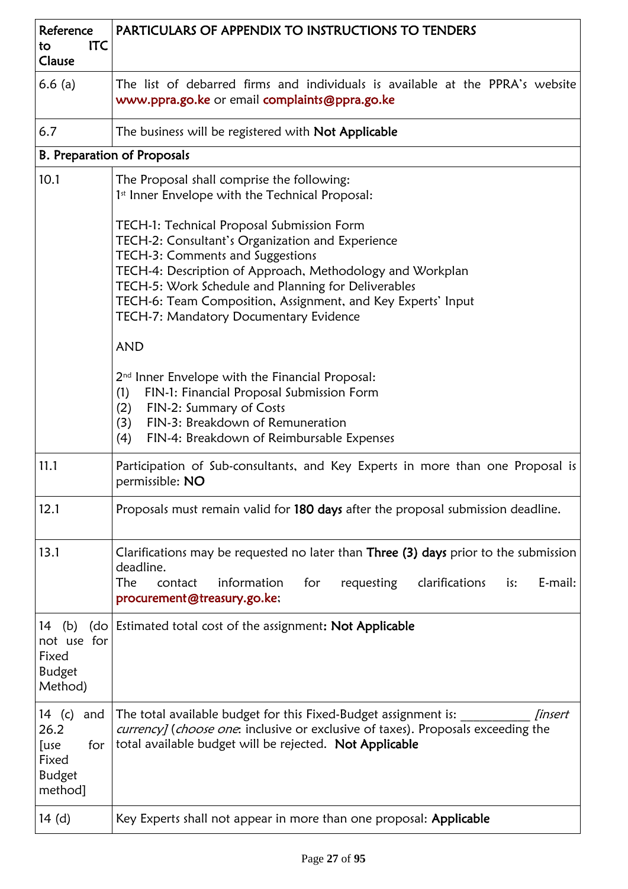| Reference to ITC Clause | PARTICULARS OF APPENDIX TO INSTRUCTIONS TO TENDERS |
|---|---|
| 6.6 (a) | The list of debarred firms and individuals is available at the PPRA's website www.ppra.go.ke or email complaints@ppra.go.ke |
| 6.7 | The business will be registered with **Not Applicable** |
| **B. Preparation of Proposals** | |
| 10.1 | The Proposal shall comprise the following:<br>1st Inner Envelope with the Technical Proposal:<br><br>TECH-1: Technical Proposal Submission Form<br>TECH-2: Consultant's Organization and Experience<br>TECH-3: Comments and Suggestions<br>TECH-4: Description of Approach, Methodology and Workplan<br>TECH-5: Work Schedule and Planning for Deliverables<br>TECH-6: Team Composition, Assignment, and Key Experts' Input<br>TECH-7: Mandatory Documentary Evidence<br><br>AND<br><br>2nd Inner Envelope with the Financial Proposal:<br>(1) FIN-1: Financial Proposal Submission Form<br>(2) FIN-2: Summary of Costs<br>(3) FIN-3: Breakdown of Remuneration<br>(4) FIN-4: Breakdown of Reimbursable Expenses |
| 11.1 | Participation of Sub-consultants, and Key Experts in more than one Proposal is permissible: **NO** |
| 12.1 | Proposals must remain valid for **180 days** after the proposal submission deadline. |
| 13.1 | Clarifications may be requested no later than **Three (3) days** prior to the submission deadline.<br>The contact information for requesting clarifications is: E-mail: procurement@treasury.go.ke; |
| 14 (b) (do not use for Fixed Budget Method) | Estimated total cost of the assignment: **Not Applicable** |
| 14 (c) and 26.2 [use for Fixed Budget method] | The total available budget for this Fixed-Budget assignment is: ___________ *[insert currency]* (*choose one*: inclusive or exclusive of taxes). Proposals exceeding the total available budget will be rejected. **Not Applicable** |
| 14 (d) | Key Experts shall not appear in more than one proposal: **Applicable** |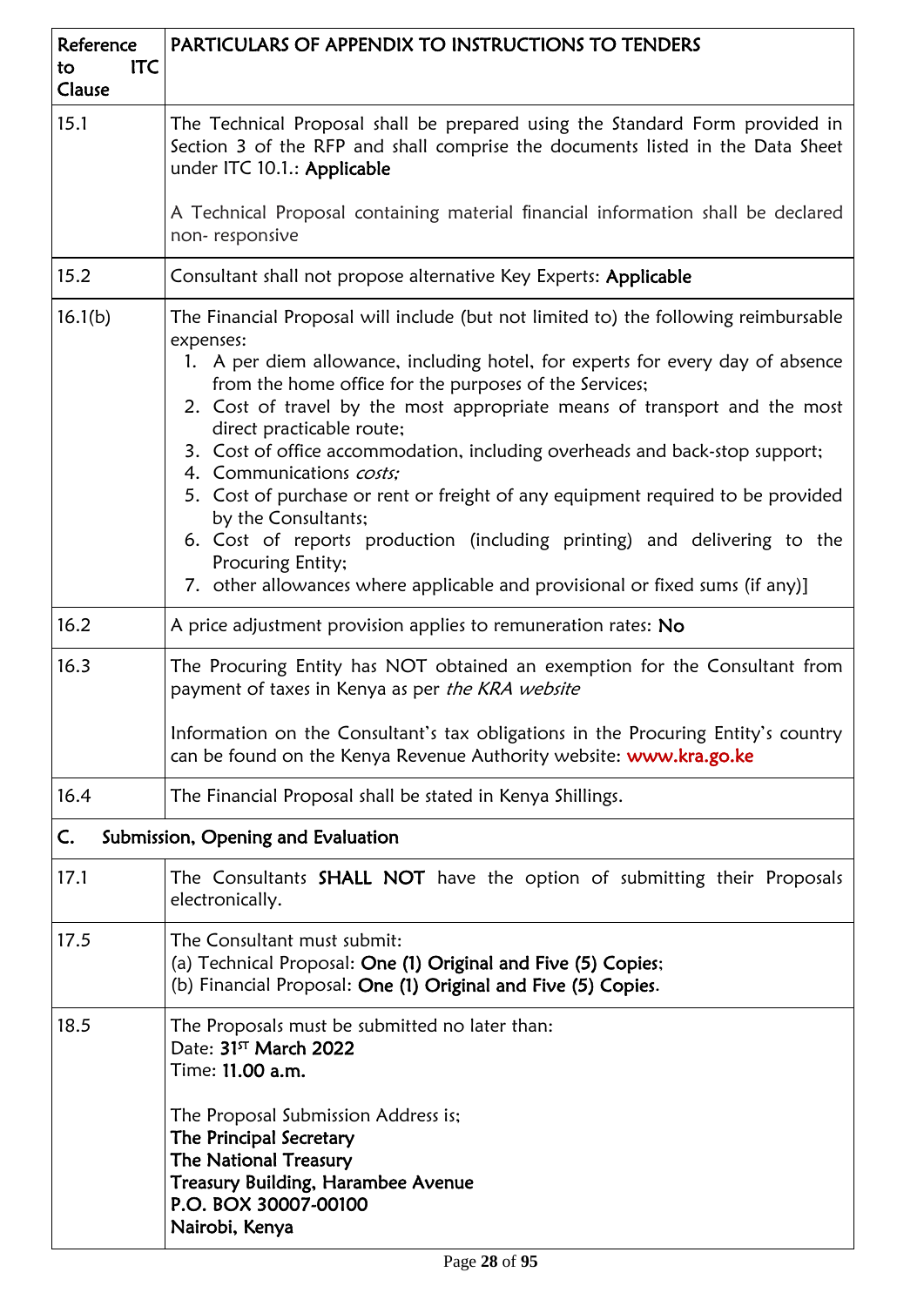| Reference to ITC Clause | PARTICULARS OF APPENDIX TO INSTRUCTIONS TO TENDERS |
|---|---|
| 15.1 | The Technical Proposal shall be prepared using the Standard Form provided in Section 3 of the RFP and shall comprise the documents listed in the Data Sheet under ITC 10.1.: **Applicable**<br><br>A Technical Proposal containing material financial information shall be declared non- responsive |
| 15.2 | Consultant shall not propose alternative Key Experts: **Applicable** |
| 16.1(b) | The Financial Proposal will include (but not limited to) the following reimbursable expenses:<br>1. A per diem allowance, including hotel, for experts for every day of absence from the home office for the purposes of the Services;<br>2. Cost of travel by the most appropriate means of transport and the most direct practicable route;<br>3. Cost of office accommodation, including overheads and back-stop support;<br>4. Communications *costs;*<br>5. Cost of purchase or rent or freight of any equipment required to be provided by the Consultants;<br>6. Cost of reports production (including printing) and delivering to the Procuring Entity;<br>7. other allowances where applicable and provisional or fixed sums (if any)] |
| 16.2 | A price adjustment provision applies to remuneration rates: **No** |
| 16.3 | The Procuring Entity has NOT obtained an exemption for the Consultant from payment of taxes in Kenya as per *the KRA website*<br><br>Information on the Consultant's tax obligations in the Procuring Entity's country can be found on the Kenya Revenue Authority website: **www.kra.go.ke** |
| 16.4 | The Financial Proposal shall be stated in Kenya Shillings. |
| **C. Submission, Opening and Evaluation** | |
| 17.1 | The Consultants **SHALL NOT** have the option of submitting their Proposals electronically. |
| 17.5 | The Consultant must submit:<br>(a) Technical Proposal: **One (1) Original and Five (5) Copies**;<br>(b) Financial Proposal: **One (1) Original and Five (5) Copies**. |
| 18.5 | The Proposals must be submitted no later than:<br>Date: **31ST March 2022**<br>Time: **11.00 a.m.**<br><br>The Proposal Submission Address is;<br>**The Principal Secretary**<br>**The National Treasury**<br>**Treasury Building, Harambee Avenue**<br>**P.O. BOX 30007-00100**<br>**Nairobi, Kenya** |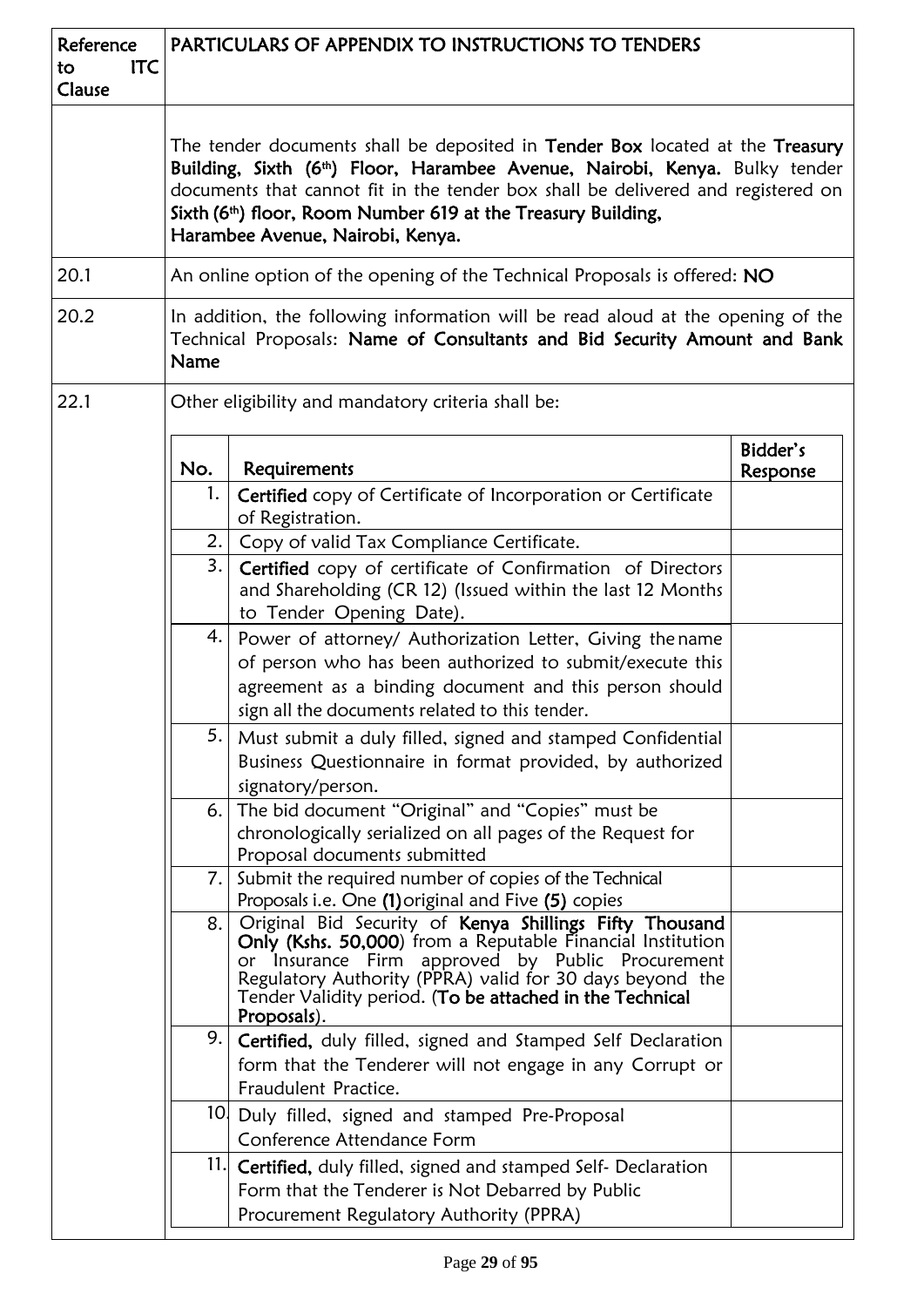| Reference to ITC Clause | PARTICULARS OF APPENDIX TO INSTRUCTIONS TO TENDERS |
|---|---|
| | The tender documents shall be deposited in **Tender Box** located at the **Treasury Building, Sixth (6th) Floor, Harambee Avenue, Nairobi, Kenya.** Bulky tender documents that cannot fit in the tender box shall be delivered and registered on **Sixth (6th) floor, Room Number 619 at the Treasury Building, Harambee Avenue, Nairobi, Kenya.** |
| 20.1 | An online option of the opening of the Technical Proposals is offered: **NO** |
| 20.2 | In addition, the following information will be read aloud at the opening of the Technical Proposals: **Name of Consultants and Bid Security Amount and Bank Name** |
| 22.1 | Other eligibility and mandatory criteria shall be: |

| No. | Requirements | Bidder's Response |
|---|---|---|
| 1. | **Certified** copy of Certificate of Incorporation or Certificate of Registration. | |
| 2. | Copy of valid Tax Compliance Certificate. | |
| 3. | **Certified** copy of certificate of Confirmation of Directors and Shareholding (CR 12) (Issued within the last 12 Months to Tender Opening Date). | |
| 4. | Power of attorney/ Authorization Letter, Giving the name of person who has been authorized to submit/execute this agreement as a binding document and this person should sign all the documents related to this tender. | |
| 5. | Must submit a duly filled, signed and stamped Confidential Business Questionnaire in format provided, by authorized signatory/person. | |
| 6. | The bid document "Original" and "Copies" must be chronologically serialized on all pages of the Request for Proposal documents submitted | |
| 7. | Submit the required number of copies of the Technical Proposals i.e. One **(1)** original and Five **(5)** copies | |
| 8. | Original Bid Security of **Kenya Shillings Fifty Thousand Only (Kshs. 50,000)** from a Reputable Financial Institution or Insurance Firm approved by Public Procurement Regulatory Authority (PPRA) valid for 30 days beyond the Tender Validity period. (**To be attached in the Technical Proposals**). | |
| 9. | **Certified,** duly filled, signed and Stamped Self Declaration form that the Tenderer will not engage in any Corrupt or Fraudulent Practice. | |
| 10. | Duly filled, signed and stamped Pre-Proposal Conference Attendance Form | |
| 11. | **Certified,** duly filled, signed and stamped Self- Declaration Form that the Tenderer is Not Debarred by Public Procurement Regulatory Authority (PPRA) | |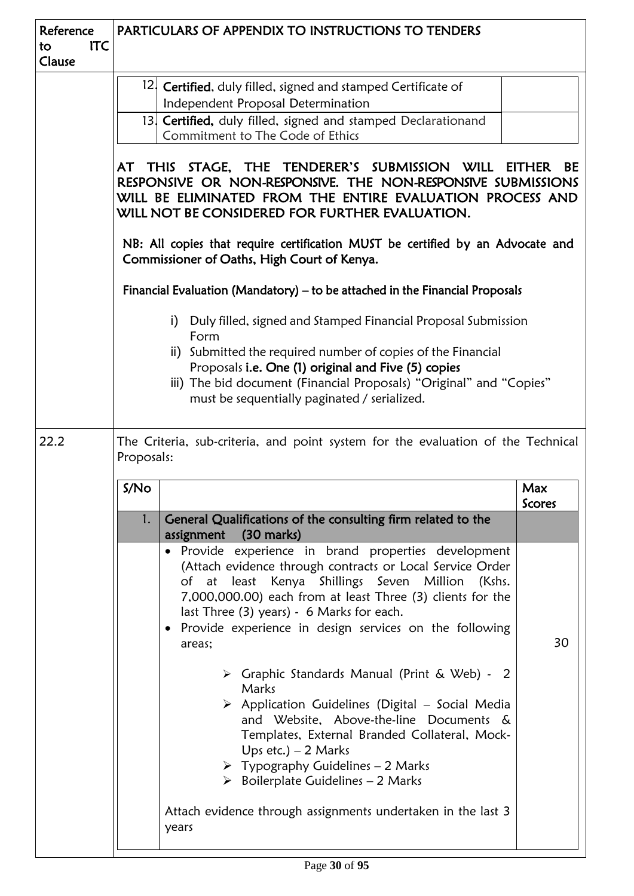| Reference to ITC Clause | PARTICULARS OF APPENDIX TO INSTRUCTIONS TO TENDERS |
|---|---|
| | 12. **Certified**, duly filled, signed and stamped Certificate of Independent Proposal Determination<br>13. **Certified,** duly filled, signed and stamped Declarationand Commitment to The Code of Ethics<br><br>**AT THIS STAGE, THE TENDERER'S SUBMISSION WILL EITHER BE RESPONSIVE OR NON-RESPONSIVE. THE NON-RESPONSIVE SUBMISSIONS WILL BE ELIMINATED FROM THE ENTIRE EVALUATION PROCESS AND WILL NOT BE CONSIDERED FOR FURTHER EVALUATION.**<br><br>**NB: All copies that require certification MUST be certified by an Advocate and Commissioner of Oaths, High Court of Kenya.**<br><br>**Financial Evaluation (Mandatory) – to be attached in the Financial Proposals**<br><br>i) Duly filled, signed and Stamped Financial Proposal Submission Form<br>ii) Submitted the required number of copies of the Financial Proposals **i.e. One (1) original and Five (5) copies**<br>iii) The bid document (Financial Proposals) "Original" and "Copies" must be sequentially paginated / serialized. |
| 22.2 | The Criteria, sub-criteria, and point system for the evaluation of the Technical Proposals: |

| S/No | | Max Scores |
|---|---|---|
| 1. | **General Qualifications of the consulting firm related to the assignment (30 marks)** | |
| | • Provide experience in brand properties development (Attach evidence through contracts or Local Service Order of at least Kenya Shillings Seven Million (Kshs. 7,000,000.00) each from at least Three (3) clients for the last Three (3) years) - 6 Marks for each.<br>• Provide experience in design services on the following areas;<br>➢ Graphic Standards Manual (Print & Web) - 2 Marks<br>➢ Application Guidelines (Digital – Social Media and Website, Above-the-line Documents & Templates, External Branded Collateral, Mock-Ups etc.) – 2 Marks<br>➢ Typography Guidelines – 2 Marks<br>➢ Boilerplate Guidelines – 2 Marks<br><br>Attach evidence through assignments undertaken in the last 3 years | 30 |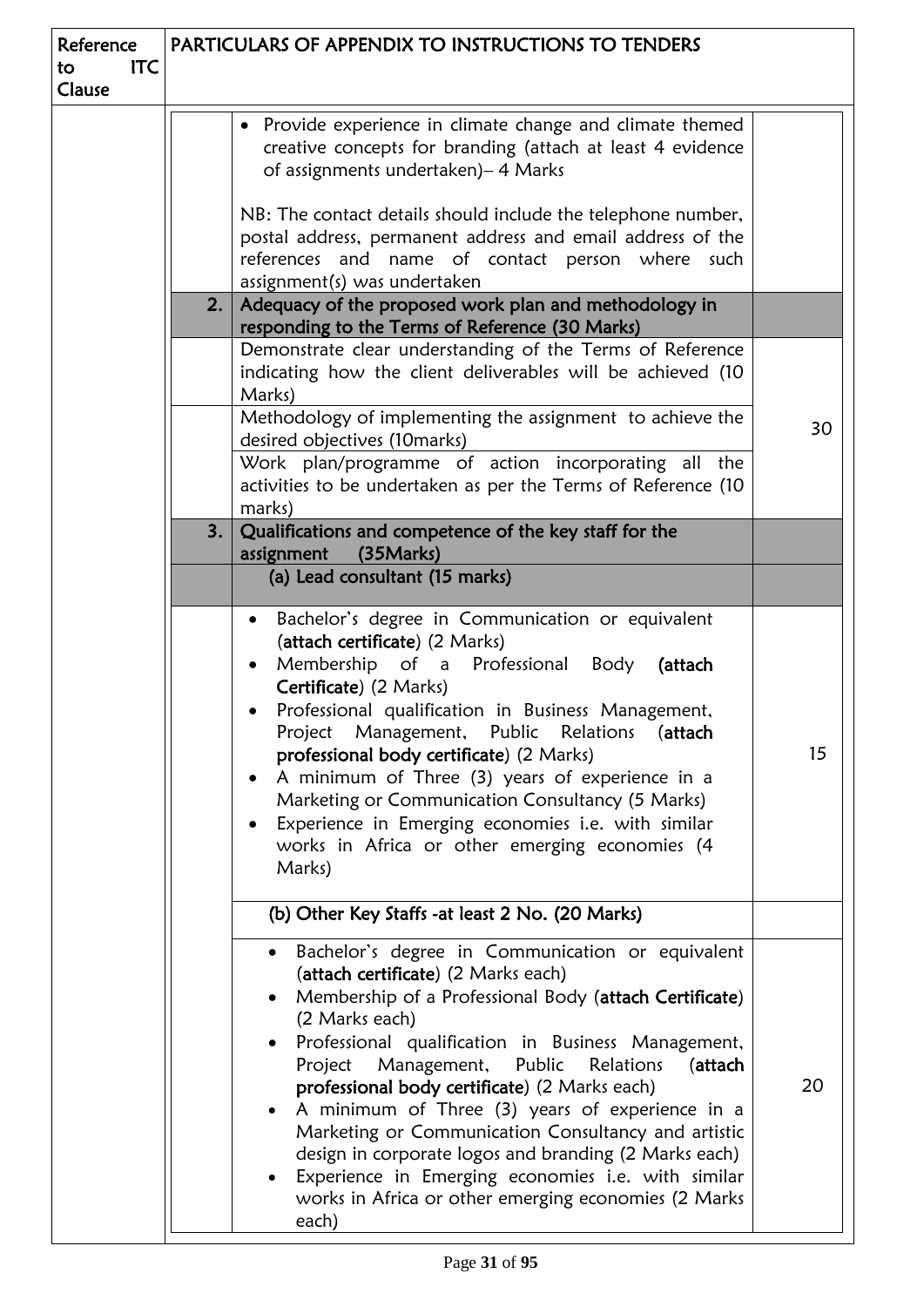| Reference to ITC Clause | PARTICULARS OF APPENDIX TO INSTRUCTIONS TO TENDERS | | |
|---|---|---|---|
| | | • Provide experience in climate change and climate themed creative concepts for branding (attach at least 4 evidence of assignments undertaken)– 4 Marks<br><br>NB: The contact details should include the telephone number, postal address, permanent address and email address of the references and name of contact person where such assignment(s) was undertaken | |
| | **2.** | **Adequacy of the proposed work plan and methodology in responding to the Terms of Reference (30 Marks)** | |
| | | Demonstrate clear understanding of the Terms of Reference indicating how the client deliverables will be achieved (10 Marks)<br>Methodology of implementing the assignment to achieve the desired objectives (10marks)<br>Work plan/programme of action incorporating all the activities to be undertaken as per the Terms of Reference (10 marks) | 30 |
| | **3.** | **Qualifications and competence of the key staff for the assignment (35Marks)** | |
| | | **(a) Lead consultant (15 marks)** | |
| | | • Bachelor's degree in Communication or equivalent (**attach certificate**) (2 Marks)<br>• Membership of a Professional Body **(attach Certificate**) (2 Marks)<br>• Professional qualification in Business Management, Project Management, Public Relations (**attach professional body certificate**) (2 Marks)<br>• A minimum of Three (3) years of experience in a Marketing or Communication Consultancy (5 Marks)<br>• Experience in Emerging economies i.e. with similar works in Africa or other emerging economies (4 Marks) | 15 |
| | | **(b) Other Key Staffs -at least 2 No. (20 Marks)** | |
| | | • Bachelor's degree in Communication or equivalent (**attach certificate**) (2 Marks each)<br>• Membership of a Professional Body (**attach Certificate**) (2 Marks each)<br>• Professional qualification in Business Management, Project Management, Public Relations (**attach professional body certificate**) (2 Marks each)<br>• A minimum of Three (3) years of experience in a Marketing or Communication Consultancy and artistic design in corporate logos and branding (2 Marks each)<br>• Experience in Emerging economies i.e. with similar works in Africa or other emerging economies (2 Marks each) | 20 |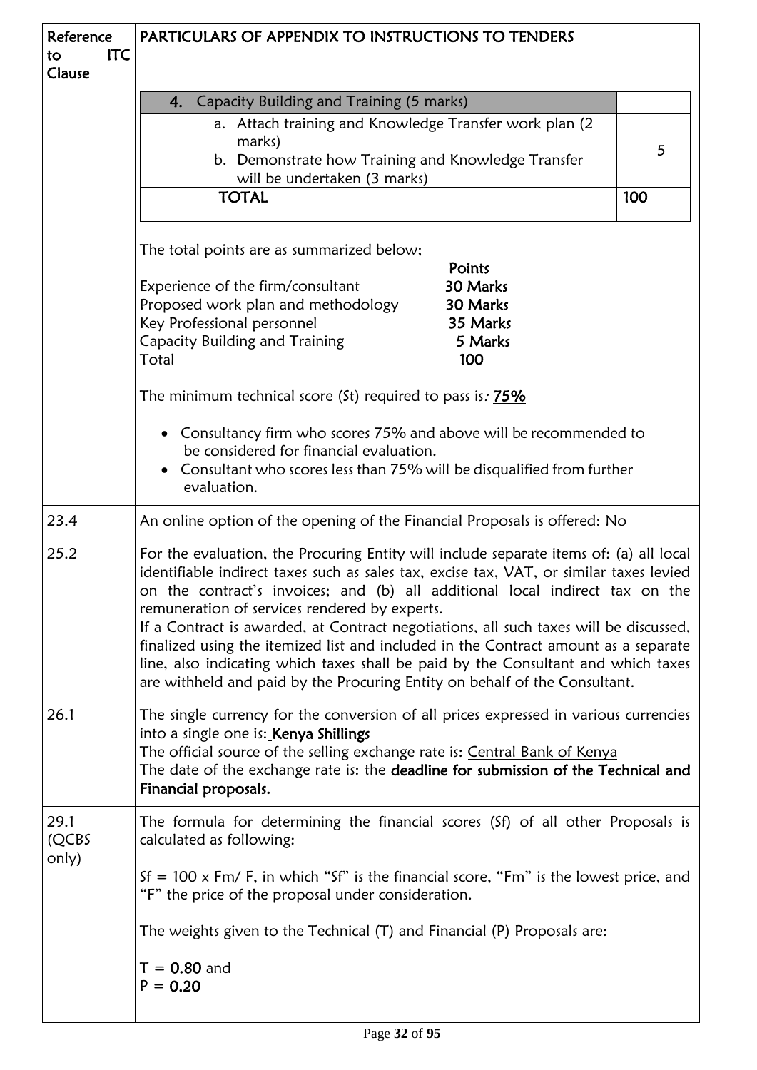| Reference to ITC Clause | PARTICULARS OF APPENDIX TO INSTRUCTIONS TO TENDERS |
|---|---|
| | **4.** Capacity Building and Training (5 marks)<br>a. Attach training and Knowledge Transfer work plan (2 marks)<br>b. Demonstrate how Training and Knowledge Transfer will be undertaken (3 marks) — **5**<br>**TOTAL** — **100**<br><br>The total points are as summarized below;<br>**Points**<br>Experience of the firm/consultant — **30 Marks**<br>Proposed work plan and methodology — **30 Marks**<br>Key Professional personnel — **35 Marks**<br>Capacity Building and Training — **5 Marks**<br>Total — **100**<br><br>The minimum technical score (St) required to pass is: **75%**<br><br>• Consultancy firm who scores 75% and above will be recommended to be considered for financial evaluation.<br>• Consultant who scores less than 75% will be disqualified from further evaluation. |
| 23.4 | An online option of the opening of the Financial Proposals is offered: No |
| 25.2 | For the evaluation, the Procuring Entity will include separate items of: (a) all local identifiable indirect taxes such as sales tax, excise tax, VAT, or similar taxes levied on the contract's invoices; and (b) all additional local indirect tax on the remuneration of services rendered by experts.<br>If a Contract is awarded, at Contract negotiations, all such taxes will be discussed, finalized using the itemized list and included in the Contract amount as a separate line, also indicating which taxes shall be paid by the Consultant and which taxes are withheld and paid by the Procuring Entity on behalf of the Consultant. |
| 26.1 | The single currency for the conversion of all prices expressed in various currencies into a single one is: **Kenya Shillings**<br>The official source of the selling exchange rate is: Central Bank of Kenya<br>The date of the exchange rate is: the **deadline for submission of the Technical and Financial proposals.** |
| 29.1 (QCBS only) | The formula for determining the financial scores (Sf) of all other Proposals is calculated as following:<br><br>$Sf = 100 \times Fm / F$, in which "Sf" is the financial score, "Fm" is the lowest price, and "F" the price of the proposal under consideration.<br><br>The weights given to the Technical (T) and Financial (P) Proposals are:<br><br>T = **0.80** and<br>P = **0.20** |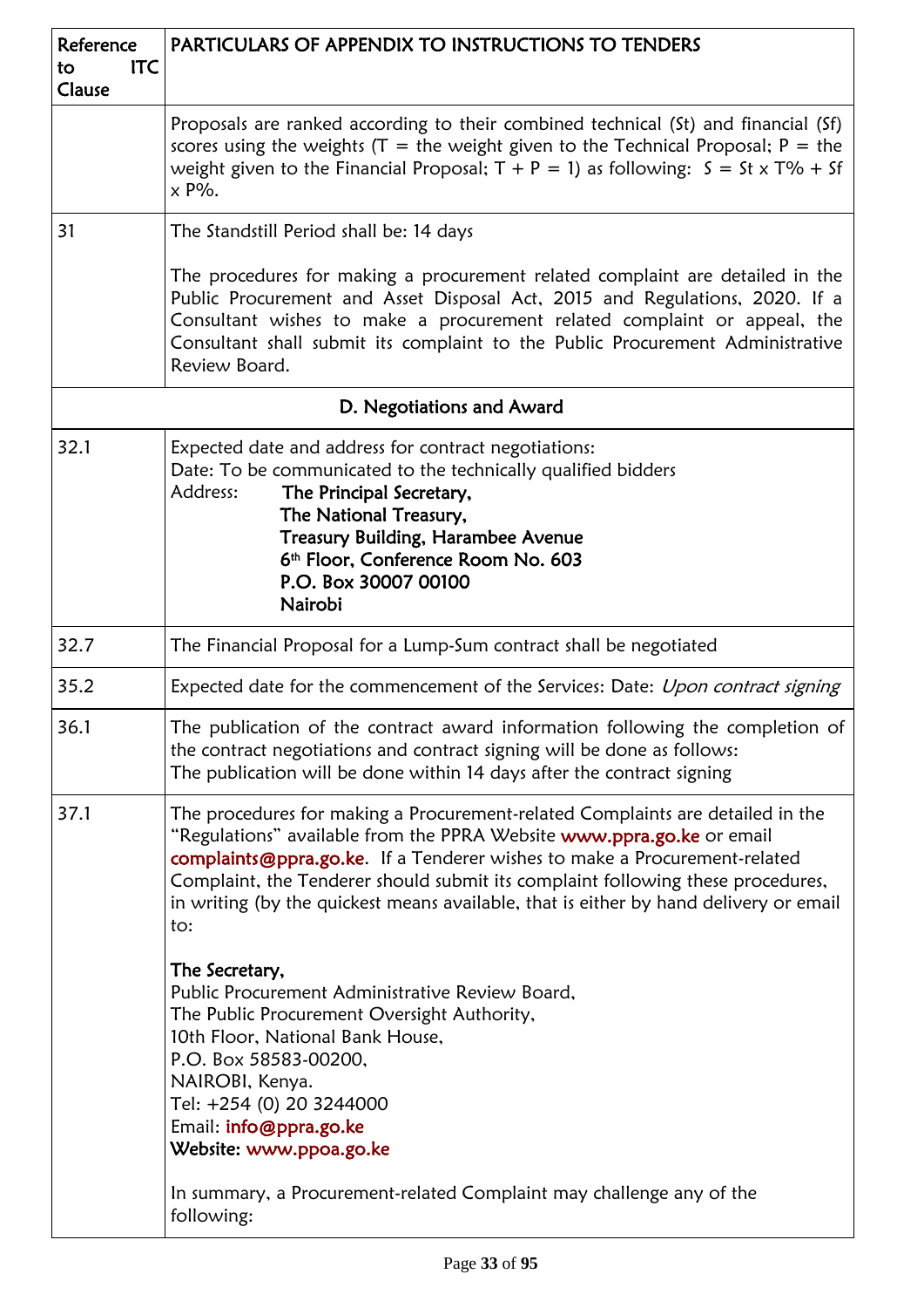| Reference to ITC Clause | PARTICULARS OF APPENDIX TO INSTRUCTIONS TO TENDERS |
|---|---|
| | Proposals are ranked according to their combined technical (St) and financial (Sf) scores using the weights (T = the weight given to the Technical Proposal; P = the weight given to the Financial Proposal; T + P = 1) as following: $S = St \times T\% + Sf \times P\%$. |
| 31 | The Standstill Period shall be: 14 days<br><br>The procedures for making a procurement related complaint are detailed in the Public Procurement and Asset Disposal Act, 2015 and Regulations, 2020. If a Consultant wishes to make a procurement related complaint or appeal, the Consultant shall submit its complaint to the Public Procurement Administrative Review Board. |
| | **D. Negotiations and Award** |
| 32.1 | Expected date and address for contract negotiations:<br>Date: To be communicated to the technically qualified bidders<br>Address: **The Principal Secretary,**<br>**The National Treasury,**<br>**Treasury Building, Harambee Avenue**<br>**6th Floor, Conference Room No. 603**<br>**P.O. Box 30007 00100**<br>**Nairobi** |
| 32.7 | The Financial Proposal for a Lump-Sum contract shall be negotiated |
| 35.2 | Expected date for the commencement of the Services: Date: *Upon contract signing* |
| 36.1 | The publication of the contract award information following the completion of the contract negotiations and contract signing will be done as follows:<br>The publication will be done within 14 days after the contract signing |
| 37.1 | The procedures for making a Procurement-related Complaints are detailed in the "Regulations" available from the PPRA Website www.ppra.go.ke or email complaints@ppra.go.ke. If a Tenderer wishes to make a Procurement-related Complaint, the Tenderer should submit its complaint following these procedures, in writing (by the quickest means available, that is either by hand delivery or email to:<br><br>**The Secretary,**<br>Public Procurement Administrative Review Board,<br>The Public Procurement Oversight Authority,<br>10th Floor, National Bank House,<br>P.O. Box 58583-00200,<br>NAIROBI, Kenya.<br>Tel: +254 (0) 20 3244000<br>Email: info@ppra.go.ke<br>**Website:** www.ppoa.go.ke<br><br>In summary, a Procurement-related Complaint may challenge any of the following: |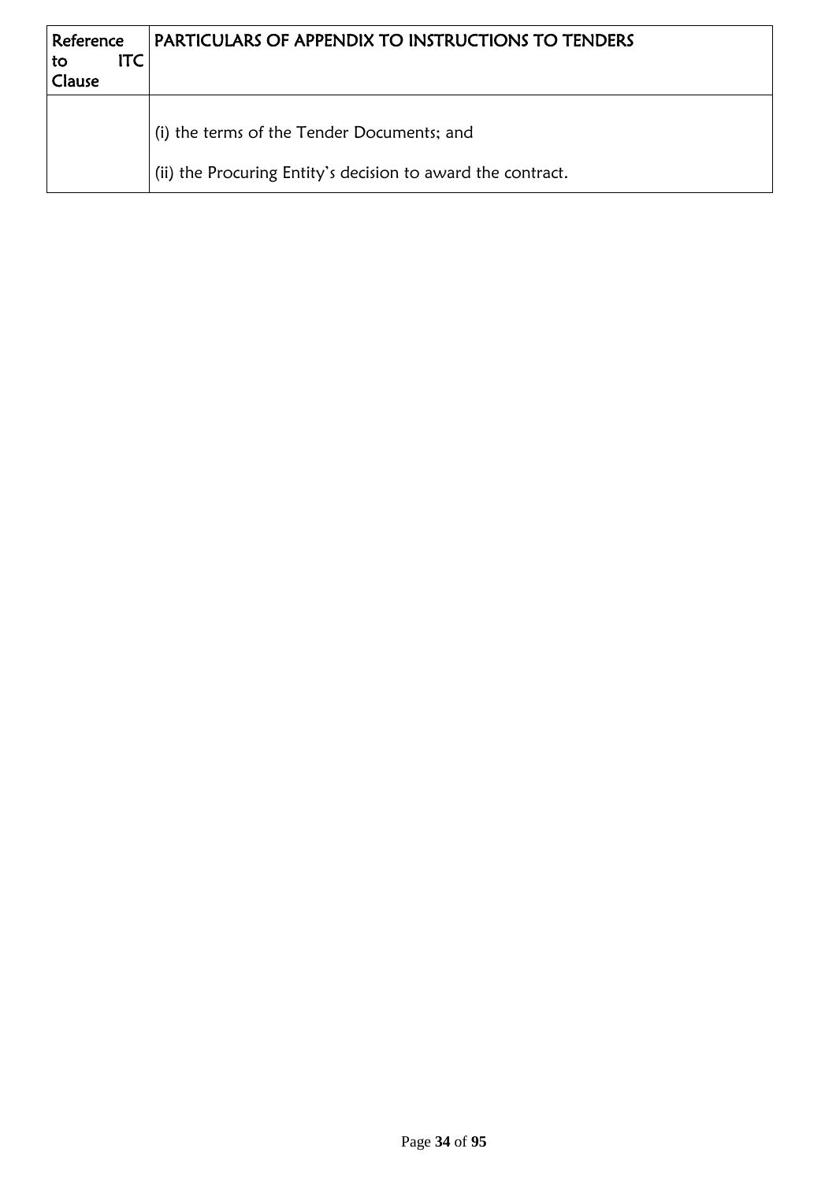| Reference to ITC Clause | PARTICULARS OF APPENDIX TO INSTRUCTIONS TO TENDERS |
| --- | --- |
| | (i) the terms of the Tender Documents; and<br><br>(ii) the Procuring Entity's decision to award the contract. |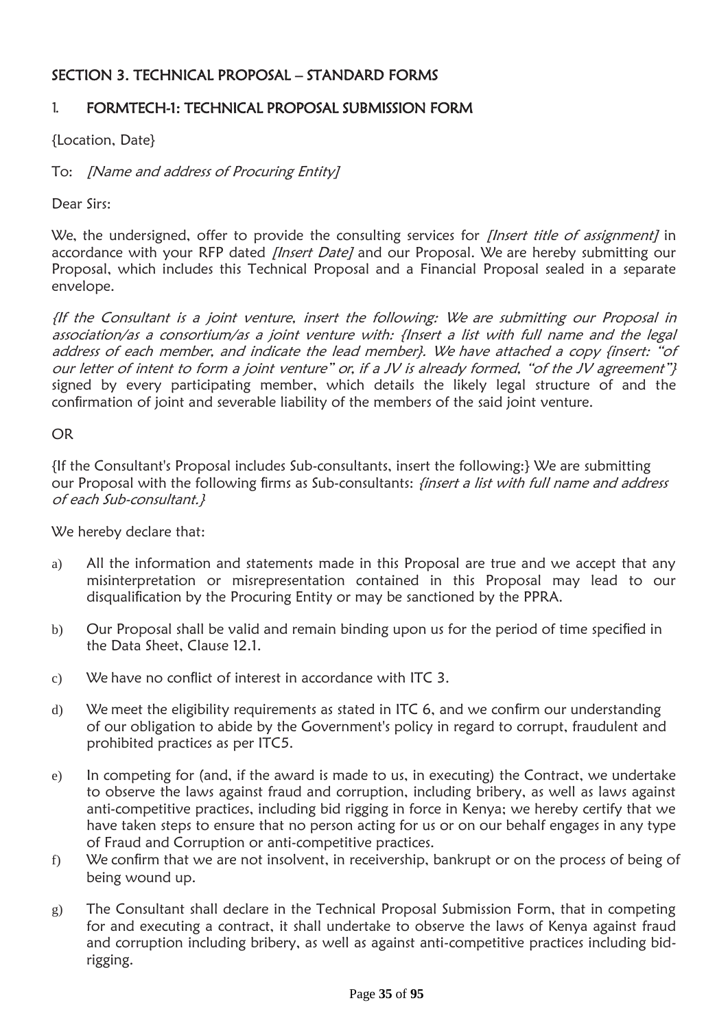## SECTION 3. TECHNICAL PROPOSAL – STANDARD FORMS

### 1. FORMTECH-1: TECHNICAL PROPOSAL SUBMISSION FORM

{Location, Date}

To: *[Name and address of Procuring Entity]*

Dear Sirs:

We, the undersigned, offer to provide the consulting services for *[Insert title of assignment]* in accordance with your RFP dated *[Insert Date]* and our Proposal. We are hereby submitting our Proposal, which includes this Technical Proposal and a Financial Proposal sealed in a separate envelope.

*{If the Consultant is a joint venture, insert the following: We are submitting our Proposal in association/as a consortium/as a joint venture with: {Insert a list with full name and the legal address of each member, and indicate the lead member}. We have attached a copy {insert: "of our letter of intent to form a joint venture" or, if a JV is already formed, "of the JV agreement"}* signed by every participating member, which details the likely legal structure of and the confirmation of joint and severable liability of the members of the said joint venture.

OR

{If the Consultant's Proposal includes Sub-consultants, insert the following:} We are submitting our Proposal with the following firms as Sub-consultants: *{insert a list with full name and address of each Sub-consultant.}*

We hereby declare that:

a) All the information and statements made in this Proposal are true and we accept that any misinterpretation or misrepresentation contained in this Proposal may lead to our disqualification by the Procuring Entity or may be sanctioned by the PPRA.

b) Our Proposal shall be valid and remain binding upon us for the period of time specified in the Data Sheet, Clause 12.1.

c) We have no conflict of interest in accordance with ITC 3.

d) We meet the eligibility requirements as stated in ITC 6, and we confirm our understanding of our obligation to abide by the Government's policy in regard to corrupt, fraudulent and prohibited practices as per ITC5.

e) In competing for (and, if the award is made to us, in executing) the Contract, we undertake to observe the laws against fraud and corruption, including bribery, as well as laws against anti-competitive practices, including bid rigging in force in Kenya; we hereby certify that we have taken steps to ensure that no person acting for us or on our behalf engages in any type of Fraud and Corruption or anti-competitive practices.

f) We confirm that we are not insolvent, in receivership, bankrupt or on the process of being of being wound up.

g) The Consultant shall declare in the Technical Proposal Submission Form, that in competing for and executing a contract, it shall undertake to observe the laws of Kenya against fraud and corruption including bribery, as well as against anti-competitive practices including bid-rigging.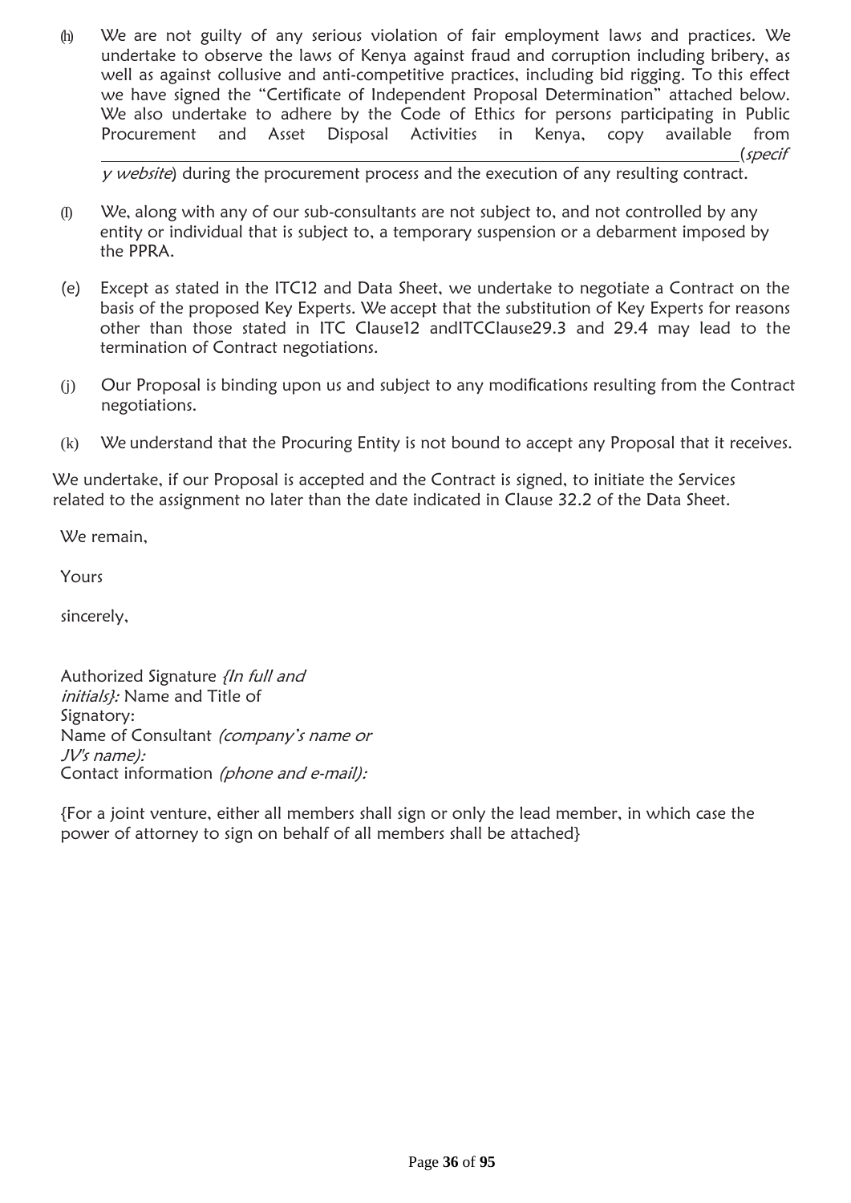(h) We are not guilty of any serious violation of fair employment laws and practices. We undertake to observe the laws of Kenya against fraud and corruption including bribery, as well as against collusive and anti-competitive practices, including bid rigging. To this effect we have signed the "Certificate of Independent Proposal Determination" attached below. We also undertake to adhere by the Code of Ethics for persons participating in Public Procurement and Asset Disposal Activities in Kenya, copy available from \_\_\_\_\_\_\_\_\_\_\_\_\_\_\_\_\_\_\_\_\_\_\_\_\_\_\_\_\_\_\_\_\_\_\_\_\_\_\_\_\_\_\_\_\_\_\_\_\_\_\_\_\_\_\_\_\_\_\_\_\_\_\_\_\_\_\_\_\_\_\_\_ (*specify website*) during the procurement process and the execution of any resulting contract.

(l) We, along with any of our sub-consultants are not subject to, and not controlled by any entity or individual that is subject to, a temporary suspension or a debarment imposed by the PPRA.

(e) Except as stated in the ITC12 and Data Sheet, we undertake to negotiate a Contract on the basis of the proposed Key Experts. We accept that the substitution of Key Experts for reasons other than those stated in ITC Clause12 andITCClause29.3 and 29.4 may lead to the termination of Contract negotiations.

(j) Our Proposal is binding upon us and subject to any modifications resulting from the Contract negotiations.

(k) We understand that the Procuring Entity is not bound to accept any Proposal that it receives.

We undertake, if our Proposal is accepted and the Contract is signed, to initiate the Services related to the assignment no later than the date indicated in Clause 32.2 of the Data Sheet.

We remain,

Yours

sincerely,

Authorized Signature *{In full and initials}:* Name and Title of Signatory:
Name of Consultant *(company's name or JV's name):*
Contact information *(phone and e-mail):*

{For a joint venture, either all members shall sign or only the lead member, in which case the power of attorney to sign on behalf of all members shall be attached}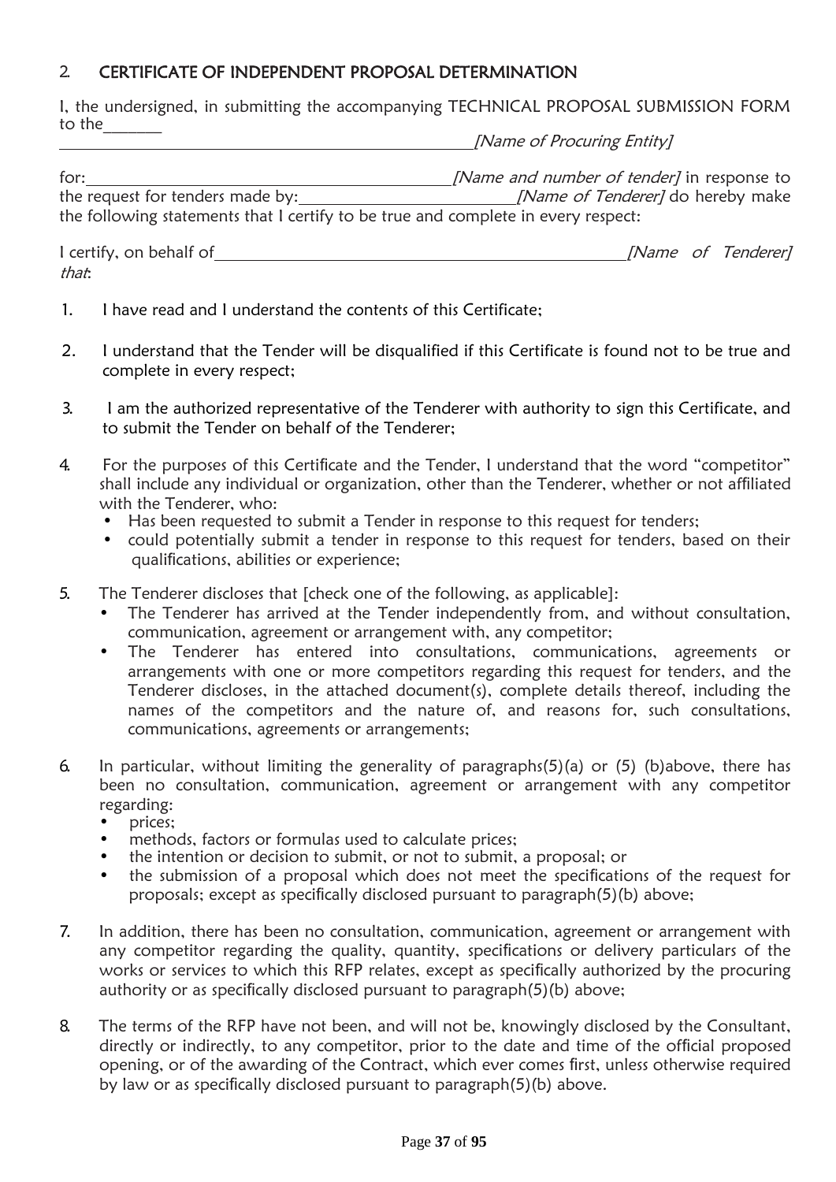## 2. CERTIFICATE OF INDEPENDENT PROPOSAL DETERMINATION

I, the undersigned, in submitting the accompanying TECHNICAL PROPOSAL SUBMISSION FORM to the_______ ________________________________________________*[Name of Procuring Entity]*

for:____________________________________________*[Name and number of tender]* in response to the request for tenders made by:_________________________*[Name of Tenderer]* do hereby make the following statements that I certify to be true and complete in every respect:

I certify, on behalf of__________________________________________________*[Name of Tenderer] that*:

1. I have read and I understand the contents of this Certificate;
2. I understand that the Tender will be disqualified if this Certificate is found not to be true and complete in every respect;
3. I am the authorized representative of the Tenderer with authority to sign this Certificate, and to submit the Tender on behalf of the Tenderer;
4. For the purposes of this Certificate and the Tender, I understand that the word "competitor" shall include any individual or organization, other than the Tenderer, whether or not affiliated with the Tenderer, who:
   - Has been requested to submit a Tender in response to this request for tenders;
   - could potentially submit a tender in response to this request for tenders, based on their qualifications, abilities or experience;
5. The Tenderer discloses that [check one of the following, as applicable]:
   - The Tenderer has arrived at the Tender independently from, and without consultation, communication, agreement or arrangement with, any competitor;
   - The Tenderer has entered into consultations, communications, agreements or arrangements with one or more competitors regarding this request for tenders, and the Tenderer discloses, in the attached document(s), complete details thereof, including the names of the competitors and the nature of, and reasons for, such consultations, communications, agreements or arrangements;
6. In particular, without limiting the generality of paragraphs(5)(a) or (5) (b)above, there has been no consultation, communication, agreement or arrangement with any competitor regarding:
   - prices;
   - methods, factors or formulas used to calculate prices;
   - the intention or decision to submit, or not to submit, a proposal; or
   - the submission of a proposal which does not meet the specifications of the request for proposals; except as specifically disclosed pursuant to paragraph(5)(b) above;
7. In addition, there has been no consultation, communication, agreement or arrangement with any competitor regarding the quality, quantity, specifications or delivery particulars of the works or services to which this RFP relates, except as specifically authorized by the procuring authority or as specifically disclosed pursuant to paragraph(5)(b) above;
8. The terms of the RFP have not been, and will not be, knowingly disclosed by the Consultant, directly or indirectly, to any competitor, prior to the date and time of the official proposed opening, or of the awarding of the Contract, which ever comes first, unless otherwise required by law or as specifically disclosed pursuant to paragraph(5)(b) above.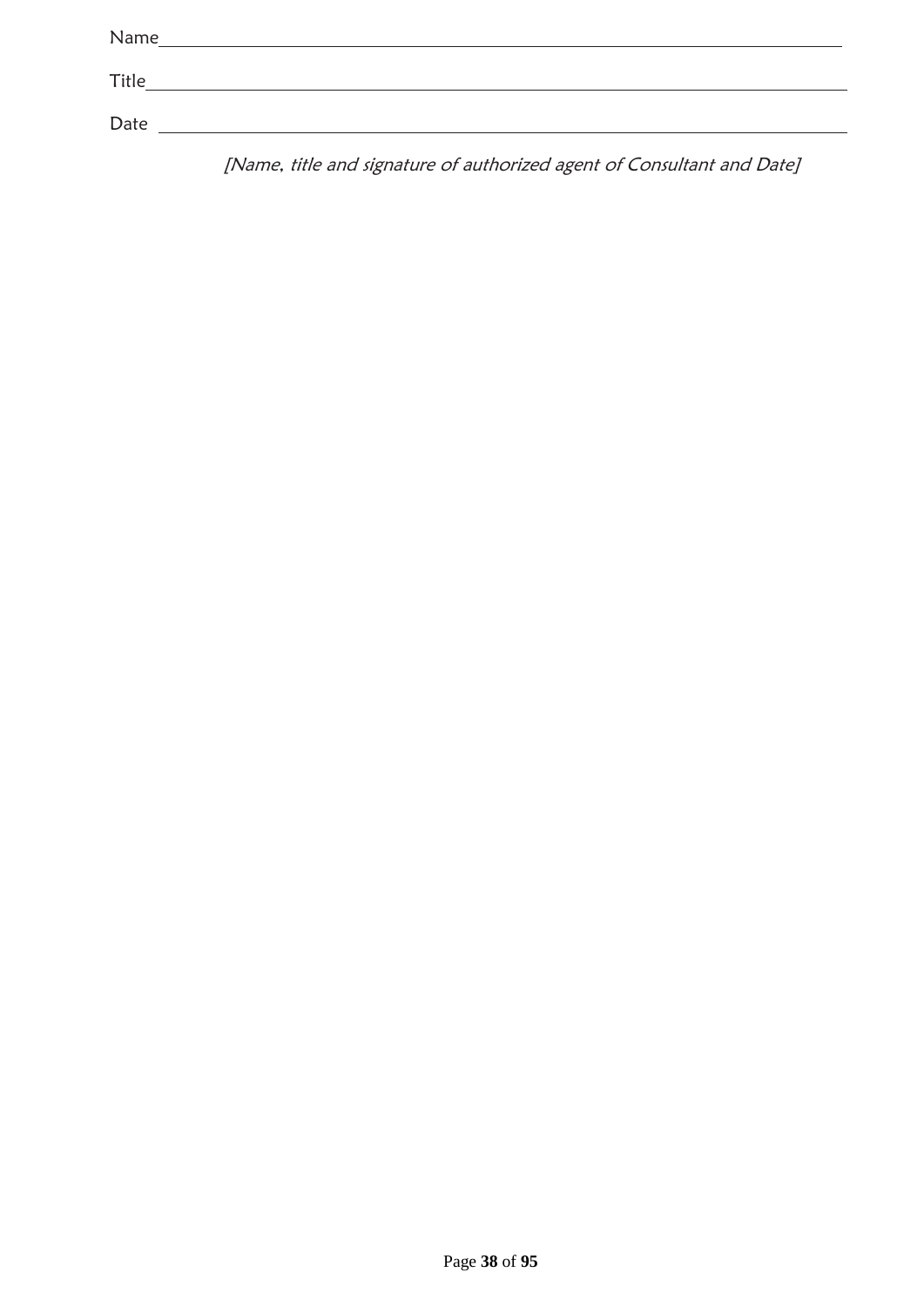Name\_\_\_\_\_\_\_\_\_\_\_\_\_\_\_\_\_\_\_\_\_\_\_\_\_\_\_\_\_\_\_\_\_\_\_\_\_\_\_\_\_\_\_\_\_\_\_\_\_\_\_\_\_\_\_\_\_\_\_\_\_\_\_\_\_\_

Title\_\_\_\_\_\_\_\_\_\_\_\_\_\_\_\_\_\_\_\_\_\_\_\_\_\_\_\_\_\_\_\_\_\_\_\_\_\_\_\_\_\_\_\_\_\_\_\_\_\_\_\_\_\_\_\_\_\_\_\_\_\_\_\_\_\_\_

Date \_\_\_\_\_\_\_\_\_\_\_\_\_\_\_\_\_\_\_\_\_\_\_\_\_\_\_\_\_\_\_\_\_\_\_\_\_\_\_\_\_\_\_\_\_\_\_\_\_\_\_\_\_\_\_\_\_\_\_\_\_\_\_\_\_\_

*[Name, title and signature of authorized agent of Consultant and Date]*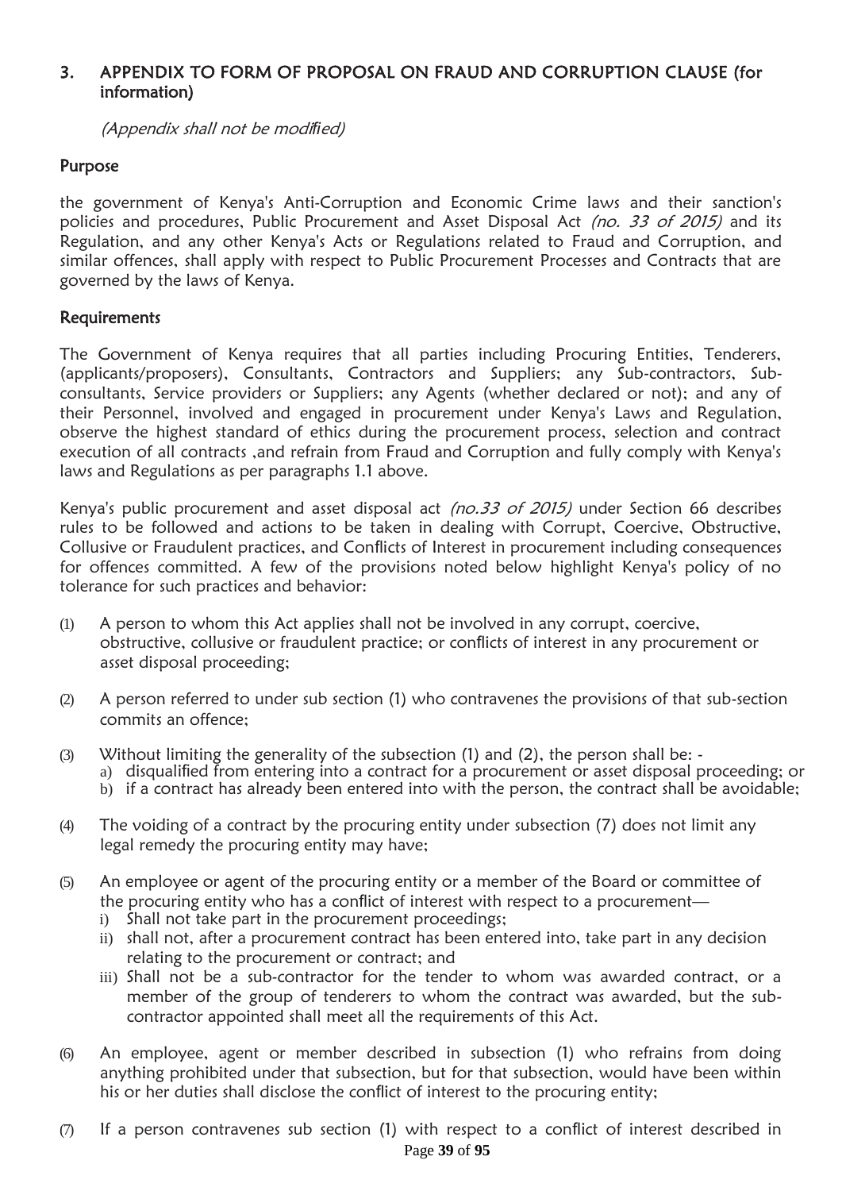## 3. APPENDIX TO FORM OF PROPOSAL ON FRAUD AND CORRUPTION CLAUSE (for information)

*(Appendix shall not be modified)*

### Purpose

the government of Kenya's Anti-Corruption and Economic Crime laws and their sanction's policies and procedures, Public Procurement and Asset Disposal Act *(no. 33 of 2015)* and its Regulation, and any other Kenya's Acts or Regulations related to Fraud and Corruption, and similar offences, shall apply with respect to Public Procurement Processes and Contracts that are governed by the laws of Kenya.

### Requirements

The Government of Kenya requires that all parties including Procuring Entities, Tenderers, (applicants/proposers), Consultants, Contractors and Suppliers; any Sub-contractors, Sub-consultants, Service providers or Suppliers; any Agents (whether declared or not); and any of their Personnel, involved and engaged in procurement under Kenya's Laws and Regulation, observe the highest standard of ethics during the procurement process, selection and contract execution of all contracts ,and refrain from Fraud and Corruption and fully comply with Kenya's laws and Regulations as per paragraphs 1.1 above.

Kenya's public procurement and asset disposal act *(no.33 of 2015)* under Section 66 describes rules to be followed and actions to be taken in dealing with Corrupt, Coercive, Obstructive, Collusive or Fraudulent practices, and Conflicts of Interest in procurement including consequences for offences committed. A few of the provisions noted below highlight Kenya's policy of no tolerance for such practices and behavior:

(1) A person to whom this Act applies shall not be involved in any corrupt, coercive, obstructive, collusive or fraudulent practice; or conflicts of interest in any procurement or asset disposal proceeding;

(2) A person referred to under sub section (1) who contravenes the provisions of that sub-section commits an offence;

(3) Without limiting the generality of the subsection (1) and (2), the person shall be: -
   a) disqualified from entering into a contract for a procurement or asset disposal proceeding; or
   b) if a contract has already been entered into with the person, the contract shall be avoidable;

(4) The voiding of a contract by the procuring entity under subsection (7) does not limit any legal remedy the procuring entity may have;

(5) An employee or agent of the procuring entity or a member of the Board or committee of the procuring entity who has a conflict of interest with respect to a procurement—
   i) Shall not take part in the procurement proceedings;
   ii) shall not, after a procurement contract has been entered into, take part in any decision relating to the procurement or contract; and
   iii) Shall not be a sub-contractor for the tender to whom was awarded contract, or a member of the group of tenderers to whom the contract was awarded, but the sub-contractor appointed shall meet all the requirements of this Act.

(6) An employee, agent or member described in subsection (1) who refrains from doing anything prohibited under that subsection, but for that subsection, would have been within his or her duties shall disclose the conflict of interest to the procuring entity;

(7) If a person contravenes sub section (1) with respect to a conflict of interest described in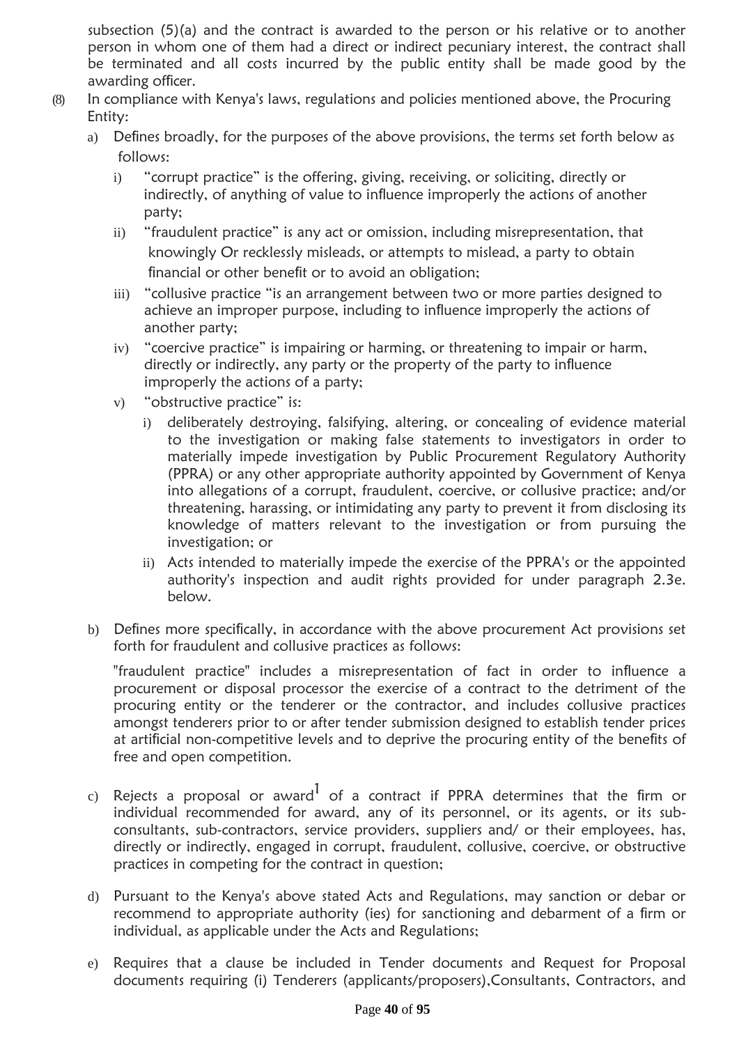subsection (5)(a) and the contract is awarded to the person or his relative or to another person in whom one of them had a direct or indirect pecuniary interest, the contract shall be terminated and all costs incurred by the public entity shall be made good by the awarding officer.

(8) In compliance with Kenya's laws, regulations and policies mentioned above, the Procuring Entity:

a) Defines broadly, for the purposes of the above provisions, the terms set forth below as follows:

   i) "corrupt practice" is the offering, giving, receiving, or soliciting, directly or indirectly, of anything of value to influence improperly the actions of another party;

   ii) "fraudulent practice" is any act or omission, including misrepresentation, that knowingly Or recklessly misleads, or attempts to mislead, a party to obtain financial or other benefit or to avoid an obligation;

   iii) "collusive practice "is an arrangement between two or more parties designed to achieve an improper purpose, including to influence improperly the actions of another party;

   iv) "coercive practice" is impairing or harming, or threatening to impair or harm, directly or indirectly, any party or the property of the party to influence improperly the actions of a party;

   v) "obstructive practice" is:

      i) deliberately destroying, falsifying, altering, or concealing of evidence material to the investigation or making false statements to investigators in order to materially impede investigation by Public Procurement Regulatory Authority (PPRA) or any other appropriate authority appointed by Government of Kenya into allegations of a corrupt, fraudulent, coercive, or collusive practice; and/or threatening, harassing, or intimidating any party to prevent it from disclosing its knowledge of matters relevant to the investigation or from pursuing the investigation; or

      ii) Acts intended to materially impede the exercise of the PPRA's or the appointed authority's inspection and audit rights provided for under paragraph 2.3e. below.

b) Defines more specifically, in accordance with the above procurement Act provisions set forth for fraudulent and collusive practices as follows:

   "fraudulent practice" includes a misrepresentation of fact in order to influence a procurement or disposal processor the exercise of a contract to the detriment of the procuring entity or the tenderer or the contractor, and includes collusive practices amongst tenderers prior to or after tender submission designed to establish tender prices at artificial non-competitive levels and to deprive the procuring entity of the benefits of free and open competition.

c) Rejects a proposal or award[1] of a contract if PPRA determines that the firm or individual recommended for award, any of its personnel, or its agents, or its sub-consultants, sub-contractors, service providers, suppliers and/ or their employees, has, directly or indirectly, engaged in corrupt, fraudulent, collusive, coercive, or obstructive practices in competing for the contract in question;

d) Pursuant to the Kenya's above stated Acts and Regulations, may sanction or debar or recommend to appropriate authority (ies) for sanctioning and debarment of a firm or individual, as applicable under the Acts and Regulations;

e) Requires that a clause be included in Tender documents and Request for Proposal documents requiring (i) Tenderers (applicants/proposers),Consultants, Contractors, and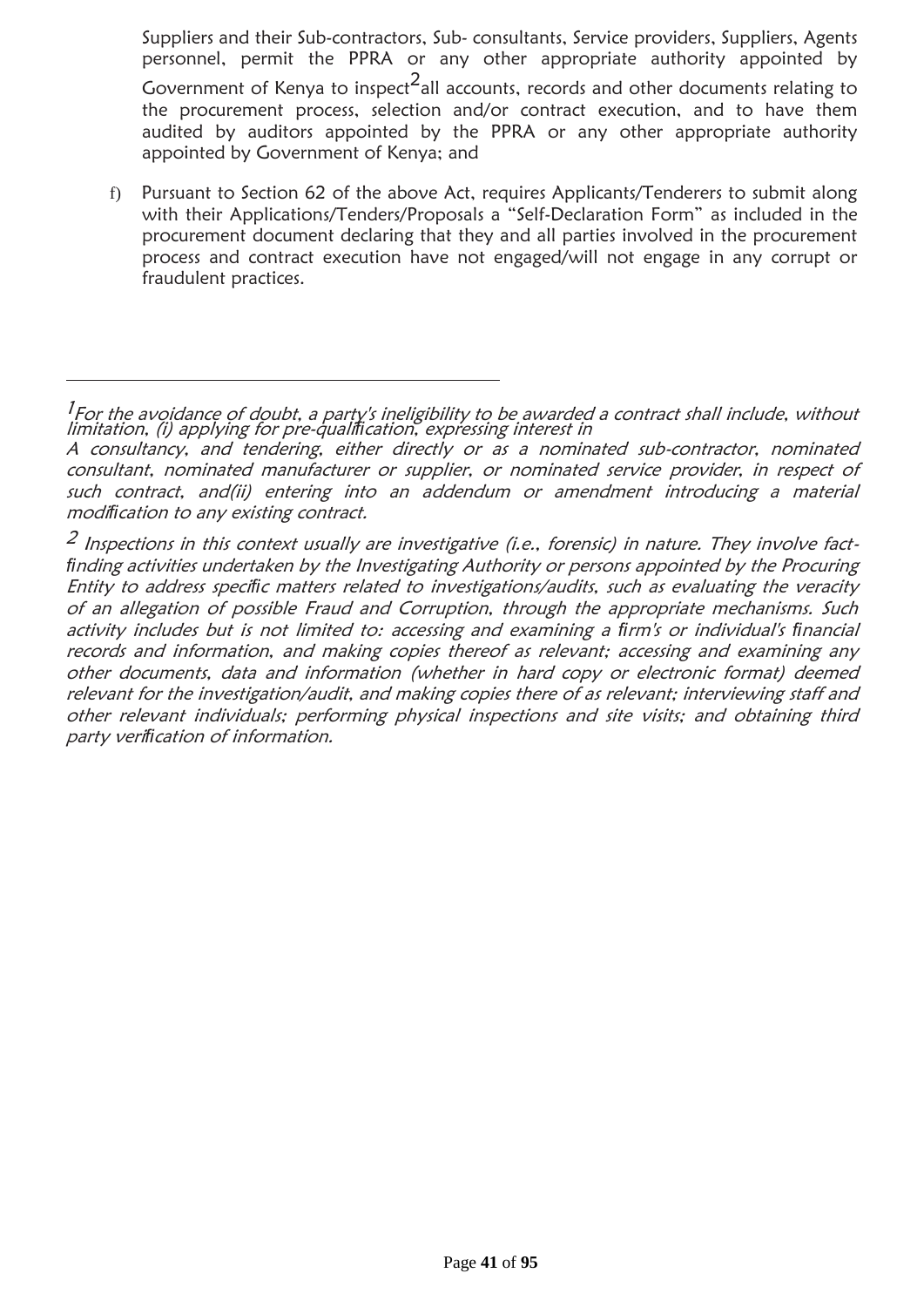Suppliers and their Sub-contractors, Sub- consultants, Service providers, Suppliers, Agents personnel, permit the PPRA or any other appropriate authority appointed by Government of Kenya to inspect[2] all accounts, records and other documents relating to the procurement process, selection and/or contract execution, and to have them audited by auditors appointed by the PPRA or any other appropriate authority appointed by Government of Kenya; and

f) Pursuant to Section 62 of the above Act, requires Applicants/Tenderers to submit along with their Applications/Tenders/Proposals a "Self-Declaration Form" as included in the procurement document declaring that they and all parties involved in the procurement process and contract execution have not engaged/will not engage in any corrupt or fraudulent practices.

---

*[1] For the avoidance of doubt, a party's ineligibility to be awarded a contract shall include, without limitation, (i) applying for pre-qualification, expressing interest in A consultancy, and tendering, either directly or as a nominated sub-contractor, nominated consultant, nominated manufacturer or supplier, or nominated service provider, in respect of such contract, and(ii) entering into an addendum or amendment introducing a material modification to any existing contract.*

*[2] Inspections in this context usually are investigative (i.e., forensic) in nature. They involve fact-finding activities undertaken by the Investigating Authority or persons appointed by the Procuring Entity to address specific matters related to investigations/audits, such as evaluating the veracity of an allegation of possible Fraud and Corruption, through the appropriate mechanisms. Such activity includes but is not limited to: accessing and examining a firm's or individual's financial records and information, and making copies thereof as relevant; accessing and examining any other documents, data and information (whether in hard copy or electronic format) deemed relevant for the investigation/audit, and making copies there of as relevant; interviewing staff and other relevant individuals; performing physical inspections and site visits; and obtaining third party verification of information.*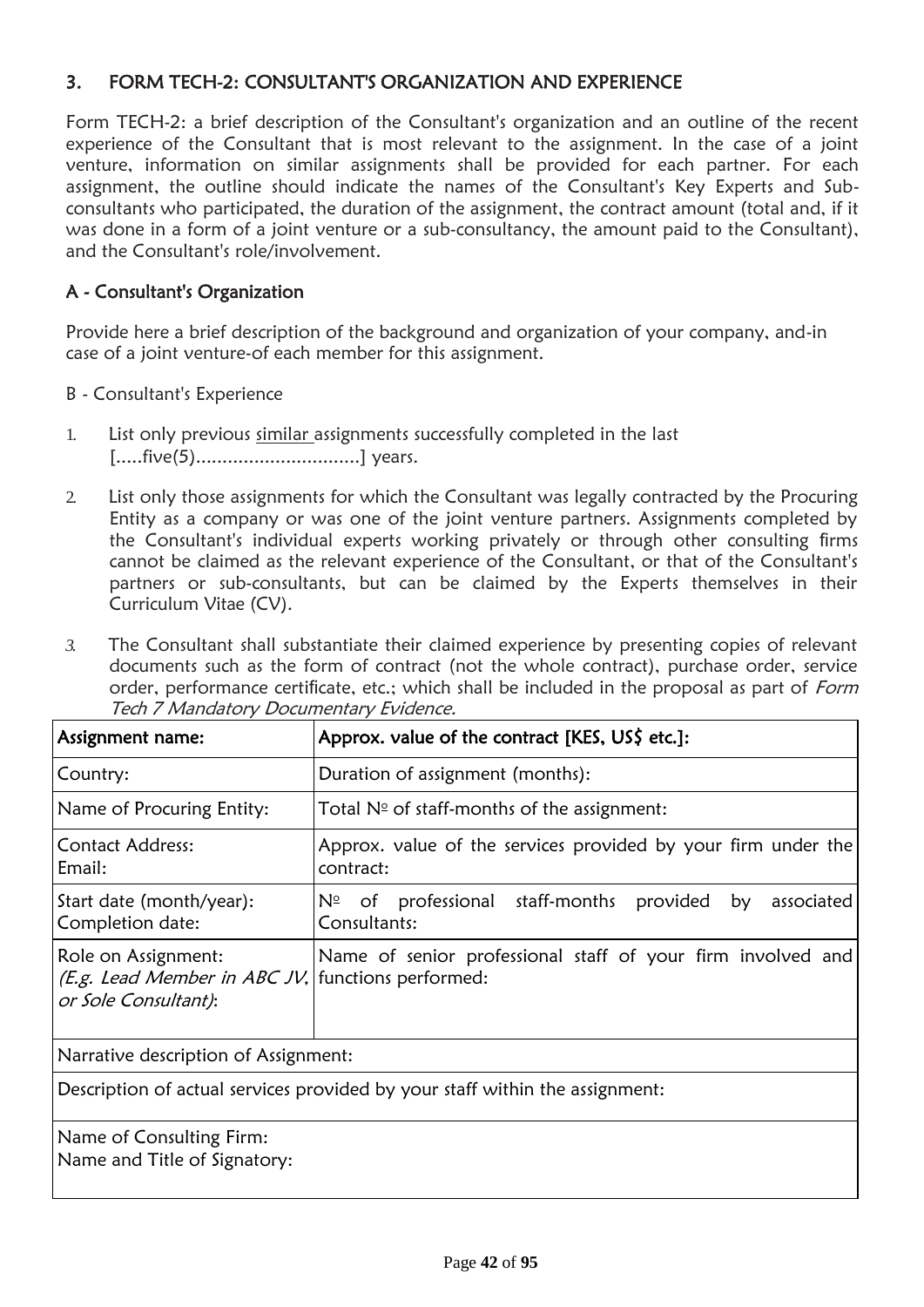## 3. FORM TECH-2: CONSULTANT'S ORGANIZATION AND EXPERIENCE

Form TECH-2: a brief description of the Consultant's organization and an outline of the recent experience of the Consultant that is most relevant to the assignment. In the case of a joint venture, information on similar assignments shall be provided for each partner. For each assignment, the outline should indicate the names of the Consultant's Key Experts and Sub-consultants who participated, the duration of the assignment, the contract amount (total and, if it was done in a form of a joint venture or a sub-consultancy, the amount paid to the Consultant), and the Consultant's role/involvement.

### A - Consultant's Organization

Provide here a brief description of the background and organization of your company, and-in case of a joint venture-of each member for this assignment.

B - Consultant's Experience

1. List only previous similar assignments successfully completed in the last [.....five(5)...............................] years.

2. List only those assignments for which the Consultant was legally contracted by the Procuring Entity as a company or was one of the joint venture partners. Assignments completed by the Consultant's individual experts working privately or through other consulting firms cannot be claimed as the relevant experience of the Consultant, or that of the Consultant's partners or sub-consultants, but can be claimed by the Experts themselves in their Curriculum Vitae (CV).

3. The Consultant shall substantiate their claimed experience by presenting copies of relevant documents such as the form of contract (not the whole contract), purchase order, service order, performance certificate, etc.; which shall be included in the proposal as part of *Form Tech 7 Mandatory Documentary Evidence.*

| Assignment name: | Approx. value of the contract [KES, US$ etc.]: |
|---|---|
| Country: | Duration of assignment (months): |
| Name of Procuring Entity: | Total N° of staff-months of the assignment: |
| Contact Address:<br>Email: | Approx. value of the services provided by your firm under the contract: |
| Start date (month/year):<br>Completion date: | N° of professional staff-months provided by associated Consultants: |
| Role on Assignment:<br>*(E.g. Lead Member in ABC JV, or Sole Consultant)*: | Name of senior professional staff of your firm involved and functions performed: |
| Narrative description of Assignment: | |
| Description of actual services provided by your staff within the assignment: | |
| Name of Consulting Firm:<br>Name and Title of Signatory: | |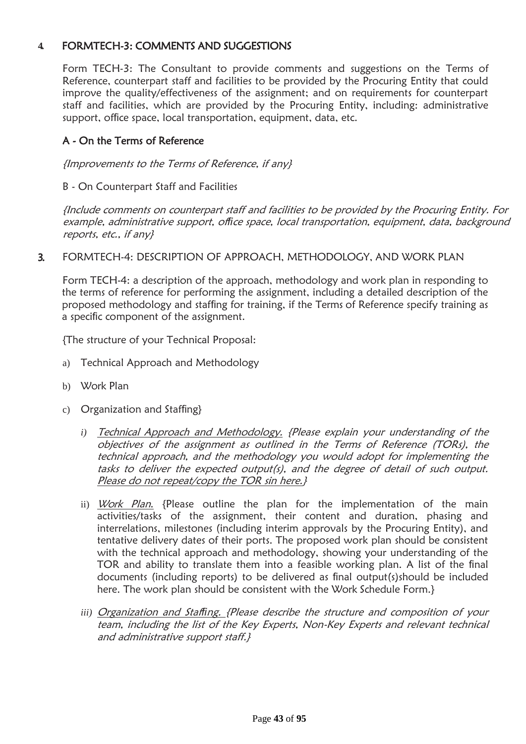## 4. FORMTECH-3: COMMENTS AND SUGGESTIONS

Form TECH-3: The Consultant to provide comments and suggestions on the Terms of Reference, counterpart staff and facilities to be provided by the Procuring Entity that could improve the quality/effectiveness of the assignment; and on requirements for counterpart staff and facilities, which are provided by the Procuring Entity, including: administrative support, office space, local transportation, equipment, data, etc.

### A - On the Terms of Reference

*{Improvements to the Terms of Reference, if any}*

B - On Counterpart Staff and Facilities

*{Include comments on counterpart staff and facilities to be provided by the Procuring Entity. For example, administrative support, office space, local transportation, equipment, data, background reports, etc., if any}*

## 3. FORMTECH-4: DESCRIPTION OF APPROACH, METHODOLOGY, AND WORK PLAN

Form TECH-4: a description of the approach, methodology and work plan in responding to the terms of reference for performing the assignment, including a detailed description of the proposed methodology and staffing for training, if the Terms of Reference specify training as a specific component of the assignment.

{The structure of your Technical Proposal:

a) Technical Approach and Methodology

b) Work Plan

c) Organization and Staffing}

i) *Technical Approach and Methodology. {Please explain your understanding of the objectives of the assignment as outlined in the Terms of Reference (TORs), the technical approach, and the methodology you would adopt for implementing the tasks to deliver the expected output(s), and the degree of detail of such output. Please do not repeat/copy the TOR sin here.}*

ii) *Work Plan.* {Please outline the plan for the implementation of the main activities/tasks of the assignment, their content and duration, phasing and interrelations, milestones (including interim approvals by the Procuring Entity), and tentative delivery dates of their ports. The proposed work plan should be consistent with the technical approach and methodology, showing your understanding of the TOR and ability to translate them into a feasible working plan. A list of the final documents (including reports) to be delivered as final output(s)should be included here. The work plan should be consistent with the Work Schedule Form.}

iii) *Organization and Staffing. {Please describe the structure and composition of your team, including the list of the Key Experts, Non-Key Experts and relevant technical and administrative support staff.}*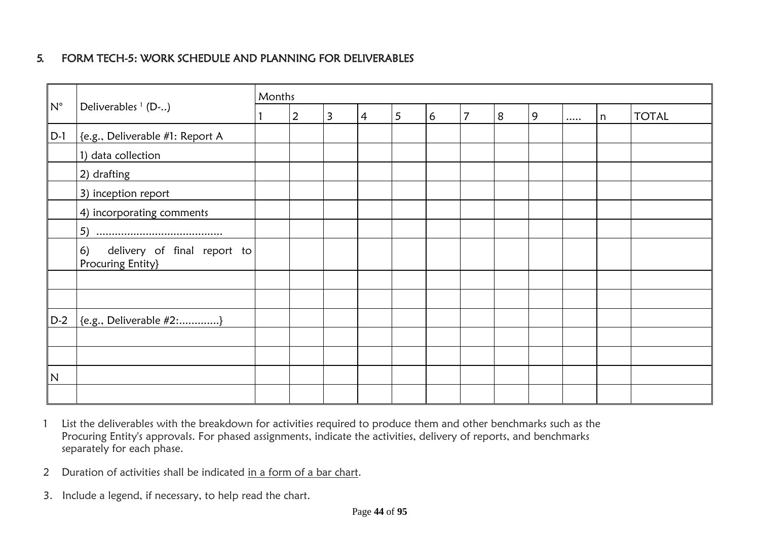## 5. FORM TECH-5: WORK SCHEDULE AND PLANNING FOR DELIVERABLES

| N° | Deliverables [1] (D-..) | Months | | | | | | | | | | | |
|---|---|---|---|---|---|---|---|---|---|---|---|---|---|
| | | 1 | 2 | 3 | 4 | 5 | 6 | 7 | 8 | 9 | ..... | n | TOTAL |
| D-1 | {e.g., Deliverable #1: Report A | | | | | | | | | | | | |
| | 1) data collection | | | | | | | | | | | | |
| | 2) drafting | | | | | | | | | | | | |
| | 3) inception report | | | | | | | | | | | | |
| | 4) incorporating comments | | | | | | | | | | | | |
| | 5) ......................................... | | | | | | | | | | | | |
| | 6) delivery of final report to Procuring Entity} | | | | | | | | | | | | |
| | | | | | | | | | | | | | |
| | | | | | | | | | | | | | |
| D-2 | {e.g., Deliverable #2:.............} | | | | | | | | | | | | |
| | | | | | | | | | | | | | |
| | | | | | | | | | | | | | |
| N | | | | | | | | | | | | | |
| | | | | | | | | | | | | | |

1 List the deliverables with the breakdown for activities required to produce them and other benchmarks such as the Procuring Entity's approvals. For phased assignments, indicate the activities, delivery of reports, and benchmarks separately for each phase.

2 Duration of activities shall be indicated <u>in a form of a bar chart</u>.

3. Include a legend, if necessary, to help read the chart.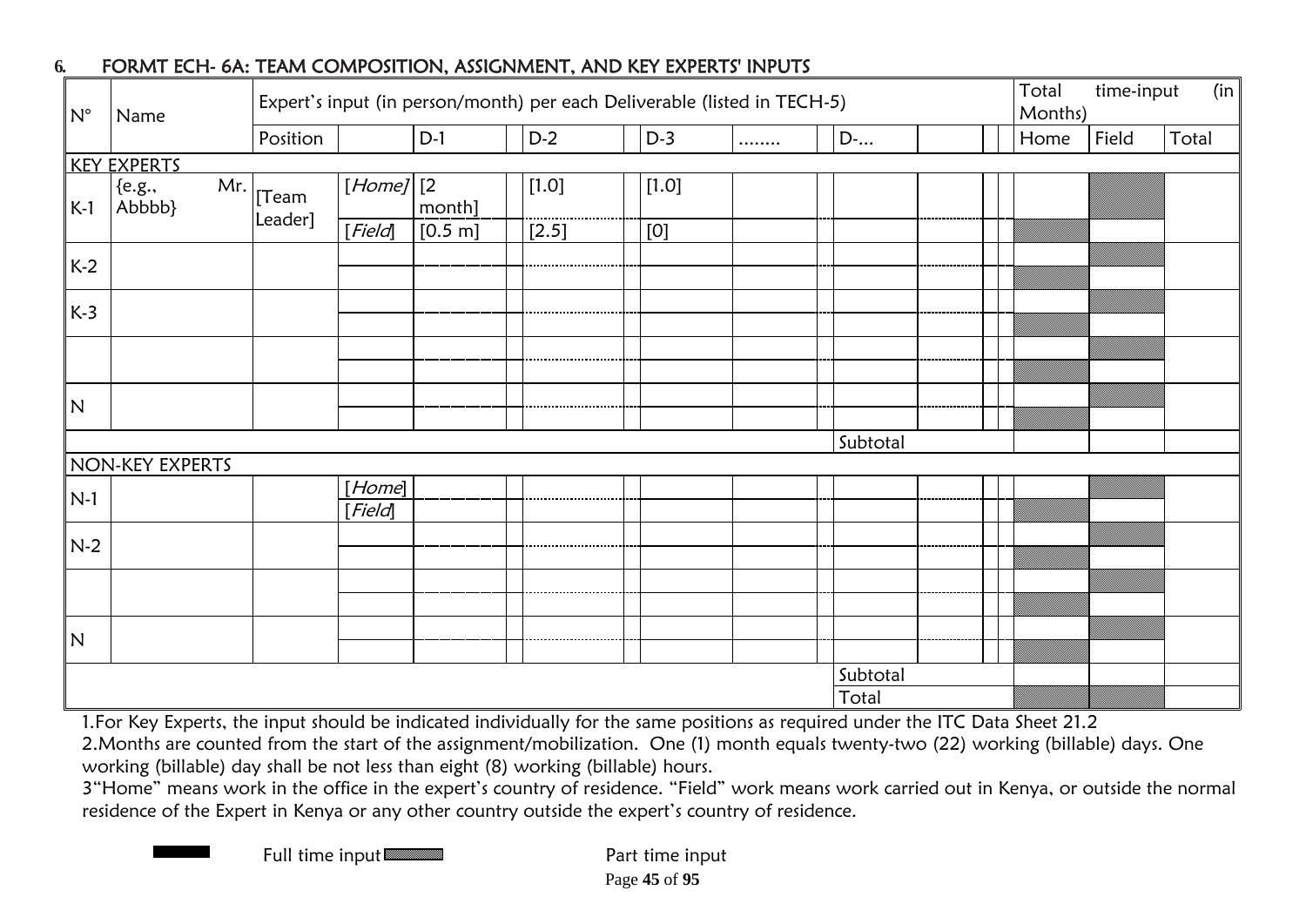## 6. FORMT ECH- 6A: TEAM COMPOSITION, ASSIGNMENT, AND KEY EXPERTS' INPUTS

| N° | Name | Expert's input (in person/month) per each Deliverable (listed in TECH-5) | | | | | | | Total time-input (in Months) | | |
|---|---|---|---|---|---|---|---|---|---|---|---|
| | | Position | | D-1 | D-2 | D-3 | ........ | D-... | Home | Field | Total |
| KEY EXPERTS | | | | | | | | | | | |
| K-1 | {e.g., Mr. Abbbb} | [Team Leader] | [*Home*] | [2 month] | [1.0] | [1.0] | | | | | |
| | | | [*Field*] | [0.5 m] | [2.5] | [0] | | | | | |
| K-2 | | | | | | | | | | | |
| | | | | | | | | | | | |
| K-3 | | | | | | | | | | | |
| | | | | | | | | | | | |
| | | | | | | | | | | | |
| | | | | | | | | | | | |
| N | | | | | | | | | | | |
| | | | | | | | | | | | |
| | | | | | | | | Subtotal | | | |
| NON-KEY EXPERTS | | | | | | | | | | | |
| N-1 | | | [*Home*] | | | | | | | | |
| | | | [*Field*] | | | | | | | | |
| N-2 | | | | | | | | | | | |
| | | | | | | | | | | | |
| | | | | | | | | | | | |
| | | | | | | | | | | | |
| N | | | | | | | | | | | |
| | | | | | | | | | | | |
| | | | | | | | | Subtotal | | | |
| | | | | | | | | Total | | | |

1.For Key Experts, the input should be indicated individually for the same positions as required under the ITC Data Sheet 21.2

2.Months are counted from the start of the assignment/mobilization. One (1) month equals twenty-two (22) working (billable) days. One working (billable) day shall be not less than eight (8) working (billable) hours.

3"Home" means work in the office in the expert's country of residence. "Field" work means work carried out in Kenya, or outside the normal residence of the Expert in Kenya or any other country outside the expert's country of residence.

Full time input Part time input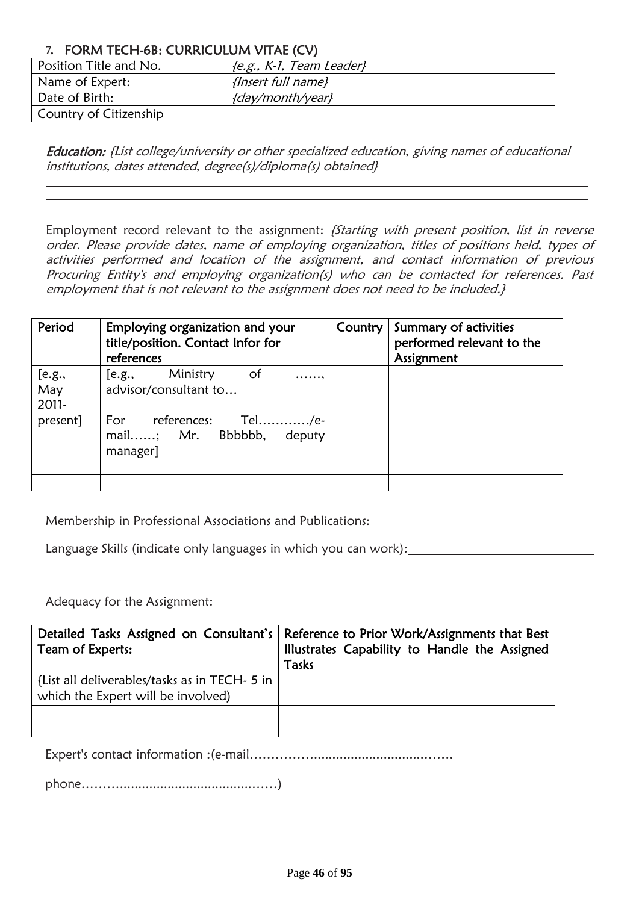## 7. FORM TECH-6B: CURRICULUM VITAE (CV)

| | |
|---|---|
| Position Title and No. | *{e.g., K-1, Team Leader}* |
| Name of Expert: | *{Insert full name}* |
| Date of Birth: | *{day/month/year}* |
| Country of Citizenship | |

***Education:*** *{List college/university or other specialized education, giving names of educational institutions, dates attended, degree(s)/diploma(s) obtained}*

Employment record relevant to the assignment: *{Starting with present position, list in reverse order. Please provide dates, name of employing organization, titles of positions held, types of activities performed and location of the assignment, and contact information of previous Procuring Entity's and employing organization(s) who can be contacted for references. Past employment that is not relevant to the assignment does not need to be included.}*

| Period | Employing organization and your title/position. Contact Infor for references | Country | Summary of activities performed relevant to the Assignment |
|---|---|---|---|
| [e.g., May 2011- present] | [e.g., Ministry of ……, advisor/consultant to…<br><br>For references: Tel…………/e-mail……; Mr. Bbbbbb, deputy manager] | | |
| | | | |
| | | | |

Membership in Professional Associations and Publications:

Language Skills (indicate only languages in which you can work):

Adequacy for the Assignment:

| Detailed Tasks Assigned on Consultant's Team of Experts: | Reference to Prior Work/Assignments that Best Illustrates Capability to Handle the Assigned Tasks |
|---|---|
| {List all deliverables/tasks as in TECH- 5 in which the Expert will be involved) | |
| | |
| | |

Expert's contact information :(e-mail…………….................................…….

phone……….........................................……)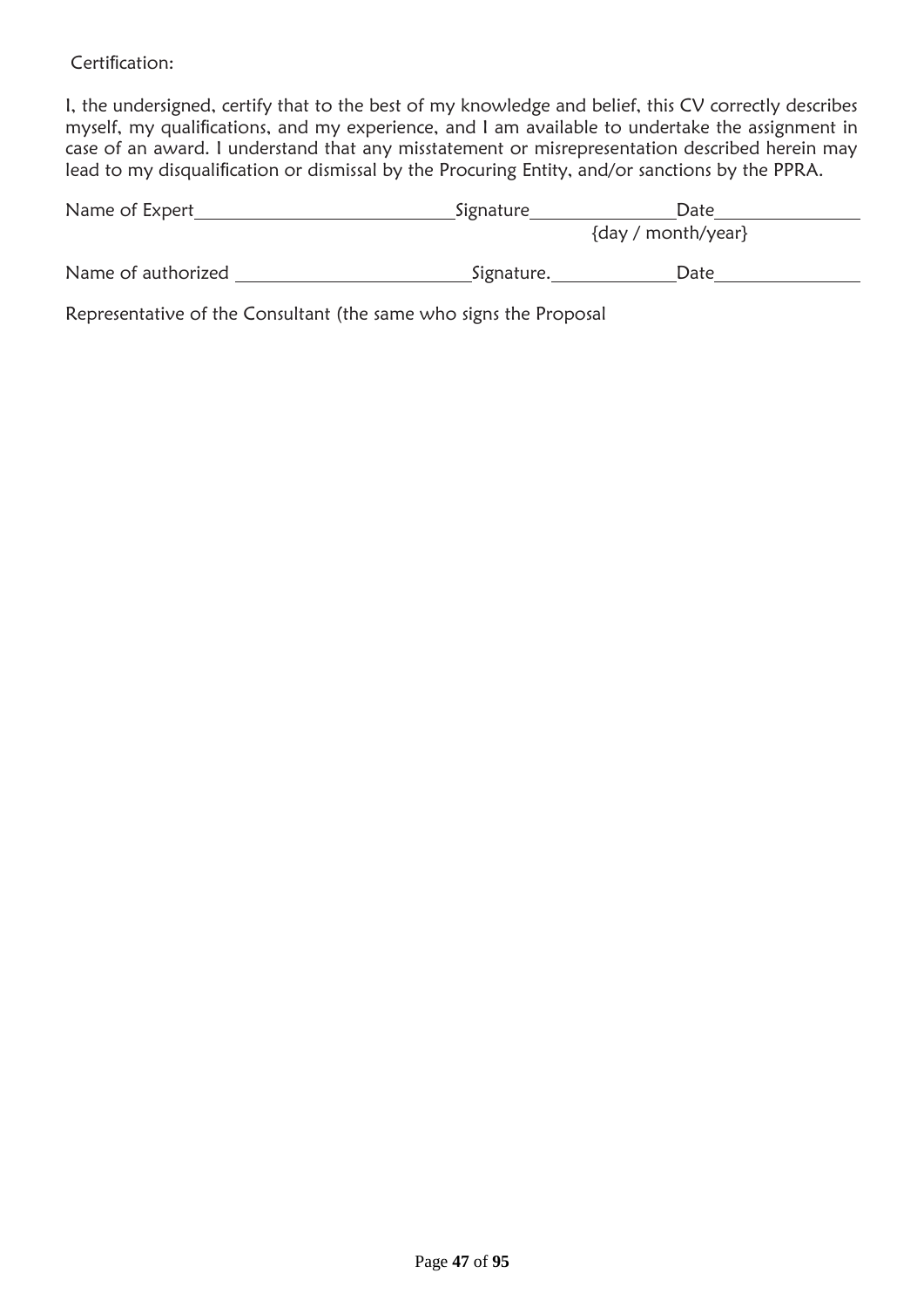Certification:

I, the undersigned, certify that to the best of my knowledge and belief, this CV correctly describes myself, my qualifications, and my experience, and I am available to undertake the assignment in case of an award. I understand that any misstatement or misrepresentation described herein may lead to my disqualification or dismissal by the Procuring Entity, and/or sanctions by the PPRA.

Name of Expert\_\_\_\_\_\_\_\_\_\_\_\_\_\_\_\_\_\_\_\_\_\_\_\_\_\_\_\_Signature\_\_\_\_\_\_\_\_\_\_\_\_\_\_\_\_Date\_\_\_\_\_\_\_\_\_\_\_\_\_\_\_\_

{day / month/year}

Name of authorized \_\_\_\_\_\_\_\_\_\_\_\_\_\_\_\_\_\_\_\_\_\_\_\_\_\_Signature.\_\_\_\_\_\_\_\_\_\_\_\_\_\_Date\_\_\_\_\_\_\_\_\_\_\_\_\_\_\_\_

Representative of the Consultant (the same who signs the Proposal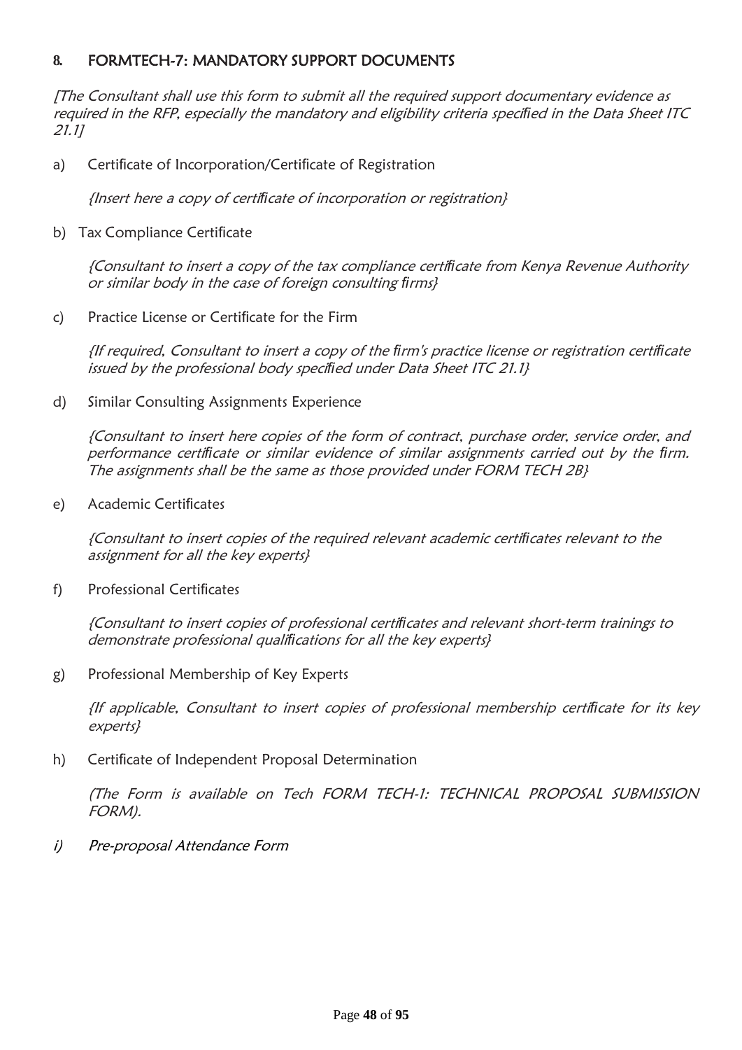## 8. FORMTECH-7: MANDATORY SUPPORT DOCUMENTS

*[The Consultant shall use this form to submit all the required support documentary evidence as required in the RFP, especially the mandatory and eligibility criteria specified in the Data Sheet ITC 21.1]*

a) Certificate of Incorporation/Certificate of Registration

*{Insert here a copy of certificate of incorporation or registration}*

b) Tax Compliance Certificate

*{Consultant to insert a copy of the tax compliance certificate from Kenya Revenue Authority or similar body in the case of foreign consulting firms}*

c) Practice License or Certificate for the Firm

*{If required, Consultant to insert a copy of the firm's practice license or registration certificate issued by the professional body specified under Data Sheet ITC 21.1}*

d) Similar Consulting Assignments Experience

*{Consultant to insert here copies of the form of contract, purchase order, service order, and performance certificate or similar evidence of similar assignments carried out by the firm. The assignments shall be the same as those provided under FORM TECH 2B}*

e) Academic Certificates

*{Consultant to insert copies of the required relevant academic certificates relevant to the assignment for all the key experts}*

f) Professional Certificates

*{Consultant to insert copies of professional certificates and relevant short-term trainings to demonstrate professional qualifications for all the key experts}*

g) Professional Membership of Key Experts

*{If applicable, Consultant to insert copies of professional membership certificate for its key experts}*

h) Certificate of Independent Proposal Determination

*(The Form is available on Tech FORM TECH-1: TECHNICAL PROPOSAL SUBMISSION FORM).*

*i) Pre-proposal Attendance Form*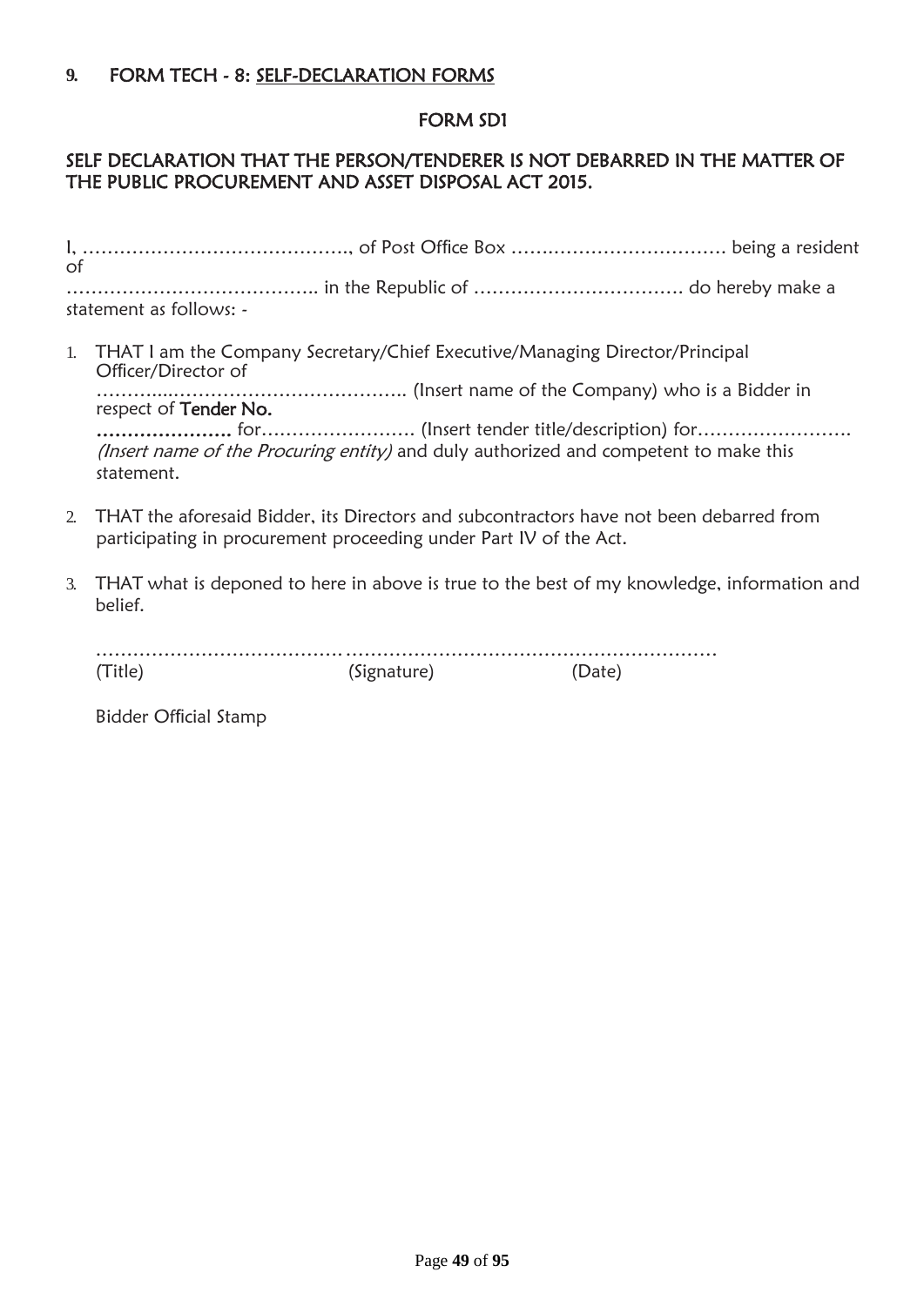## 9. FORM TECH - 8: SELF-DECLARATION FORMS

### FORM SD1

### SELF DECLARATION THAT THE PERSON/TENDERER IS NOT DEBARRED IN THE MATTER OF THE PUBLIC PROCUREMENT AND ASSET DISPOSAL ACT 2015.

I, …………………………………….., of Post Office Box ……………………………. being a resident of ………………………………….. in the Republic of ……………………………. do hereby make a statement as follows: -

1. THAT I am the Company Secretary/Chief Executive/Managing Director/Principal Officer/Director of ………....……………………………….. (Insert name of the Company) who is a Bidder in respect of **Tender No. ………………….** for……………………. (Insert tender title/description) for……………………. *(Insert name of the Procuring entity)* and duly authorized and competent to make this statement.

2. THAT the aforesaid Bidder, its Directors and subcontractors have not been debarred from participating in procurement proceeding under Part IV of the Act.

3. THAT what is deponed to here in above is true to the best of my knowledge, information and belief.

………………………………….……………………………………………………

(Title) (Signature) (Date)

Bidder Official Stamp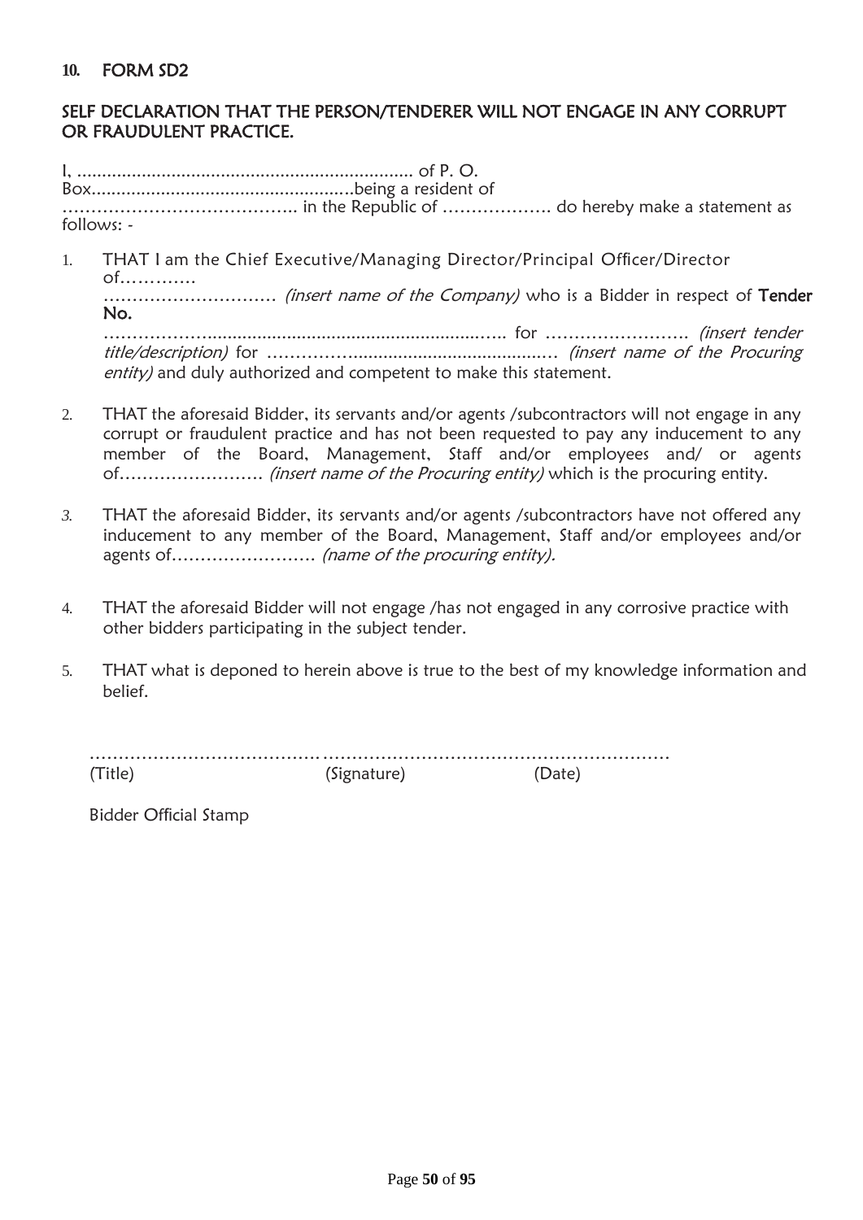## 10. FORM SD2

### SELF DECLARATION THAT THE PERSON/TENDERER WILL NOT ENGAGE IN ANY CORRUPT OR FRAUDULENT PRACTICE.

I, ..................................................................... of P. O. Box....................................................being a resident of …………………………………. in the Republic of ………………. do hereby make a statement as follows: -

1. THAT I am the Chief Executive/Managing Director/Principal Officer/Director of…………. ………………………… *(insert name of the Company)* who is a Bidder in respect of **Tender No.** ………….......................................................….. for ……………………. *(insert tender title/description)* for …………….................................… *(insert name of the Procuring entity)* and duly authorized and competent to make this statement.

2. THAT the aforesaid Bidder, its servants and/or agents /subcontractors will not engage in any corrupt or fraudulent practice and has not been requested to pay any inducement to any member of the Board, Management, Staff and/or employees and/ or agents of……………………. *(insert name of the Procuring entity)* which is the procuring entity.

3. THAT the aforesaid Bidder, its servants and/or agents /subcontractors have not offered any inducement to any member of the Board, Management, Staff and/or employees and/or agents of……………………. *(name of the procuring entity).*

4. THAT the aforesaid Bidder will not engage /has not engaged in any corrosive practice with other bidders participating in the subject tender.

5. THAT what is deponed to herein above is true to the best of my knowledge information and belief.

………………………………… ……………………………………………………
(Title) (Signature) (Date)

Bidder Official Stamp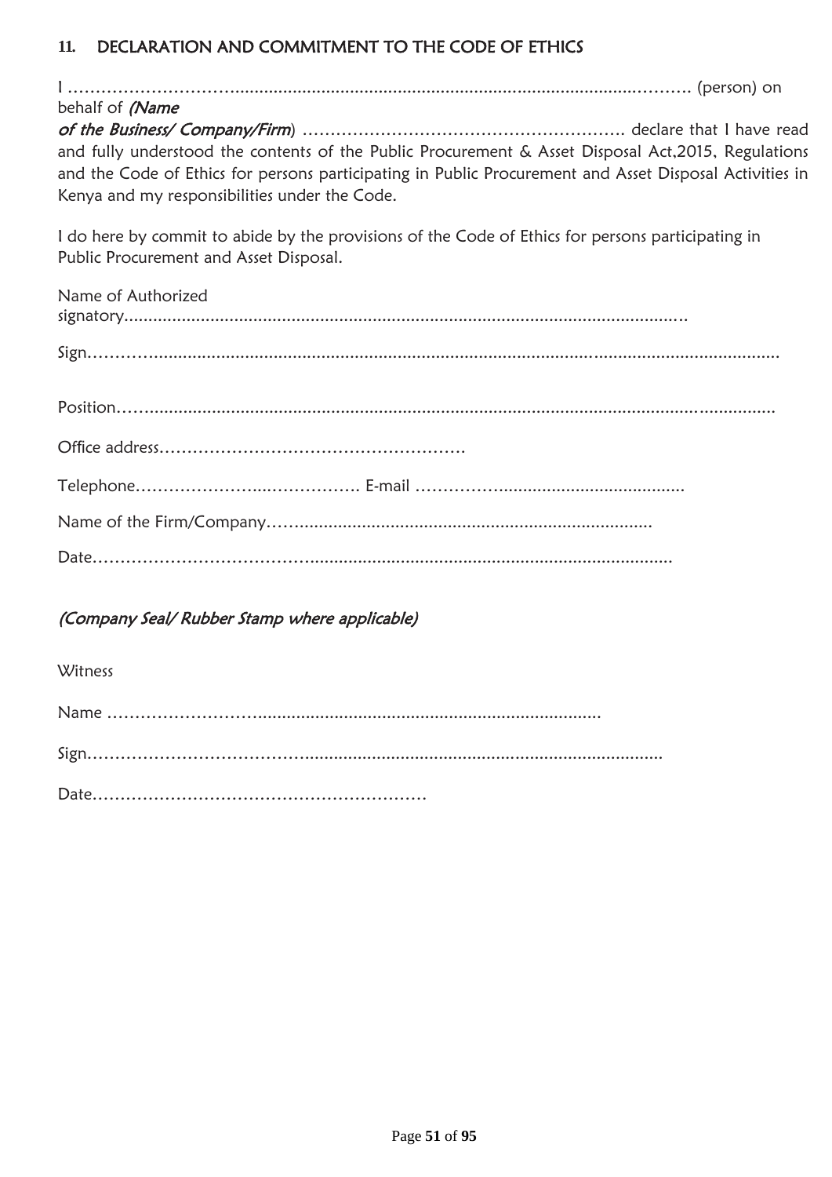## 11. DECLARATION AND COMMITMENT TO THE CODE OF ETHICS

I ………………………………………………………………………………………………………………. (person) on behalf of *(Name of the Business/ Company/Firm*) ……………………………………………………. declare that I have read and fully understood the contents of the Public Procurement & Asset Disposal Act,2015, Regulations and the Code of Ethics for persons participating in Public Procurement and Asset Disposal Activities in Kenya and my responsibilities under the Code.

I do here by commit to abide by the provisions of the Code of Ethics for persons participating in Public Procurement and Asset Disposal.

Name of Authorized signatory……………………………………………………………………………………………………

Sign……………………………………………………………………………………………………………………………

Position…………………………………………………………………………………………………………………………

Office address………………………………………………….

Telephone……………………..………………. E-mail ……………………………………………………

Name of the Firm/Company………………………………………………………………………………

Date……………………………………………………………………………………………………

*(Company Seal/ Rubber Stamp where applicable)*

Witness

Name ………………………………………………………………………………………

Sign……………………………………………………………………………………………………

Date………………………………………………………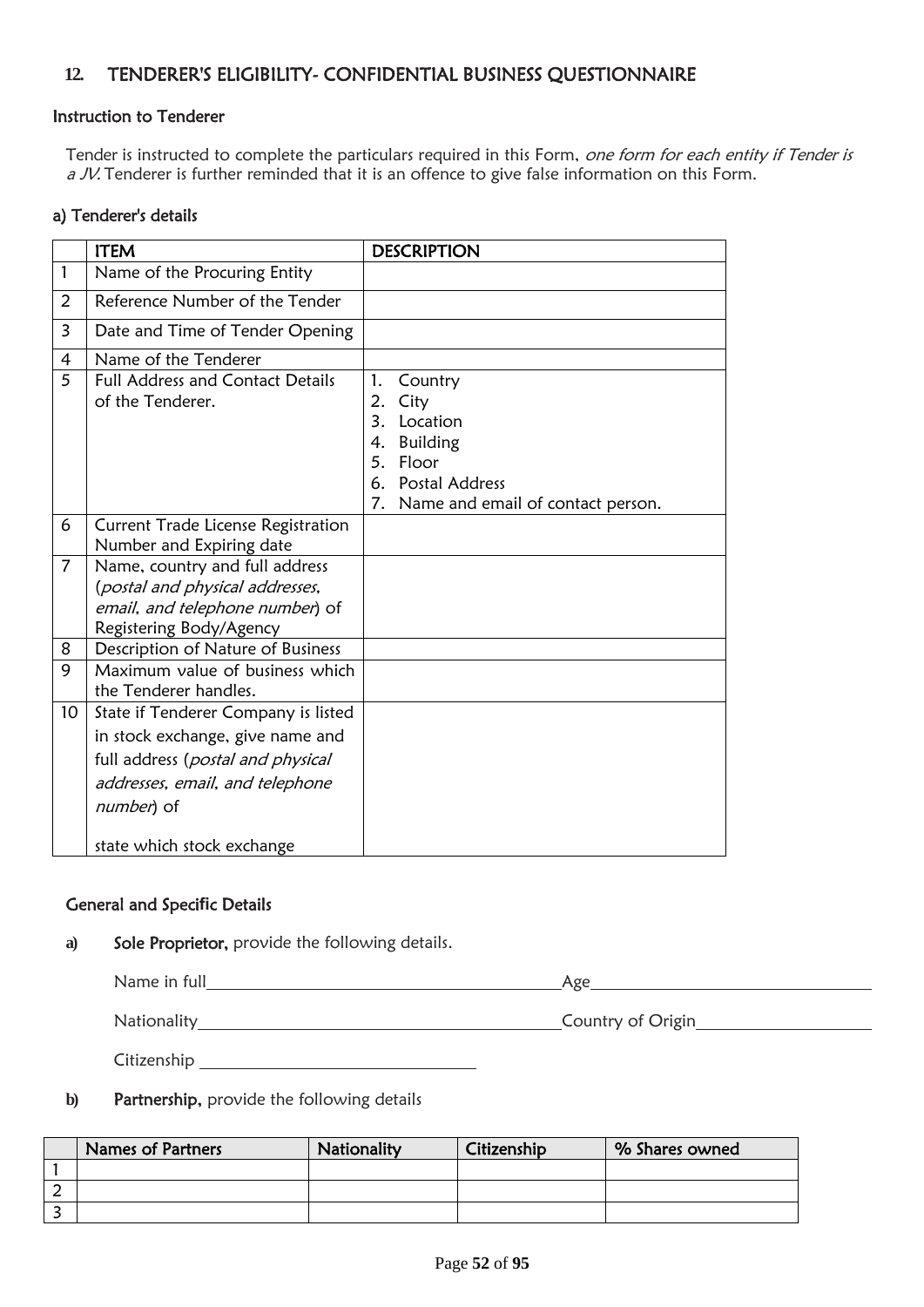## 12. TENDERER'S ELIGIBILITY- CONFIDENTIAL BUSINESS QUESTIONNAIRE

### Instruction to Tenderer

Tender is instructed to complete the particulars required in this Form, *one form for each entity if Tender is a JV.* Tenderer is further reminded that it is an offence to give false information on this Form.

### a) Tenderer's details

| | ITEM | DESCRIPTION |
|---|---|---|
| 1 | Name of the Procuring Entity | |
| 2 | Reference Number of the Tender | |
| 3 | Date and Time of Tender Opening | |
| 4 | Name of the Tenderer | |
| 5 | Full Address and Contact Details of the Tenderer. | 1. Country<br>2. City<br>3. Location<br>4. Building<br>5. Floor<br>6. Postal Address<br>7. Name and email of contact person. |
| 6 | Current Trade License Registration Number and Expiring date | |
| 7 | Name, country and full address (*postal and physical addresses, email, and telephone number*) of Registering Body/Agency | |
| 8 | Description of Nature of Business | |
| 9 | Maximum value of business which the Tenderer handles. | |
| 10 | State if Tenderer Company is listed in stock exchange, give name and full address (*postal and physical addresses, email, and telephone number*) of<br><br>state which stock exchange | |

### General and Specific Details

**a) Sole Proprietor,** provide the following details.

Name in full\_\_\_\_\_\_\_\_\_\_\_\_\_\_\_\_\_\_\_\_\_\_\_\_\_\_\_\_\_\_\_\_\_\_\_\_\_\_\_\_Age\_\_\_\_\_\_\_\_\_\_\_\_\_\_\_\_\_\_\_\_\_\_\_\_\_\_\_\_\_\_\_\_

Nationality\_\_\_\_\_\_\_\_\_\_\_\_\_\_\_\_\_\_\_\_\_\_\_\_\_\_\_\_\_\_\_\_\_\_\_\_\_\_\_\_\_Country of Origin\_\_\_\_\_\_\_\_\_\_\_\_\_\_\_\_\_\_\_\_

Citizenship \_\_\_\_\_\_\_\_\_\_\_\_\_\_\_\_\_\_\_\_\_\_\_\_\_\_\_\_\_\_\_\_

**b) Partnership,** provide the following details

| | Names of Partners | Nationality | Citizenship | % Shares owned |
|---|---|---|---|---|
| 1 | | | | |
| 2 | | | | |
| 3 | | | | |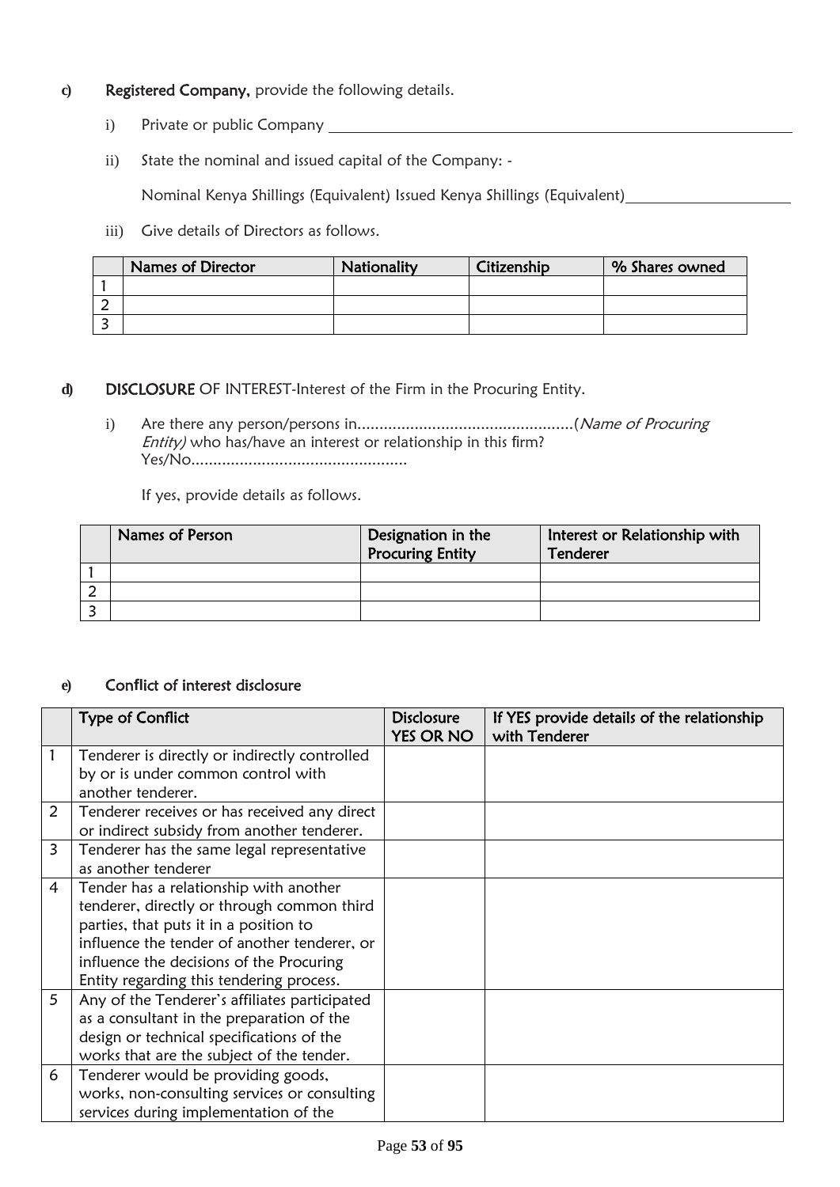**c)** **Registered Company,** provide the following details.

i) Private or public Company ______________________________

ii) State the nominal and issued capital of the Company: -

Nominal Kenya Shillings (Equivalent) Issued Kenya Shillings (Equivalent)____________

iii) Give details of Directors as follows.

| | Names of Director | Nationality | Citizenship | % Shares owned |
|---|---|---|---|---|
| 1 | | | | |
| 2 | | | | |
| 3 | | | | |

**d)** **DISCLOSURE** OF INTEREST-Interest of the Firm in the Procuring Entity.

i) Are there any person/persons in................................................(*Name of Procuring Entity)* who has/have an interest or relationship in this firm? Yes/No................................................

If yes, provide details as follows.

| | Names of Person | Designation in the Procuring Entity | Interest or Relationship with Tenderer |
|---|---|---|---|
| 1 | | | |
| 2 | | | |
| 3 | | | |

**e)** **Conflict of interest disclosure**

| | Type of Conflict | Disclosure YES OR NO | If YES provide details of the relationship with Tenderer |
|---|---|---|---|
| 1 | Tenderer is directly or indirectly controlled by or is under common control with another tenderer. | | |
| 2 | Tenderer receives or has received any direct or indirect subsidy from another tenderer. | | |
| 3 | Tenderer has the same legal representative as another tenderer | | |
| 4 | Tender has a relationship with another tenderer, directly or through common third parties, that puts it in a position to influence the tender of another tenderer, or influence the decisions of the Procuring Entity regarding this tendering process. | | |
| 5 | Any of the Tenderer's affiliates participated as a consultant in the preparation of the design or technical specifications of the works that are the subject of the tender. | | |
| 6 | Tenderer would be providing goods, works, non-consulting services or consulting services during implementation of the | | |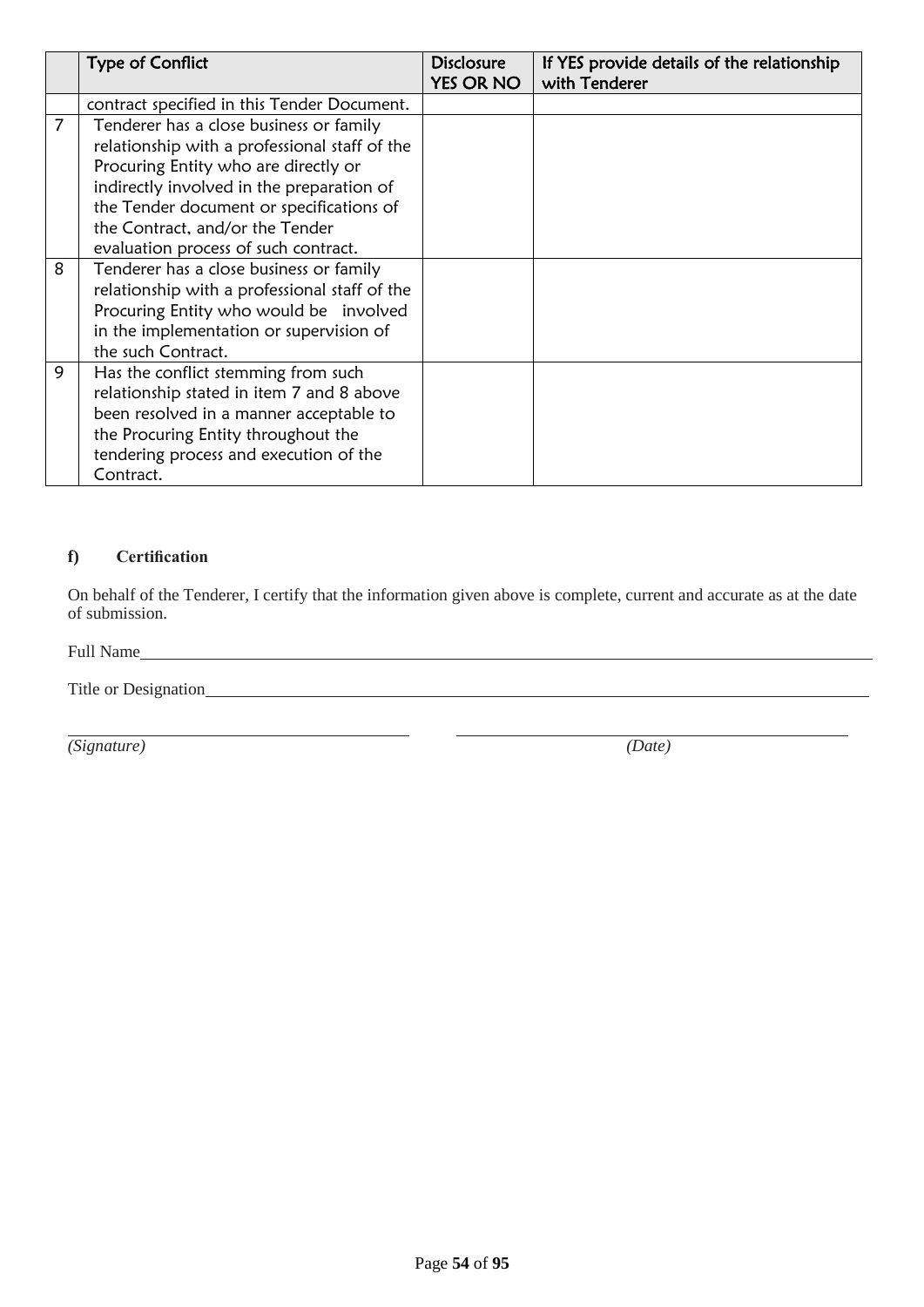| | Type of Conflict | Disclosure YES OR NO | If YES provide details of the relationship with Tenderer |
|---|---|---|---|
| | contract specified in this Tender Document. | | |
| 7 | Tenderer has a close business or family relationship with a professional staff of the Procuring Entity who are directly or indirectly involved in the preparation of the Tender document or specifications of the Contract, and/or the Tender evaluation process of such contract. | | |
| 8 | Tenderer has a close business or family relationship with a professional staff of the Procuring Entity who would be involved in the implementation or supervision of the such Contract. | | |
| 9 | Has the conflict stemming from such relationship stated in item 7 and 8 above been resolved in a manner acceptable to the Procuring Entity throughout the tendering process and execution of the Contract. | | |

**f) Certification**

On behalf of the Tenderer, I certify that the information given above is complete, current and accurate as at the date of submission.

Full Name\_\_\_\_\_\_\_\_\_\_\_\_\_\_\_\_\_\_\_\_\_\_\_\_\_\_\_\_\_\_\_\_\_\_\_\_\_\_\_\_\_\_\_\_\_\_\_\_\_\_\_\_\_\_\_\_\_\_\_\_\_\_\_\_

Title or Designation\_\_\_\_\_\_\_\_\_\_\_\_\_\_\_\_\_\_\_\_\_\_\_\_\_\_\_\_\_\_\_\_\_\_\_\_\_\_\_\_\_\_\_\_\_\_\_\_\_\_\_\_\_\_\_\_

\_\_\_\_\_\_\_\_\_\_\_\_\_\_\_\_\_\_\_\_\_\_\_\_\_\_\_\_\_\_\_\_ \_\_\_\_\_\_\_\_\_\_\_\_\_\_\_\_\_\_\_\_\_\_\_\_\_\_\_\_\_\_\_\_

*(Signature)* *(Date)*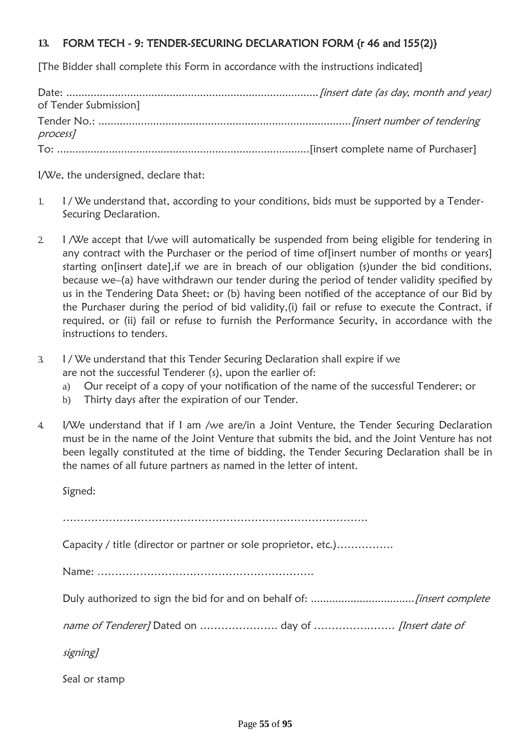## 13. FORM TECH - 9: TENDER-SECURING DECLARATION FORM {r 46 and 155(2)}

[The Bidder shall complete this Form in accordance with the instructions indicated]

Date: ..................................................................................*[insert date (as day, month and year)* of Tender Submission]

Tender No.: ..................................................................................*[insert number of tendering process]*

To: ..................................................................................[insert complete name of Purchaser]

I/We, the undersigned, declare that:

1. I / We understand that, according to your conditions, bids must be supported by a Tender-Securing Declaration.

2. I /We accept that I/we will automatically be suspended from being eligible for tendering in any contract with the Purchaser or the period of time of[insert number of months or years] starting on[insert date],if we are in breach of our obligation (s)under the bid conditions, because we–(a) have withdrawn our tender during the period of tender validity specified by us in the Tendering Data Sheet; or (b) having been notified of the acceptance of our Bid by the Purchaser during the period of bid validity,(i) fail or refuse to execute the Contract, if required, or (ii) fail or refuse to furnish the Performance Security, in accordance with the instructions to tenders.

3. I / We understand that this Tender Securing Declaration shall expire if we are not the successful Tenderer (s), upon the earlier of:
   a) Our receipt of a copy of your notification of the name of the successful Tenderer; or
   b) Thirty days after the expiration of our Tender.

4. I/We understand that if I am /we are/in a Joint Venture, the Tender Securing Declaration must be in the name of the Joint Venture that submits the bid, and the Joint Venture has not been legally constituted at the time of bidding, the Tender Securing Declaration shall be in the names of all future partners as named in the letter of intent.

Signed:

………………………………………………………………………………

Capacity / title (director or partner or sole proprietor, etc.)…………….

Name: ……………………………………………………

Duly authorized to sign the bid for and on behalf of: .................................*[insert complete name of Tenderer]* Dated on …………………. day of ………………….. *[Insert date of signing]*

Seal or stamp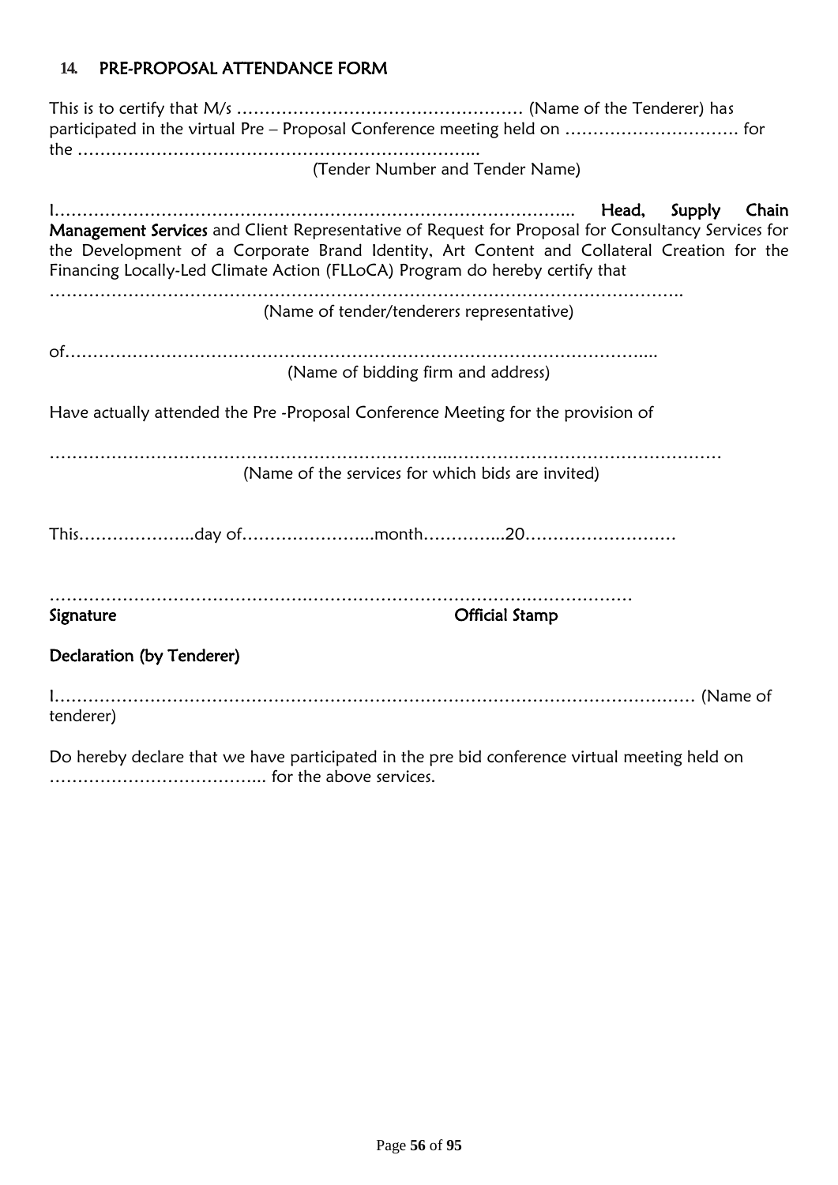## 14. PRE-PROPOSAL ATTENDANCE FORM

This is to certify that M/s …………………………………………… (Name of the Tenderer) has participated in the virtual Pre – Proposal Conference meeting held on …………………………. for the ………………………………………………………...

(Tender Number and Tender Name)

I……………………………………………………………………………….. **Head, Supply Chain Management Services** and Client Representative of Request for Proposal for Consultancy Services for the Development of a Corporate Brand Identity, Art Content and Collateral Creation for the Financing Locally-Led Climate Action (FLLoCA) Program do hereby certify that

…………………………………………………………………………………………………..

(Name of tender/tenderers representative)

of……………………………………………………………………………………….....

(Name of bidding firm and address)

Have actually attended the Pre -Proposal Conference Meeting for the provision of

………………………………………………………………………………………………………

(Name of the services for which bids are invited)

This………………..day of…………………..month…………..20………………………

………………………………………………………………………………………

**Signature** **Official Stamp**

**Declaration (by Tenderer)**

I………………………………………………………………………………………………… (Name of tenderer)

Do hereby declare that we have participated in the pre bid conference virtual meeting held on ……………………………….. for the above services.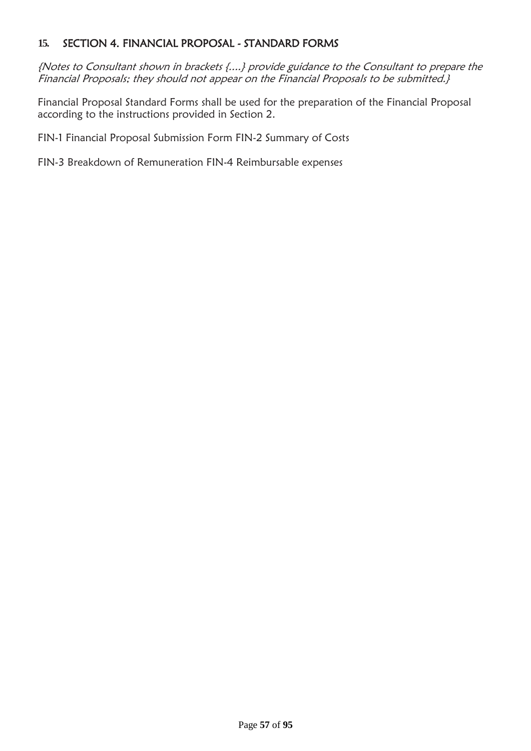## 15. SECTION 4. FINANCIAL PROPOSAL - STANDARD FORMS

*{Notes to Consultant shown in brackets {....} provide guidance to the Consultant to prepare the Financial Proposals; they should not appear on the Financial Proposals to be submitted.}*

Financial Proposal Standard Forms shall be used for the preparation of the Financial Proposal according to the instructions provided in Section 2.

FIN-1 Financial Proposal Submission Form FIN-2 Summary of Costs

FIN-3 Breakdown of Remuneration FIN-4 Reimbursable expenses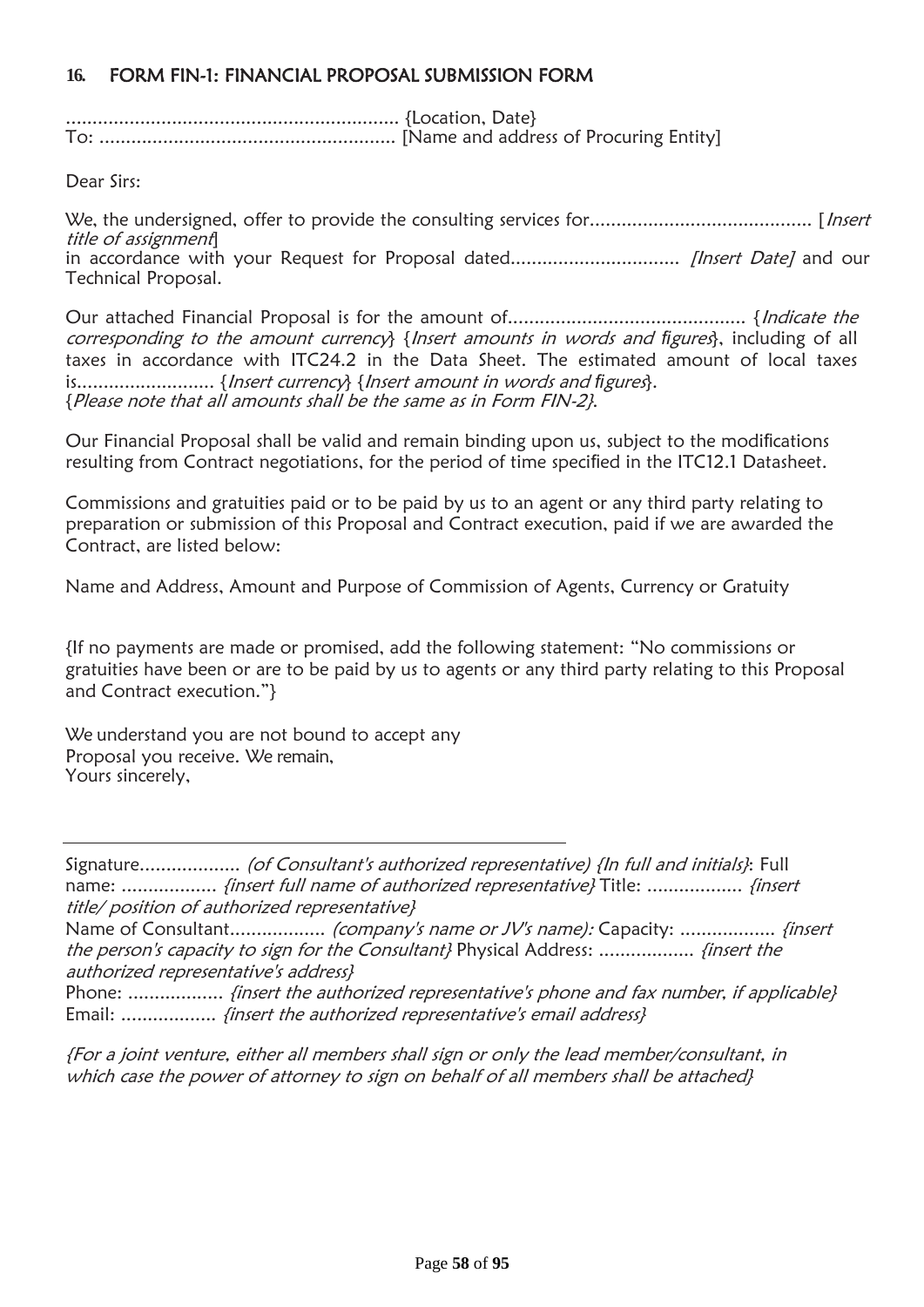## 16. FORM FIN-1: FINANCIAL PROPOSAL SUBMISSION FORM

............................................................... {Location, Date}
To: ........................................................ [Name and address of Procuring Entity]

Dear Sirs:

We, the undersigned, offer to provide the consulting services for.......................................... [*Insert title of assignment*]
in accordance with your Request for Proposal dated................................ *[Insert Date]* and our Technical Proposal.

Our attached Financial Proposal is for the amount of............................................. {*Indicate the corresponding to the amount currency*} {*Insert amounts in words and figures*}, including of all taxes in accordance with ITC24.2 in the Data Sheet. The estimated amount of local taxes is.......................... {*Insert currency*} {*Insert amount in words and figures*}.
{*Please note that all amounts shall be the same as in Form FIN-2*}.

Our Financial Proposal shall be valid and remain binding upon us, subject to the modifications resulting from Contract negotiations, for the period of time specified in the ITC12.1 Datasheet.

Commissions and gratuities paid or to be paid by us to an agent or any third party relating to preparation or submission of this Proposal and Contract execution, paid if we are awarded the Contract, are listed below:

Name and Address, Amount and Purpose of Commission of Agents, Currency or Gratuity

{If no payments are made or promised, add the following statement: "No commissions or gratuities have been or are to be paid by us to agents or any third party relating to this Proposal and Contract execution."}

We understand you are not bound to accept any
Proposal you receive. We remain,
Yours sincerely,

---

Signature................... *(of Consultant's authorized representative) {In full and initials}*: Full name: .................. *{insert full name of authorized representative}* Title: .................. *{insert title/ position of authorized representative}*
Name of Consultant.................. *(company's name or JV's name):* Capacity: .................. *{insert the person's capacity to sign for the Consultant}* Physical Address: .................. *{insert the authorized representative's address}*
Phone: .................. *{insert the authorized representative's phone and fax number, if applicable}*
Email: .................. *{insert the authorized representative's email address}*

*{For a joint venture, either all members shall sign or only the lead member/consultant, in which case the power of attorney to sign on behalf of all members shall be attached}*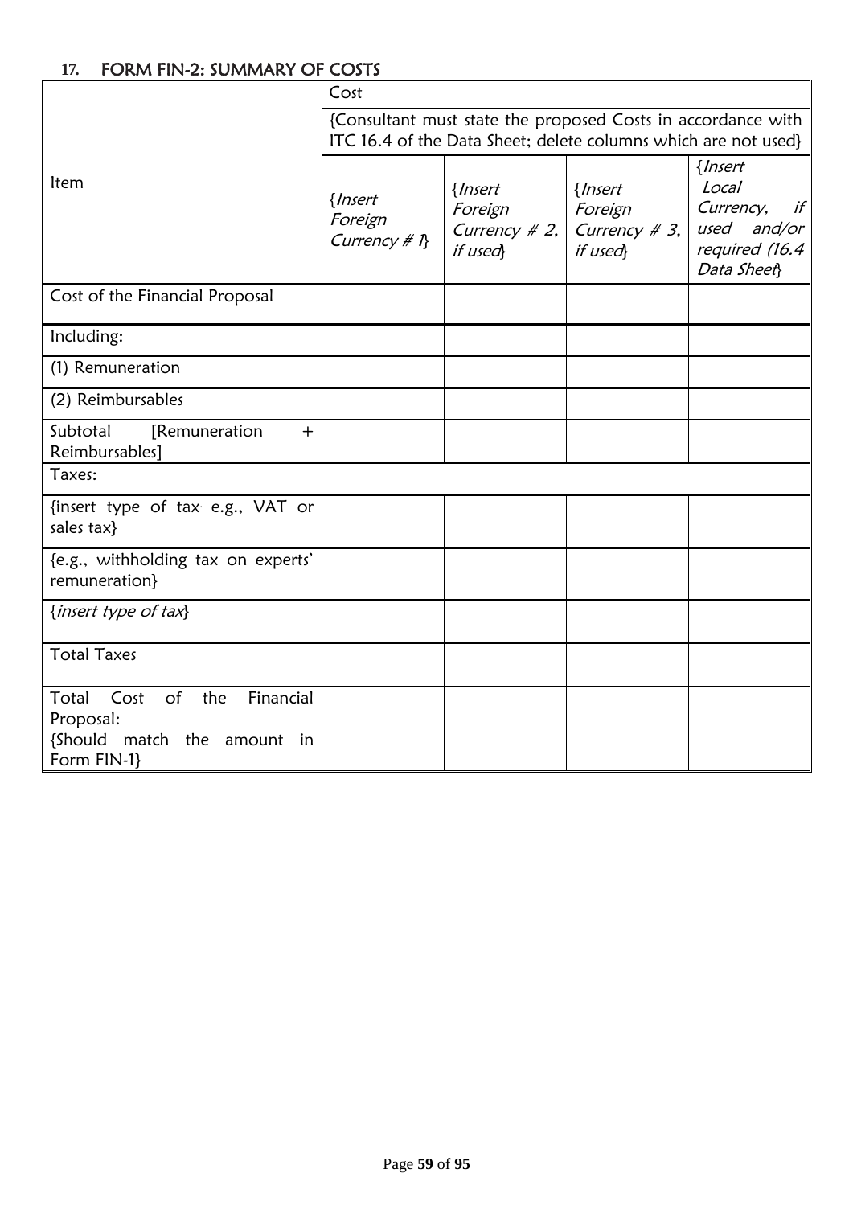## 17. FORM FIN-2: SUMMARY OF COSTS

| Item | Cost | | | |
|---|---|---|---|---|
| | {Consultant must state the proposed Costs in accordance with ITC 16.4 of the Data Sheet; delete columns which are not used} | | | |
| | {*Insert Foreign Currency # 1*} | {*Insert Foreign Currency # 2, if used*} | {*Insert Foreign Currency # 3, if used*} | {*Insert Local Currency, if used and/or required (16.4 Data Sheet*} |
| Cost of the Financial Proposal | | | | |
| Including: | | | | |
| (1) Remuneration | | | | |
| (2) Reimbursables | | | | |
| Subtotal [Remuneration + Reimbursables] | | | | |
| Taxes: | | | | |
| {insert type of tax. e.g., VAT or sales tax} | | | | |
| {e.g., withholding tax on experts' remuneration} | | | | |
| {*insert type of tax*} | | | | |
| Total Taxes | | | | |
| Total Cost of the Financial Proposal: {Should match the amount in Form FIN-1} | | | | |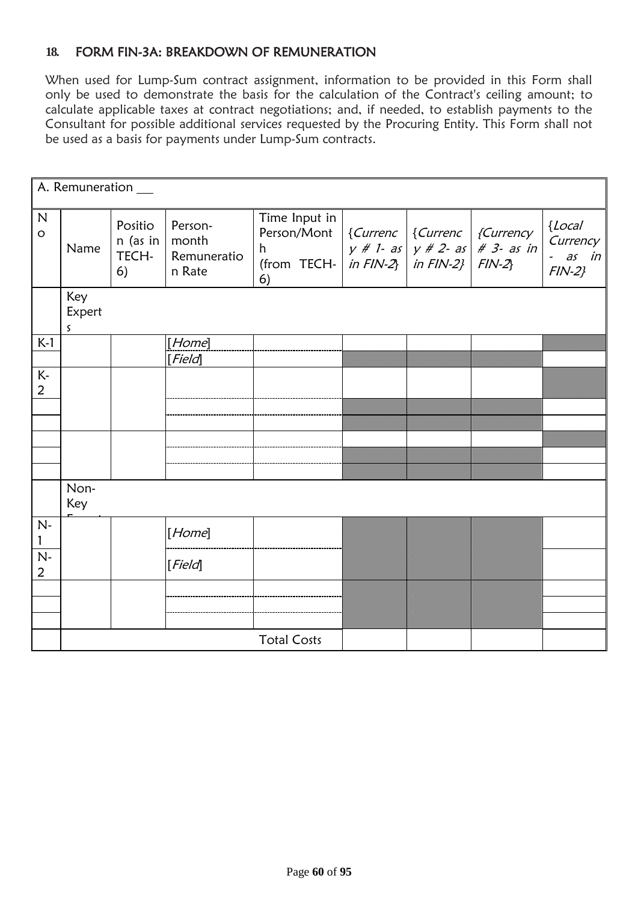## 18. FORM FIN-3A: BREAKDOWN OF REMUNERATION

When used for Lump-Sum contract assignment, information to be provided in this Form shall only be used to demonstrate the basis for the calculation of the Contract's ceiling amount; to calculate applicable taxes at contract negotiations; and, if needed, to establish payments to the Consultant for possible additional services requested by the Procuring Entity. This Form shall not be used as a basis for payments under Lump-Sum contracts.

| A. Remuneration ___ | | | | | | | | |
|---|---|---|---|---|---|---|---|---|
| No | Name | Position (as in TECH-6) | Person-month Remuneration Rate | Time Input in Person/Month (from TECH-6) | {*Currency # 1- as in FIN-2*} | {*Currency # 2- as in FIN-2*} | {*Currency # 3- as in FIN-2*} | {*Local Currency - as in FIN-2*} |
| | Key Experts | | | | | | | |
| K-1 | | | [*Home*] | | | | | |
| | | | [*Field*] | | | | | |
| K-2 | | | | | | | | |
| | | | | | | | | |
| | | | | | | | | |
| | | | | | | | | |
| | | | | | | | | |
| | | | | | | | | |
| | Non-Key Experts | | | | | | | |
| N-1 | | | [*Home*] | | | | | |
| N-2 | | | [*Field*] | | | | | |
| | | | | | | | | |
| | | | | | | | | |
| | | | | | | | | |
| | | | | Total Costs | | | | |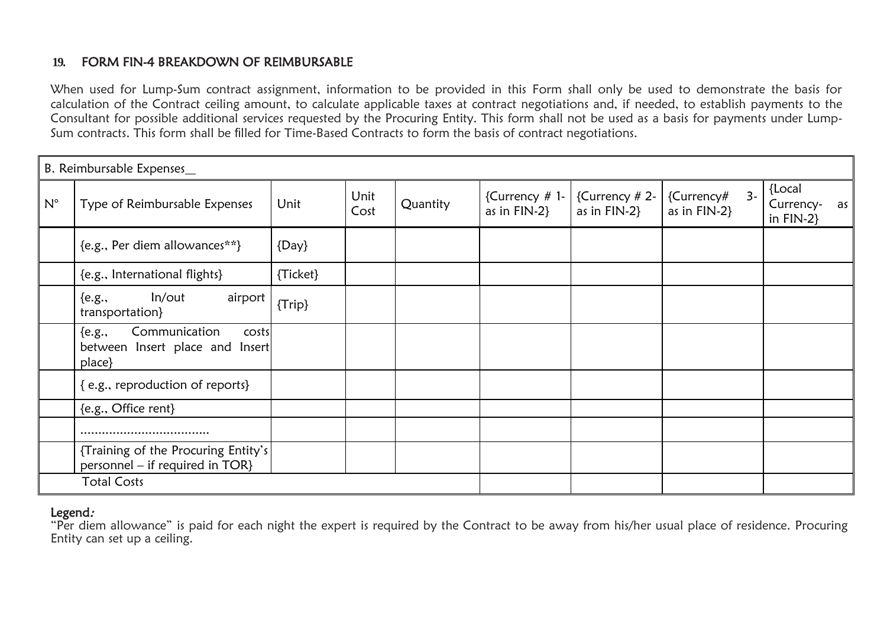## 19. FORM FIN-4 BREAKDOWN OF REIMBURSABLE

When used for Lump-Sum contract assignment, information to be provided in this Form shall only be used to demonstrate the basis for calculation of the Contract ceiling amount, to calculate applicable taxes at contract negotiations and, if needed, to establish payments to the Consultant for possible additional services requested by the Procuring Entity. This form shall not be used as a basis for payments under Lump-Sum contracts. This form shall be filled for Time-Based Contracts to form the basis of contract negotiations.

| B. Reimbursable Expenses__ | | | | | | | | |
|---|---|---|---|---|---|---|---|---|
| N° | Type of Reimbursable Expenses | Unit | Unit Cost | Quantity | {Currency # 1- as in FIN-2} | {Currency # 2- as in FIN-2} | {Currency# 3- as in FIN-2} | {Local Currency- as in FIN-2} |
| | {e.g., Per diem allowances**} | {Day} | | | | | | |
| | {e.g., International flights} | {Ticket} | | | | | | |
| | {e.g., In/out airport transportation} | {Trip} | | | | | | |
| | {e.g., Communication costs between Insert place and Insert place} | | | | | | | |
| | { e.g., reproduction of reports} | | | | | | | |
| | {e.g., Office rent} | | | | | | | |
| | .................................... | | | | | | | |
| | {Training of the Procuring Entity's personnel – if required in TOR} | | | | | | | |
| | Total Costs | | | | | | | |

**Legend:**
"Per diem allowance" is paid for each night the expert is required by the Contract to be away from his/her usual place of residence. Procuring Entity can set up a ceiling.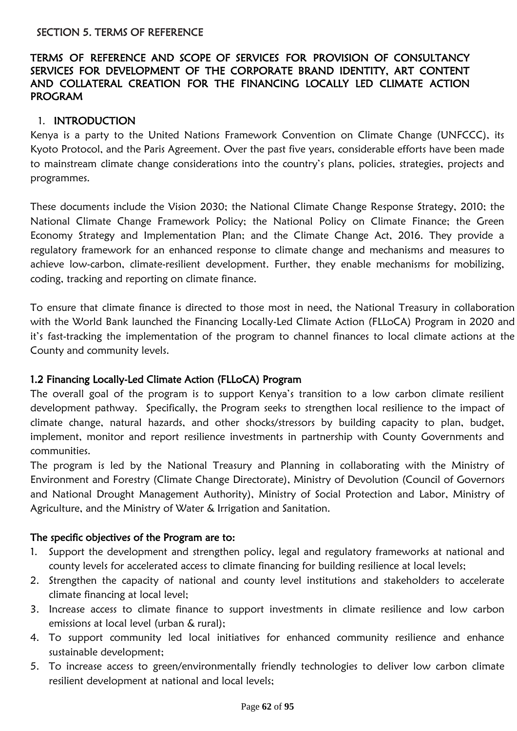## SECTION 5. TERMS OF REFERENCE

## TERMS OF REFERENCE AND SCOPE OF SERVICES FOR PROVISION OF CONSULTANCY SERVICES FOR DEVELOPMENT OF THE CORPORATE BRAND IDENTITY, ART CONTENT AND COLLATERAL CREATION FOR THE FINANCING LOCALLY LED CLIMATE ACTION PROGRAM

### 1. INTRODUCTION

Kenya is a party to the United Nations Framework Convention on Climate Change (UNFCCC), its Kyoto Protocol, and the Paris Agreement. Over the past five years, considerable efforts have been made to mainstream climate change considerations into the country's plans, policies, strategies, projects and programmes.

These documents include the Vision 2030; the National Climate Change Response Strategy, 2010; the National Climate Change Framework Policy; the National Policy on Climate Finance; the Green Economy Strategy and Implementation Plan; and the Climate Change Act, 2016. They provide a regulatory framework for an enhanced response to climate change and mechanisms and measures to achieve low-carbon, climate-resilient development. Further, they enable mechanisms for mobilizing, coding, tracking and reporting on climate finance.

To ensure that climate finance is directed to those most in need, the National Treasury in collaboration with the World Bank launched the Financing Locally-Led Climate Action (FLLoCA) Program in 2020 and it's fast-tracking the implementation of the program to channel finances to local climate actions at the County and community levels.

### 1.2 Financing Locally-Led Climate Action (FLLoCA) Program

The overall goal of the program is to support Kenya's transition to a low carbon climate resilient development pathway. Specifically, the Program seeks to strengthen local resilience to the impact of climate change, natural hazards, and other shocks/stressors by building capacity to plan, budget, implement, monitor and report resilience investments in partnership with County Governments and communities.

The program is led by the National Treasury and Planning in collaborating with the Ministry of Environment and Forestry (Climate Change Directorate), Ministry of Devolution (Council of Governors and National Drought Management Authority), Ministry of Social Protection and Labor, Ministry of Agriculture, and the Ministry of Water & Irrigation and Sanitation.

**The specific objectives of the Program are to:**

1. Support the development and strengthen policy, legal and regulatory frameworks at national and county levels for accelerated access to climate financing for building resilience at local levels;
2. Strengthen the capacity of national and county level institutions and stakeholders to accelerate climate financing at local level;
3. Increase access to climate finance to support investments in climate resilience and low carbon emissions at local level (urban & rural);
4. To support community led local initiatives for enhanced community resilience and enhance sustainable development;
5. To increase access to green/environmentally friendly technologies to deliver low carbon climate resilient development at national and local levels;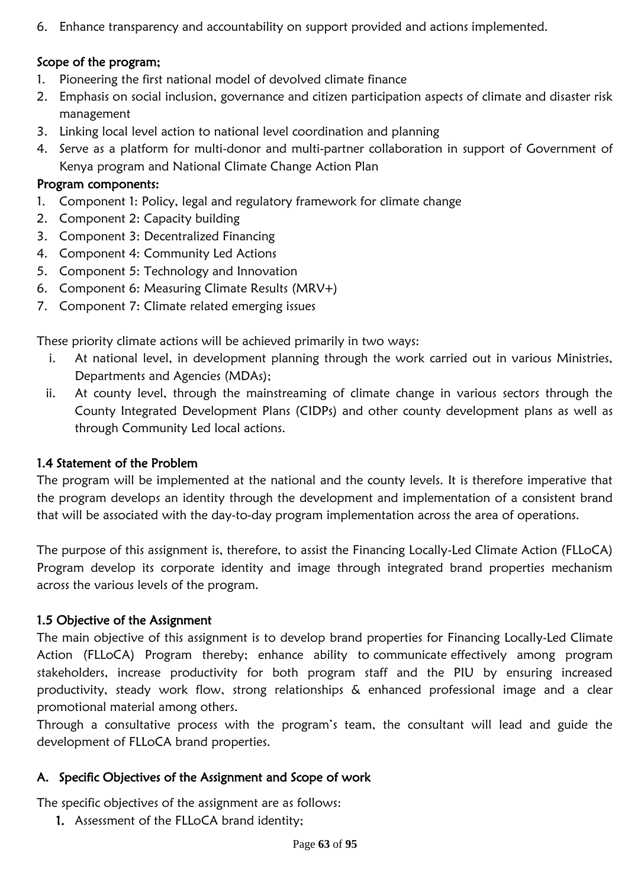6. Enhance transparency and accountability on support provided and actions implemented.

**Scope of the program;**

1. Pioneering the first national model of devolved climate finance
2. Emphasis on social inclusion, governance and citizen participation aspects of climate and disaster risk management
3. Linking local level action to national level coordination and planning
4. Serve as a platform for multi-donor and multi-partner collaboration in support of Government of Kenya program and National Climate Change Action Plan

**Program components:**

1. Component 1: Policy, legal and regulatory framework for climate change
2. Component 2: Capacity building
3. Component 3: Decentralized Financing
4. Component 4: Community Led Actions
5. Component 5: Technology and Innovation
6. Component 6: Measuring Climate Results (MRV+)
7. Component 7: Climate related emerging issues

These priority climate actions will be achieved primarily in two ways:

i. At national level, in development planning through the work carried out in various Ministries, Departments and Agencies (MDAs);
ii. At county level, through the mainstreaming of climate change in various sectors through the County Integrated Development Plans (CIDPs) and other county development plans as well as through Community Led local actions.

### 1.4 Statement of the Problem

The program will be implemented at the national and the county levels. It is therefore imperative that the program develops an identity through the development and implementation of a consistent brand that will be associated with the day-to-day program implementation across the area of operations.

The purpose of this assignment is, therefore, to assist the Financing Locally-Led Climate Action (FLLoCA) Program develop its corporate identity and image through integrated brand properties mechanism across the various levels of the program.

### 1.5 Objective of the Assignment

The main objective of this assignment is to develop brand properties for Financing Locally-Led Climate Action (FLLoCA) Program thereby; enhance ability to communicate effectively among program stakeholders, increase productivity for both program staff and the PIU by ensuring increased productivity, steady work flow, strong relationships & enhanced professional image and a clear promotional material among others.

Through a consultative process with the program's team, the consultant will lead and guide the development of FLLoCA brand properties.

### A. Specific Objectives of the Assignment and Scope of work

The specific objectives of the assignment are as follows:

1. Assessment of the FLLoCA brand identity;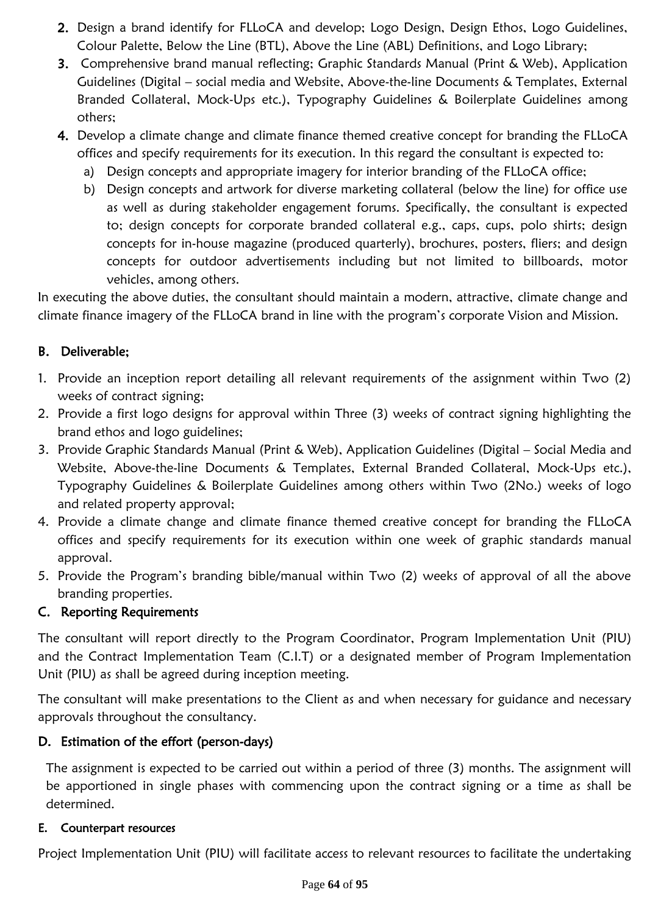2. Design a brand identify for FLLoCA and develop; Logo Design, Design Ethos, Logo Guidelines, Colour Palette, Below the Line (BTL), Above the Line (ABL) Definitions, and Logo Library;
3. Comprehensive brand manual reflecting; Graphic Standards Manual (Print & Web), Application Guidelines (Digital – social media and Website, Above-the-line Documents & Templates, External Branded Collateral, Mock-Ups etc.), Typography Guidelines & Boilerplate Guidelines among others;
4. Develop a climate change and climate finance themed creative concept for branding the FLLoCA offices and specify requirements for its execution. In this regard the consultant is expected to:
   a) Design concepts and appropriate imagery for interior branding of the FLLoCA office;
   b) Design concepts and artwork for diverse marketing collateral (below the line) for office use as well as during stakeholder engagement forums. Specifically, the consultant is expected to; design concepts for corporate branded collateral e.g., caps, cups, polo shirts; design concepts for in-house magazine (produced quarterly), brochures, posters, fliers; and design concepts for outdoor advertisements including but not limited to billboards, motor vehicles, among others.

In executing the above duties, the consultant should maintain a modern, attractive, climate change and climate finance imagery of the FLLoCA brand in line with the program's corporate Vision and Mission.

## B. Deliverable;

1. Provide an inception report detailing all relevant requirements of the assignment within Two (2) weeks of contract signing;
2. Provide a first logo designs for approval within Three (3) weeks of contract signing highlighting the brand ethos and logo guidelines;
3. Provide Graphic Standards Manual (Print & Web), Application Guidelines (Digital – Social Media and Website, Above-the-line Documents & Templates, External Branded Collateral, Mock-Ups etc.), Typography Guidelines & Boilerplate Guidelines among others within Two (2No.) weeks of logo and related property approval;
4. Provide a climate change and climate finance themed creative concept for branding the FLLoCA offices and specify requirements for its execution within one week of graphic standards manual approval.
5. Provide the Program's branding bible/manual within Two (2) weeks of approval of all the above branding properties.

## C. Reporting Requirements

The consultant will report directly to the Program Coordinator, Program Implementation Unit (PIU) and the Contract Implementation Team (C.I.T) or a designated member of Program Implementation Unit (PIU) as shall be agreed during inception meeting.

The consultant will make presentations to the Client as and when necessary for guidance and necessary approvals throughout the consultancy.

## D. Estimation of the effort (person-days)

The assignment is expected to be carried out within a period of three (3) months. The assignment will be apportioned in single phases with commencing upon the contract signing or a time as shall be determined.

## E. Counterpart resources

Project Implementation Unit (PIU) will facilitate access to relevant resources to facilitate the undertaking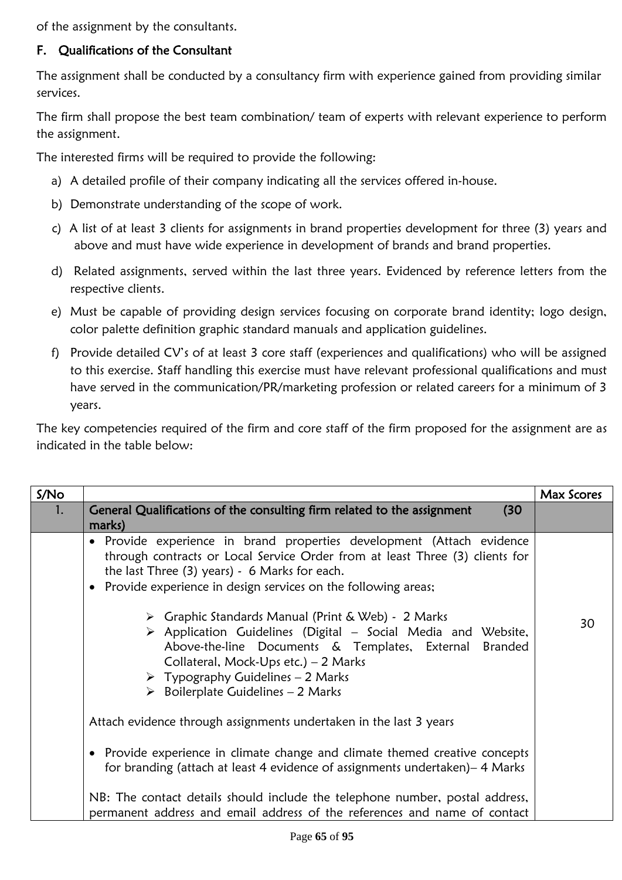of the assignment by the consultants.

## F. Qualifications of the Consultant

The assignment shall be conducted by a consultancy firm with experience gained from providing similar services.

The firm shall propose the best team combination/ team of experts with relevant experience to perform the assignment.

The interested firms will be required to provide the following:

a) A detailed profile of their company indicating all the services offered in-house.

b) Demonstrate understanding of the scope of work.

c) A list of at least 3 clients for assignments in brand properties development for three (3) years and above and must have wide experience in development of brands and brand properties.

d) Related assignments, served within the last three years. Evidenced by reference letters from the respective clients.

e) Must be capable of providing design services focusing on corporate brand identity; logo design, color palette definition graphic standard manuals and application guidelines.

f) Provide detailed CV's of at least 3 core staff (experiences and qualifications) who will be assigned to this exercise. Staff handling this exercise must have relevant professional qualifications and must have served in the communication/PR/marketing profession or related careers for a minimum of 3 years.

The key competencies required of the firm and core staff of the firm proposed for the assignment are as indicated in the table below:

| S/No | | Max Scores |
|---|---|---|
| 1. | **General Qualifications of the consulting firm related to the assignment (30 marks)** | |
| | • Provide experience in brand properties development (Attach evidence through contracts or Local Service Order from at least Three (3) clients for the last Three (3) years) - 6 Marks for each.<br>• Provide experience in design services on the following areas;<br>➢ Graphic Standards Manual (Print & Web) - 2 Marks<br>➢ Application Guidelines (Digital – Social Media and Website, Above-the-line Documents & Templates, External Branded Collateral, Mock-Ups etc.) – 2 Marks<br>➢ Typography Guidelines – 2 Marks<br>➢ Boilerplate Guidelines – 2 Marks<br><br>Attach evidence through assignments undertaken in the last 3 years<br><br>• Provide experience in climate change and climate themed creative concepts for branding (attach at least 4 evidence of assignments undertaken)– 4 Marks<br><br>NB: The contact details should include the telephone number, postal address, permanent address and email address of the references and name of contact | 30 |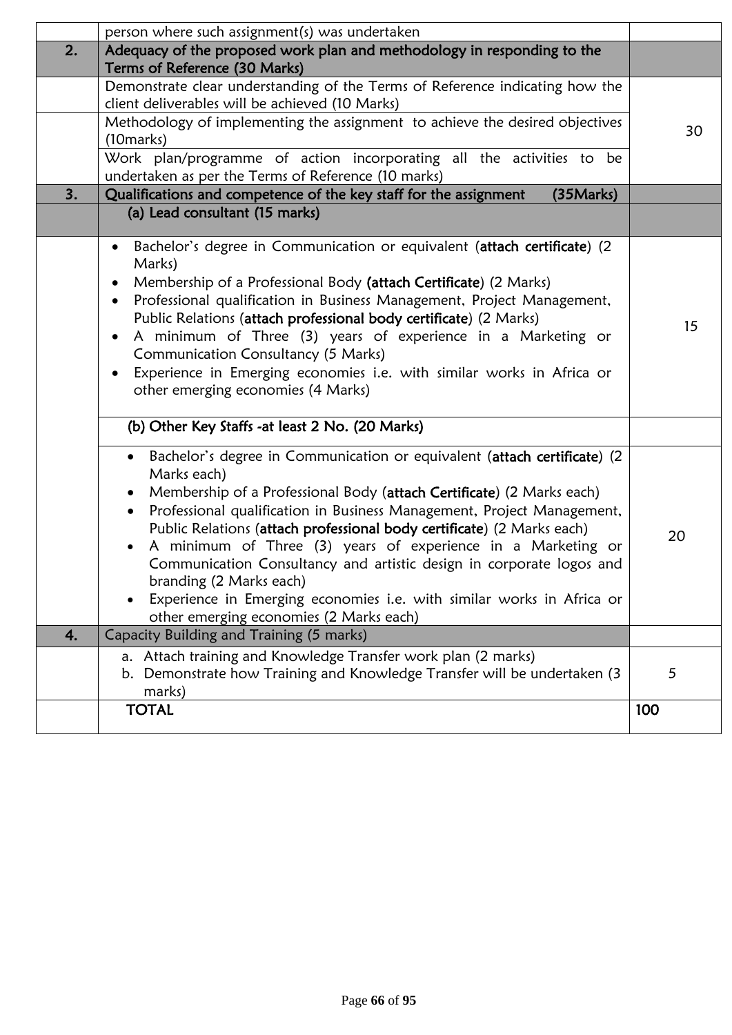| | | |
|---|---|---|
| | person where such assignment(s) was undertaken | |
| **2.** | **Adequacy of the proposed work plan and methodology in responding to the Terms of Reference (30 Marks)** | |
| | Demonstrate clear understanding of the Terms of Reference indicating how the client deliverables will be achieved (10 Marks) | 30 |
| | Methodology of implementing the assignment to achieve the desired objectives (10marks) | |
| | Work plan/programme of action incorporating all the activities to be undertaken as per the Terms of Reference (10 marks) | |
| **3.** | **Qualifications and competence of the key staff for the assignment (35Marks)** | |
| | **(a) Lead consultant (15 marks)** | |
| | • Bachelor's degree in Communication or equivalent (**attach certificate**) (2 Marks)<br>• Membership of a Professional Body **(attach Certificate**) (2 Marks)<br>• Professional qualification in Business Management, Project Management, Public Relations (**attach professional body certificate**) (2 Marks)<br>• A minimum of Three (3) years of experience in a Marketing or Communication Consultancy (5 Marks)<br>• Experience in Emerging economies i.e. with similar works in Africa or other emerging economies (4 Marks) | 15 |
| | **(b) Other Key Staffs -at least 2 No. (20 Marks)** | |
| | • Bachelor's degree in Communication or equivalent (**attach certificate**) (2 Marks each)<br>• Membership of a Professional Body (**attach Certificate**) (2 Marks each)<br>• Professional qualification in Business Management, Project Management, Public Relations (**attach professional body certificate**) (2 Marks each)<br>• A minimum of Three (3) years of experience in a Marketing or Communication Consultancy and artistic design in corporate logos and branding (2 Marks each)<br>• Experience in Emerging economies i.e. with similar works in Africa or other emerging economies (2 Marks each) | 20 |
| **4.** | Capacity Building and Training (5 marks) | |
| | a. Attach training and Knowledge Transfer work plan (2 marks)<br>b. Demonstrate how Training and Knowledge Transfer will be undertaken (3 marks) | 5 |
| | **TOTAL** | **100** |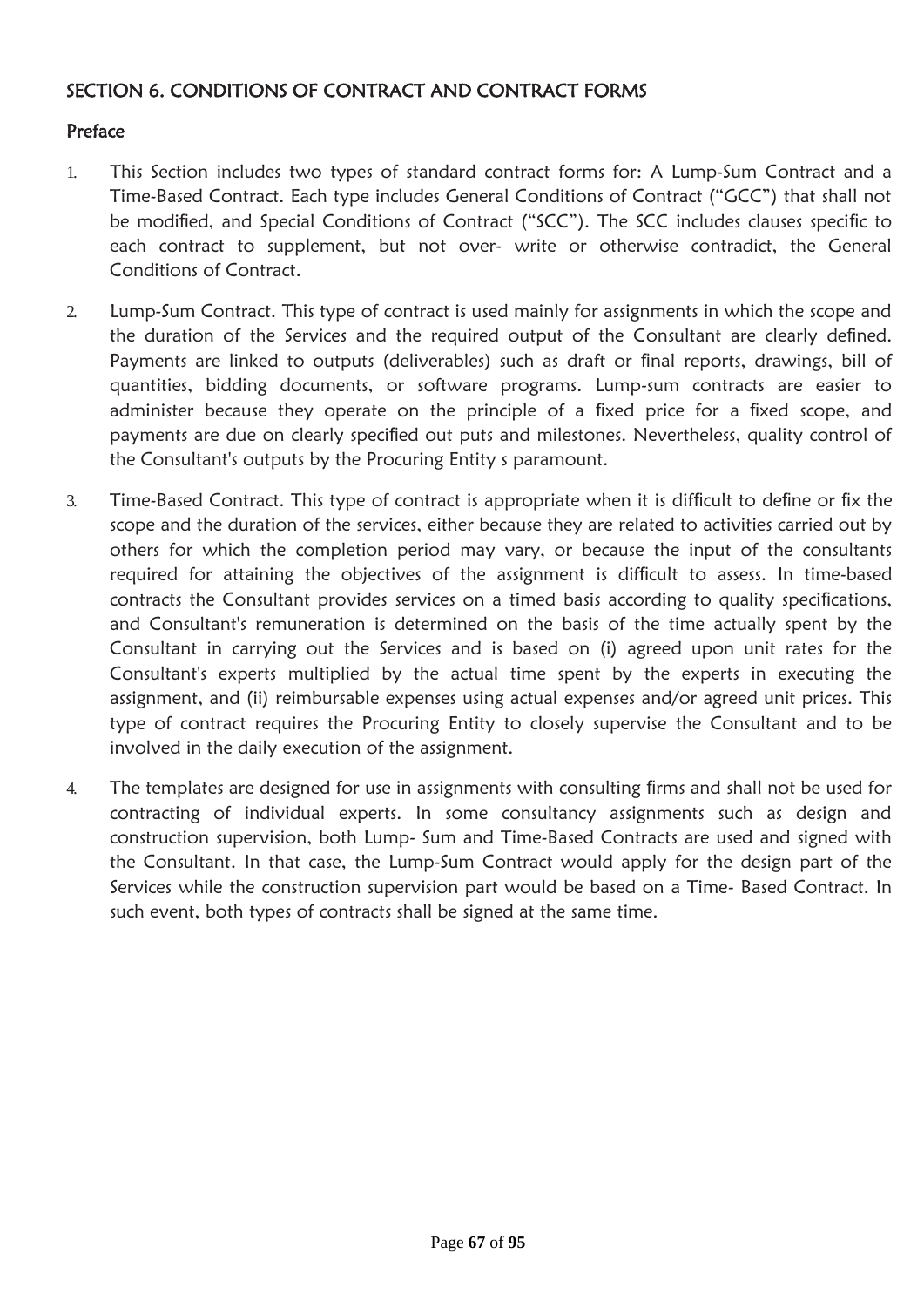## SECTION 6. CONDITIONS OF CONTRACT AND CONTRACT FORMS

### Preface

1. This Section includes two types of standard contract forms for: A Lump-Sum Contract and a Time-Based Contract. Each type includes General Conditions of Contract ("GCC") that shall not be modified, and Special Conditions of Contract ("SCC"). The SCC includes clauses specific to each contract to supplement, but not over- write or otherwise contradict, the General Conditions of Contract.

2. Lump-Sum Contract. This type of contract is used mainly for assignments in which the scope and the duration of the Services and the required output of the Consultant are clearly defined. Payments are linked to outputs (deliverables) such as draft or final reports, drawings, bill of quantities, bidding documents, or software programs. Lump-sum contracts are easier to administer because they operate on the principle of a fixed price for a fixed scope, and payments are due on clearly specified out puts and milestones. Nevertheless, quality control of the Consultant's outputs by the Procuring Entity s paramount.

3. Time-Based Contract. This type of contract is appropriate when it is difficult to define or fix the scope and the duration of the services, either because they are related to activities carried out by others for which the completion period may vary, or because the input of the consultants required for attaining the objectives of the assignment is difficult to assess. In time-based contracts the Consultant provides services on a timed basis according to quality specifications, and Consultant's remuneration is determined on the basis of the time actually spent by the Consultant in carrying out the Services and is based on (i) agreed upon unit rates for the Consultant's experts multiplied by the actual time spent by the experts in executing the assignment, and (ii) reimbursable expenses using actual expenses and/or agreed unit prices. This type of contract requires the Procuring Entity to closely supervise the Consultant and to be involved in the daily execution of the assignment.

4. The templates are designed for use in assignments with consulting firms and shall not be used for contracting of individual experts. In some consultancy assignments such as design and construction supervision, both Lump- Sum and Time-Based Contracts are used and signed with the Consultant. In that case, the Lump-Sum Contract would apply for the design part of the Services while the construction supervision part would be based on a Time- Based Contract. In such event, both types of contracts shall be signed at the same time.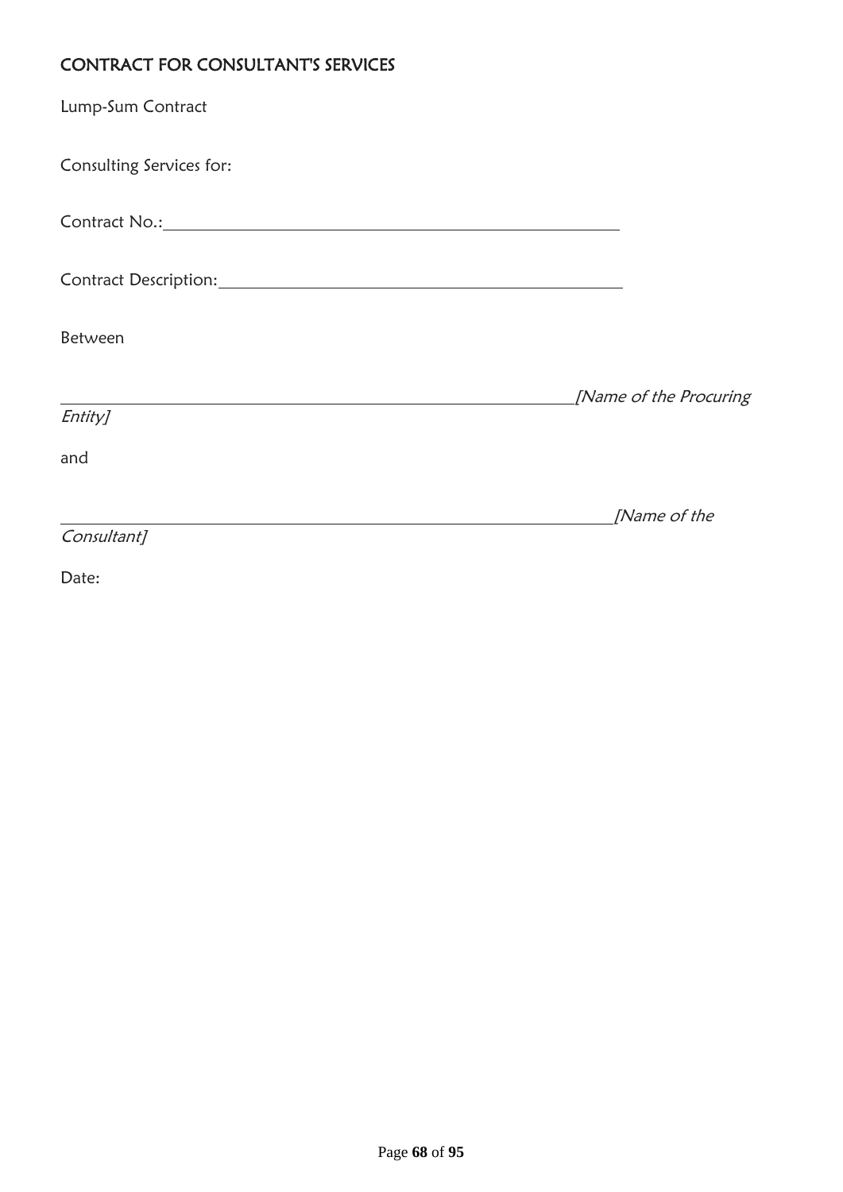## CONTRACT FOR CONSULTANT'S SERVICES

Lump-Sum Contract

Consulting Services for:

Contract No.:\_\_\_\_\_\_\_\_\_\_\_\_\_\_\_\_\_\_\_\_\_\_\_\_\_\_\_\_\_\_\_\_\_\_\_\_\_\_\_\_\_\_\_\_

Contract Description:\_\_\_\_\_\_\_\_\_\_\_\_\_\_\_\_\_\_\_\_\_\_\_\_\_\_\_\_\_\_\_\_\_\_\_\_\_\_\_\_

Between

\_\_\_\_\_\_\_\_\_\_\_\_\_\_\_\_\_\_\_\_\_\_\_\_\_\_\_\_\_\_\_\_\_\_\_\_\_\_\_\_\_\_\_\_\_\_\_\_\_\_\_\_\_\_ *[Name of the Procuring Entity]*

and

\_\_\_\_\_\_\_\_\_\_\_\_\_\_\_\_\_\_\_\_\_\_\_\_\_\_\_\_\_\_\_\_\_\_\_\_\_\_\_\_\_\_\_\_\_\_\_\_\_\_\_\_\_\_\_\_\_\_ *[Name of the Consultant]*

Date: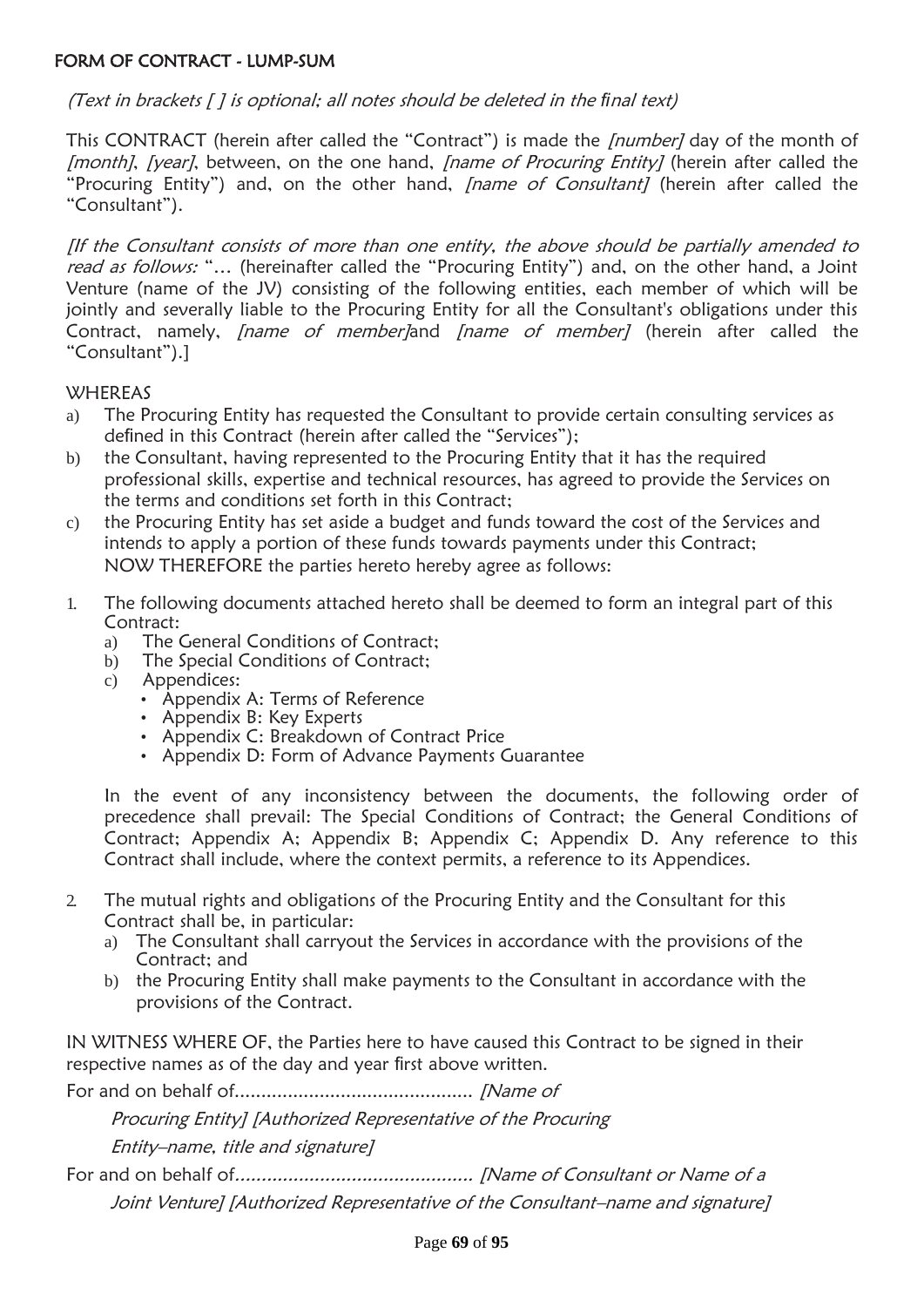## FORM OF CONTRACT - LUMP-SUM

*(Text in brackets [ ] is optional; all notes should be deleted in the final text)*

This CONTRACT (herein after called the "Contract") is made the *[number]* day of the month of *[month]*, *[year]*, between, on the one hand, *[name of Procuring Entity]* (herein after called the "Procuring Entity") and, on the other hand, *[name of Consultant]* (herein after called the "Consultant").

*[If the Consultant consists of more than one entity, the above should be partially amended to read as follows:* "… (hereinafter called the "Procuring Entity") and, on the other hand, a Joint Venture (name of the JV) consisting of the following entities, each member of which will be jointly and severally liable to the Procuring Entity for all the Consultant's obligations under this Contract, namely, *[name of member]*and *[name of member]* (herein after called the "Consultant").]

WHEREAS

a) The Procuring Entity has requested the Consultant to provide certain consulting services as defined in this Contract (herein after called the "Services");
b) the Consultant, having represented to the Procuring Entity that it has the required professional skills, expertise and technical resources, has agreed to provide the Services on the terms and conditions set forth in this Contract;
c) the Procuring Entity has set aside a budget and funds toward the cost of the Services and intends to apply a portion of these funds towards payments under this Contract;

NOW THEREFORE the parties hereto hereby agree as follows:

1. The following documents attached hereto shall be deemed to form an integral part of this Contract:
   a) The General Conditions of Contract;
   b) The Special Conditions of Contract;
   c) Appendices:
      - Appendix A: Terms of Reference
      - Appendix B: Key Experts
      - Appendix C: Breakdown of Contract Price
      - Appendix D: Form of Advance Payments Guarantee

   In the event of any inconsistency between the documents, the following order of precedence shall prevail: The Special Conditions of Contract; the General Conditions of Contract; Appendix A; Appendix B; Appendix C; Appendix D. Any reference to this Contract shall include, where the context permits, a reference to its Appendices.

2. The mutual rights and obligations of the Procuring Entity and the Consultant for this Contract shall be, in particular:
   a) The Consultant shall carryout the Services in accordance with the provisions of the Contract; and
   b) the Procuring Entity shall make payments to the Consultant in accordance with the provisions of the Contract.

IN WITNESS WHERE OF, the Parties here to have caused this Contract to be signed in their respective names as of the day and year first above written.

For and on behalf of............................................ *[Name of Procuring Entity] [Authorized Representative of the Procuring Entity–name, title and signature]*

For and on behalf of............................................ *[Name of Consultant or Name of a Joint Venture] [Authorized Representative of the Consultant–name and signature]*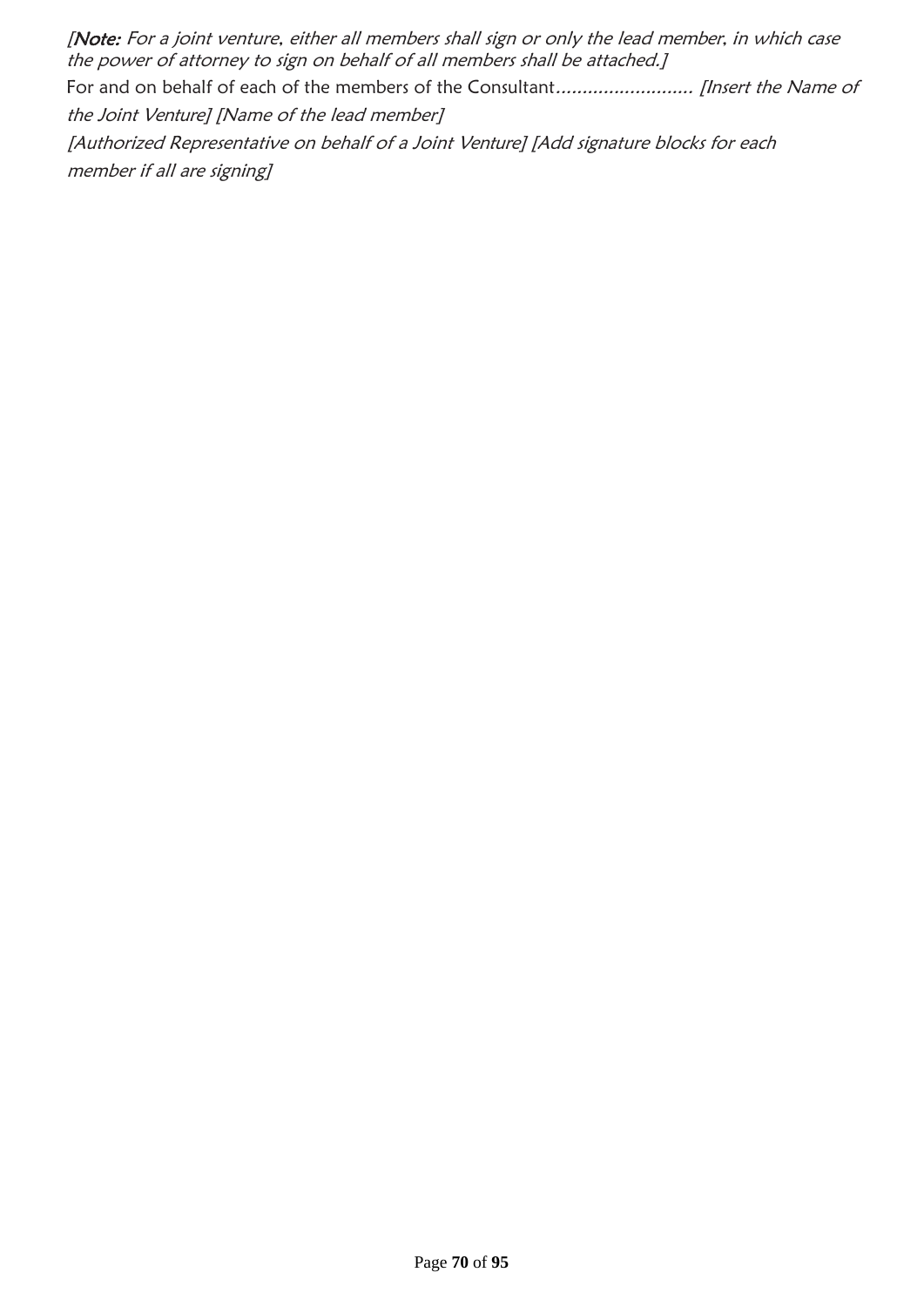[**Note:** *For a joint venture, either all members shall sign or only the lead member, in which case the power of attorney to sign on behalf of all members shall be attached.]*

For and on behalf of each of the members of the Consultant……………………… *[Insert the Name of the Joint Venture] [Name of the lead member]*

*[Authorized Representative on behalf of a Joint Venture] [Add signature blocks for each member if all are signing]*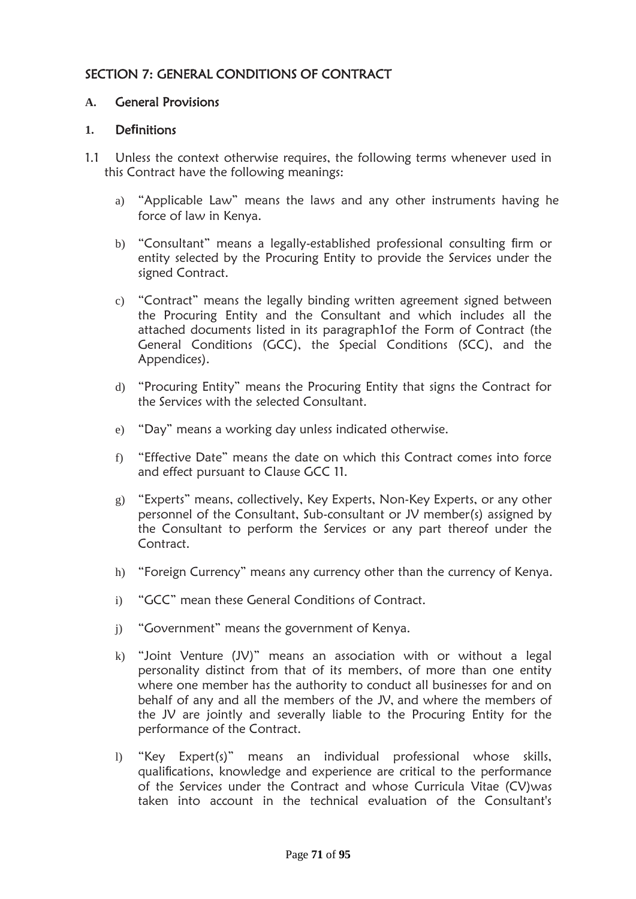## SECTION 7: GENERAL CONDITIONS OF CONTRACT

### A. General Provisions

#### 1. Definitions

1.1 Unless the context otherwise requires, the following terms whenever used in this Contract have the following meanings:

a) "Applicable Law" means the laws and any other instruments having he force of law in Kenya.

b) "Consultant" means a legally-established professional consulting firm or entity selected by the Procuring Entity to provide the Services under the signed Contract.

c) "Contract" means the legally binding written agreement signed between the Procuring Entity and the Consultant and which includes all the attached documents listed in its paragraph1of the Form of Contract (the General Conditions (GCC), the Special Conditions (SCC), and the Appendices).

d) "Procuring Entity" means the Procuring Entity that signs the Contract for the Services with the selected Consultant.

e) "Day" means a working day unless indicated otherwise.

f) "Effective Date" means the date on which this Contract comes into force and effect pursuant to Clause GCC 11.

g) "Experts" means, collectively, Key Experts, Non-Key Experts, or any other personnel of the Consultant, Sub-consultant or JV member(s) assigned by the Consultant to perform the Services or any part thereof under the Contract.

h) "Foreign Currency" means any currency other than the currency of Kenya.

i) "GCC" mean these General Conditions of Contract.

j) "Government" means the government of Kenya.

k) "Joint Venture (JV)" means an association with or without a legal personality distinct from that of its members, of more than one entity where one member has the authority to conduct all businesses for and on behalf of any and all the members of the JV, and where the members of the JV are jointly and severally liable to the Procuring Entity for the performance of the Contract.

l) "Key Expert(s)" means an individual professional whose skills, qualifications, knowledge and experience are critical to the performance of the Services under the Contract and whose Curricula Vitae (CV)was taken into account in the technical evaluation of the Consultant's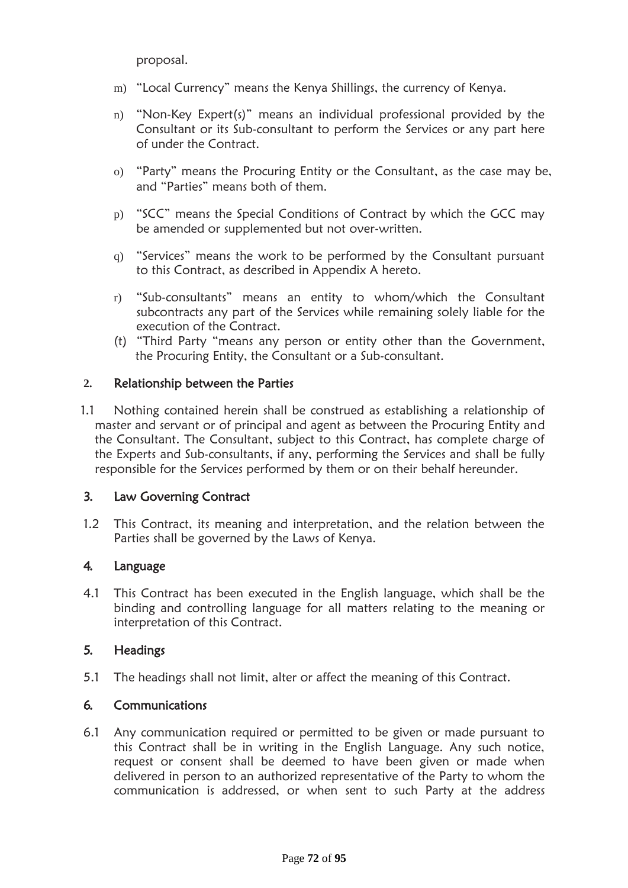proposal.

m) "Local Currency" means the Kenya Shillings, the currency of Kenya.

n) "Non-Key Expert(s)" means an individual professional provided by the Consultant or its Sub-consultant to perform the Services or any part here of under the Contract.

o) "Party" means the Procuring Entity or the Consultant, as the case may be, and "Parties" means both of them.

p) "SCC" means the Special Conditions of Contract by which the GCC may be amended or supplemented but not over-written.

q) "Services" means the work to be performed by the Consultant pursuant to this Contract, as described in Appendix A hereto.

r) "Sub-consultants" means an entity to whom/which the Consultant subcontracts any part of the Services while remaining solely liable for the execution of the Contract.

(t) "Third Party "means any person or entity other than the Government, the Procuring Entity, the Consultant or a Sub-consultant.

## 2. Relationship between the Parties

1.1 Nothing contained herein shall be construed as establishing a relationship of master and servant or of principal and agent as between the Procuring Entity and the Consultant. The Consultant, subject to this Contract, has complete charge of the Experts and Sub-consultants, if any, performing the Services and shall be fully responsible for the Services performed by them or on their behalf hereunder.

## 3. Law Governing Contract

1.2 This Contract, its meaning and interpretation, and the relation between the Parties shall be governed by the Laws of Kenya.

## 4. Language

4.1 This Contract has been executed in the English language, which shall be the binding and controlling language for all matters relating to the meaning or interpretation of this Contract.

## 5. Headings

5.1 The headings shall not limit, alter or affect the meaning of this Contract.

## 6. Communications

6.1 Any communication required or permitted to be given or made pursuant to this Contract shall be in writing in the English Language. Any such notice, request or consent shall be deemed to have been given or made when delivered in person to an authorized representative of the Party to whom the communication is addressed, or when sent to such Party at the address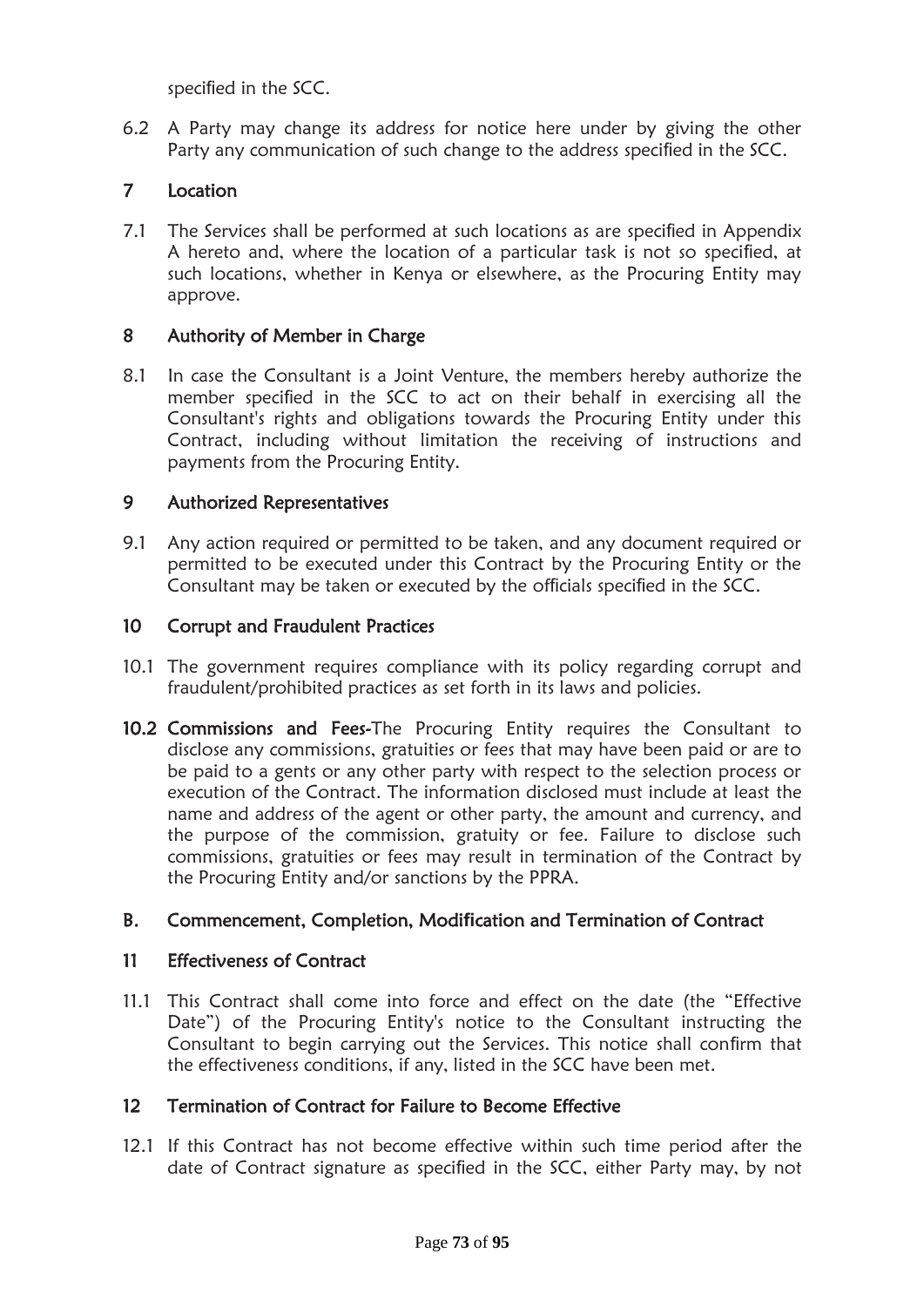specified in the SCC.

6.2 A Party may change its address for notice here under by giving the other Party any communication of such change to the address specified in the SCC.

### 7 Location

7.1 The Services shall be performed at such locations as are specified in Appendix A hereto and, where the location of a particular task is not so specified, at such locations, whether in Kenya or elsewhere, as the Procuring Entity may approve.

### 8 Authority of Member in Charge

8.1 In case the Consultant is a Joint Venture, the members hereby authorize the member specified in the SCC to act on their behalf in exercising all the Consultant's rights and obligations towards the Procuring Entity under this Contract, including without limitation the receiving of instructions and payments from the Procuring Entity.

### 9 Authorized Representatives

9.1 Any action required or permitted to be taken, and any document required or permitted to be executed under this Contract by the Procuring Entity or the Consultant may be taken or executed by the officials specified in the SCC.

### 10 Corrupt and Fraudulent Practices

10.1 The government requires compliance with its policy regarding corrupt and fraudulent/prohibited practices as set forth in its laws and policies.

**10.2 Commissions and Fees-**The Procuring Entity requires the Consultant to disclose any commissions, gratuities or fees that may have been paid or are to be paid to a gents or any other party with respect to the selection process or execution of the Contract. The information disclosed must include at least the name and address of the agent or other party, the amount and currency, and the purpose of the commission, gratuity or fee. Failure to disclose such commissions, gratuities or fees may result in termination of the Contract by the Procuring Entity and/or sanctions by the PPRA.

## B. Commencement, Completion, Modification and Termination of Contract

### 11 Effectiveness of Contract

11.1 This Contract shall come into force and effect on the date (the "Effective Date") of the Procuring Entity's notice to the Consultant instructing the Consultant to begin carrying out the Services. This notice shall confirm that the effectiveness conditions, if any, listed in the SCC have been met.

### 12 Termination of Contract for Failure to Become Effective

12.1 If this Contract has not become effective within such time period after the date of Contract signature as specified in the SCC, either Party may, by not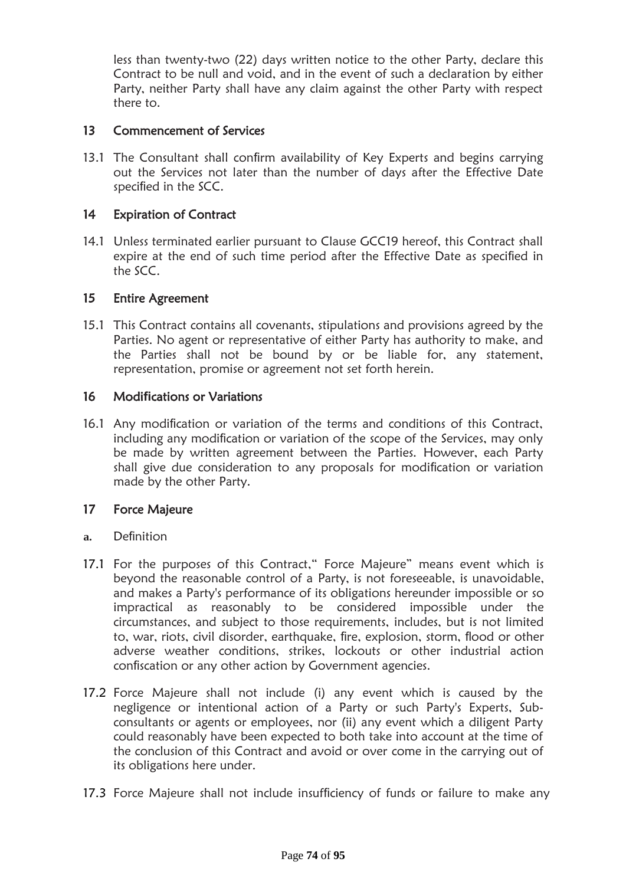less than twenty-two (22) days written notice to the other Party, declare this Contract to be null and void, and in the event of such a declaration by either Party, neither Party shall have any claim against the other Party with respect there to.

## 13 Commencement of Services

13.1 The Consultant shall confirm availability of Key Experts and begins carrying out the Services not later than the number of days after the Effective Date specified in the SCC.

## 14 Expiration of Contract

14.1 Unless terminated earlier pursuant to Clause GCC19 hereof, this Contract shall expire at the end of such time period after the Effective Date as specified in the SCC.

## 15 Entire Agreement

15.1 This Contract contains all covenants, stipulations and provisions agreed by the Parties. No agent or representative of either Party has authority to make, and the Parties shall not be bound by or be liable for, any statement, representation, promise or agreement not set forth herein.

## 16 Modifications or Variations

16.1 Any modification or variation of the terms and conditions of this Contract, including any modification or variation of the scope of the Services, may only be made by written agreement between the Parties. However, each Party shall give due consideration to any proposals for modification or variation made by the other Party.

## 17 Force Majeure

**a.** Definition

17.1 For the purposes of this Contract," Force Majeure" means event which is beyond the reasonable control of a Party, is not foreseeable, is unavoidable, and makes a Party's performance of its obligations hereunder impossible or so impractical as reasonably to be considered impossible under the circumstances, and subject to those requirements, includes, but is not limited to, war, riots, civil disorder, earthquake, fire, explosion, storm, flood or other adverse weather conditions, strikes, lockouts or other industrial action confiscation or any other action by Government agencies.

17.2 Force Majeure shall not include (i) any event which is caused by the negligence or intentional action of a Party or such Party's Experts, Sub-consultants or agents or employees, nor (ii) any event which a diligent Party could reasonably have been expected to both take into account at the time of the conclusion of this Contract and avoid or over come in the carrying out of its obligations here under.

17.3 Force Majeure shall not include insufficiency of funds or failure to make any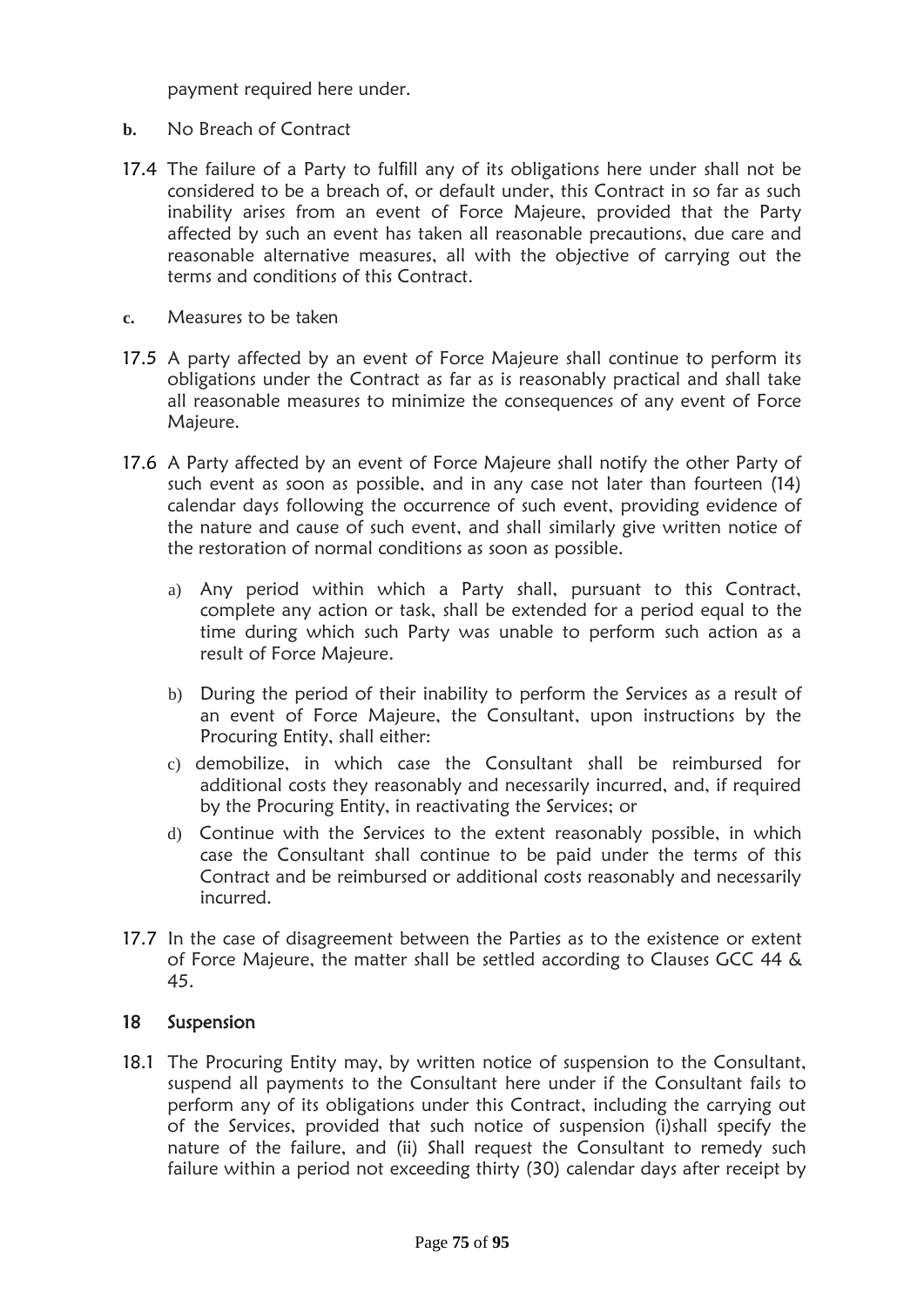payment required here under.

**b.** No Breach of Contract

17.4 The failure of a Party to fulfill any of its obligations here under shall not be considered to be a breach of, or default under, this Contract in so far as such inability arises from an event of Force Majeure, provided that the Party affected by such an event has taken all reasonable precautions, due care and reasonable alternative measures, all with the objective of carrying out the terms and conditions of this Contract.

**c.** Measures to be taken

17.5 A party affected by an event of Force Majeure shall continue to perform its obligations under the Contract as far as is reasonably practical and shall take all reasonable measures to minimize the consequences of any event of Force Majeure.

17.6 A Party affected by an event of Force Majeure shall notify the other Party of such event as soon as possible, and in any case not later than fourteen (14) calendar days following the occurrence of such event, providing evidence of the nature and cause of such event, and shall similarly give written notice of the restoration of normal conditions as soon as possible.

a) Any period within which a Party shall, pursuant to this Contract, complete any action or task, shall be extended for a period equal to the time during which such Party was unable to perform such action as a result of Force Majeure.

b) During the period of their inability to perform the Services as a result of an event of Force Majeure, the Consultant, upon instructions by the Procuring Entity, shall either:

c) demobilize, in which case the Consultant shall be reimbursed for additional costs they reasonably and necessarily incurred, and, if required by the Procuring Entity, in reactivating the Services; or

d) Continue with the Services to the extent reasonably possible, in which case the Consultant shall continue to be paid under the terms of this Contract and be reimbursed or additional costs reasonably and necessarily incurred.

17.7 In the case of disagreement between the Parties as to the existence or extent of Force Majeure, the matter shall be settled according to Clauses GCC 44 & 45.

## 18 Suspension

18.1 The Procuring Entity may, by written notice of suspension to the Consultant, suspend all payments to the Consultant here under if the Consultant fails to perform any of its obligations under this Contract, including the carrying out of the Services, provided that such notice of suspension (i)shall specify the nature of the failure, and (ii) Shall request the Consultant to remedy such failure within a period not exceeding thirty (30) calendar days after receipt by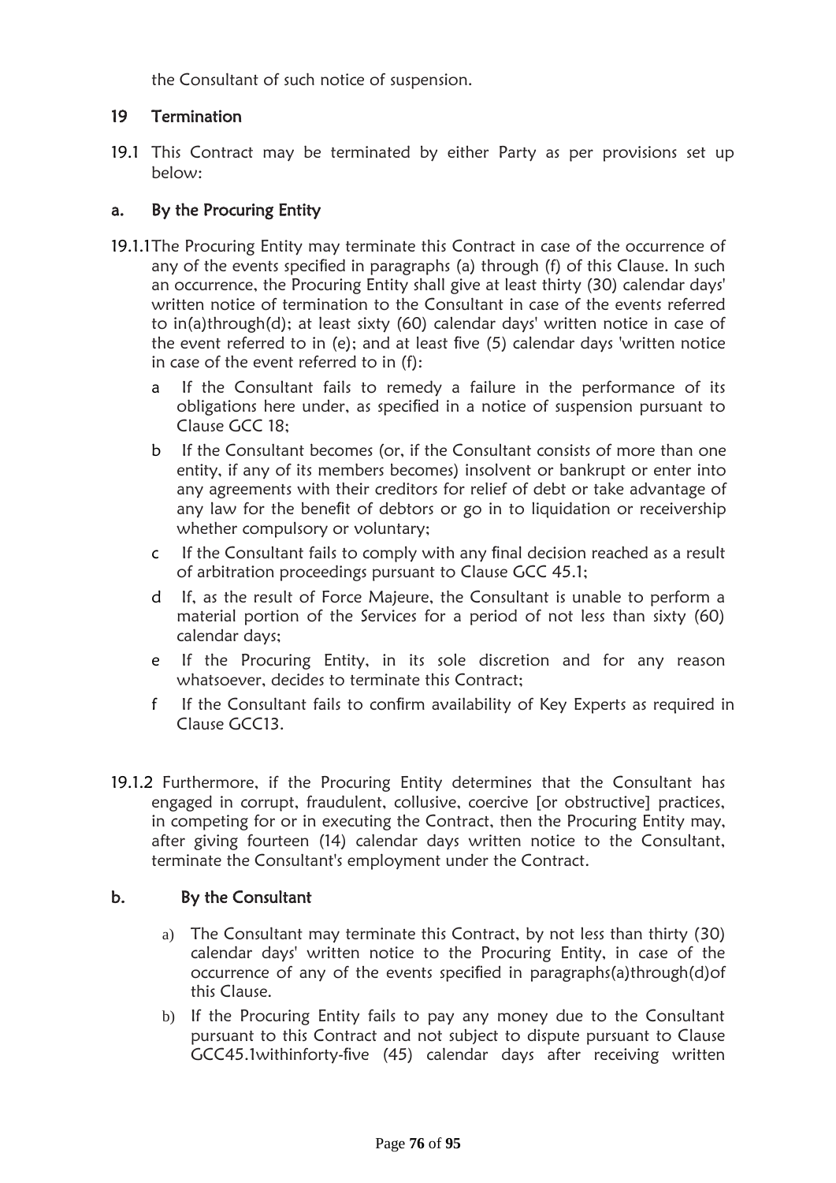the Consultant of such notice of suspension.

## 19 Termination

19.1 This Contract may be terminated by either Party as per provisions set up below:

### a. By the Procuring Entity

19.1.1The Procuring Entity may terminate this Contract in case of the occurrence of any of the events specified in paragraphs (a) through (f) of this Clause. In such an occurrence, the Procuring Entity shall give at least thirty (30) calendar days' written notice of termination to the Consultant in case of the events referred to in(a)through(d); at least sixty (60) calendar days' written notice in case of the event referred to in (e); and at least five (5) calendar days 'written notice in case of the event referred to in (f):

- a If the Consultant fails to remedy a failure in the performance of its obligations here under, as specified in a notice of suspension pursuant to Clause GCC 18;
- b If the Consultant becomes (or, if the Consultant consists of more than one entity, if any of its members becomes) insolvent or bankrupt or enter into any agreements with their creditors for relief of debt or take advantage of any law for the benefit of debtors or go in to liquidation or receivership whether compulsory or voluntary;
- c If the Consultant fails to comply with any final decision reached as a result of arbitration proceedings pursuant to Clause GCC 45.1;
- d If, as the result of Force Majeure, the Consultant is unable to perform a material portion of the Services for a period of not less than sixty (60) calendar days;
- e If the Procuring Entity, in its sole discretion and for any reason whatsoever, decides to terminate this Contract;
- f If the Consultant fails to confirm availability of Key Experts as required in Clause GCC13.

19.1.2 Furthermore, if the Procuring Entity determines that the Consultant has engaged in corrupt, fraudulent, collusive, coercive [or obstructive] practices, in competing for or in executing the Contract, then the Procuring Entity may, after giving fourteen (14) calendar days written notice to the Consultant, terminate the Consultant's employment under the Contract.

### b. By the Consultant

a) The Consultant may terminate this Contract, by not less than thirty (30) calendar days' written notice to the Procuring Entity, in case of the occurrence of any of the events specified in paragraphs(a)through(d)of this Clause.

b) If the Procuring Entity fails to pay any money due to the Consultant pursuant to this Contract and not subject to dispute pursuant to Clause GCC45.1withinforty-five (45) calendar days after receiving written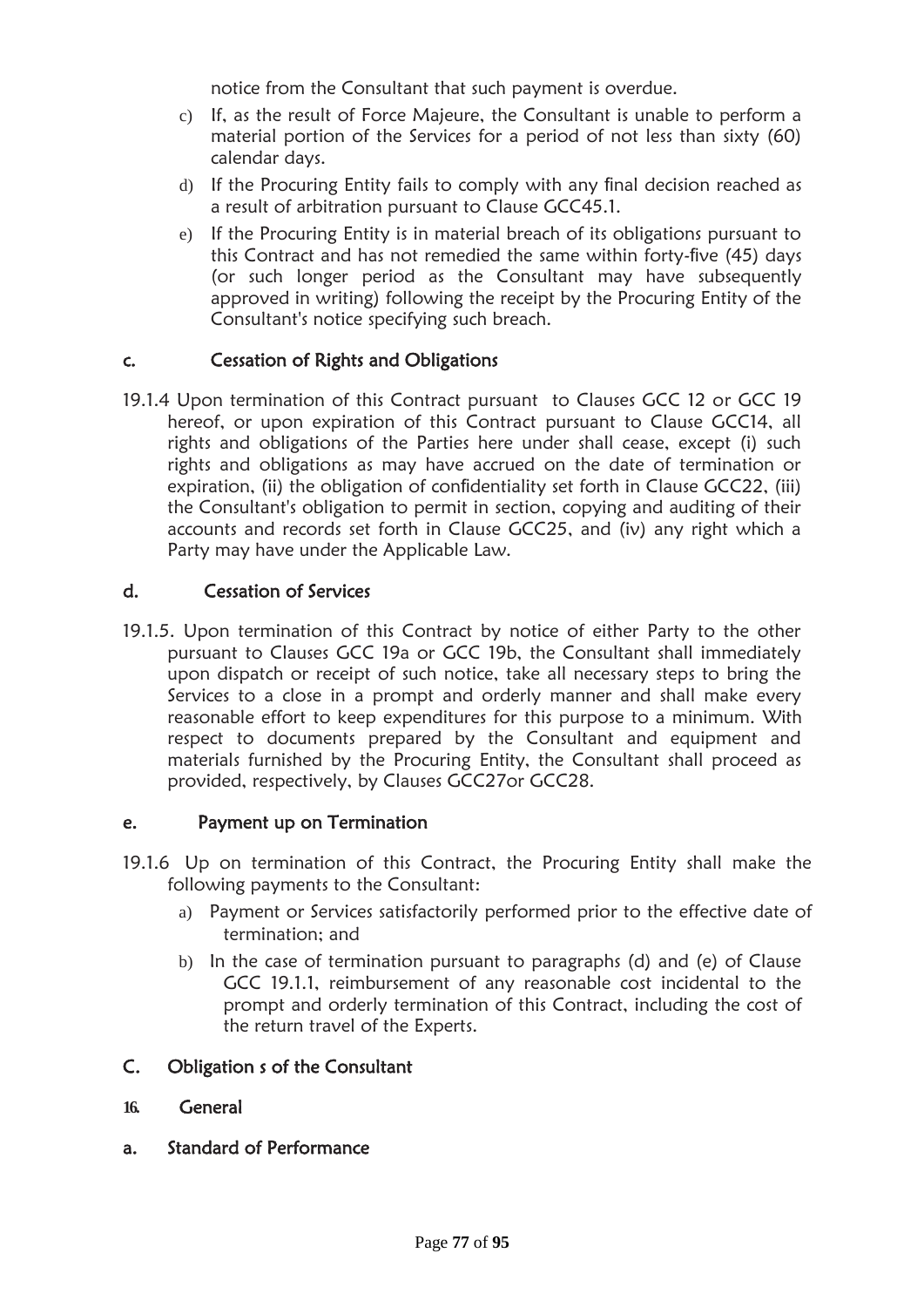notice from the Consultant that such payment is overdue.

c) If, as the result of Force Majeure, the Consultant is unable to perform a material portion of the Services for a period of not less than sixty (60) calendar days.

d) If the Procuring Entity fails to comply with any final decision reached as a result of arbitration pursuant to Clause GCC45.1.

e) If the Procuring Entity is in material breach of its obligations pursuant to this Contract and has not remedied the same within forty-five (45) days (or such longer period as the Consultant may have subsequently approved in writing) following the receipt by the Procuring Entity of the Consultant's notice specifying such breach.

### c. Cessation of Rights and Obligations

19.1.4 Upon termination of this Contract pursuant to Clauses GCC 12 or GCC 19 hereof, or upon expiration of this Contract pursuant to Clause GCC14, all rights and obligations of the Parties here under shall cease, except (i) such rights and obligations as may have accrued on the date of termination or expiration, (ii) the obligation of confidentiality set forth in Clause GCC22, (iii) the Consultant's obligation to permit in section, copying and auditing of their accounts and records set forth in Clause GCC25, and (iv) any right which a Party may have under the Applicable Law.

### d. Cessation of Services

19.1.5. Upon termination of this Contract by notice of either Party to the other pursuant to Clauses GCC 19a or GCC 19b, the Consultant shall immediately upon dispatch or receipt of such notice, take all necessary steps to bring the Services to a close in a prompt and orderly manner and shall make every reasonable effort to keep expenditures for this purpose to a minimum. With respect to documents prepared by the Consultant and equipment and materials furnished by the Procuring Entity, the Consultant shall proceed as provided, respectively, by Clauses GCC27or GCC28.

### e. Payment up on Termination

19.1.6 Up on termination of this Contract, the Procuring Entity shall make the following payments to the Consultant:

a) Payment or Services satisfactorily performed prior to the effective date of termination; and

b) In the case of termination pursuant to paragraphs (d) and (e) of Clause GCC 19.1.1, reimbursement of any reasonable cost incidental to the prompt and orderly termination of this Contract, including the cost of the return travel of the Experts.

## C. Obligation s of the Consultant

### 16. General

### a. Standard of Performance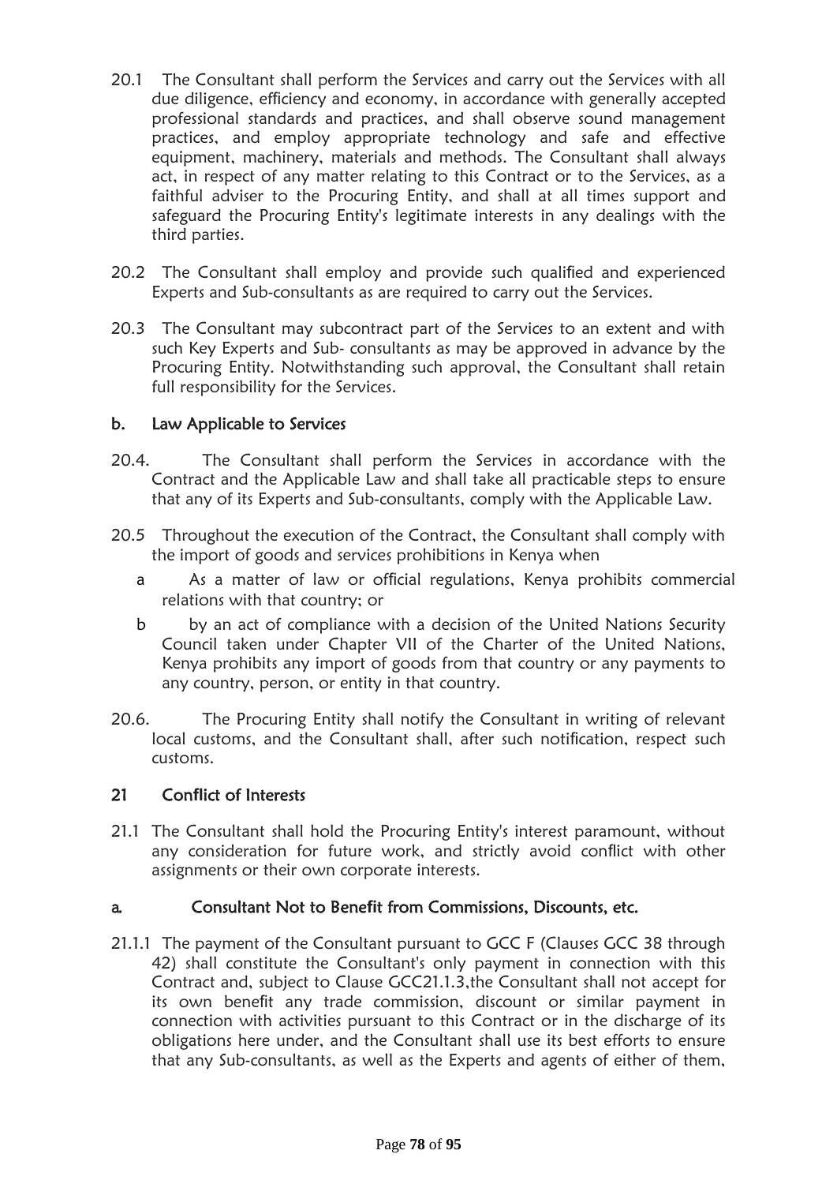20.1 The Consultant shall perform the Services and carry out the Services with all due diligence, efficiency and economy, in accordance with generally accepted professional standards and practices, and shall observe sound management practices, and employ appropriate technology and safe and effective equipment, machinery, materials and methods. The Consultant shall always act, in respect of any matter relating to this Contract or to the Services, as a faithful adviser to the Procuring Entity, and shall at all times support and safeguard the Procuring Entity's legitimate interests in any dealings with the third parties.

20.2 The Consultant shall employ and provide such qualified and experienced Experts and Sub-consultants as are required to carry out the Services.

20.3 The Consultant may subcontract part of the Services to an extent and with such Key Experts and Sub- consultants as may be approved in advance by the Procuring Entity. Notwithstanding such approval, the Consultant shall retain full responsibility for the Services.

### b. Law Applicable to Services

20.4. The Consultant shall perform the Services in accordance with the Contract and the Applicable Law and shall take all practicable steps to ensure that any of its Experts and Sub-consultants, comply with the Applicable Law.

20.5 Throughout the execution of the Contract, the Consultant shall comply with the import of goods and services prohibitions in Kenya when

a As a matter of law or official regulations, Kenya prohibits commercial relations with that country; or

b by an act of compliance with a decision of the United Nations Security Council taken under Chapter VII of the Charter of the United Nations, Kenya prohibits any import of goods from that country or any payments to any country, person, or entity in that country.

20.6. The Procuring Entity shall notify the Consultant in writing of relevant local customs, and the Consultant shall, after such notification, respect such customs.

## 21 Conflict of Interests

21.1 The Consultant shall hold the Procuring Entity's interest paramount, without any consideration for future work, and strictly avoid conflict with other assignments or their own corporate interests.

### a. Consultant Not to Benefit from Commissions, Discounts, etc.

21.1.1 The payment of the Consultant pursuant to GCC F (Clauses GCC 38 through 42) shall constitute the Consultant's only payment in connection with this Contract and, subject to Clause GCC21.1.3,the Consultant shall not accept for its own benefit any trade commission, discount or similar payment in connection with activities pursuant to this Contract or in the discharge of its obligations here under, and the Consultant shall use its best efforts to ensure that any Sub-consultants, as well as the Experts and agents of either of them,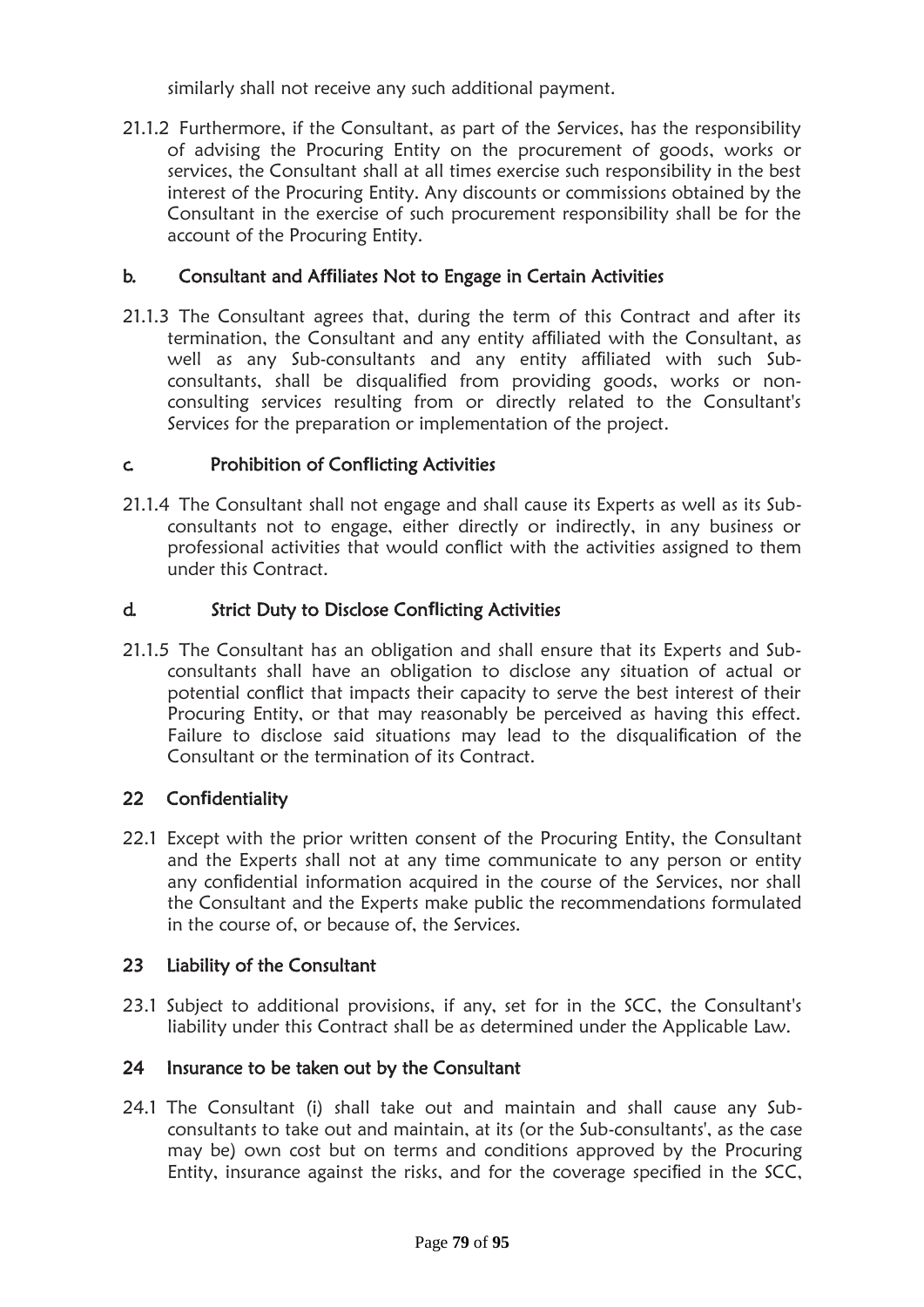similarly shall not receive any such additional payment.

21.1.2 Furthermore, if the Consultant, as part of the Services, has the responsibility of advising the Procuring Entity on the procurement of goods, works or services, the Consultant shall at all times exercise such responsibility in the best interest of the Procuring Entity. Any discounts or commissions obtained by the Consultant in the exercise of such procurement responsibility shall be for the account of the Procuring Entity.

#### b. Consultant and Affiliates Not to Engage in Certain Activities

21.1.3 The Consultant agrees that, during the term of this Contract and after its termination, the Consultant and any entity affiliated with the Consultant, as well as any Sub-consultants and any entity affiliated with such Sub-consultants, shall be disqualified from providing goods, works or non-consulting services resulting from or directly related to the Consultant's Services for the preparation or implementation of the project.

#### c. Prohibition of Conflicting Activities

21.1.4 The Consultant shall not engage and shall cause its Experts as well as its Sub-consultants not to engage, either directly or indirectly, in any business or professional activities that would conflict with the activities assigned to them under this Contract.

#### d. Strict Duty to Disclose Conflicting Activities

21.1.5 The Consultant has an obligation and shall ensure that its Experts and Sub-consultants shall have an obligation to disclose any situation of actual or potential conflict that impacts their capacity to serve the best interest of their Procuring Entity, or that may reasonably be perceived as having this effect. Failure to disclose said situations may lead to the disqualification of the Consultant or the termination of its Contract.

### 22 Confidentiality

22.1 Except with the prior written consent of the Procuring Entity, the Consultant and the Experts shall not at any time communicate to any person or entity any confidential information acquired in the course of the Services, nor shall the Consultant and the Experts make public the recommendations formulated in the course of, or because of, the Services.

### 23 Liability of the Consultant

23.1 Subject to additional provisions, if any, set for in the SCC, the Consultant's liability under this Contract shall be as determined under the Applicable Law.

### 24 Insurance to be taken out by the Consultant

24.1 The Consultant (i) shall take out and maintain and shall cause any Sub-consultants to take out and maintain, at its (or the Sub-consultants', as the case may be) own cost but on terms and conditions approved by the Procuring Entity, insurance against the risks, and for the coverage specified in the SCC,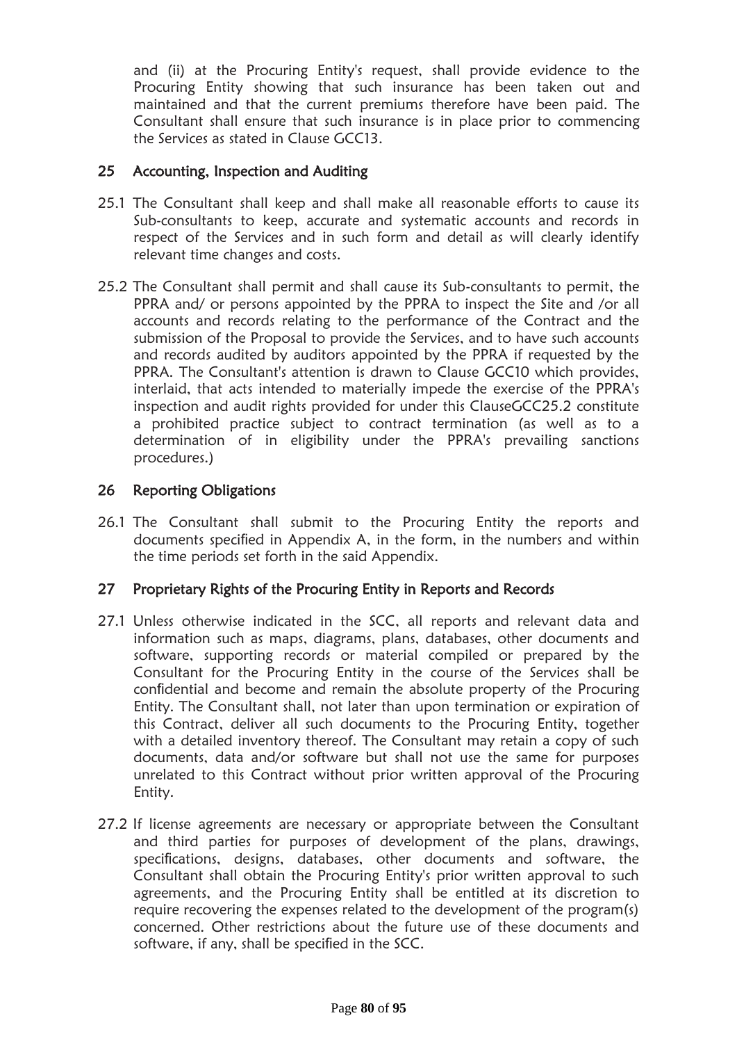and (ii) at the Procuring Entity's request, shall provide evidence to the Procuring Entity showing that such insurance has been taken out and maintained and that the current premiums therefore have been paid. The Consultant shall ensure that such insurance is in place prior to commencing the Services as stated in Clause GCC13.

## 25 Accounting, Inspection and Auditing

25.1 The Consultant shall keep and shall make all reasonable efforts to cause its Sub-consultants to keep, accurate and systematic accounts and records in respect of the Services and in such form and detail as will clearly identify relevant time changes and costs.

25.2 The Consultant shall permit and shall cause its Sub-consultants to permit, the PPRA and/ or persons appointed by the PPRA to inspect the Site and /or all accounts and records relating to the performance of the Contract and the submission of the Proposal to provide the Services, and to have such accounts and records audited by auditors appointed by the PPRA if requested by the PPRA. The Consultant's attention is drawn to Clause GCC10 which provides, interlaid, that acts intended to materially impede the exercise of the PPRA's inspection and audit rights provided for under this ClauseGCC25.2 constitute a prohibited practice subject to contract termination (as well as to a determination of in eligibility under the PPRA's prevailing sanctions procedures.)

## 26 Reporting Obligations

26.1 The Consultant shall submit to the Procuring Entity the reports and documents specified in Appendix A, in the form, in the numbers and within the time periods set forth in the said Appendix.

## 27 Proprietary Rights of the Procuring Entity in Reports and Records

27.1 Unless otherwise indicated in the SCC, all reports and relevant data and information such as maps, diagrams, plans, databases, other documents and software, supporting records or material compiled or prepared by the Consultant for the Procuring Entity in the course of the Services shall be confidential and become and remain the absolute property of the Procuring Entity. The Consultant shall, not later than upon termination or expiration of this Contract, deliver all such documents to the Procuring Entity, together with a detailed inventory thereof. The Consultant may retain a copy of such documents, data and/or software but shall not use the same for purposes unrelated to this Contract without prior written approval of the Procuring Entity.

27.2 If license agreements are necessary or appropriate between the Consultant and third parties for purposes of development of the plans, drawings, specifications, designs, databases, other documents and software, the Consultant shall obtain the Procuring Entity's prior written approval to such agreements, and the Procuring Entity shall be entitled at its discretion to require recovering the expenses related to the development of the program(s) concerned. Other restrictions about the future use of these documents and software, if any, shall be specified in the SCC.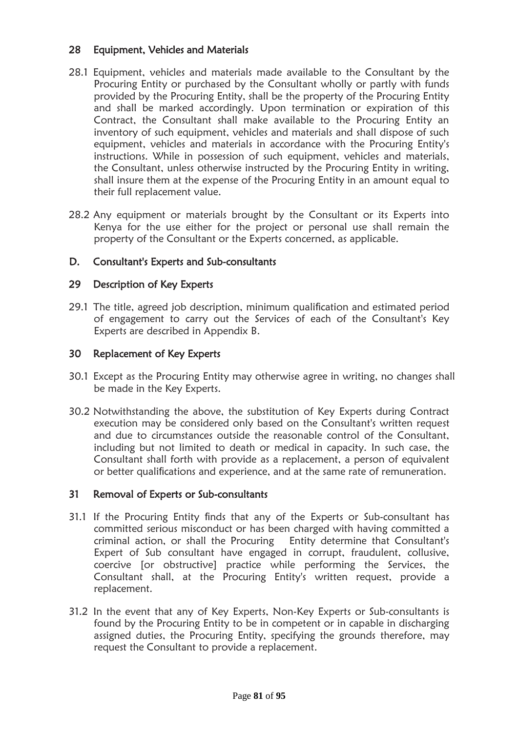## 28 Equipment, Vehicles and Materials

28.1 Equipment, vehicles and materials made available to the Consultant by the Procuring Entity or purchased by the Consultant wholly or partly with funds provided by the Procuring Entity, shall be the property of the Procuring Entity and shall be marked accordingly. Upon termination or expiration of this Contract, the Consultant shall make available to the Procuring Entity an inventory of such equipment, vehicles and materials and shall dispose of such equipment, vehicles and materials in accordance with the Procuring Entity's instructions. While in possession of such equipment, vehicles and materials, the Consultant, unless otherwise instructed by the Procuring Entity in writing, shall insure them at the expense of the Procuring Entity in an amount equal to their full replacement value.

28.2 Any equipment or materials brought by the Consultant or its Experts into Kenya for the use either for the project or personal use shall remain the property of the Consultant or the Experts concerned, as applicable.

## D. Consultant's Experts and Sub-consultants

## 29 Description of Key Experts

29.1 The title, agreed job description, minimum qualification and estimated period of engagement to carry out the Services of each of the Consultant's Key Experts are described in Appendix B.

## 30 Replacement of Key Experts

30.1 Except as the Procuring Entity may otherwise agree in writing, no changes shall be made in the Key Experts.

30.2 Notwithstanding the above, the substitution of Key Experts during Contract execution may be considered only based on the Consultant's written request and due to circumstances outside the reasonable control of the Consultant, including but not limited to death or medical in capacity. In such case, the Consultant shall forth with provide as a replacement, a person of equivalent or better qualifications and experience, and at the same rate of remuneration.

## 31 Removal of Experts or Sub-consultants

31.1 If the Procuring Entity finds that any of the Experts or Sub-consultant has committed serious misconduct or has been charged with having committed a criminal action, or shall the Procuring Entity determine that Consultant's Expert of Sub consultant have engaged in corrupt, fraudulent, collusive, coercive [or obstructive] practice while performing the Services, the Consultant shall, at the Procuring Entity's written request, provide a replacement.

31.2 In the event that any of Key Experts, Non-Key Experts or Sub-consultants is found by the Procuring Entity to be in competent or in capable in discharging assigned duties, the Procuring Entity, specifying the grounds therefore, may request the Consultant to provide a replacement.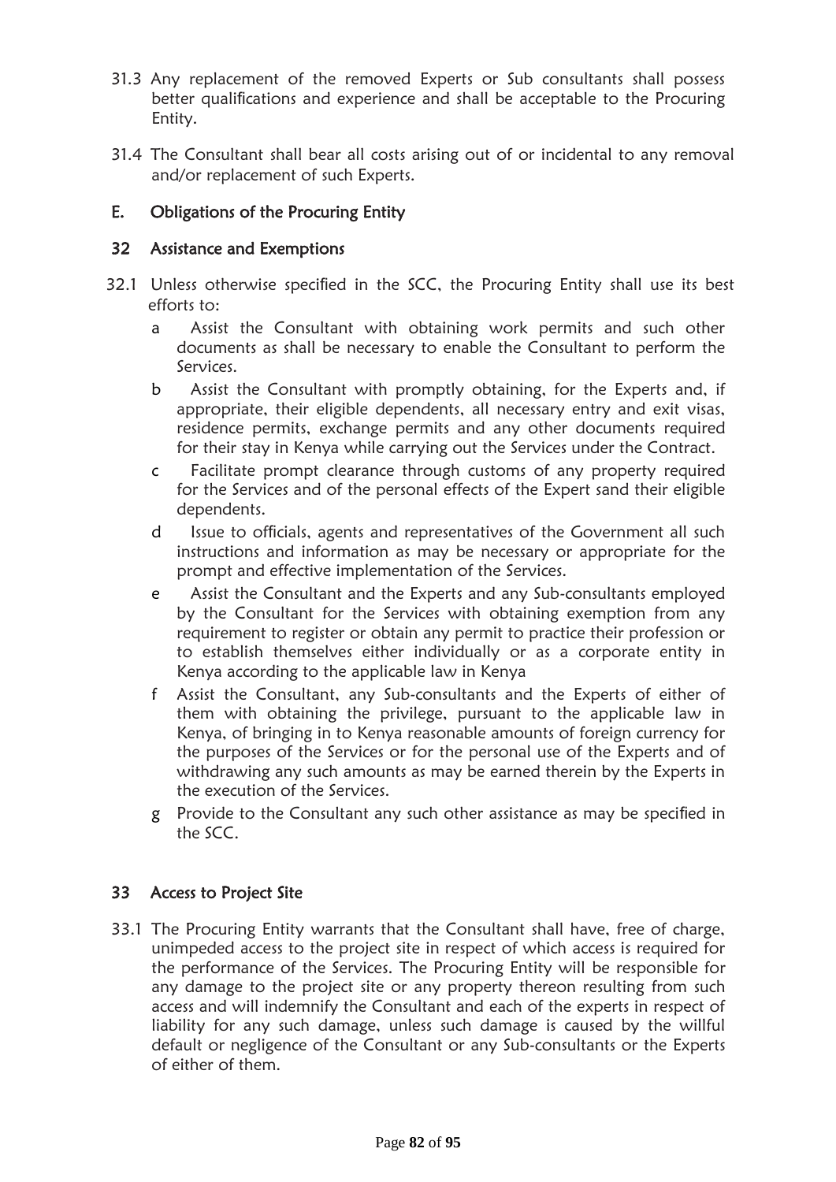31.3 Any replacement of the removed Experts or Sub consultants shall possess better qualifications and experience and shall be acceptable to the Procuring Entity.

31.4 The Consultant shall bear all costs arising out of or incidental to any removal and/or replacement of such Experts.

## E. Obligations of the Procuring Entity

### 32 Assistance and Exemptions

32.1 Unless otherwise specified in the SCC, the Procuring Entity shall use its best efforts to:

a Assist the Consultant with obtaining work permits and such other documents as shall be necessary to enable the Consultant to perform the Services.

b Assist the Consultant with promptly obtaining, for the Experts and, if appropriate, their eligible dependents, all necessary entry and exit visas, residence permits, exchange permits and any other documents required for their stay in Kenya while carrying out the Services under the Contract.

c Facilitate prompt clearance through customs of any property required for the Services and of the personal effects of the Expert sand their eligible dependents.

d Issue to officials, agents and representatives of the Government all such instructions and information as may be necessary or appropriate for the prompt and effective implementation of the Services.

e Assist the Consultant and the Experts and any Sub-consultants employed by the Consultant for the Services with obtaining exemption from any requirement to register or obtain any permit to practice their profession or to establish themselves either individually or as a corporate entity in Kenya according to the applicable law in Kenya

f Assist the Consultant, any Sub-consultants and the Experts of either of them with obtaining the privilege, pursuant to the applicable law in Kenya, of bringing in to Kenya reasonable amounts of foreign currency for the purposes of the Services or for the personal use of the Experts and of withdrawing any such amounts as may be earned therein by the Experts in the execution of the Services.

g Provide to the Consultant any such other assistance as may be specified in the SCC.

### 33 Access to Project Site

33.1 The Procuring Entity warrants that the Consultant shall have, free of charge, unimpeded access to the project site in respect of which access is required for the performance of the Services. The Procuring Entity will be responsible for any damage to the project site or any property thereon resulting from such access and will indemnify the Consultant and each of the experts in respect of liability for any such damage, unless such damage is caused by the willful default or negligence of the Consultant or any Sub-consultants or the Experts of either of them.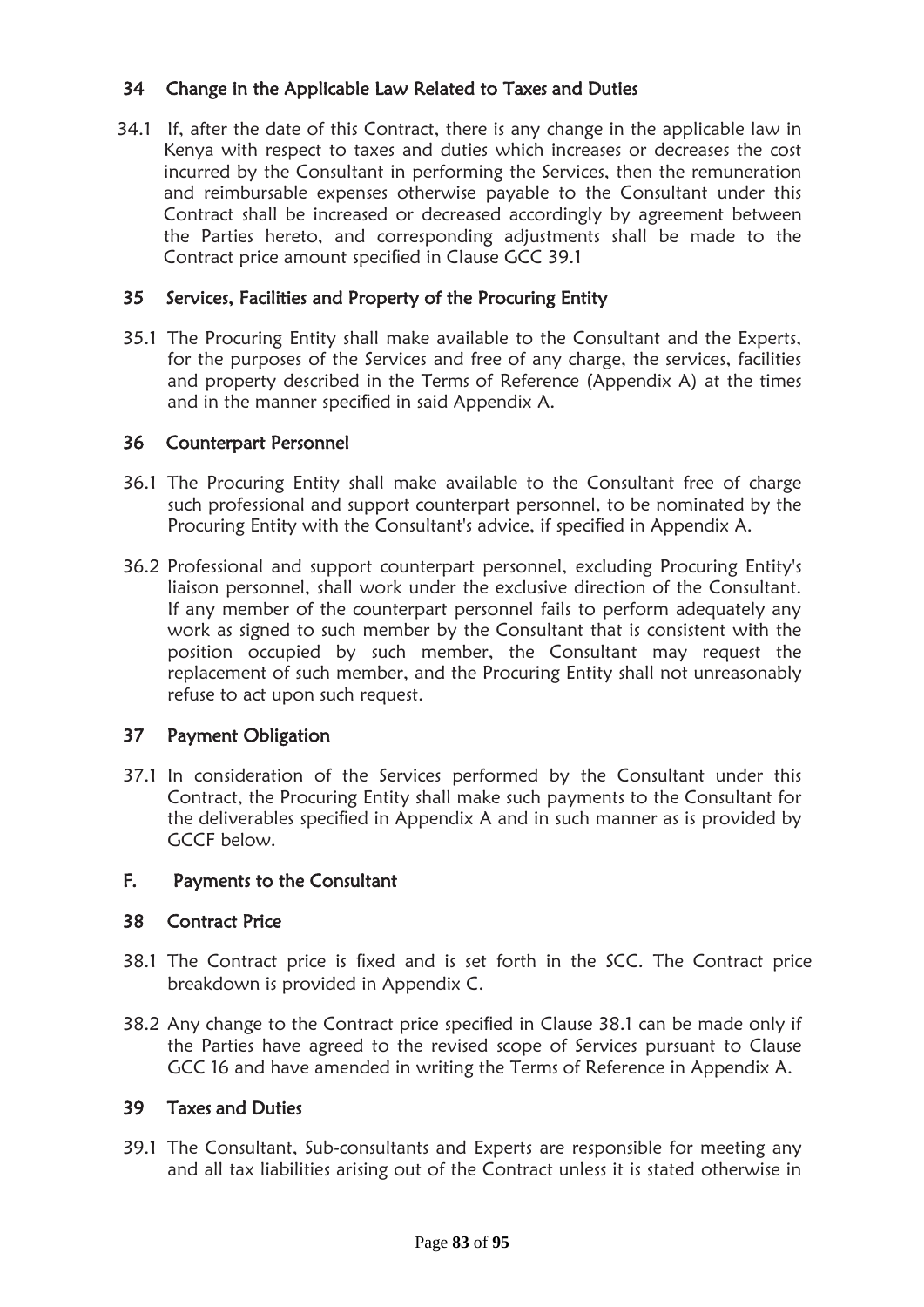## 34 Change in the Applicable Law Related to Taxes and Duties

34.1 If, after the date of this Contract, there is any change in the applicable law in Kenya with respect to taxes and duties which increases or decreases the cost incurred by the Consultant in performing the Services, then the remuneration and reimbursable expenses otherwise payable to the Consultant under this Contract shall be increased or decreased accordingly by agreement between the Parties hereto, and corresponding adjustments shall be made to the Contract price amount specified in Clause GCC 39.1

## 35 Services, Facilities and Property of the Procuring Entity

35.1 The Procuring Entity shall make available to the Consultant and the Experts, for the purposes of the Services and free of any charge, the services, facilities and property described in the Terms of Reference (Appendix A) at the times and in the manner specified in said Appendix A.

## 36 Counterpart Personnel

36.1 The Procuring Entity shall make available to the Consultant free of charge such professional and support counterpart personnel, to be nominated by the Procuring Entity with the Consultant's advice, if specified in Appendix A.

36.2 Professional and support counterpart personnel, excluding Procuring Entity's liaison personnel, shall work under the exclusive direction of the Consultant. If any member of the counterpart personnel fails to perform adequately any work as signed to such member by the Consultant that is consistent with the position occupied by such member, the Consultant may request the replacement of such member, and the Procuring Entity shall not unreasonably refuse to act upon such request.

## 37 Payment Obligation

37.1 In consideration of the Services performed by the Consultant under this Contract, the Procuring Entity shall make such payments to the Consultant for the deliverables specified in Appendix A and in such manner as is provided by GCCF below.

# F. Payments to the Consultant

## 38 Contract Price

38.1 The Contract price is fixed and is set forth in the SCC. The Contract price breakdown is provided in Appendix C.

38.2 Any change to the Contract price specified in Clause 38.1 can be made only if the Parties have agreed to the revised scope of Services pursuant to Clause GCC 16 and have amended in writing the Terms of Reference in Appendix A.

## 39 Taxes and Duties

39.1 The Consultant, Sub-consultants and Experts are responsible for meeting any and all tax liabilities arising out of the Contract unless it is stated otherwise in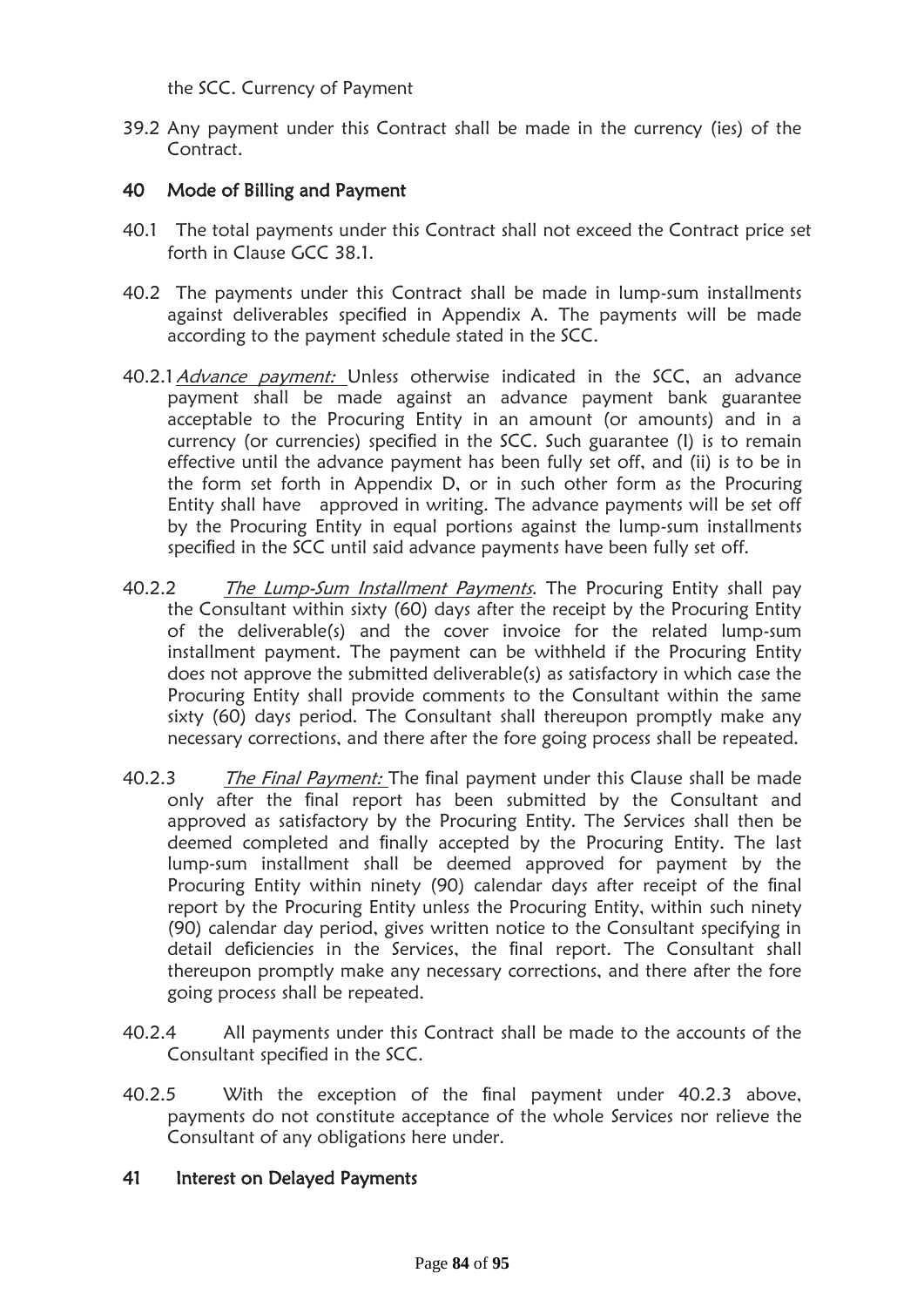the SCC. Currency of Payment

39.2 Any payment under this Contract shall be made in the currency (ies) of the Contract.

## 40 Mode of Billing and Payment

40.1 The total payments under this Contract shall not exceed the Contract price set forth in Clause GCC 38.1.

40.2 The payments under this Contract shall be made in lump-sum installments against deliverables specified in Appendix A. The payments will be made according to the payment schedule stated in the SCC.

40.2.1 *Advance payment:* Unless otherwise indicated in the SCC, an advance payment shall be made against an advance payment bank guarantee acceptable to the Procuring Entity in an amount (or amounts) and in a currency (or currencies) specified in the SCC. Such guarantee (I) is to remain effective until the advance payment has been fully set off, and (ii) is to be in the form set forth in Appendix D, or in such other form as the Procuring Entity shall have approved in writing. The advance payments will be set off by the Procuring Entity in equal portions against the lump-sum installments specified in the SCC until said advance payments have been fully set off.

40.2.2 *The Lump-Sum Installment Payments*. The Procuring Entity shall pay the Consultant within sixty (60) days after the receipt by the Procuring Entity of the deliverable(s) and the cover invoice for the related lump-sum installment payment. The payment can be withheld if the Procuring Entity does not approve the submitted deliverable(s) as satisfactory in which case the Procuring Entity shall provide comments to the Consultant within the same sixty (60) days period. The Consultant shall thereupon promptly make any necessary corrections, and there after the fore going process shall be repeated.

40.2.3 *The Final Payment:* The final payment under this Clause shall be made only after the final report has been submitted by the Consultant and approved as satisfactory by the Procuring Entity. The Services shall then be deemed completed and finally accepted by the Procuring Entity. The last lump-sum installment shall be deemed approved for payment by the Procuring Entity within ninety (90) calendar days after receipt of the final report by the Procuring Entity unless the Procuring Entity, within such ninety (90) calendar day period, gives written notice to the Consultant specifying in detail deficiencies in the Services, the final report. The Consultant shall thereupon promptly make any necessary corrections, and there after the fore going process shall be repeated.

40.2.4 All payments under this Contract shall be made to the accounts of the Consultant specified in the SCC.

40.2.5 With the exception of the final payment under 40.2.3 above, payments do not constitute acceptance of the whole Services nor relieve the Consultant of any obligations here under.

## 41 Interest on Delayed Payments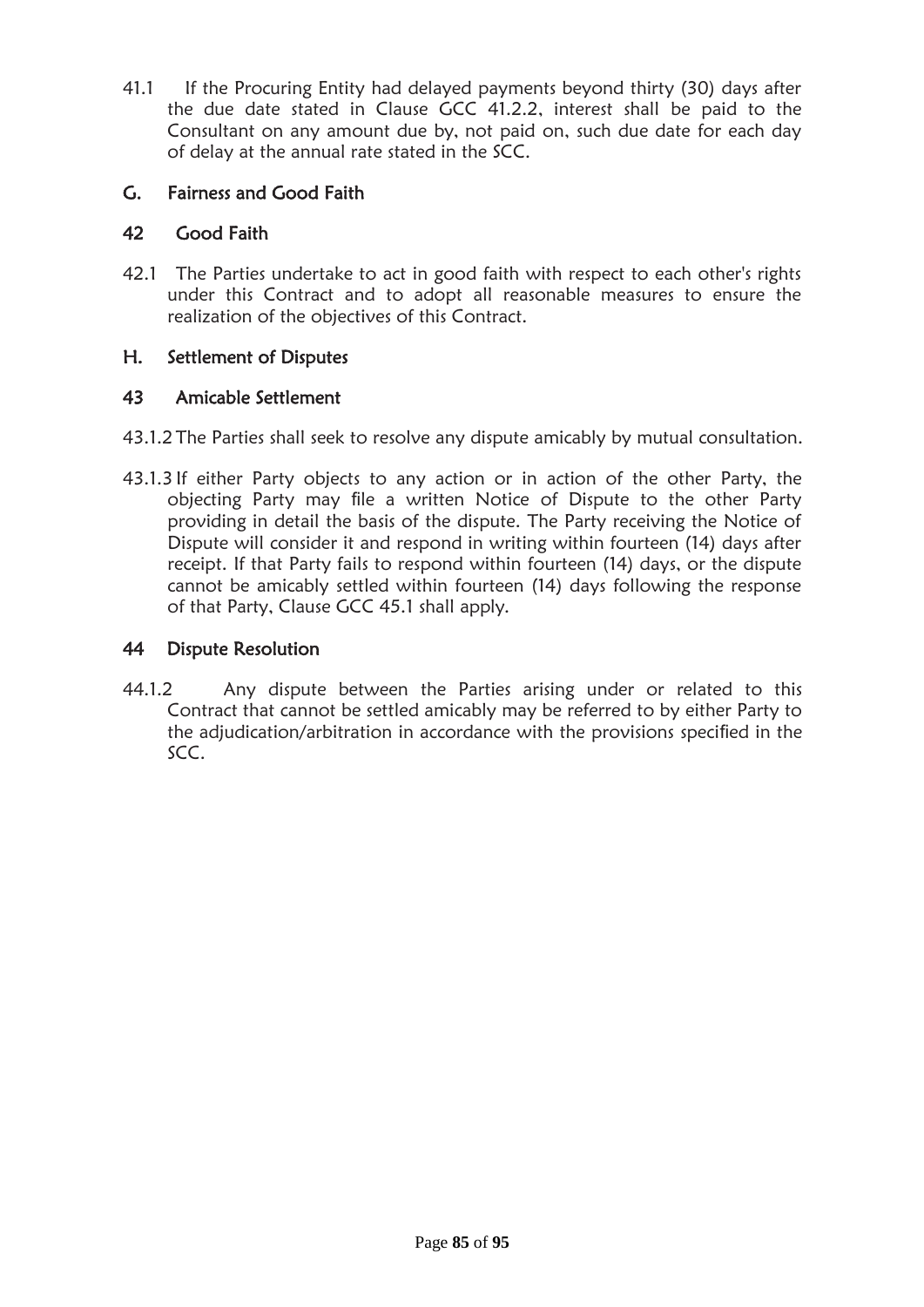41.1 If the Procuring Entity had delayed payments beyond thirty (30) days after the due date stated in Clause GCC 41.2.2, interest shall be paid to the Consultant on any amount due by, not paid on, such due date for each day of delay at the annual rate stated in the SCC.

## G. Fairness and Good Faith

### 42 Good Faith

42.1 The Parties undertake to act in good faith with respect to each other's rights under this Contract and to adopt all reasonable measures to ensure the realization of the objectives of this Contract.

## H. Settlement of Disputes

### 43 Amicable Settlement

43.1.2 The Parties shall seek to resolve any dispute amicably by mutual consultation.

43.1.3 If either Party objects to any action or in action of the other Party, the objecting Party may file a written Notice of Dispute to the other Party providing in detail the basis of the dispute. The Party receiving the Notice of Dispute will consider it and respond in writing within fourteen (14) days after receipt. If that Party fails to respond within fourteen (14) days, or the dispute cannot be amicably settled within fourteen (14) days following the response of that Party, Clause GCC 45.1 shall apply.

### 44 Dispute Resolution

44.1.2 Any dispute between the Parties arising under or related to this Contract that cannot be settled amicably may be referred to by either Party to the adjudication/arbitration in accordance with the provisions specified in the SCC.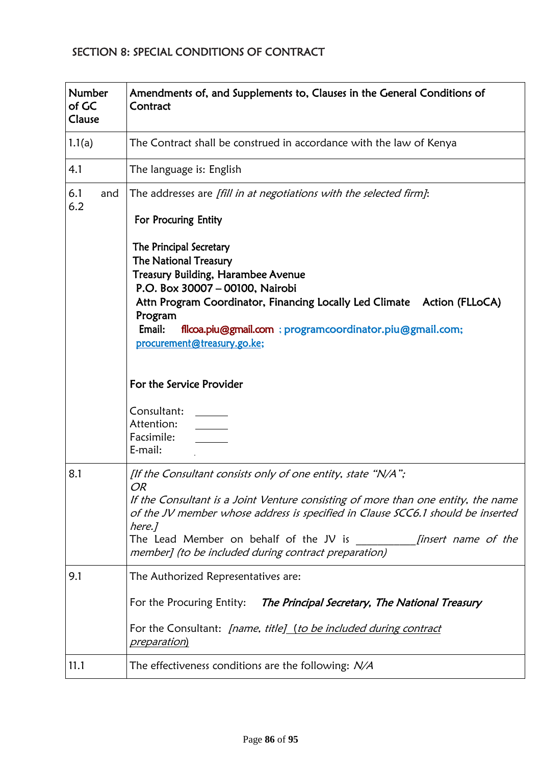## SECTION 8: SPECIAL CONDITIONS OF CONTRACT

| Number of GC Clause | Amendments of, and Supplements to, Clauses in the General Conditions of Contract |
|---|---|
| 1.1(a) | The Contract shall be construed in accordance with the law of Kenya |
| 4.1 | The language is: English |
| 6.1 and 6.2 | The addresses are *[fill in at negotiations with the selected firm]*:<br><br>**For Procuring Entity**<br><br>**The Principal Secretary**<br>**The National Treasury**<br>**Treasury Building, Harambee Avenue**<br>**P.O. Box 30007 – 00100, Nairobi**<br>**Attn Program Coordinator, Financing Locally Led Climate Action (FLLoCA) Program**<br>**Email:** fllcoa.piu@gmail.com ; programcoordinator.piu@gmail.com; procurement@treasury.go.ke;<br><br>**For the Service Provider**<br><br>Consultant: ______<br>Attention: ______<br>Facsimile: ______<br>E-mail: |
| 8.1 | *[If the Consultant consists only of one entity, state "N/A";*<br>*OR*<br>*If the Consultant is a Joint Venture consisting of more than one entity, the name of the JV member whose address is specified in Clause SCC6.1 should be inserted here.]*<br>The Lead Member on behalf of the JV is __________*[insert name of the member] (to be included during contract preparation)* |
| 9.1 | The Authorized Representatives are:<br><br>For the Procuring Entity: ***The Principal Secretary, The National Treasury***<br><br>For the Consultant: *[name, title] (to be included during contract preparation)* |
| 11.1 | The effectiveness conditions are the following: *N/A* |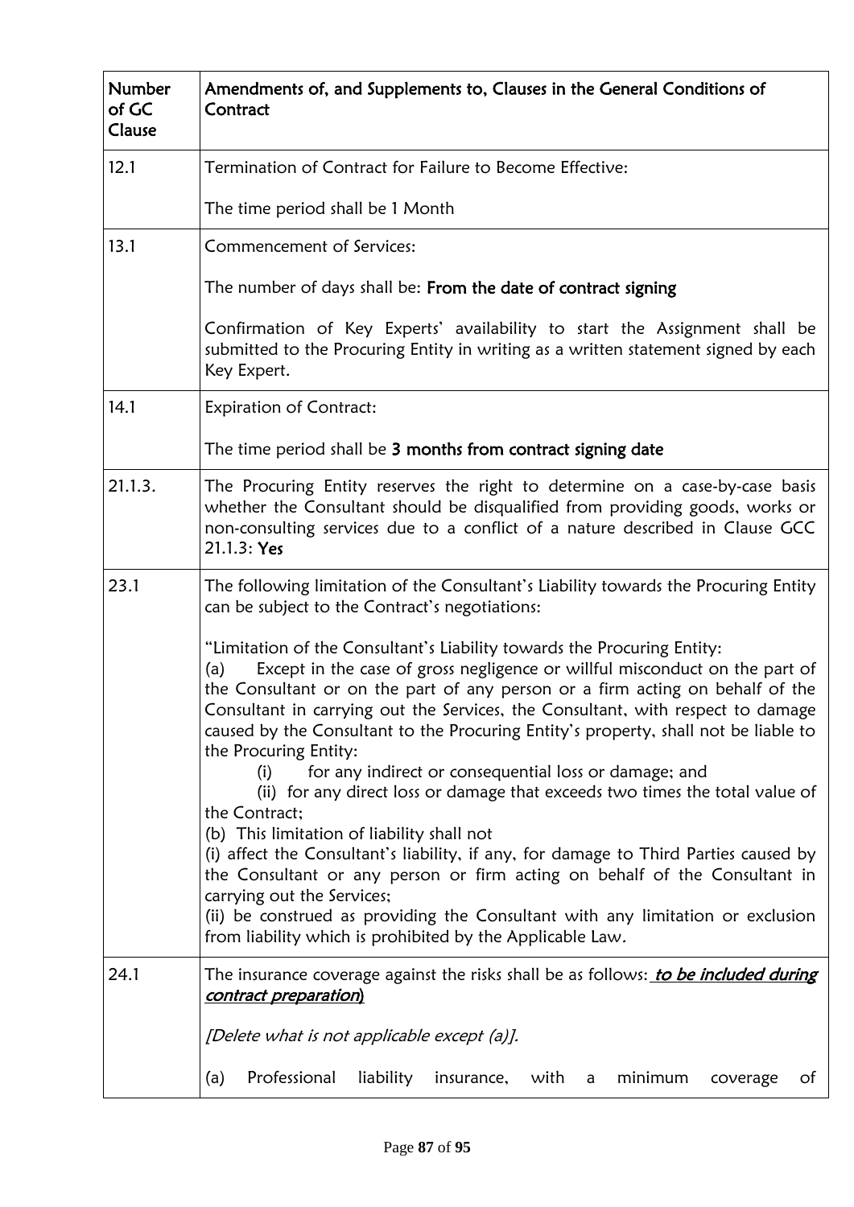| Number of GC Clause | Amendments of, and Supplements to, Clauses in the General Conditions of Contract |
|---|---|
| 12.1 | Termination of Contract for Failure to Become Effective:<br><br>The time period shall be 1 Month |
| 13.1 | Commencement of Services:<br><br>The number of days shall be: **From the date of contract signing**<br><br>Confirmation of Key Experts' availability to start the Assignment shall be submitted to the Procuring Entity in writing as a written statement signed by each Key Expert. |
| 14.1 | Expiration of Contract:<br><br>The time period shall be **3 months from contract signing date** |
| 21.1.3. | The Procuring Entity reserves the right to determine on a case-by-case basis whether the Consultant should be disqualified from providing goods, works or non-consulting services due to a conflict of a nature described in Clause GCC 21.1.3: **Yes** |
| 23.1 | The following limitation of the Consultant's Liability towards the Procuring Entity can be subject to the Contract's negotiations:<br><br>"Limitation of the Consultant's Liability towards the Procuring Entity:<br>(a) Except in the case of gross negligence or willful misconduct on the part of the Consultant or on the part of any person or a firm acting on behalf of the Consultant in carrying out the Services, the Consultant, with respect to damage caused by the Consultant to the Procuring Entity's property, shall not be liable to the Procuring Entity:<br>(i) for any indirect or consequential loss or damage; and<br>(ii) for any direct loss or damage that exceeds two times the total value of the Contract;<br>(b) This limitation of liability shall not<br>(i) affect the Consultant's liability, if any, for damage to Third Parties caused by the Consultant or any person or firm acting on behalf of the Consultant in carrying out the Services;<br>(ii) be construed as providing the Consultant with any limitation or exclusion from liability which is prohibited by the Applicable Law. |
| 24.1 | The insurance coverage against the risks shall be as follows: ***to be included during contract preparation*)**<br><br>*[Delete what is not applicable except (a)].*<br><br>(a) Professional liability insurance, with a minimum coverage of |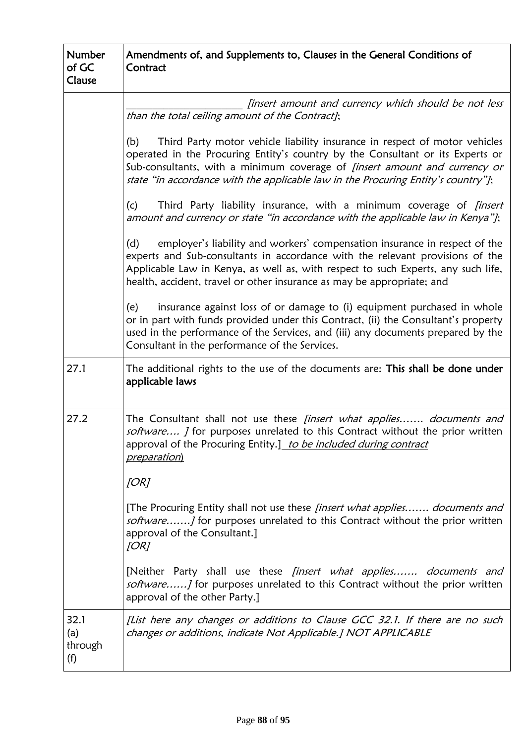| Number of GC Clause | **Amendments of, and Supplements to, Clauses in the General Conditions of Contract** |
|---|---|
| | _____________________ *[insert amount and currency which should be not less than the total ceiling amount of the Contract]*;<br><br>(b) Third Party motor vehicle liability insurance in respect of motor vehicles operated in the Procuring Entity's country by the Consultant or its Experts or Sub-consultants, with a minimum coverage of *[insert amount and currency or state "in accordance with the applicable law in the Procuring Entity's country"]*;<br><br>(c) Third Party liability insurance, with a minimum coverage of *[insert amount and currency or state "in accordance with the applicable law in Kenya"]*;<br><br>(d) employer's liability and workers' compensation insurance in respect of the experts and Sub-consultants in accordance with the relevant provisions of the Applicable Law in Kenya, as well as, with respect to such Experts, any such life, health, accident, travel or other insurance as may be appropriate; and<br><br>(e) insurance against loss of or damage to (i) equipment purchased in whole or in part with funds provided under this Contract, (ii) the Consultant's property used in the performance of the Services, and (iii) any documents prepared by the Consultant in the performance of the Services. |
| 27.1 | The additional rights to the use of the documents are: **This shall be done under applicable laws** |
| 27.2 | The Consultant shall not use these *[insert what applies……. documents and software…. ]* for purposes unrelated to this Contract without the prior written approval of the Procuring Entity.] *to be included during contract preparation*)<br><br>*[OR]*<br><br>[The Procuring Entity shall not use these *[insert what applies……. documents and software…….]* for purposes unrelated to this Contract without the prior written approval of the Consultant.]<br>*[OR]*<br><br>[Neither Party shall use these *[insert what applies……. documents and software……]* for purposes unrelated to this Contract without the prior written approval of the other Party.] |
| 32.1 (a) through (f) | *[List here any changes or additions to Clause GCC 32.1. If there are no such changes or additions, indicate Not Applicable.] NOT APPLICABLE* |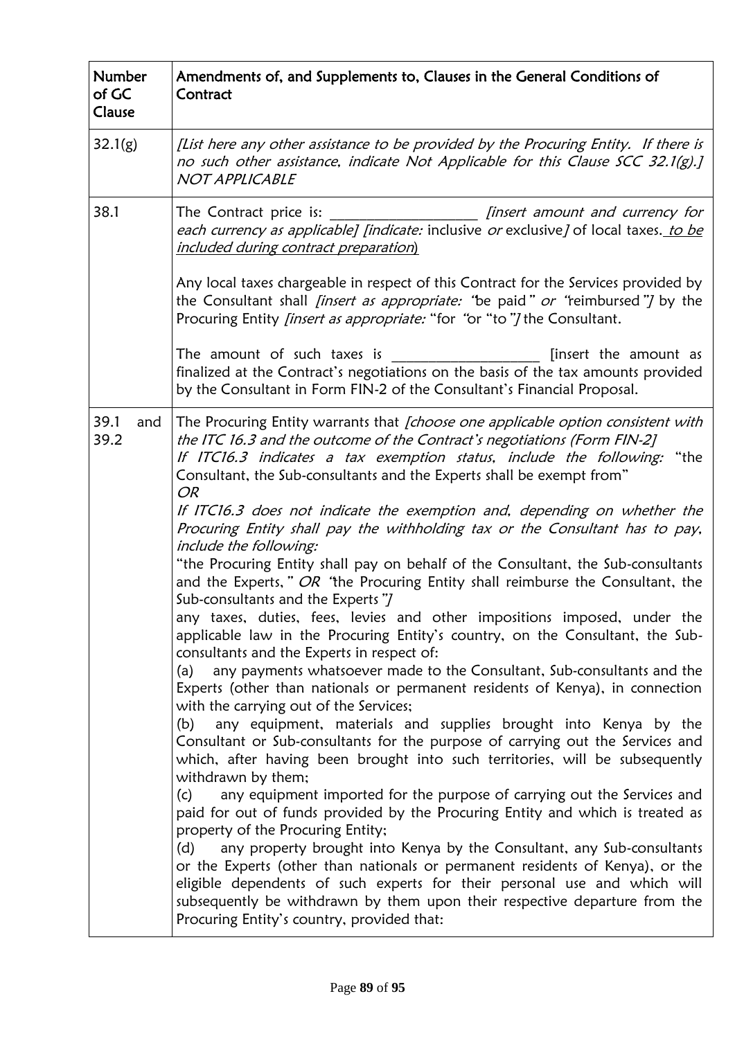| Number of GC Clause | Amendments of, and Supplements to, Clauses in the General Conditions of Contract |
|---|---|
| 32.1(g) | *[List here any other assistance to be provided by the Procuring Entity. If there is no such other assistance, indicate Not Applicable for this Clause SCC 32.1(g).]* *NOT APPLICABLE* |
| 38.1 | The Contract price is: ____________________ *[insert amount and currency for each currency as applicable] [indicate:* inclusive *or* exclusive*]* of local taxes. *to be included during contract preparation*)<br><br>Any local taxes chargeable in respect of this Contract for the Services provided by the Consultant shall *[insert as appropriate: "*be paid*" or "*reimbursed*"]* by the Procuring Entity *[insert as appropriate:* "for *"*or "to*"]* the Consultant.<br><br>The amount of such taxes is ____________________ [insert the amount as finalized at the Contract's negotiations on the basis of the tax amounts provided by the Consultant in Form FIN-2 of the Consultant's Financial Proposal. |
| 39.1 and 39.2 | The Procuring Entity warrants that *[choose one applicable option consistent with the ITC 16.3 and the outcome of the Contract's negotiations (Form FIN-2]*<br>*If ITC16.3 indicates a tax exemption status, include the following:* "the Consultant, the Sub-consultants and the Experts shall be exempt from"<br>*OR*<br>*If ITC16.3 does not indicate the exemption and, depending on whether the Procuring Entity shall pay the withholding tax or the Consultant has to pay, include the following:*<br>"the Procuring Entity shall pay on behalf of the Consultant, the Sub-consultants and the Experts, *" OR "*the Procuring Entity shall reimburse the Consultant, the Sub-consultants and the Experts*"]*<br>any taxes, duties, fees, levies and other impositions imposed, under the applicable law in the Procuring Entity's country, on the Consultant, the Sub-consultants and the Experts in respect of:<br>(a) any payments whatsoever made to the Consultant, Sub-consultants and the Experts (other than nationals or permanent residents of Kenya), in connection with the carrying out of the Services;<br>(b) any equipment, materials and supplies brought into Kenya by the Consultant or Sub-consultants for the purpose of carrying out the Services and which, after having been brought into such territories, will be subsequently withdrawn by them;<br>(c) any equipment imported for the purpose of carrying out the Services and paid for out of funds provided by the Procuring Entity and which is treated as property of the Procuring Entity;<br>(d) any property brought into Kenya by the Consultant, any Sub-consultants or the Experts (other than nationals or permanent residents of Kenya), or the eligible dependents of such experts for their personal use and which will subsequently be withdrawn by them upon their respective departure from the Procuring Entity's country, provided that: |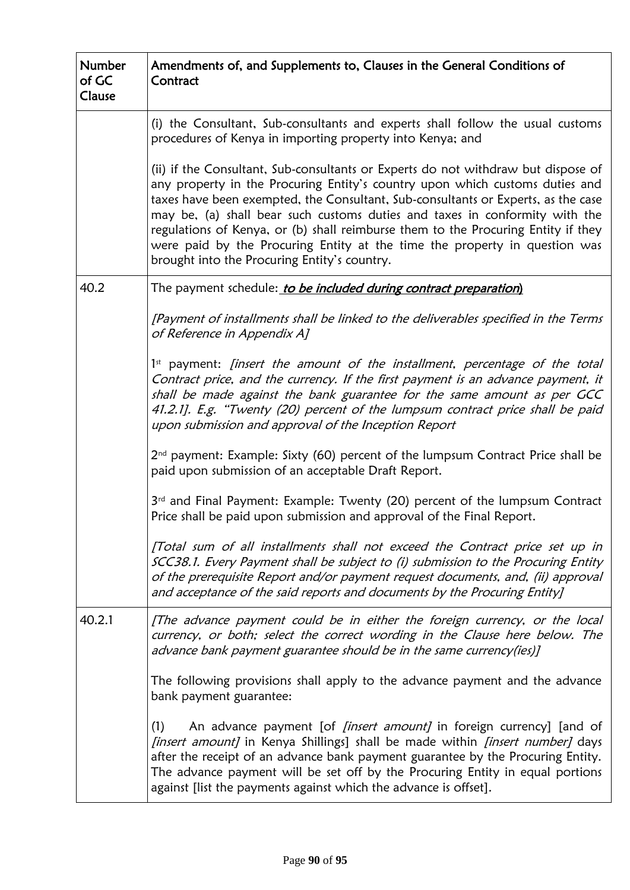| Number of GC Clause | Amendments of, and Supplements to, Clauses in the General Conditions of Contract |
|---|---|
| | (i) the Consultant, Sub-consultants and experts shall follow the usual customs procedures of Kenya in importing property into Kenya; and<br><br>(ii) if the Consultant, Sub-consultants or Experts do not withdraw but dispose of any property in the Procuring Entity's country upon which customs duties and taxes have been exempted, the Consultant, Sub-consultants or Experts, as the case may be, (a) shall bear such customs duties and taxes in conformity with the regulations of Kenya, or (b) shall reimburse them to the Procuring Entity if they were paid by the Procuring Entity at the time the property in question was brought into the Procuring Entity's country. |
| 40.2 | The payment schedule: ***to be included during contract preparation*)**<br><br>*[Payment of installments shall be linked to the deliverables specified in the Terms of Reference in Appendix A]*<br><br>1st payment: *[insert the amount of the installment, percentage of the total Contract price, and the currency. If the first payment is an advance payment, it shall be made against the bank guarantee for the same amount as per GCC 41.2.1]. E.g. "Twenty (20) percent of the lumpsum contract price shall be paid upon submission and approval of the Inception Report*<br><br>2nd payment: Example: Sixty (60) percent of the lumpsum Contract Price shall be paid upon submission of an acceptable Draft Report.<br><br>3rd and Final Payment: Example: Twenty (20) percent of the lumpsum Contract Price shall be paid upon submission and approval of the Final Report.<br><br>*[Total sum of all installments shall not exceed the Contract price set up in SCC38.1. Every Payment shall be subject to (i) submission to the Procuring Entity of the prerequisite Report and/or payment request documents, and, (ii) approval and acceptance of the said reports and documents by the Procuring Entity]* |
| 40.2.1 | *[The advance payment could be in either the foreign currency, or the local currency, or both; select the correct wording in the Clause here below. The advance bank payment guarantee should be in the same currency(ies)]*<br><br>The following provisions shall apply to the advance payment and the advance bank payment guarantee:<br><br>(1) An advance payment [of *[insert amount]* in foreign currency] [and of *[insert amount]* in Kenya Shillings] shall be made within *[insert number]* days after the receipt of an advance bank payment guarantee by the Procuring Entity. The advance payment will be set off by the Procuring Entity in equal portions against [list the payments against which the advance is offset]. |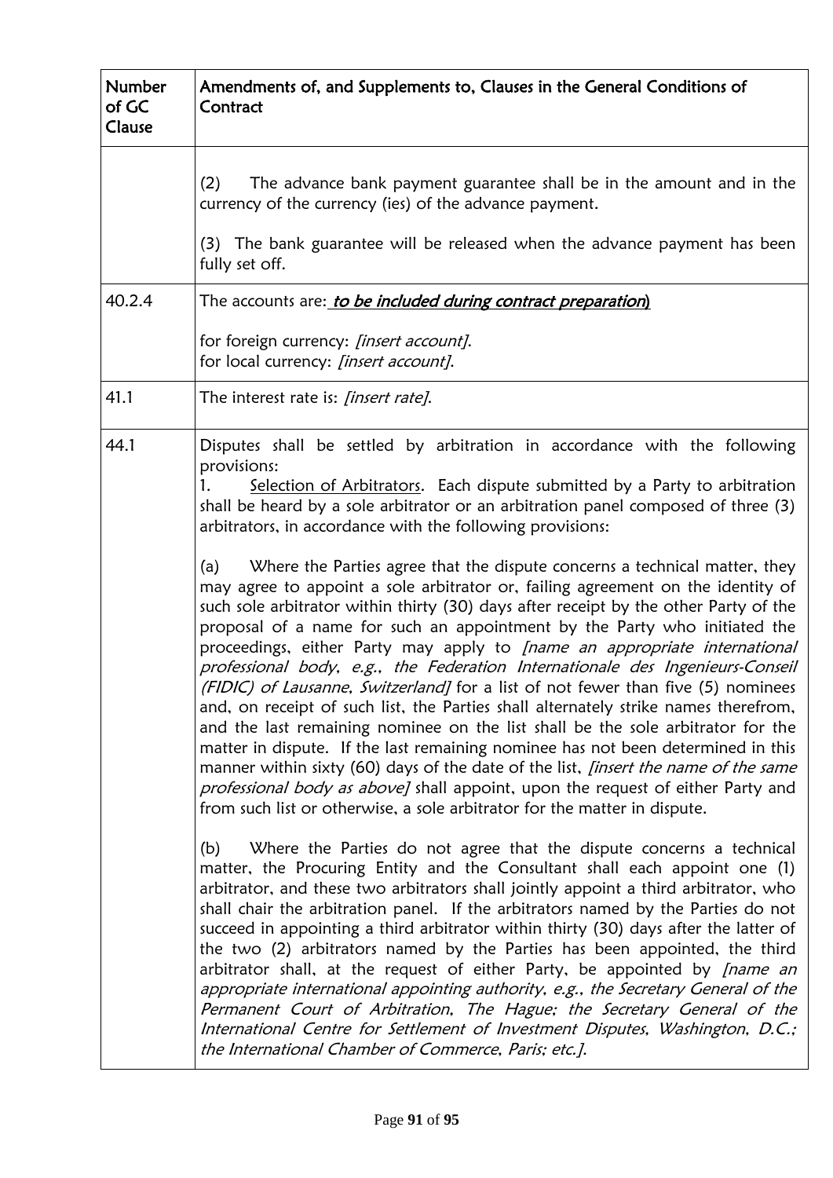| Number of GC Clause | Amendments of, and Supplements to, Clauses in the General Conditions of Contract |
|---|---|
| | (2) The advance bank payment guarantee shall be in the amount and in the currency of the currency (ies) of the advance payment.<br><br>(3) The bank guarantee will be released when the advance payment has been fully set off. |
| 40.2.4 | The accounts are: ***to be included during contract preparation)***<br><br>for foreign currency: *[insert account]*.<br>for local currency: *[insert account]*. |
| 41.1 | The interest rate is: *[insert rate]*. |
| 44.1 | Disputes shall be settled by arbitration in accordance with the following provisions:<br>1. Selection of Arbitrators. Each dispute submitted by a Party to arbitration shall be heard by a sole arbitrator or an arbitration panel composed of three (3) arbitrators, in accordance with the following provisions:<br><br>(a) Where the Parties agree that the dispute concerns a technical matter, they may agree to appoint a sole arbitrator or, failing agreement on the identity of such sole arbitrator within thirty (30) days after receipt by the other Party of the proposal of a name for such an appointment by the Party who initiated the proceedings, either Party may apply to *[name an appropriate international professional body, e.g., the Federation Internationale des Ingenieurs-Conseil (FIDIC) of Lausanne, Switzerland]* for a list of not fewer than five (5) nominees and, on receipt of such list, the Parties shall alternately strike names therefrom, and the last remaining nominee on the list shall be the sole arbitrator for the matter in dispute. If the last remaining nominee has not been determined in this manner within sixty (60) days of the date of the list, *[insert the name of the same professional body as above]* shall appoint, upon the request of either Party and from such list or otherwise, a sole arbitrator for the matter in dispute.<br><br>(b) Where the Parties do not agree that the dispute concerns a technical matter, the Procuring Entity and the Consultant shall each appoint one (1) arbitrator, and these two arbitrators shall jointly appoint a third arbitrator, who shall chair the arbitration panel. If the arbitrators named by the Parties do not succeed in appointing a third arbitrator within thirty (30) days after the latter of the two (2) arbitrators named by the Parties has been appointed, the third arbitrator shall, at the request of either Party, be appointed by *[name an appropriate international appointing authority, e.g., the Secretary General of the Permanent Court of Arbitration, The Hague; the Secretary General of the International Centre for Settlement of Investment Disputes, Washington, D.C.; the International Chamber of Commerce, Paris; etc.]*. |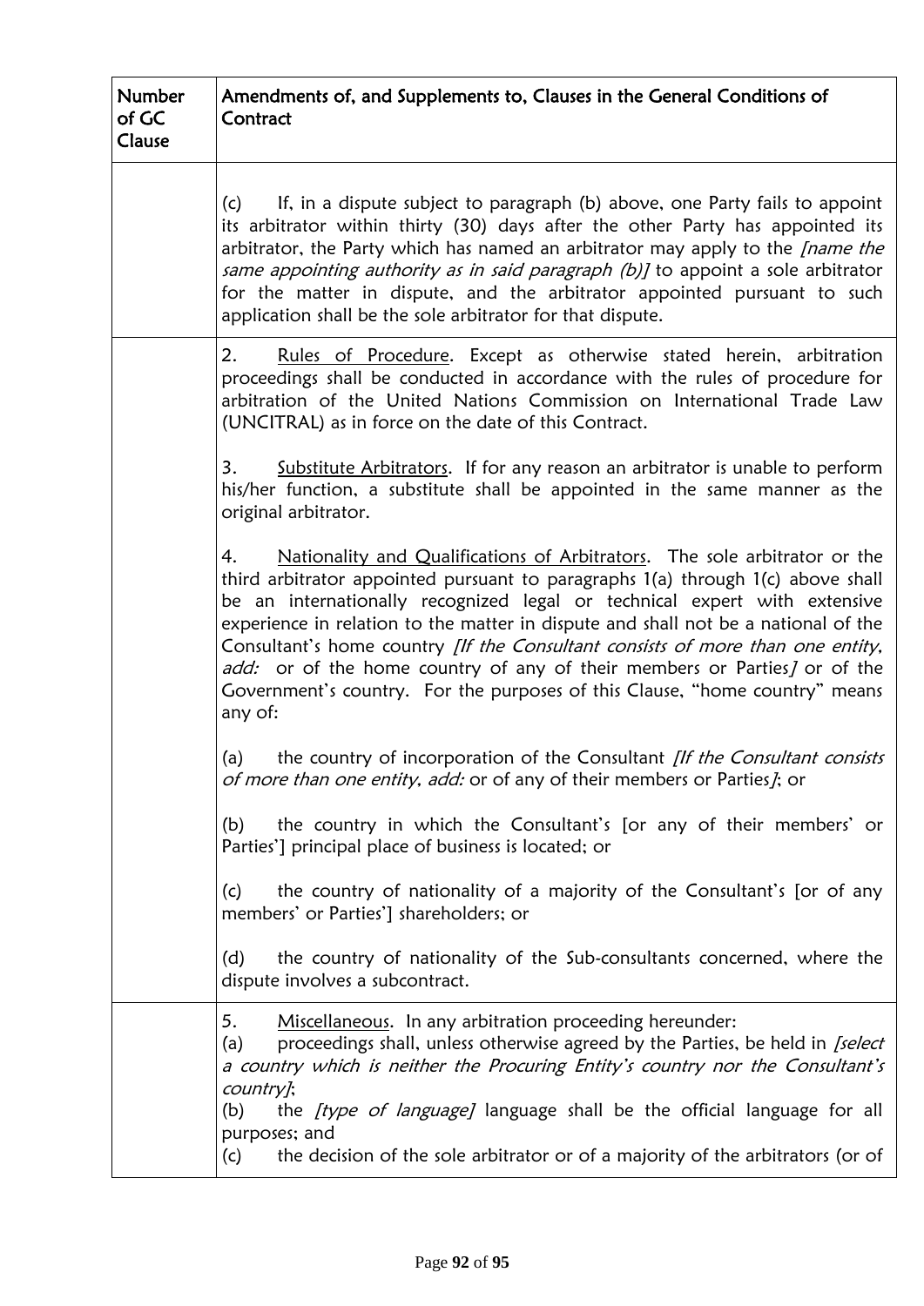| Number of GC Clause | Amendments of, and Supplements to, Clauses in the General Conditions of Contract |
|---|---|
| | (c) If, in a dispute subject to paragraph (b) above, one Party fails to appoint its arbitrator within thirty (30) days after the other Party has appointed its arbitrator, the Party which has named an arbitrator may apply to the *[name the same appointing authority as in said paragraph (b)]* to appoint a sole arbitrator for the matter in dispute, and the arbitrator appointed pursuant to such application shall be the sole arbitrator for that dispute. |
| | 2. <u>Rules of Procedure</u>. Except as otherwise stated herein, arbitration proceedings shall be conducted in accordance with the rules of procedure for arbitration of the United Nations Commission on International Trade Law (UNCITRAL) as in force on the date of this Contract.<br><br>3. <u>Substitute Arbitrators</u>. If for any reason an arbitrator is unable to perform his/her function, a substitute shall be appointed in the same manner as the original arbitrator.<br><br>4. <u>Nationality and Qualifications of Arbitrators</u>. The sole arbitrator or the third arbitrator appointed pursuant to paragraphs 1(a) through 1(c) above shall be an internationally recognized legal or technical expert with extensive experience in relation to the matter in dispute and shall not be a national of the Consultant's home country *[If the Consultant consists of more than one entity, add:* or of the home country of any of their members or Parties*]* or of the Government's country. For the purposes of this Clause, "home country" means any of:<br><br>(a) the country of incorporation of the Consultant *[If the Consultant consists of more than one entity, add:* or of any of their members or Parties*]*; or<br><br>(b) the country in which the Consultant's [or any of their members' or Parties'] principal place of business is located; or<br><br>(c) the country of nationality of a majority of the Consultant's [or of any members' or Parties'] shareholders; or<br><br>(d) the country of nationality of the Sub-consultants concerned, where the dispute involves a subcontract. |
| | 5. <u>Miscellaneous</u>. In any arbitration proceeding hereunder:<br>(a) proceedings shall, unless otherwise agreed by the Parties, be held in *[select a country which is neither the Procuring Entity's country nor the Consultant's country]*;<br>(b) the *[type of language]* language shall be the official language for all purposes; and<br>(c) the decision of the sole arbitrator or of a majority of the arbitrators (or of |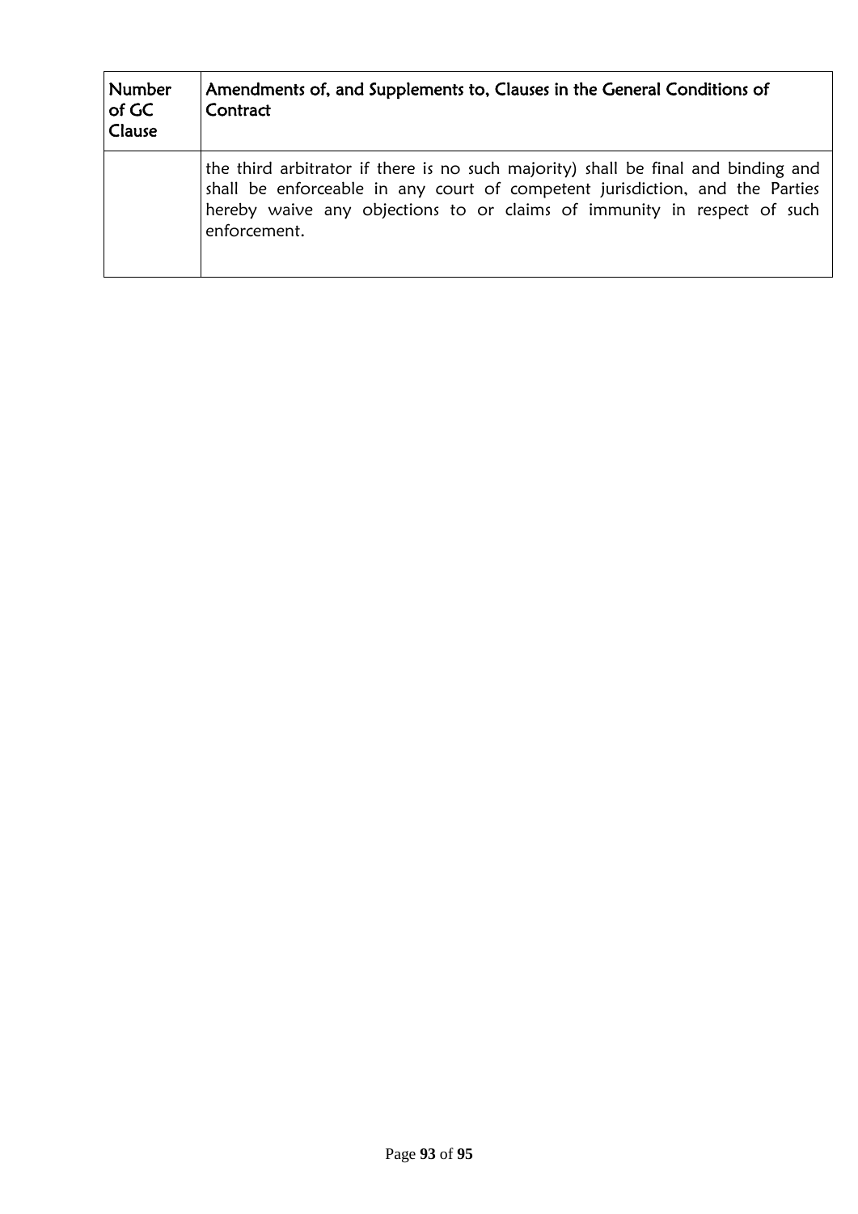| Number of GC Clause | Amendments of, and Supplements to, Clauses in the General Conditions of Contract |
| --- | --- |
| | the third arbitrator if there is no such majority) shall be final and binding and shall be enforceable in any court of competent jurisdiction, and the Parties hereby waive any objections to or claims of immunity in respect of such enforcement. |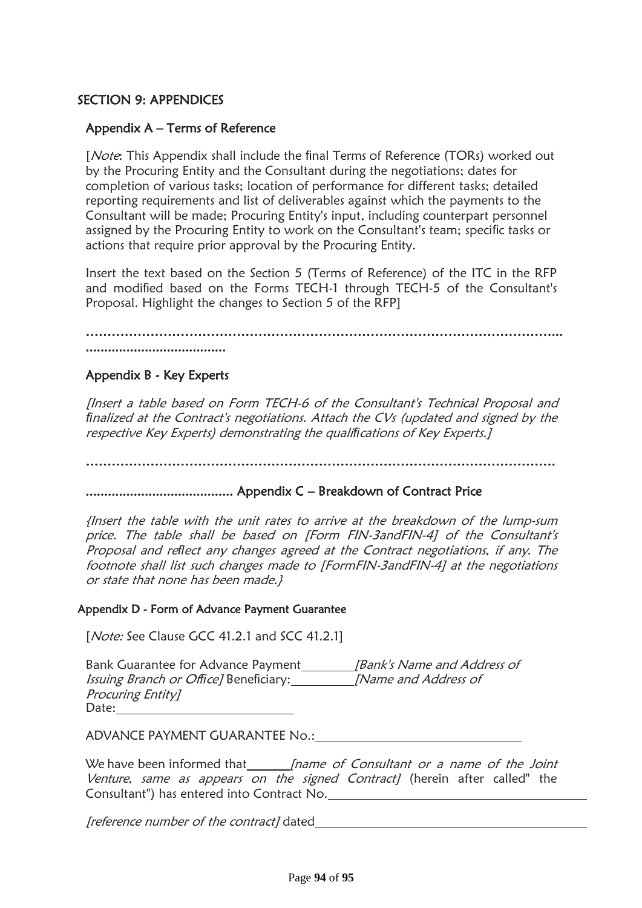## SECTION 9: APPENDICES

### Appendix A – Terms of Reference

[*Note*: This Appendix shall include the final Terms of Reference (TORs) worked out by the Procuring Entity and the Consultant during the negotiations; dates for completion of various tasks; location of performance for different tasks; detailed reporting requirements and list of deliverables against which the payments to the Consultant will be made; Procuring Entity's input, including counterpart personnel assigned by the Procuring Entity to work on the Consultant's team; specific tasks or actions that require prior approval by the Procuring Entity.

Insert the text based on the Section 5 (Terms of Reference) of the ITC in the RFP and modified based on the Forms TECH-1 through TECH-5 of the Consultant's Proposal. Highlight the changes to Section 5 of the RFP]

.......................................................................................................................
.......................................

### Appendix B - Key Experts

*[Insert a table based on Form TECH-6 of the Consultant's Technical Proposal and finalized at the Contract's negotiations. Attach the CVs (updated and signed by the respective Key Experts) demonstrating the qualifications of Key Experts.]*

.......................................................................................................................

### ........................................ Appendix C – Breakdown of Contract Price

*{Insert the table with the unit rates to arrive at the breakdown of the lump-sum price. The table shall be based on [Form FIN-3andFIN-4] of the Consultant's Proposal and reflect any changes agreed at the Contract negotiations, if any. The footnote shall list such changes made to [FormFIN-3andFIN-4] at the negotiations or state that none has been made.}*

#### Appendix D - Form of Advance Payment Guarantee

[*Note:* See Clause GCC 41.2.1 and SCC 41.2.1]

Bank Guarantee for Advance Payment\_\_\_\_\_\_\_\_ *[Bank's Name and Address of Issuing Branch or Office]* Beneficiary:\_\_\_\_\_\_\_\_\_ *[Name and Address of Procuring Entity]*
Date:\_\_\_\_\_\_\_\_\_\_\_\_\_\_\_\_\_\_\_\_\_\_\_\_\_\_\_

ADVANCE PAYMENT GUARANTEE No.:\_\_\_\_\_\_\_\_\_\_\_\_\_\_\_\_\_\_\_\_\_\_\_\_\_\_\_\_\_\_\_

We have been informed that\_\_\_\_\_\_ *[name of Consultant or a name of the Joint Venture, same as appears on the signed Contract]* (herein after called" the Consultant") has entered into Contract No.\_\_\_\_\_\_\_\_\_\_\_\_\_\_\_\_\_\_\_\_\_\_\_\_\_\_\_\_\_\_\_\_\_\_\_\_\_\_\_\_

*[reference number of the contract]* dated\_\_\_\_\_\_\_\_\_\_\_\_\_\_\_\_\_\_\_\_\_\_\_\_\_\_\_\_\_\_\_\_\_\_\_\_\_\_\_\_\_\_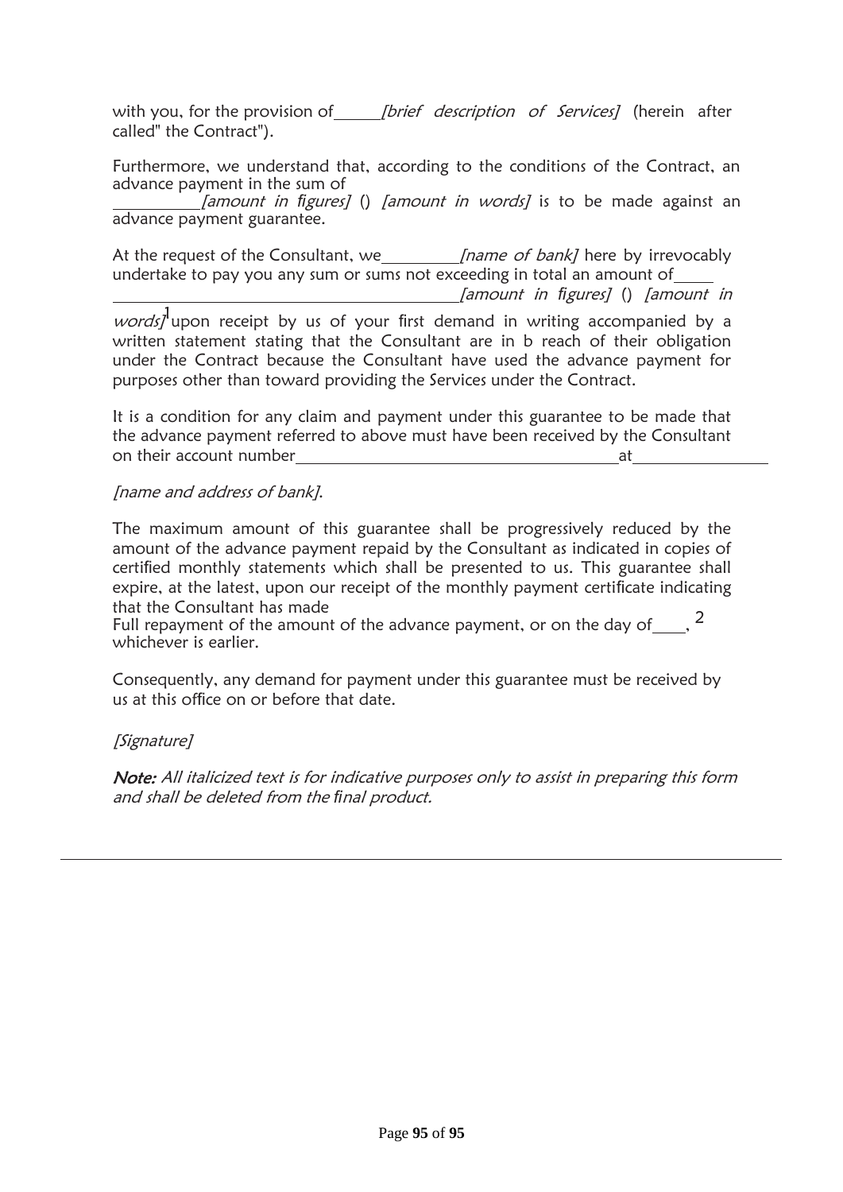with you, for the provision of _____ *[brief description of Services]* (herein after called" the Contract").

Furthermore, we understand that, according to the conditions of the Contract, an advance payment in the sum of _________ *[amount in figures]* () *[amount in words]* is to be made against an advance payment guarantee.

At the request of the Consultant, we _________ *[name of bank]* here by irrevocably undertake to pay you any sum or sums not exceeding in total an amount of ____ ________________________________________ *[amount in figures]* () *[amount in words]*[1] upon receipt by us of your first demand in writing accompanied by a written statement stating that the Consultant are in b reach of their obligation under the Contract because the Consultant have used the advance payment for purposes other than toward providing the Services under the Contract.

It is a condition for any claim and payment under this guarantee to be made that the advance payment referred to above must have been received by the Consultant on their account number ____________________________________ at _______________

*[name and address of bank]*.

The maximum amount of this guarantee shall be progressively reduced by the amount of the advance payment repaid by the Consultant as indicated in copies of certified monthly statements which shall be presented to us. This guarantee shall expire, at the latest, upon our receipt of the monthly payment certificate indicating that the Consultant has made
Full repayment of the amount of the advance payment, or on the day of ___, [2] whichever is earlier.

Consequently, any demand for payment under this guarantee must be received by us at this office on or before that date.

*[Signature]*

***Note:*** *All italicized text is for indicative purposes only to assist in preparing this form and shall be deleted from the final product.*